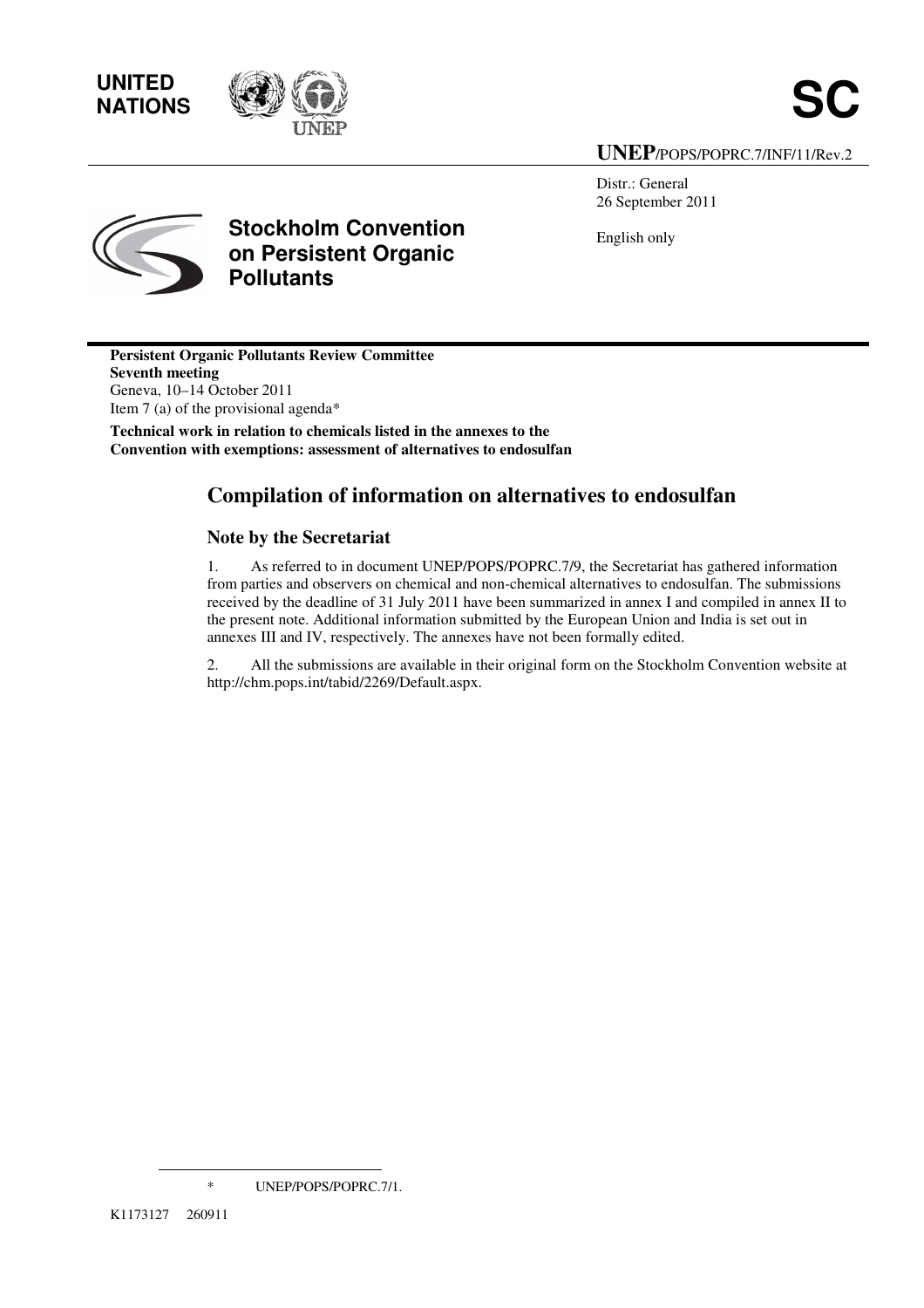UNITED NATIONS

SC

UNEP/POPS/POPRC.7/INF/11/Rev.2

Distr.: General
26 September 2011

English only

**Stockholm Convention on Persistent Organic Pollutants**

**Persistent Organic Pollutants Review Committee**
**Seventh meeting**
Geneva, 10–14 October 2011
Item 7 (a) of the provisional agenda*

**Technical work in relation to chemicals listed in the annexes to the Convention with exemptions: assessment of alternatives to endosulfan**

# Compilation of information on alternatives to endosulfan

## Note by the Secretariat

1. As referred to in document UNEP/POPS/POPRC.7/9, the Secretariat has gathered information from parties and observers on chemical and non-chemical alternatives to endosulfan. The submissions received by the deadline of 31 July 2011 have been summarized in annex I and compiled in annex II to the present note. Additional information submitted by the European Union and India is set out in annexes III and IV, respectively. The annexes have not been formally edited.

2. All the submissions are available in their original form on the Stockholm Convention website at http://chm.pops.int/tabid/2269/Default.aspx.

\* UNEP/POPS/POPRC.7/1.

K1173127 260911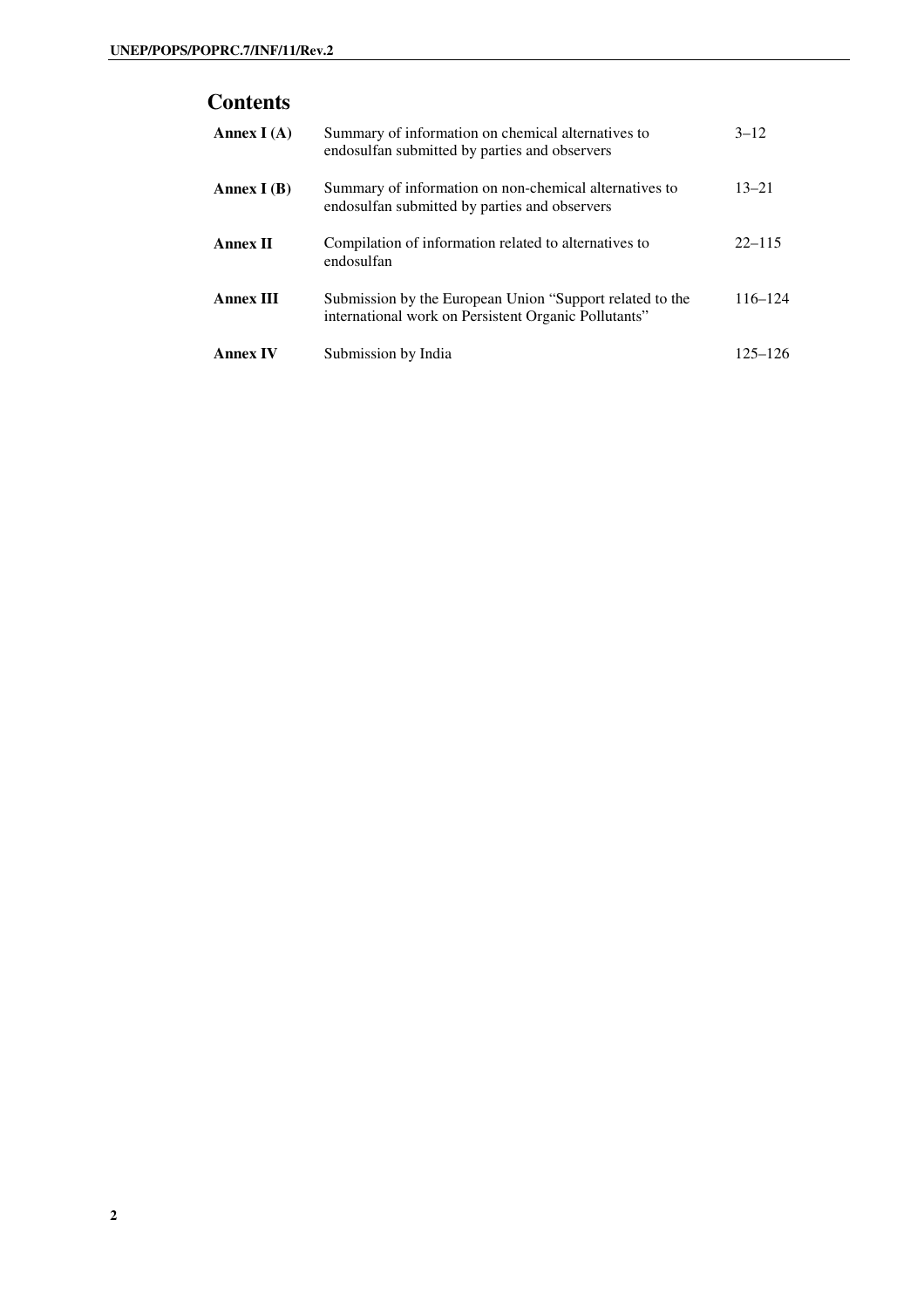# Contents

| | | |
|---|---|---|
| **Annex I (A)** | Summary of information on chemical alternatives to endosulfan submitted by parties and observers | 3–12 |
| **Annex I (B)** | Summary of information on non-chemical alternatives to endosulfan submitted by parties and observers | 13–21 |
| **Annex II** | Compilation of information related to alternatives to endosulfan | 22–115 |
| **Annex III** | Submission by the European Union "Support related to the international work on Persistent Organic Pollutants" | 116–124 |
| **Annex IV** | Submission by India | 125–126 |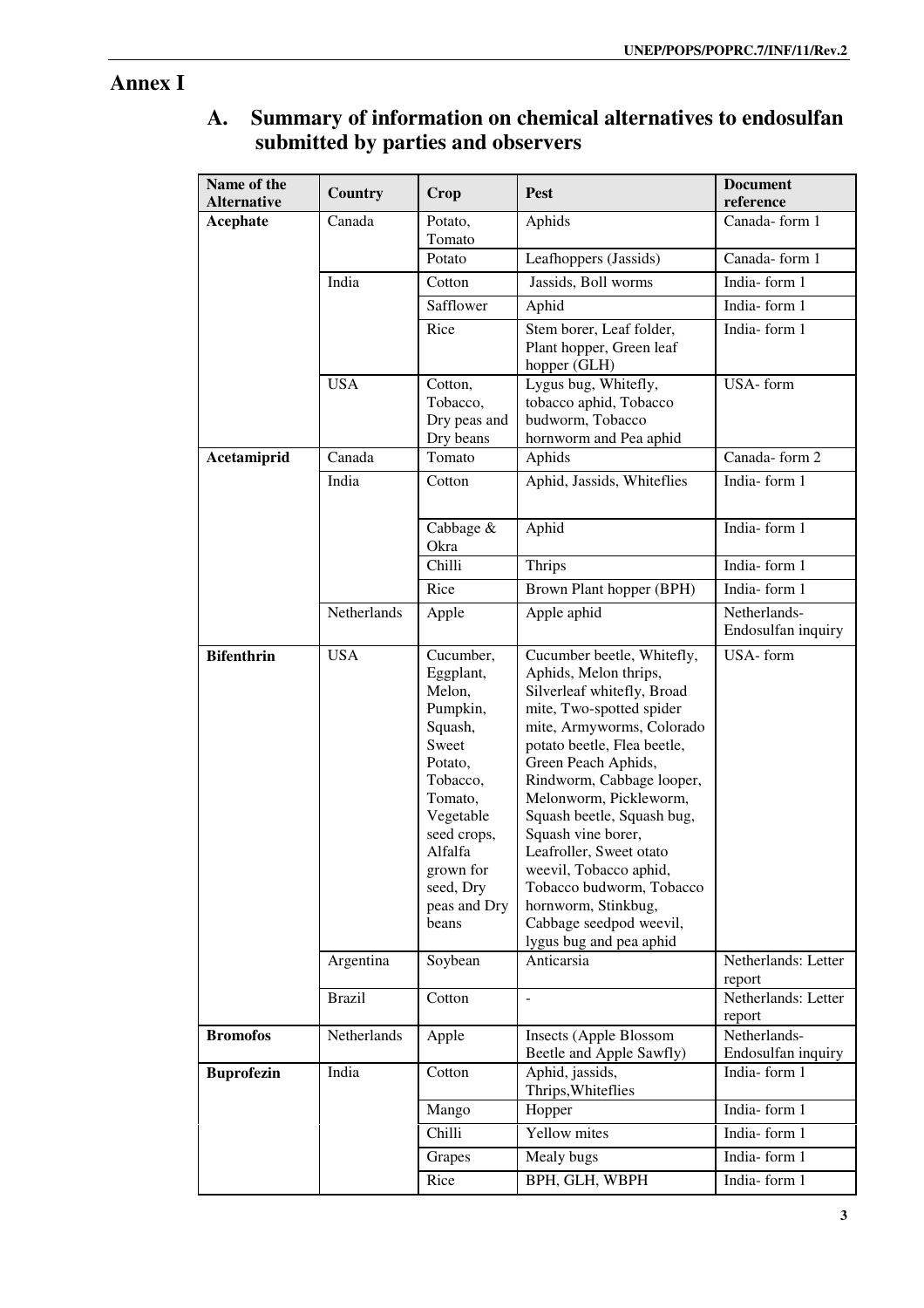# Annex I

## A. Summary of information on chemical alternatives to endosulfan submitted by parties and observers

| Name of the Alternative | Country | Crop | Pest | Document reference |
|---|---|---|---|---|
| **Acephate** | Canada | Potato, Tomato | Aphids | Canada- form 1 |
| | | Potato | Leafhoppers (Jassids) | Canada- form 1 |
| | India | Cotton | Jassids, Boll worms | India- form 1 |
| | | Safflower | Aphid | India- form 1 |
| | | Rice | Stem borer, Leaf folder, Plant hopper, Green leaf hopper (GLH) | India- form 1 |
| | USA | Cotton, Tobacco, Dry peas and Dry beans | Lygus bug, Whitefly, tobacco aphid, Tobacco budworm, Tobacco hornworm and Pea aphid | USA- form |
| **Acetamiprid** | Canada | Tomato | Aphids | Canada- form 2 |
| | India | Cotton | Aphid, Jassids, Whiteflies | India- form 1 |
| | | Cabbage & Okra | Aphid | India- form 1 |
| | | Chilli | Thrips | India- form 1 |
| | | Rice | Brown Plant hopper (BPH) | India- form 1 |
| | Netherlands | Apple | Apple aphid | Netherlands- Endosulfan inquiry |
| **Bifenthrin** | USA | Cucumber, Eggplant, Melon, Pumpkin, Squash, Sweet Potato, Tobacco, Tomato, Vegetable seed crops, Alfalfa grown for seed, Dry peas and Dry beans | Cucumber beetle, Whitefly, Aphids, Melon thrips, Silverleaf whitefly, Broad mite, Two-spotted spider mite, Armyworms, Colorado potato beetle, Flea beetle, Green Peach Aphids, Rindworm, Cabbage looper, Melonworm, Pickleworm, Squash beetle, Squash bug, Squash vine borer, Leafroller, Sweet otato weevil, Tobacco aphid, Tobacco budworm, Tobacco hornworm, Stinkbug, Cabbage seedpod weevil, lygus bug and pea aphid | USA- form |
| | Argentina | Soybean | Anticarsia | Netherlands: Letter report |
| | Brazil | Cotton | - | Netherlands: Letter report |
| **Bromofos** | Netherlands | Apple | Insects (Apple Blossom Beetle and Apple Sawfly) | Netherlands- Endosulfan inquiry |
| **Buprofezin** | India | Cotton | Aphid, jassids, Thrips,Whiteflies | India- form 1 |
| | | Mango | Hopper | India- form 1 |
| | | Chilli | Yellow mites | India- form 1 |
| | | Grapes | Mealy bugs | India- form 1 |
| | | Rice | BPH, GLH, WBPH | India- form 1 |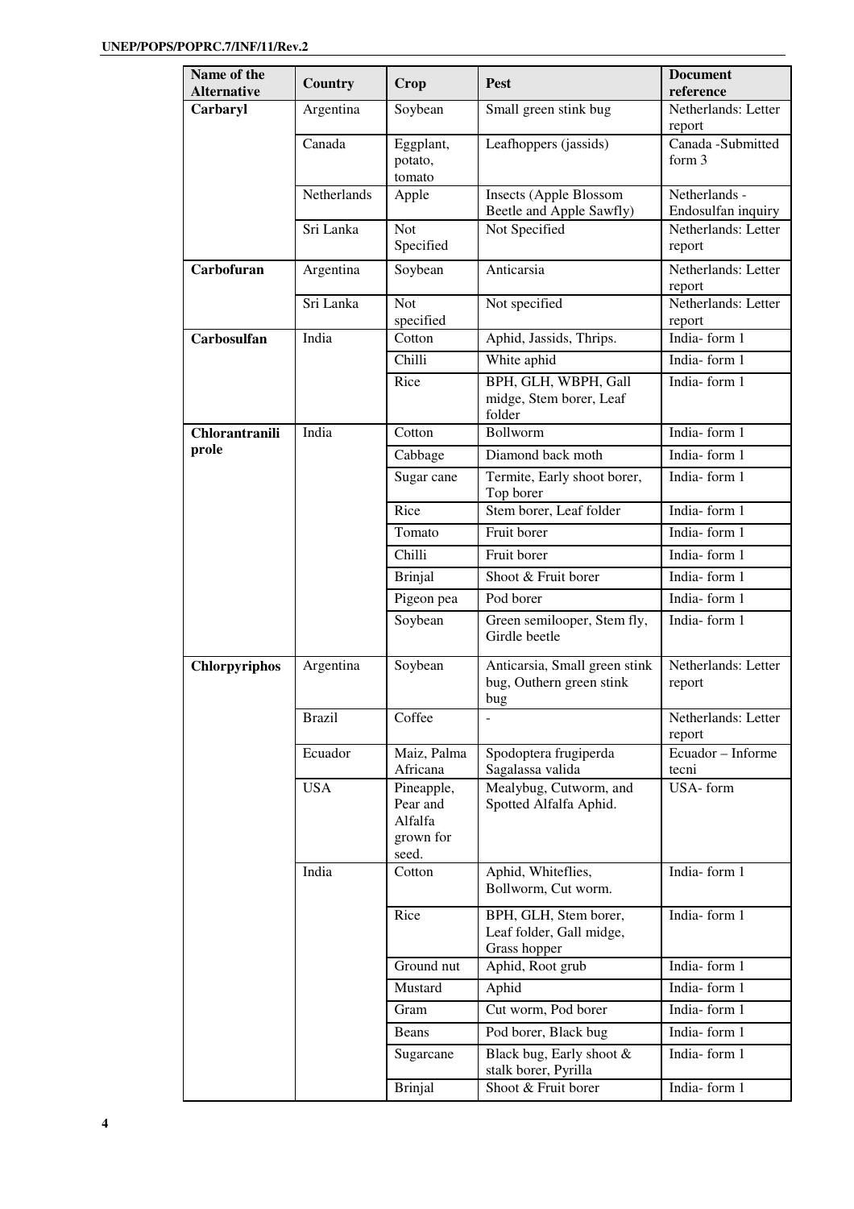| Name of the Alternative | Country | Crop | Pest | Document reference |
|---|---|---|---|---|
| **Carbaryl** | Argentina | Soybean | Small green stink bug | Netherlands: Letter report |
| | Canada | Eggplant, potato, tomato | Leafhoppers (jassids) | Canada -Submitted form 3 |
| | Netherlands | Apple | Insects (Apple Blossom Beetle and Apple Sawfly) | Netherlands - Endosulfan inquiry |
| | Sri Lanka | Not Specified | Not Specified | Netherlands: Letter report |
| **Carbofuran** | Argentina | Soybean | Anticarsia | Netherlands: Letter report |
| | Sri Lanka | Not specified | Not specified | Netherlands: Letter report |
| **Carbosulfan** | India | Cotton | Aphid, Jassids, Thrips. | India- form 1 |
| | | Chilli | White aphid | India- form 1 |
| | | Rice | BPH, GLH, WBPH, Gall midge, Stem borer, Leaf folder | India- form 1 |
| **Chlorantraniliprole** | India | Cotton | Bollworm | India- form 1 |
| | | Cabbage | Diamond back moth | India- form 1 |
| | | Sugar cane | Termite, Early shoot borer, Top borer | India- form 1 |
| | | Rice | Stem borer, Leaf folder | India- form 1 |
| | | Tomato | Fruit borer | India- form 1 |
| | | Chilli | Fruit borer | India- form 1 |
| | | Brinjal | Shoot & Fruit borer | India- form 1 |
| | | Pigeon pea | Pod borer | India- form 1 |
| | | Soybean | Green semilooper, Stem fly, Girdle beetle | India- form 1 |
| **Chlorpyriphos** | Argentina | Soybean | Anticarsia, Small green stink bug, Outhern green stink bug | Netherlands: Letter report |
| | Brazil | Coffee | - | Netherlands: Letter report |
| | Ecuador | Maiz, Palma Africana | Spodoptera frugiperda Sagalassa valida | Ecuador – Informe tecni |
| | USA | Pineapple, Pear and Alfalfa grown for seed. | Mealybug, Cutworm, and Spotted Alfalfa Aphid. | USA- form |
| | India | Cotton | Aphid, Whiteflies, Bollworm, Cut worm. | India- form 1 |
| | | Rice | BPH, GLH, Stem borer, Leaf folder, Gall midge, Grass hopper | India- form 1 |
| | | Ground nut | Aphid, Root grub | India- form 1 |
| | | Mustard | Aphid | India- form 1 |
| | | Gram | Cut worm, Pod borer | India- form 1 |
| | | Beans | Pod borer, Black bug | India- form 1 |
| | | Sugarcane | Black bug, Early shoot & stalk borer, Pyrilla | India- form 1 |
| | | Brinjal | Shoot & Fruit borer | India- form 1 |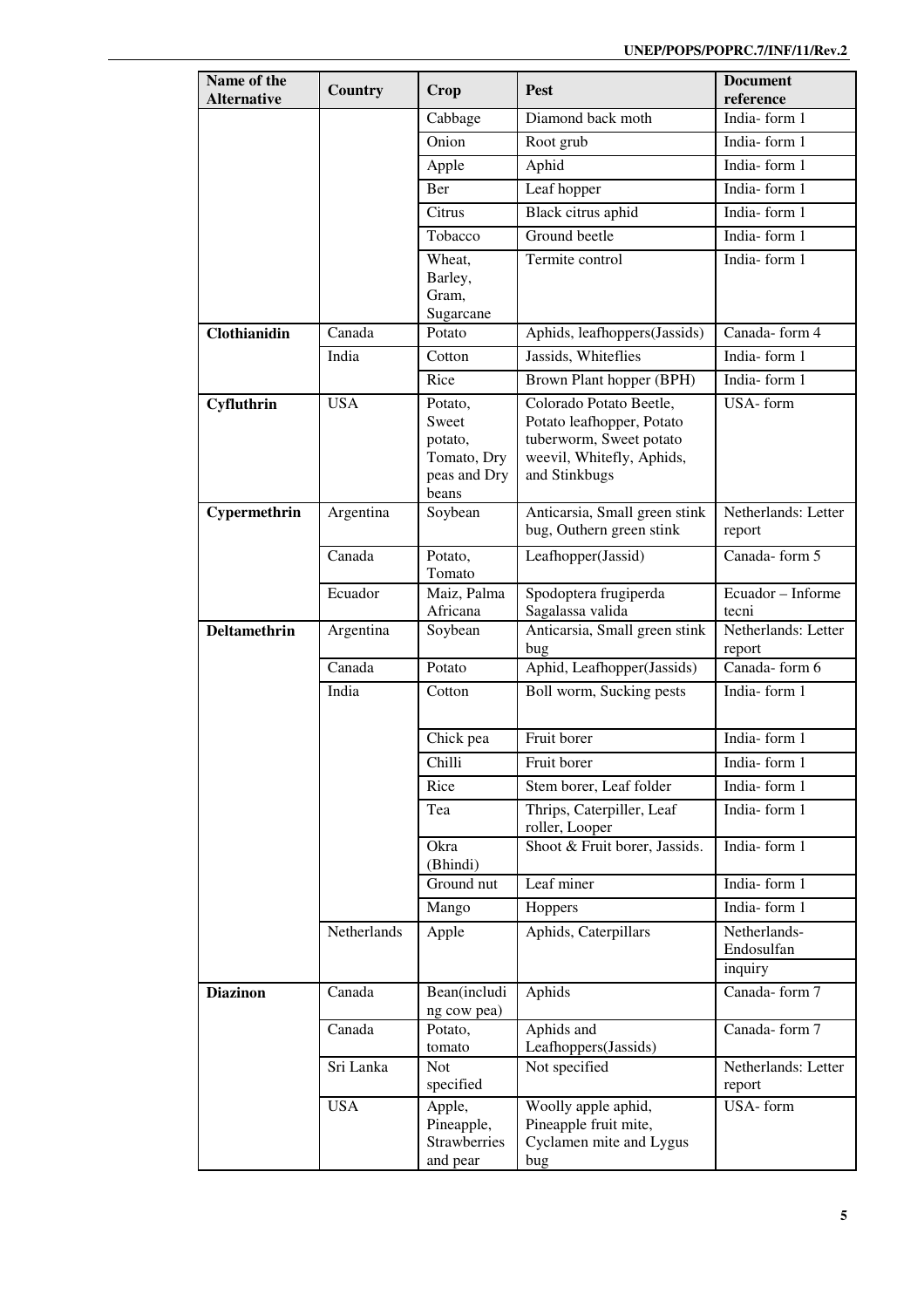| Name of the Alternative | Country | Crop | Pest | Document reference |
|---|---|---|---|---|
| | | Cabbage | Diamond back moth | India- form 1 |
| | | Onion | Root grub | India- form 1 |
| | | Apple | Aphid | India- form 1 |
| | | Ber | Leaf hopper | India- form 1 |
| | | Citrus | Black citrus aphid | India- form 1 |
| | | Tobacco | Ground beetle | India- form 1 |
| | | Wheat, Barley, Gram, Sugarcane | Termite control | India- form 1 |
| **Clothianidin** | Canada | Potato | Aphids, leafhoppers(Jassids) | Canada- form 4 |
| | India | Cotton | Jassids, Whiteflies | India- form 1 |
| | | Rice | Brown Plant hopper (BPH) | India- form 1 |
| **Cyfluthrin** | USA | Potato, Sweet potato, Tomato, Dry peas and Dry beans | Colorado Potato Beetle, Potato leafhopper, Potato tuberworm, Sweet potato weevil, Whitefly, Aphids, and Stinkbugs | USA- form |
| **Cypermethrin** | Argentina | Soybean | Anticarsia, Small green stink bug, Outhern green stink | Netherlands: Letter report |
| | Canada | Potato, Tomato | Leafhopper(Jassid) | Canada- form 5 |
| | Ecuador | Maiz, Palma Africana | Spodoptera frugiperda Sagalassa valida | Ecuador – Informe tecni |
| **Deltamethrin** | Argentina | Soybean | Anticarsia, Small green stink bug | Netherlands: Letter report |
| | Canada | Potato | Aphid, Leafhopper(Jassids) | Canada- form 6 |
| | India | Cotton | Boll worm, Sucking pests | India- form 1 |
| | | Chick pea | Fruit borer | India- form 1 |
| | | Chilli | Fruit borer | India- form 1 |
| | | Rice | Stem borer, Leaf folder | India- form 1 |
| | | Tea | Thrips, Caterpiller, Leaf roller, Looper | India- form 1 |
| | | Okra (Bhindi) | Shoot & Fruit borer, Jassids. | India- form 1 |
| | | Ground nut | Leaf miner | India- form 1 |
| | | Mango | Hoppers | India- form 1 |
| | Netherlands | Apple | Aphids, Caterpillars | Netherlands-Endosulfan inquiry |
| **Diazinon** | Canada | Bean(including cow pea) | Aphids | Canada- form 7 |
| | Canada | Potato, tomato | Aphids and Leafhoppers(Jassids) | Canada- form 7 |
| | Sri Lanka | Not specified | Not specified | Netherlands: Letter report |
| | USA | Apple, Pineapple, Strawberries and pear | Woolly apple aphid, Pineapple fruit mite, Cyclamen mite and Lygus bug | USA- form |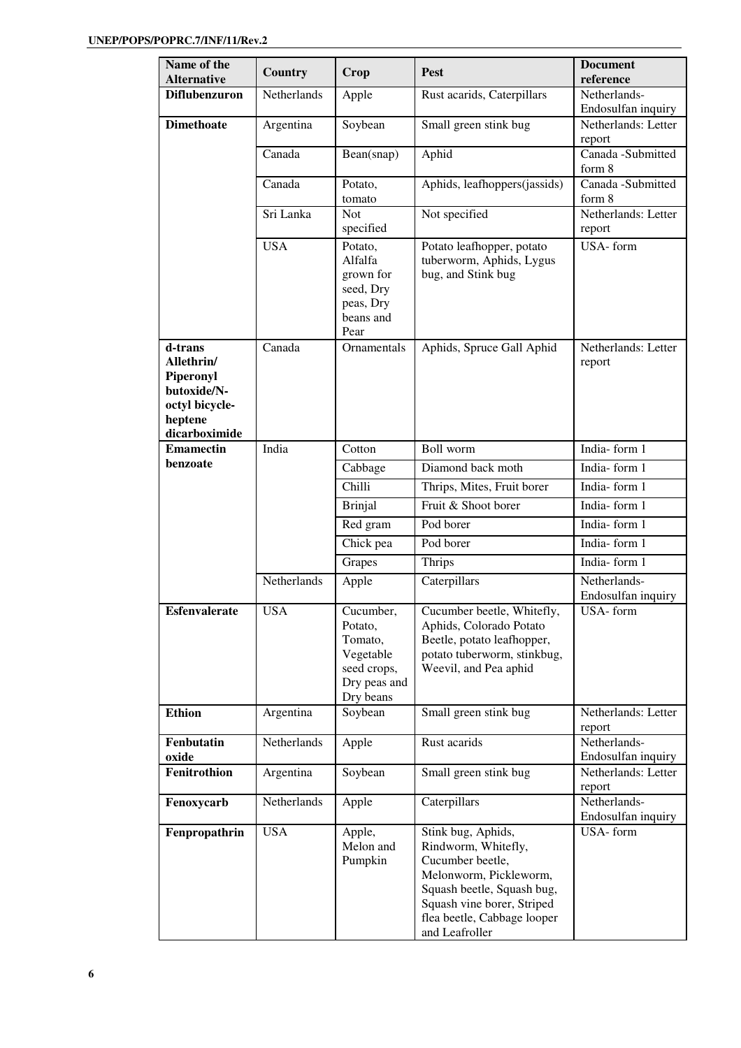| Name of the Alternative | Country | Crop | Pest | Document reference |
|---|---|---|---|---|
| **Diflubenzuron** | Netherlands | Apple | Rust acarids, Caterpillars | Netherlands-Endosulfan inquiry |
| **Dimethoate** | Argentina | Soybean | Small green stink bug | Netherlands: Letter report |
| | Canada | Bean(snap) | Aphid | Canada -Submitted form 8 |
| | Canada | Potato, tomato | Aphids, leafhoppers(jassids) | Canada -Submitted form 8 |
| | Sri Lanka | Not specified | Not specified | Netherlands: Letter report |
| | USA | Potato, Alfalfa grown for seed, Dry peas, Dry beans and Pear | Potato leafhopper, potato tuberworm, Aphids, Lygus bug, and Stink bug | USA- form |
| **d-trans Allethrin/ Piperonyl butoxide/N-octyl bicycle-heptene dicarboximide** | Canada | Ornamentals | Aphids, Spruce Gall Aphid | Netherlands: Letter report |
| **Emamectin benzoate** | India | Cotton | Boll worm | India- form 1 |
| | | Cabbage | Diamond back moth | India- form 1 |
| | | Chilli | Thrips, Mites, Fruit borer | India- form 1 |
| | | Brinjal | Fruit & Shoot borer | India- form 1 |
| | | Red gram | Pod borer | India- form 1 |
| | | Chick pea | Pod borer | India- form 1 |
| | | Grapes | Thrips | India- form 1 |
| | Netherlands | Apple | Caterpillars | Netherlands-Endosulfan inquiry |
| **Esfenvalerate** | USA | Cucumber, Potato, Tomato, Vegetable seed crops, Dry peas and Dry beans | Cucumber beetle, Whitefly, Aphids, Colorado Potato Beetle, potato leafhopper, potato tuberworm, stinkbug, Weevil, and Pea aphid | USA- form |
| **Ethion** | Argentina | Soybean | Small green stink bug | Netherlands: Letter report |
| **Fenbutatin oxide** | Netherlands | Apple | Rust acarids | Netherlands-Endosulfan inquiry |
| **Fenitrothion** | Argentina | Soybean | Small green stink bug | Netherlands: Letter report |
| **Fenoxycarb** | Netherlands | Apple | Caterpillars | Netherlands-Endosulfan inquiry |
| **Fenpropathrin** | USA | Apple, Melon and Pumpkin | Stink bug, Aphids, Rindworm, Whitefly, Cucumber beetle, Melonworm, Pickleworm, Squash beetle, Squash bug, Squash vine borer, Striped flea beetle, Cabbage looper and Leafroller | USA- form |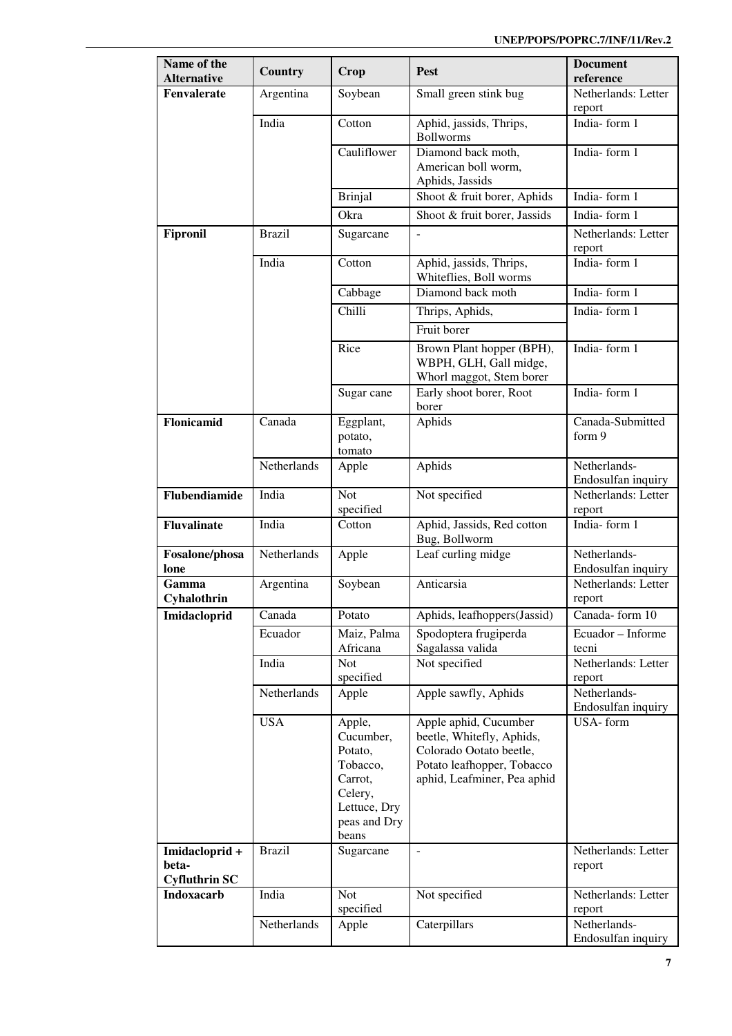| Name of the Alternative | Country | Crop | Pest | Document reference |
|---|---|---|---|---|
| **Fenvalerate** | Argentina | Soybean | Small green stink bug | Netherlands: Letter report |
| | India | Cotton | Aphid, jassids, Thrips, Bollworms | India- form 1 |
| | | Cauliflower | Diamond back moth, American boll worm, Aphids, Jassids | India- form 1 |
| | | Brinjal | Shoot & fruit borer, Aphids | India- form 1 |
| | | Okra | Shoot & fruit borer, Jassids | India- form 1 |
| **Fipronil** | Brazil | Sugarcane | - | Netherlands: Letter report |
| | India | Cotton | Aphid, jassids, Thrips, Whiteflies, Boll worms | India- form 1 |
| | | Cabbage | Diamond back moth | India- form 1 |
| | | Chilli | Thrips, Aphids, | India- form 1 |
| | | | Fruit borer | |
| | | Rice | Brown Plant hopper (BPH), WBPH, GLH, Gall midge, Whorl maggot, Stem borer | India- form 1 |
| | | Sugar cane | Early shoot borer, Root borer | India- form 1 |
| **Flonicamid** | Canada | Eggplant, potato, tomato | Aphids | Canada-Submitted form 9 |
| | Netherlands | Apple | Aphids | Netherlands-Endosulfan inquiry |
| **Flubendiamide** | India | Not specified | Not specified | Netherlands: Letter report |
| **Fluvalinate** | India | Cotton | Aphid, Jassids, Red cotton Bug, Bollworm | India- form 1 |
| **Fosalone/phosalone** | Netherlands | Apple | Leaf curling midge | Netherlands-Endosulfan inquiry |
| **Gamma Cyhalothrin** | Argentina | Soybean | Anticarsia | Netherlands: Letter report |
| **Imidacloprid** | Canada | Potato | Aphids, leafhoppers(Jassid) | Canada- form 10 |
| | Ecuador | Maiz, Palma Africana | Spodoptera frugiperda Sagalassa valida | Ecuador – Informe tecni |
| | India | Not specified | Not specified | Netherlands: Letter report |
| | Netherlands | Apple | Apple sawfly, Aphids | Netherlands-Endosulfan inquiry |
| | USA | Apple, Cucumber, Potato, Tobacco, Carrot, Celery, Lettuce, Dry peas and Dry beans | Apple aphid, Cucumber beetle, Whitefly, Aphids, Colorado Ootato beetle, Potato leafhopper, Tobacco aphid, Leafminer, Pea aphid | USA- form |
| **Imidacloprid + beta-Cyfluthrin SC** | Brazil | Sugarcane | - | Netherlands: Letter report |
| **Indoxacarb** | India | Not specified | Not specified | Netherlands: Letter report |
| | Netherlands | Apple | Caterpillars | Netherlands-Endosulfan inquiry |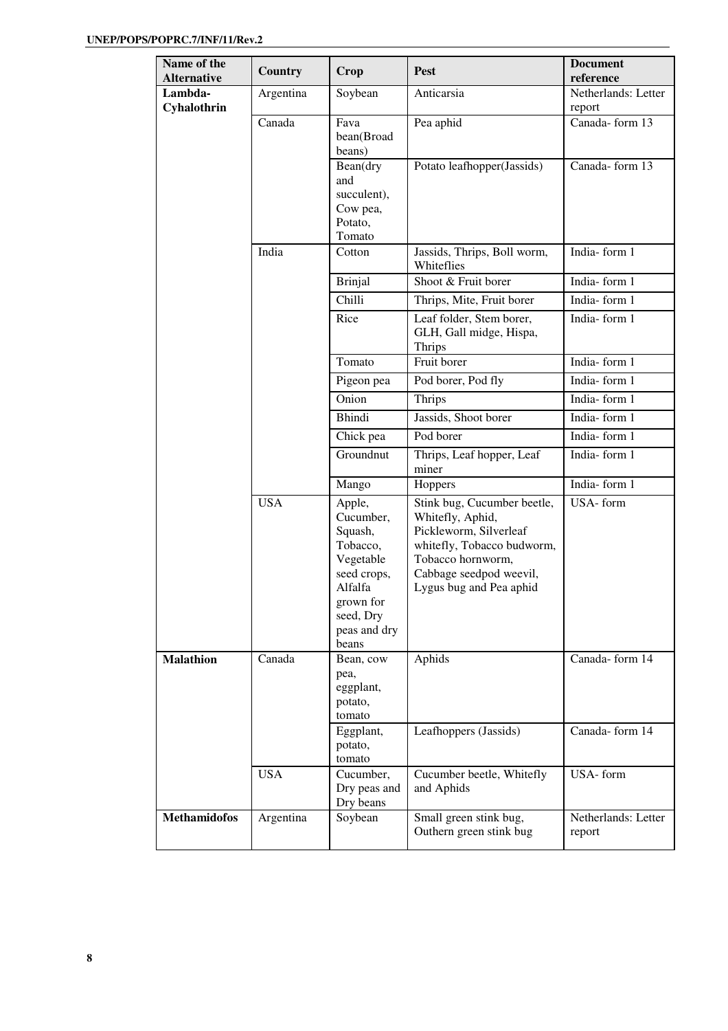| Name of the Alternative | Country | Crop | Pest | Document reference |
|---|---|---|---|---|
| **Lambda-Cyhalothrin** | Argentina | Soybean | Anticarsia | Netherlands: Letter report |
| | Canada | Fava bean(Broad beans) | Pea aphid | Canada- form 13 |
| | | Bean(dry and succulent), Cow pea, Potato, Tomato | Potato leafhopper(Jassids) | Canada- form 13 |
| | India | Cotton | Jassids, Thrips, Boll worm, Whiteflies | India- form 1 |
| | | Brinjal | Shoot & Fruit borer | India- form 1 |
| | | Chilli | Thrips, Mite, Fruit borer | India- form 1 |
| | | Rice | Leaf folder, Stem borer, GLH, Gall midge, Hispa, Thrips | India- form 1 |
| | | Tomato | Fruit borer | India- form 1 |
| | | Pigeon pea | Pod borer, Pod fly | India- form 1 |
| | | Onion | Thrips | India- form 1 |
| | | Bhindi | Jassids, Shoot borer | India- form 1 |
| | | Chick pea | Pod borer | India- form 1 |
| | | Groundnut | Thrips, Leaf hopper, Leaf miner | India- form 1 |
| | | Mango | Hoppers | India- form 1 |
| | USA | Apple, Cucumber, Squash, Tobacco, Vegetable seed crops, Alfalfa grown for seed, Dry peas and dry beans | Stink bug, Cucumber beetle, Whitefly, Aphid, Pickleworm, Silverleaf whitefly, Tobacco budworm, Tobacco hornworm, Cabbage seedpod weevil, Lygus bug and Pea aphid | USA- form |
| **Malathion** | Canada | Bean, cow pea, eggplant, potato, tomato | Aphids | Canada- form 14 |
| | | Eggplant, potato, tomato | Leafhoppers (Jassids) | Canada- form 14 |
| | USA | Cucumber, Dry peas and Dry beans | Cucumber beetle, Whitefly and Aphids | USA- form |
| **Methamidofos** | Argentina | Soybean | Small green stink bug, Outhern green stink bug | Netherlands: Letter report |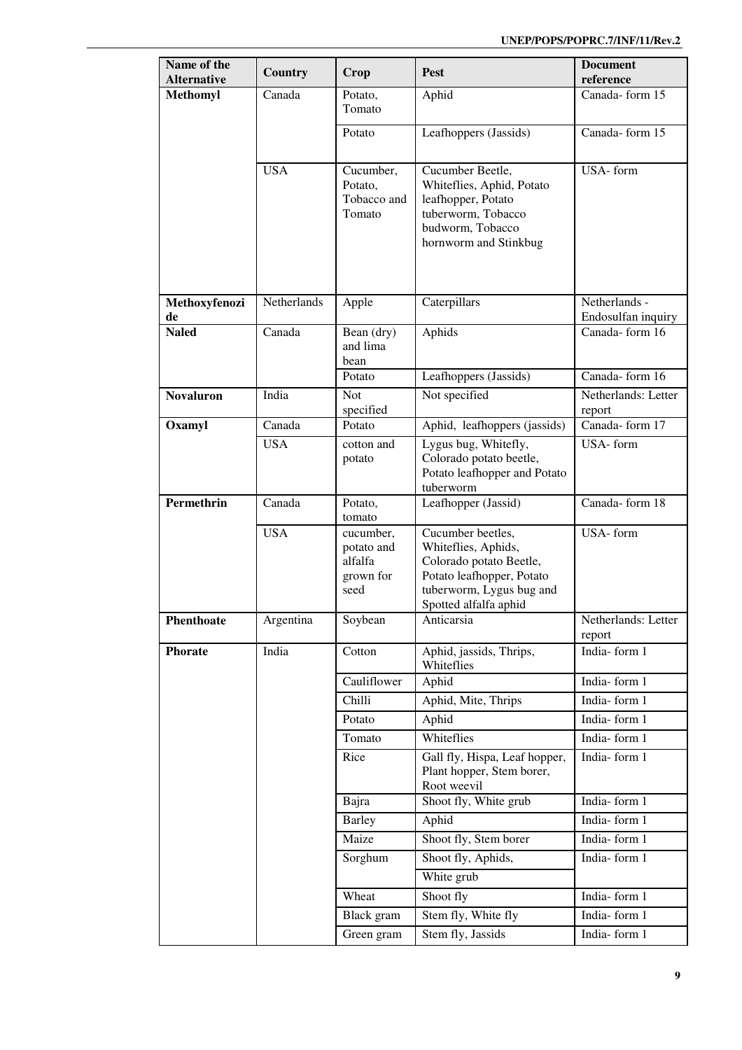| Name of the Alternative | Country | Crop | Pest | Document reference |
|---|---|---|---|---|
| **Methomyl** | Canada | Potato, Tomato | Aphid | Canada- form 15 |
| | | Potato | Leafhoppers (Jassids) | Canada- form 15 |
| | USA | Cucumber, Potato, Tobacco and Tomato | Cucumber Beetle, Whiteflies, Aphid, Potato leafhopper, Potato tuberworm, Tobacco budworm, Tobacco hornworm and Stinkbug | USA- form |
| **Methoxyfenozide** | Netherlands | Apple | Caterpillars | Netherlands - Endosulfan inquiry |
| **Naled** | Canada | Bean (dry) and lima bean | Aphids | Canada- form 16 |
| | | Potato | Leafhoppers (Jassids) | Canada- form 16 |
| **Novaluron** | India | Not specified | Not specified | Netherlands: Letter report |
| **Oxamyl** | Canada | Potato | Aphid, leafhoppers (jassids) | Canada- form 17 |
| | USA | cotton and potato | Lygus bug, Whitefly, Colorado potato beetle, Potato leafhopper and Potato tuberworm | USA- form |
| **Permethrin** | Canada | Potato, tomato | Leafhopper (Jassid) | Canada- form 18 |
| | USA | cucumber, potato and alfalfa grown for seed | Cucumber beetles, Whiteflies, Aphids, Colorado potato Beetle, Potato leafhopper, Potato tuberworm, Lygus bug and Spotted alfalfa aphid | USA- form |
| **Phenthoate** | Argentina | Soybean | Anticarsia | Netherlands: Letter report |
| **Phorate** | India | Cotton | Aphid, jassids, Thrips, Whiteflies | India- form 1 |
| | | Cauliflower | Aphid | India- form 1 |
| | | Chilli | Aphid, Mite, Thrips | India- form 1 |
| | | Potato | Aphid | India- form 1 |
| | | Tomato | Whiteflies | India- form 1 |
| | | Rice | Gall fly, Hispa, Leaf hopper, Plant hopper, Stem borer, Root weevil | India- form 1 |
| | | Bajra | Shoot fly, White grub | India- form 1 |
| | | Barley | Aphid | India- form 1 |
| | | Maize | Shoot fly, Stem borer | India- form 1 |
| | | Sorghum | Shoot fly, Aphids, | India- form 1 |
| | | | White grub | |
| | | Wheat | Shoot fly | India- form 1 |
| | | Black gram | Stem fly, White fly | India- form 1 |
| | | Green gram | Stem fly, Jassids | India- form 1 |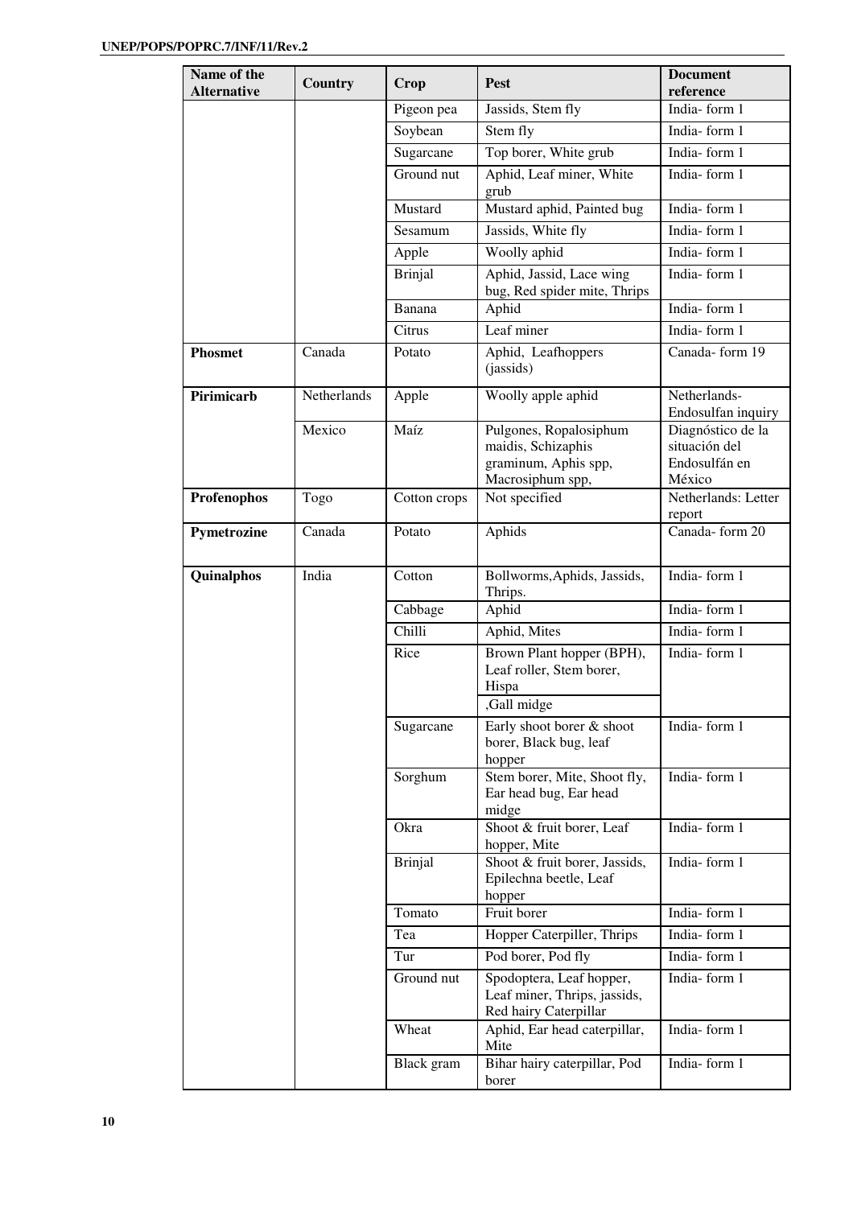| Name of the Alternative | Country | Crop | Pest | Document reference |
|---|---|---|---|---|
| | | Pigeon pea | Jassids, Stem fly | India- form 1 |
| | | Soybean | Stem fly | India- form 1 |
| | | Sugarcane | Top borer, White grub | India- form 1 |
| | | Ground nut | Aphid, Leaf miner, White grub | India- form 1 |
| | | Mustard | Mustard aphid, Painted bug | India- form 1 |
| | | Sesamum | Jassids, White fly | India- form 1 |
| | | Apple | Woolly aphid | India- form 1 |
| | | Brinjal | Aphid, Jassid, Lace wing bug, Red spider mite, Thrips | India- form 1 |
| | | Banana | Aphid | India- form 1 |
| | | Citrus | Leaf miner | India- form 1 |
| **Phosmet** | Canada | Potato | Aphid, Leafhoppers (jassids) | Canada- form 19 |
| **Pirimicarb** | Netherlands | Apple | Woolly apple aphid | Netherlands- Endosulfan inquiry |
| | Mexico | Maíz | Pulgones, Ropalosiphum maidis, Schizaphis graminum, Aphis spp, Macrosiphum spp, | Diagnóstico de la situación del Endosulfán en México |
| **Profenophos** | Togo | Cotton crops | Not specified | Netherlands: Letter report |
| **Pymetrozine** | Canada | Potato | Aphids | Canada- form 20 |
| **Quinalphos** | India | Cotton | Bollworms,Aphids, Jassids, Thrips. | India- form 1 |
| | | Cabbage | Aphid | India- form 1 |
| | | Chilli | Aphid, Mites | India- form 1 |
| | | Rice | Brown Plant hopper (BPH), Leaf roller, Stem borer, Hispa ,Gall midge | India- form 1 |
| | | Sugarcane | Early shoot borer & shoot borer, Black bug, leaf hopper | India- form 1 |
| | | Sorghum | Stem borer, Mite, Shoot fly, Ear head bug, Ear head midge | India- form 1 |
| | | Okra | Shoot & fruit borer, Leaf hopper, Mite | India- form 1 |
| | | Brinjal | Shoot & fruit borer, Jassids, Epilechna beetle, Leaf hopper | India- form 1 |
| | | Tomato | Fruit borer | India- form 1 |
| | | Tea | Hopper Caterpiller, Thrips | India- form 1 |
| | | Tur | Pod borer, Pod fly | India- form 1 |
| | | Ground nut | Spodoptera, Leaf hopper, Leaf miner, Thrips, jassids, Red hairy Caterpillar | India- form 1 |
| | | Wheat | Aphid, Ear head caterpillar, Mite | India- form 1 |
| | | Black gram | Bihar hairy caterpillar, Pod borer | India- form 1 |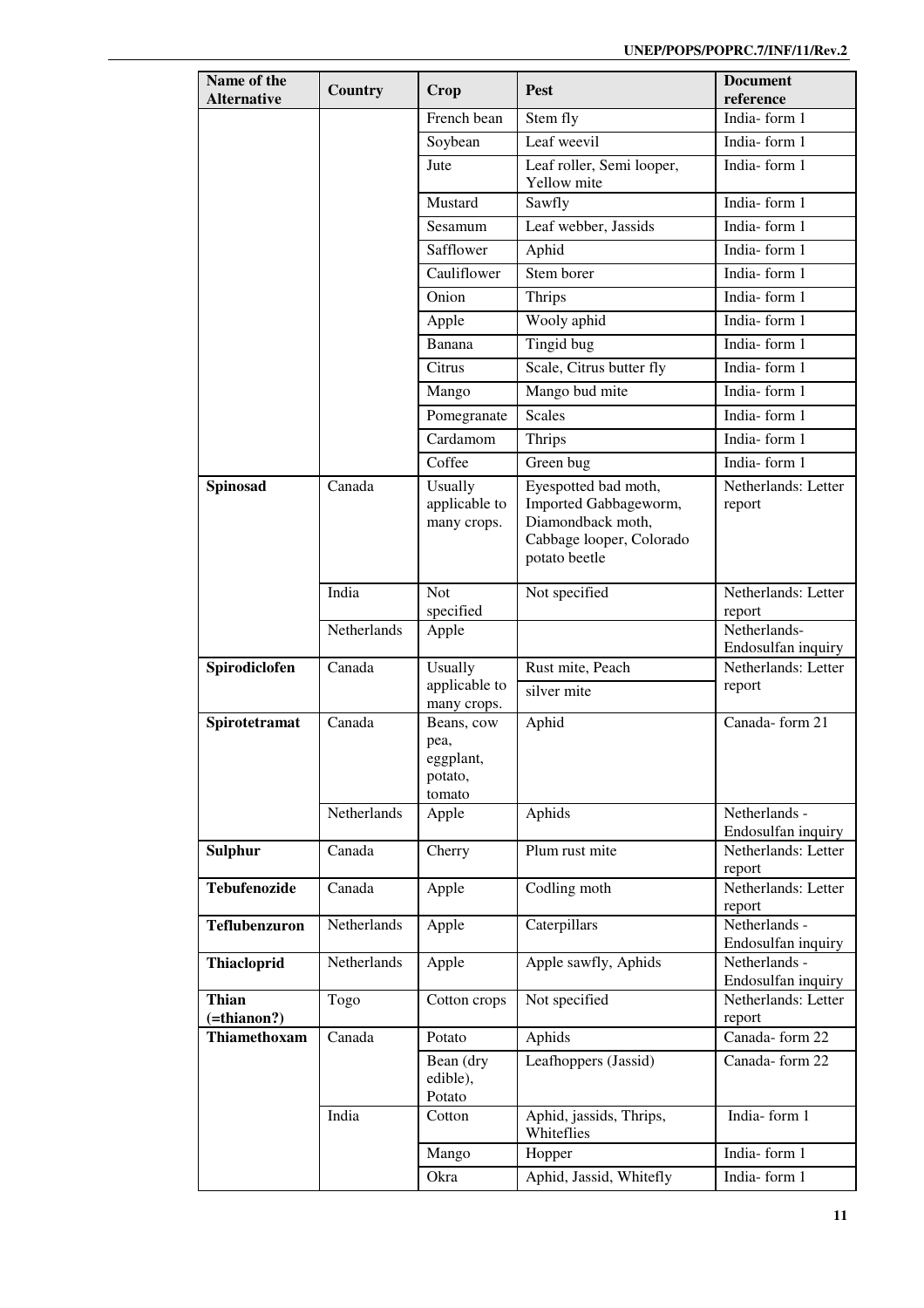| Name of the Alternative | Country | Crop | Pest | Document reference |
|---|---|---|---|---|
| | | French bean | Stem fly | India- form 1 |
| | | Soybean | Leaf weevil | India- form 1 |
| | | Jute | Leaf roller, Semi looper, Yellow mite | India- form 1 |
| | | Mustard | Sawfly | India- form 1 |
| | | Sesamum | Leaf webber, Jassids | India- form 1 |
| | | Safflower | Aphid | India- form 1 |
| | | Cauliflower | Stem borer | India- form 1 |
| | | Onion | Thrips | India- form 1 |
| | | Apple | Wooly aphid | India- form 1 |
| | | Banana | Tingid bug | India- form 1 |
| | | Citrus | Scale, Citrus butter fly | India- form 1 |
| | | Mango | Mango bud mite | India- form 1 |
| | | Pomegranate | Scales | India- form 1 |
| | | Cardamom | Thrips | India- form 1 |
| | | Coffee | Green bug | India- form 1 |
| **Spinosad** | Canada | Usually applicable to many crops. | Eyespotted bad moth, Imported Gabbageworm, Diamondback moth, Cabbage looper, Colorado potato beetle | Netherlands: Letter report |
| | India | Not specified | Not specified | Netherlands: Letter report |
| | Netherlands | Apple | | Netherlands- Endosulfan inquiry |
| **Spirodiclofen** | Canada | Usually applicable to many crops. | Rust mite, Peach | Netherlands: Letter report |
| | | | silver mite | |
| **Spirotetramat** | Canada | Beans, cow pea, eggplant, potato, tomato | Aphid | Canada- form 21 |
| | Netherlands | Apple | Aphids | Netherlands - Endosulfan inquiry |
| **Sulphur** | Canada | Cherry | Plum rust mite | Netherlands: Letter report |
| **Tebufenozide** | Canada | Apple | Codling moth | Netherlands: Letter report |
| **Teflubenzuron** | Netherlands | Apple | Caterpillars | Netherlands - Endosulfan inquiry |
| **Thiacloprid** | Netherlands | Apple | Apple sawfly, Aphids | Netherlands - Endosulfan inquiry |
| **Thian (=thianon?)** | Togo | Cotton crops | Not specified | Netherlands: Letter report |
| **Thiamethoxam** | Canada | Potato | Aphids | Canada- form 22 |
| | | Bean (dry edible), Potato | Leafhoppers (Jassid) | Canada- form 22 |
| | India | Cotton | Aphid, jassids, Thrips, Whiteflies | India- form 1 |
| | | Mango | Hopper | India- form 1 |
| | | Okra | Aphid, Jassid, Whitefly | India- form 1 |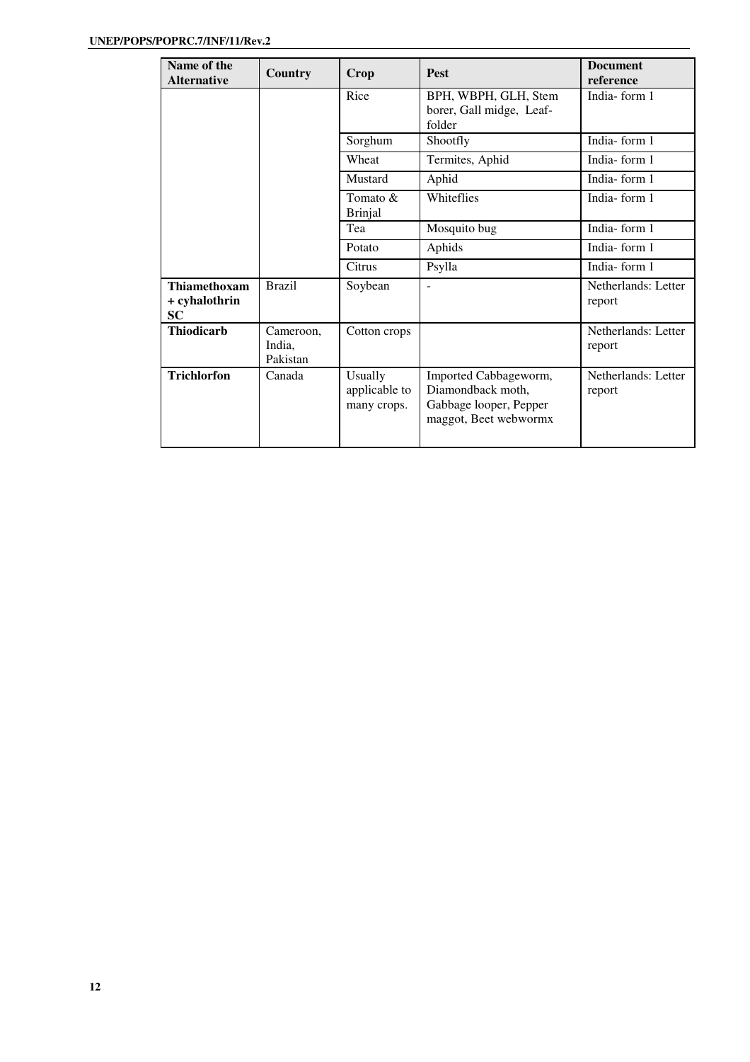| Name of the Alternative | Country | Crop | Pest | Document reference |
|---|---|---|---|---|
| | | Rice | BPH, WBPH, GLH, Stem borer, Gall midge, Leaf-folder | India- form 1 |
| | | Sorghum | Shootfly | India- form 1 |
| | | Wheat | Termites, Aphid | India- form 1 |
| | | Mustard | Aphid | India- form 1 |
| | | Tomato & Brinjal | Whiteflies | India- form 1 |
| | | Tea | Mosquito bug | India- form 1 |
| | | Potato | Aphids | India- form 1 |
| | | Citrus | Psylla | India- form 1 |
| **Thiamethoxam + cyhalothrin SC** | Brazil | Soybean | - | Netherlands: Letter report |
| **Thiodicarb** | Cameroon, India, Pakistan | Cotton crops | | Netherlands: Letter report |
| **Trichlorfon** | Canada | Usually applicable to many crops. | Imported Cabbageworm, Diamondback moth, Gabbage looper, Pepper maggot, Beet webwormx | Netherlands: Letter report |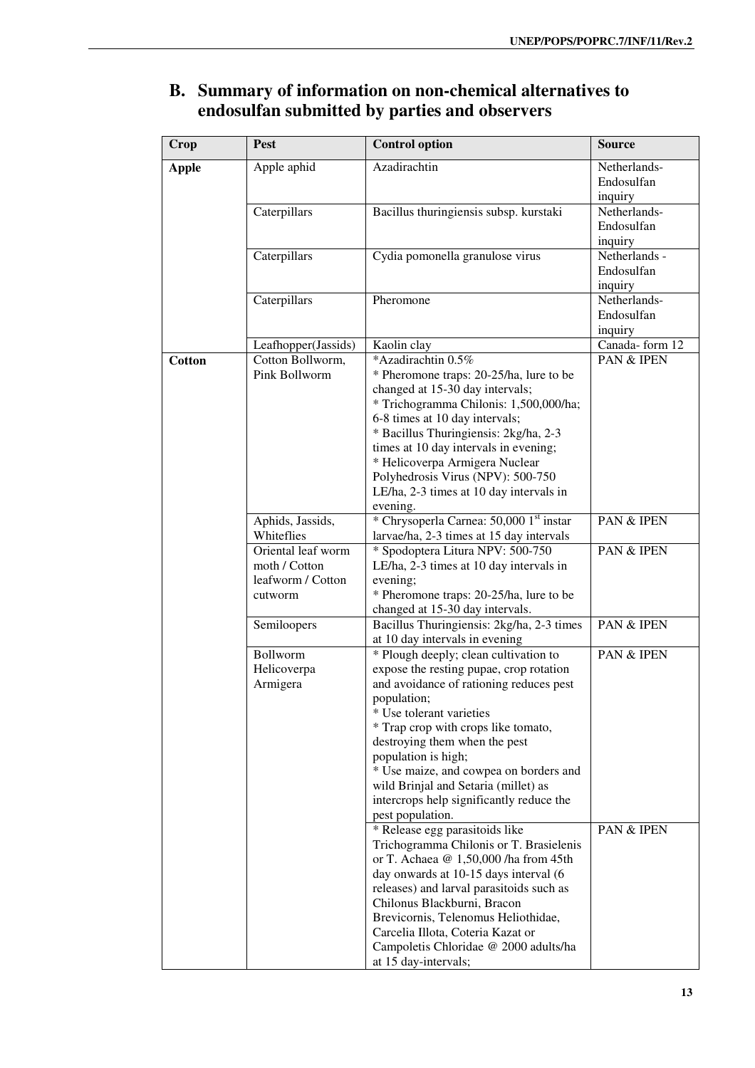## B. Summary of information on non-chemical alternatives to endosulfan submitted by parties and observers

| Crop | Pest | Control option | Source |
|---|---|---|---|
| **Apple** | Apple aphid | Azadirachtin | Netherlands-Endosulfan inquiry |
| | Caterpillars | Bacillus thuringiensis subsp. kurstaki | Netherlands-Endosulfan inquiry |
| | Caterpillars | Cydia pomonella granulose virus | Netherlands - Endosulfan inquiry |
| | Caterpillars | Pheromone | Netherlands-Endosulfan inquiry |
| | Leafhopper(Jassids) | Kaolin clay | Canada- form 12 |
| **Cotton** | Cotton Bollworm, Pink Bollworm | *Azadirachtin 0.5%<br>* Pheromone traps: 20-25/ha, lure to be changed at 15-30 day intervals;<br>* Trichogramma Chilonis: 1,500,000/ha; 6-8 times at 10 day intervals;<br>* Bacillus Thuringiensis: 2kg/ha, 2-3 times at 10 day intervals in evening;<br>* Helicoverpa Armigera Nuclear Polyhedrosis Virus (NPV): 500-750 LE/ha, 2-3 times at 10 day intervals in evening. | PAN & IPEN |
| | Aphids, Jassids, Whiteflies | * Chrysoperla Carnea: 50,000 1st instar larvae/ha, 2-3 times at 15 day intervals | PAN & IPEN |
| | Oriental leaf worm moth / Cotton leafworm / Cotton cutworm | * Spodoptera Litura NPV: 500-750 LE/ha, 2-3 times at 10 day intervals in evening;<br>* Pheromone traps: 20-25/ha, lure to be changed at 15-30 day intervals. | PAN & IPEN |
| | Semiloopers | Bacillus Thuringiensis: 2kg/ha, 2-3 times at 10 day intervals in evening | PAN & IPEN |
| | Bollworm Helicoverpa Armigera | * Plough deeply; clean cultivation to expose the resting pupae, crop rotation and avoidance of rationing reduces pest population;<br>* Use tolerant varieties<br>* Trap crop with crops like tomato, destroying them when the pest population is high;<br>* Use maize, and cowpea on borders and wild Brinjal and Setaria (millet) as intercrops help significantly reduce the pest population. | PAN & IPEN |
| | | * Release egg parasitoids like Trichogramma Chilonis or T. Brasielenis or T. Achaea @ 1,50,000 /ha from 45th day onwards at 10-15 days interval (6 releases) and larval parasitoids such as Chilonus Blackburni, Bracon Brevicornis, Telenomus Heliothidae, Carcelia Illota, Coteria Kazat or Campoletis Chloridae @ 2000 adults/ha at 15 day-intervals; | PAN & IPEN |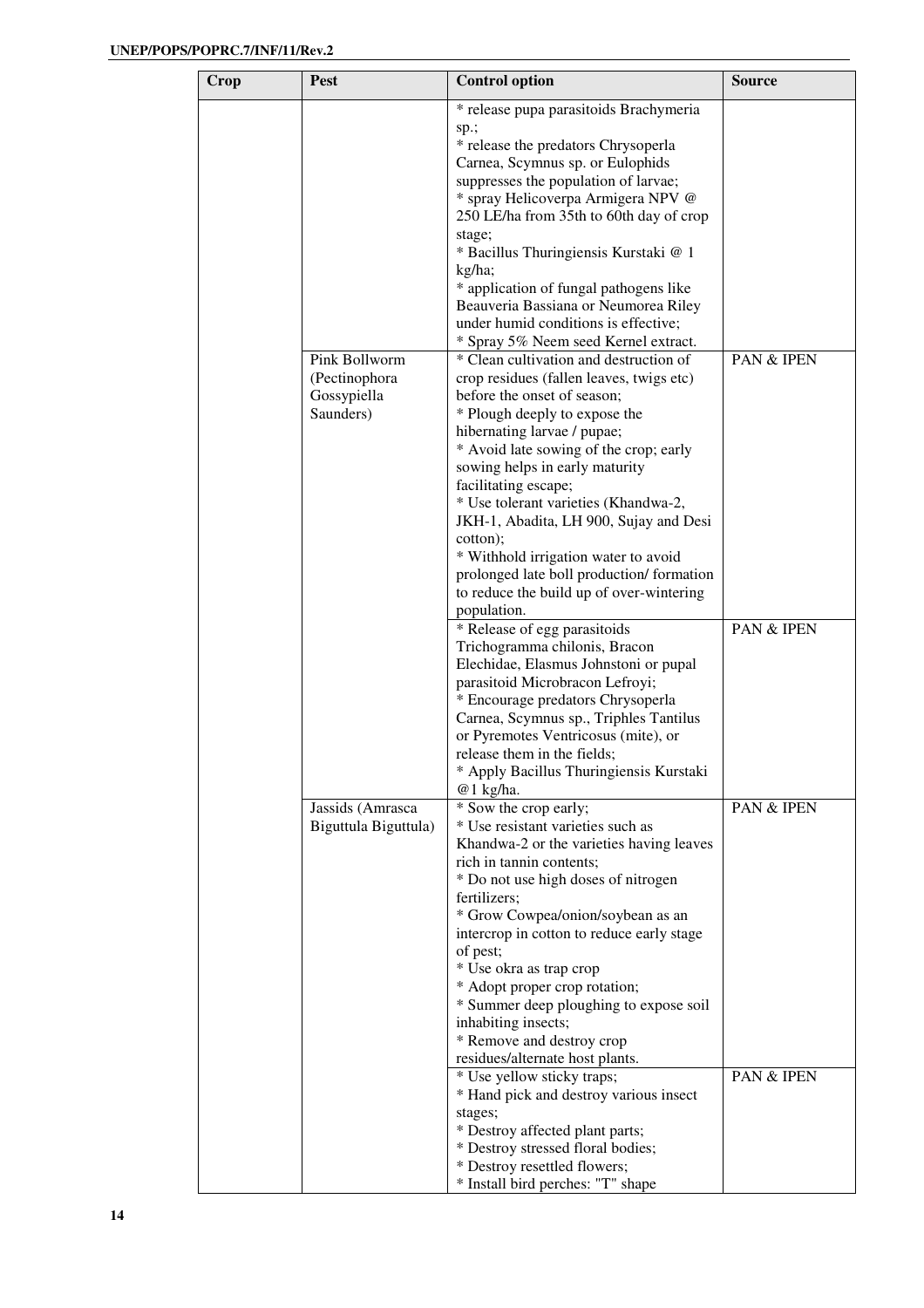| Crop | Pest | Control option | Source |
|---|---|---|---|
| | | * release pupa parasitoids Brachymeria sp.;<br>* release the predators Chrysoperla Carnea, Scymnus sp. or Eulophids suppresses the population of larvae;<br>* spray Helicoverpa Armigera NPV @ 250 LE/ha from 35th to 60th day of crop stage;<br>* Bacillus Thuringiensis Kurstaki @ 1 kg/ha;<br>* application of fungal pathogens like Beauveria Bassiana or Neumorea Riley under humid conditions is effective;<br>* Spray 5% Neem seed Kernel extract. | |
| | Pink Bollworm (Pectinophora Gossypiella Saunders) | * Clean cultivation and destruction of crop residues (fallen leaves, twigs etc) before the onset of season;<br>* Plough deeply to expose the hibernating larvae / pupae;<br>* Avoid late sowing of the crop; early sowing helps in early maturity facilitating escape;<br>* Use tolerant varieties (Khandwa-2, JKH-1, Abadita, LH 900, Sujay and Desi cotton);<br>* Withhold irrigation water to avoid prolonged late boll production/ formation to reduce the build up of over-wintering population. | PAN & IPEN |
| | | * Release of egg parasitoids Trichogramma chilonis, Bracon Elechidae, Elasmus Johnstoni or pupal parasitoid Microbracon Lefroyi;<br>* Encourage predators Chrysoperla Carnea, Scymnus sp., Triphles Tantilus or Pyremotes Ventricosus (mite), or release them in the fields;<br>* Apply Bacillus Thuringiensis Kurstaki @1 kg/ha. | PAN & IPEN |
| | Jassids (Amrasca Biguttula Biguttula) | * Sow the crop early;<br>* Use resistant varieties such as Khandwa-2 or the varieties having leaves rich in tannin contents;<br>* Do not use high doses of nitrogen fertilizers;<br>* Grow Cowpea/onion/soybean as an intercrop in cotton to reduce early stage of pest;<br>* Use okra as trap crop<br>* Adopt proper crop rotation;<br>* Summer deep ploughing to expose soil inhabiting insects;<br>* Remove and destroy crop residues/alternate host plants. | PAN & IPEN |
| | | * Use yellow sticky traps;<br>* Hand pick and destroy various insect stages;<br>* Destroy affected plant parts;<br>* Destroy stressed floral bodies;<br>* Destroy resettled flowers;<br>* Install bird perches: "T" shape | PAN & IPEN |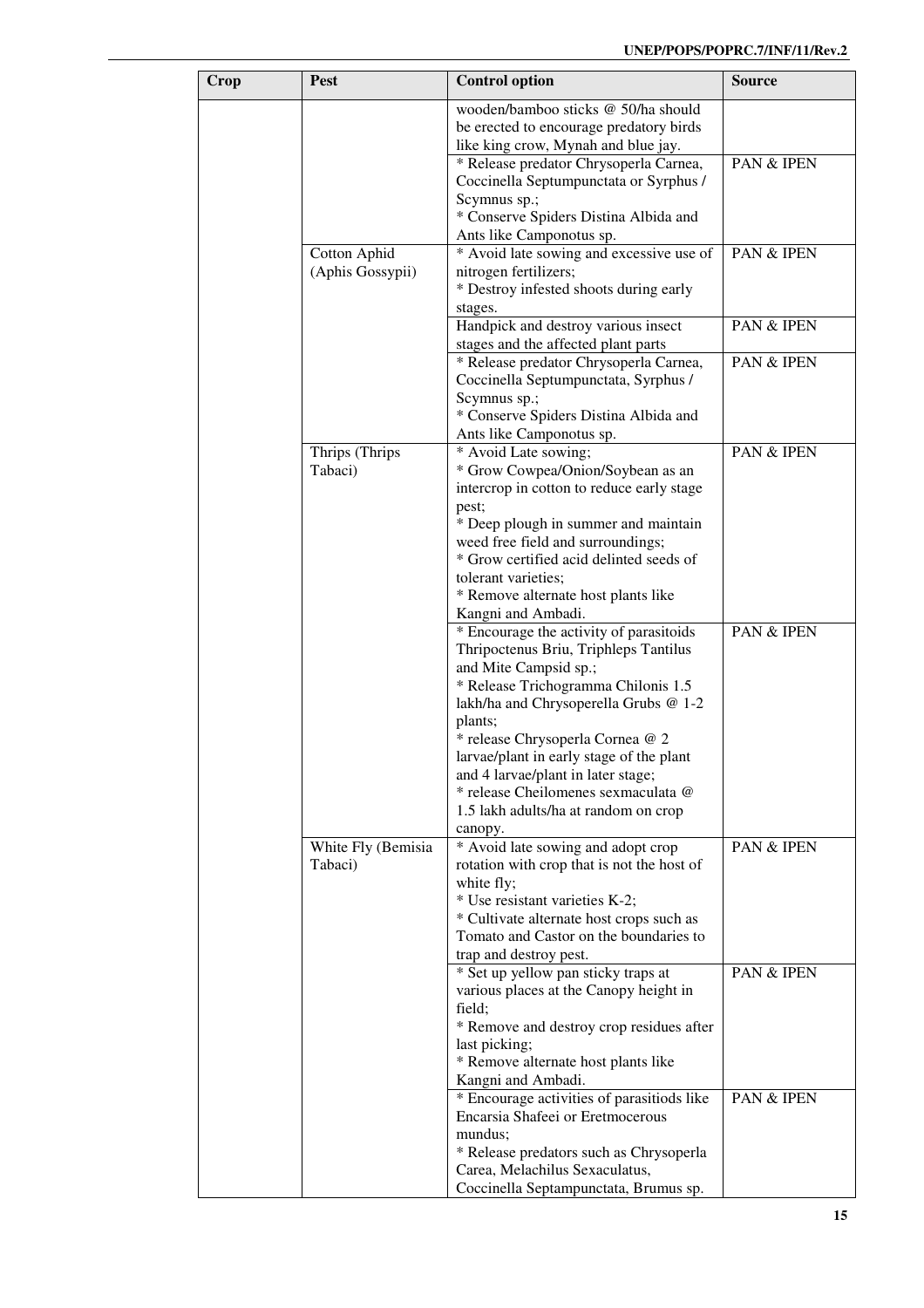| Crop | Pest | Control option | Source |
|---|---|---|---|
| | | wooden/bamboo sticks @ 50/ha should be erected to encourage predatory birds like king crow, Mynah and blue jay. | |
| | | * Release predator Chrysoperla Carnea, Coccinella Septumpunctata or Syrphus / Scymnus sp.; * Conserve Spiders Distina Albida and Ants like Camponotus sp. | PAN & IPEN |
| | Cotton Aphid (Aphis Gossypii) | * Avoid late sowing and excessive use of nitrogen fertilizers; * Destroy infested shoots during early stages. | PAN & IPEN |
| | | Handpick and destroy various insect stages and the affected plant parts | PAN & IPEN |
| | | * Release predator Chrysoperla Carnea, Coccinella Septumpunctata, Syrphus / Scymnus sp.; * Conserve Spiders Distina Albida and Ants like Camponotus sp. | PAN & IPEN |
| | Thrips (Thrips Tabaci) | * Avoid Late sowing; * Grow Cowpea/Onion/Soybean as an intercrop in cotton to reduce early stage pest; * Deep plough in summer and maintain weed free field and surroundings; * Grow certified acid delinted seeds of tolerant varieties; * Remove alternate host plants like Kangni and Ambadi. | PAN & IPEN |
| | | * Encourage the activity of parasitoids Thripoctenus Briu, Triphleps Tantilus and Mite Campsid sp.; * Release Trichogramma Chilonis 1.5 lakh/ha and Chrysoperella Grubs @ 1-2 plants; * release Chrysoperla Cornea @ 2 larvae/plant in early stage of the plant and 4 larvae/plant in later stage; * release Cheilomenes sexmaculata @ 1.5 lakh adults/ha at random on crop canopy. | PAN & IPEN |
| | White Fly (Bemisia Tabaci) | * Avoid late sowing and adopt crop rotation with crop that is not the host of white fly; * Use resistant varieties K-2; * Cultivate alternate host crops such as Tomato and Castor on the boundaries to trap and destroy pest. | PAN & IPEN |
| | | * Set up yellow pan sticky traps at various places at the Canopy height in field; * Remove and destroy crop residues after last picking; * Remove alternate host plants like Kangni and Ambadi. | PAN & IPEN |
| | | * Encourage activities of parasitiods like Encarsia Shafeei or Eretmocerous mundus; * Release predators such as Chrysoperla Carea, Melachilus Sexaculatus, Coccinella Septampunctata, Brumus sp. | PAN & IPEN |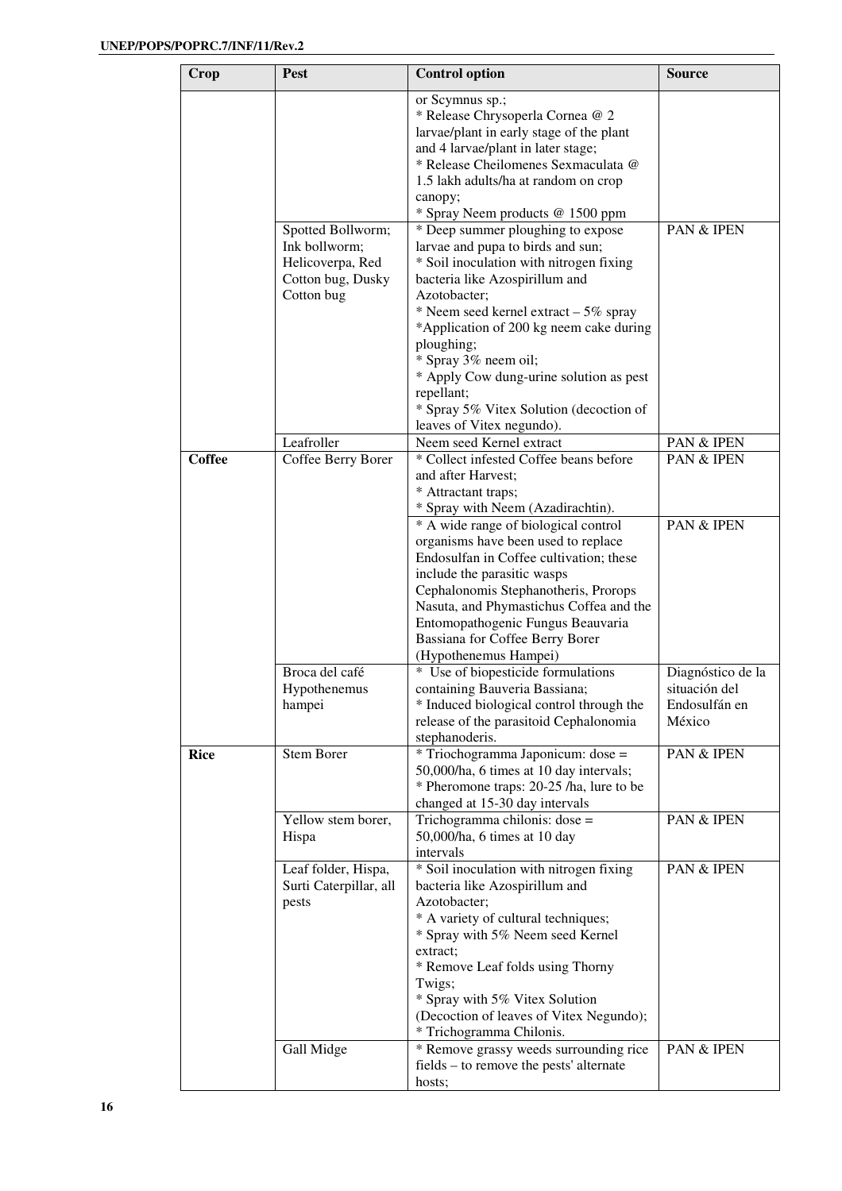| Crop | Pest | Control option | Source |
|---|---|---|---|
| | | or Scymnus sp.;<br>* Release Chrysoperla Cornea @ 2 larvae/plant in early stage of the plant and 4 larvae/plant in later stage;<br>* Release Cheilomenes Sexmaculata @ 1.5 lakh adults/ha at random on crop canopy;<br>* Spray Neem products @ 1500 ppm | |
| | Spotted Bollworm; Ink bollworm; Helicoverpa, Red Cotton bug, Dusky Cotton bug | * Deep summer ploughing to expose larvae and pupa to birds and sun;<br>* Soil inoculation with nitrogen fixing bacteria like Azospirillum and Azotobacter;<br>* Neem seed kernel extract – 5% spray<br>*Application of 200 kg neem cake during ploughing;<br>* Spray 3% neem oil;<br>* Apply Cow dung-urine solution as pest repellant;<br>* Spray 5% Vitex Solution (decoction of leaves of Vitex negundo). | PAN & IPEN |
| | Leafroller | Neem seed Kernel extract | PAN & IPEN |
| **Coffee** | Coffee Berry Borer | * Collect infested Coffee beans before and after Harvest;<br>* Attractant traps;<br>* Spray with Neem (Azadirachtin). | PAN & IPEN |
| | | * A wide range of biological control organisms have been used to replace Endosulfan in Coffee cultivation; these include the parasitic wasps Cephalonomis Stephanotheris, Prorops Nasuta, and Phymastichus Coffea and the Entomopathogenic Fungus Beauvaria Bassiana for Coffee Berry Borer (Hypothenemus Hampei) | PAN & IPEN |
| | Broca del café Hypothenemus hampei | * Use of biopesticide formulations containing Bauveria Bassiana;<br>* Induced biological control through the release of the parasitoid Cephalonomia stephanoderis. | Diagnóstico de la situación del Endosulfán en México |
| **Rice** | Stem Borer | * Triochogramma Japonicum: dose = 50,000/ha, 6 times at 10 day intervals;<br>* Pheromone traps: 20-25 /ha, lure to be changed at 15-30 day intervals | PAN & IPEN |
| | Yellow stem borer, Hispa | Trichogramma chilonis: dose = 50,000/ha, 6 times at 10 day intervals | PAN & IPEN |
| | Leaf folder, Hispa, Surti Caterpillar, all pests | * Soil inoculation with nitrogen fixing bacteria like Azospirillum and Azotobacter;<br>* A variety of cultural techniques;<br>* Spray with 5% Neem seed Kernel extract;<br>* Remove Leaf folds using Thorny Twigs;<br>* Spray with 5% Vitex Solution (Decoction of leaves of Vitex Negundo);<br>* Trichogramma Chilonis. | PAN & IPEN |
| | Gall Midge | * Remove grassy weeds surrounding rice fields – to remove the pests' alternate hosts; | PAN & IPEN |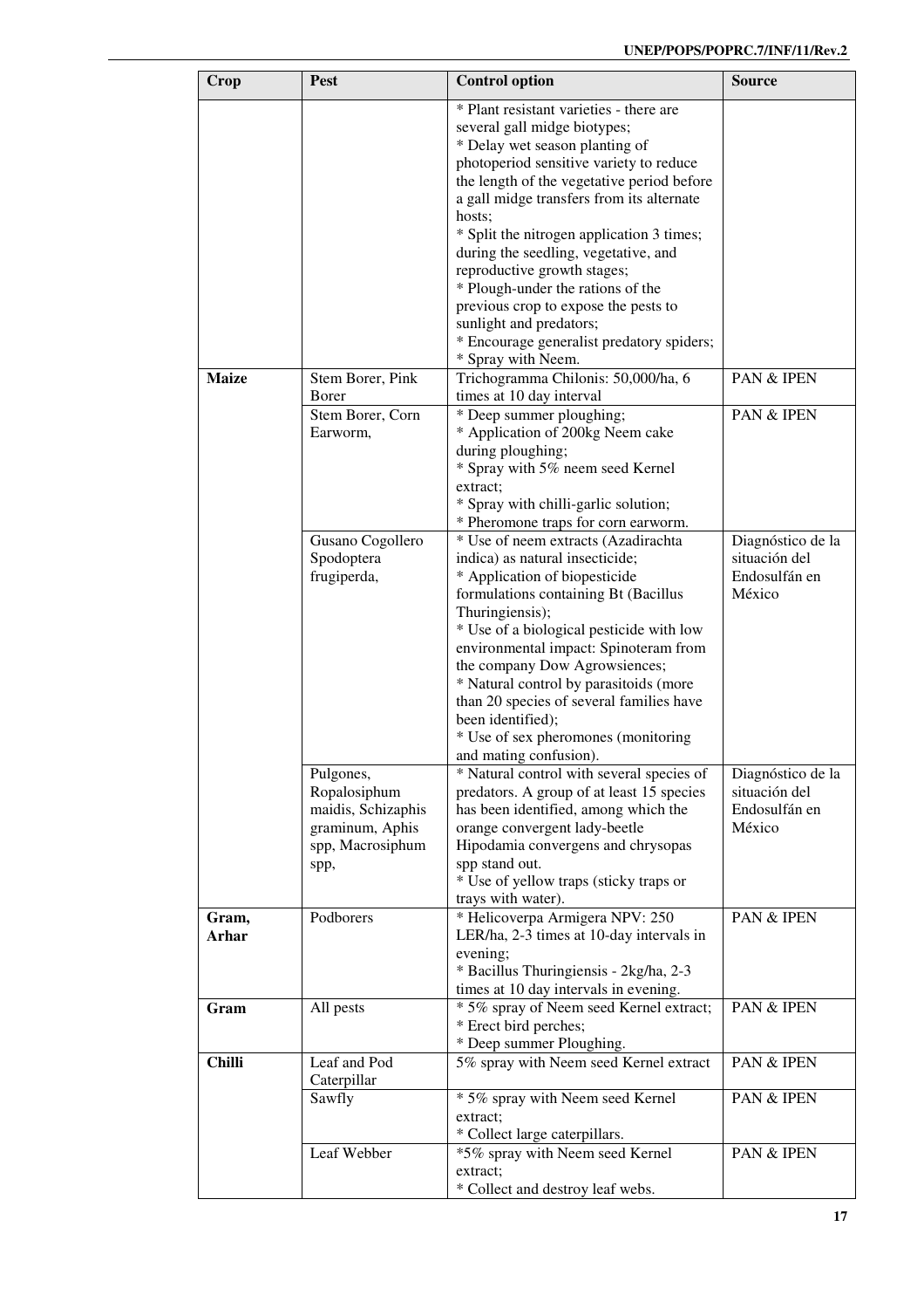| Crop | Pest | Control option | Source |
|---|---|---|---|
| | | * Plant resistant varieties - there are several gall midge biotypes;<br>* Delay wet season planting of photoperiod sensitive variety to reduce the length of the vegetative period before a gall midge transfers from its alternate hosts;<br>* Split the nitrogen application 3 times; during the seedling, vegetative, and reproductive growth stages;<br>* Plough-under the rations of the previous crop to expose the pests to sunlight and predators;<br>* Encourage generalist predatory spiders;<br>* Spray with Neem. | |
| **Maize** | Stem Borer, Pink Borer | Trichogramma Chilonis: 50,000/ha, 6 times at 10 day interval | PAN & IPEN |
| | Stem Borer, Corn Earworm, | * Deep summer ploughing;<br>* Application of 200kg Neem cake during ploughing;<br>* Spray with 5% neem seed Kernel extract;<br>* Spray with chilli-garlic solution;<br>* Pheromone traps for corn earworm. | PAN & IPEN |
| | Gusano Cogollero Spodoptera frugiperda, | * Use of neem extracts (Azadirachta indica) as natural insecticide;<br>* Application of biopesticide formulations containing Bt (Bacillus Thuringiensis);<br>* Use of a biological pesticide with low environmental impact: Spinoteram from the company Dow Agrowsiences;<br>* Natural control by parasitoids (more than 20 species of several families have been identified);<br>* Use of sex pheromones (monitoring and mating confusion). | Diagnóstico de la situación del Endosulfán en México |
| | Pulgones, Ropalosiphum maidis, Schizaphis graminum, Aphis spp, Macrosiphum spp, | * Natural control with several species of predators. A group of at least 15 species has been identified, among which the orange convergent lady-beetle Hipodamia convergens and chrysopas spp stand out.<br>* Use of yellow traps (sticky traps or trays with water). | Diagnóstico de la situación del Endosulfán en México |
| **Gram, Arhar** | Podborers | * Helicoverpa Armigera NPV: 250 LER/ha, 2-3 times at 10-day intervals in evening;<br>* Bacillus Thuringiensis - 2kg/ha, 2-3 times at 10 day intervals in evening. | PAN & IPEN |
| **Gram** | All pests | * 5% spray of Neem seed Kernel extract;<br>* Erect bird perches;<br>* Deep summer Ploughing. | PAN & IPEN |
| **Chilli** | Leaf and Pod Caterpillar | 5% spray with Neem seed Kernel extract | PAN & IPEN |
| | Sawfly | * 5% spray with Neem seed Kernel extract;<br>* Collect large caterpillars. | PAN & IPEN |
| | Leaf Webber | *5% spray with Neem seed Kernel extract;<br>* Collect and destroy leaf webs. | PAN & IPEN |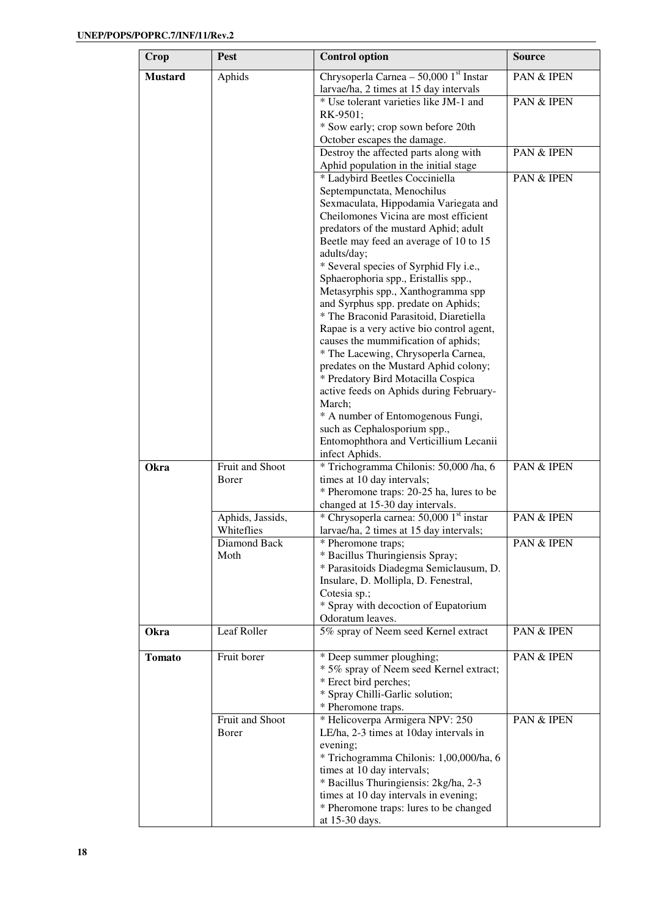| Crop | Pest | Control option | Source |
|---|---|---|---|
| **Mustard** | Aphids | Chrysoperla Carnea – 50,000 1st Instar larvae/ha, 2 times at 15 day intervals | PAN & IPEN |
| | | * Use tolerant varieties like JM-1 and RK-9501;<br>* Sow early; crop sown before 20th October escapes the damage. | PAN & IPEN |
| | | Destroy the affected parts along with Aphid population in the initial stage | PAN & IPEN |
| | | * Ladybird Beetles Cocciniella Septempunctata, Menochilus Sexmaculata, Hippodamia Variegata and Cheilomones Vicina are most efficient predators of the mustard Aphid; adult Beetle may feed an average of 10 to 15 adults/day;<br>* Several species of Syrphid Fly i.e., Sphaerophoria spp., Eristallis spp., Metasyrphis spp., Xanthogramma spp and Syrphus spp. predate on Aphids;<br>* The Braconid Parasitoid, Diaretiella Rapae is a very active bio control agent, causes the mummification of aphids;<br>* The Lacewing, Chrysoperla Carnea, predates on the Mustard Aphid colony;<br>* Predatory Bird Motacilla Cospica active feeds on Aphids during February-March;<br>* A number of Entomogenous Fungi, such as Cephalosporium spp., Entomophthora and Verticillium Lecanii infect Aphids. | PAN & IPEN |
| **Okra** | Fruit and Shoot Borer | * Trichogramma Chilonis: 50,000 /ha, 6 times at 10 day intervals;<br>* Pheromone traps: 20-25 ha, lures to be changed at 15-30 day intervals. | PAN & IPEN |
| | Aphids, Jassids, Whiteflies | * Chrysoperla carnea: 50,000 1st instar larvae/ha, 2 times at 15 day intervals; | PAN & IPEN |
| | Diamond Back Moth | * Pheromone traps;<br>* Bacillus Thuringiensis Spray;<br>* Parasitoids Diadegma Semiclausum, D. Insulare, D. Mollipla, D. Fenestral, Cotesia sp.;<br>* Spray with decoction of Eupatorium Odoratum leaves. | PAN & IPEN |
| **Okra** | Leaf Roller | 5% spray of Neem seed Kernel extract | PAN & IPEN |
| **Tomato** | Fruit borer | * Deep summer ploughing;<br>* 5% spray of Neem seed Kernel extract;<br>* Erect bird perches;<br>* Spray Chilli-Garlic solution;<br>* Pheromone traps. | PAN & IPEN |
| | Fruit and Shoot Borer | * Helicoverpa Armigera NPV: 250 LE/ha, 2-3 times at 10day intervals in evening;<br>* Trichogramma Chilonis: 1,00,000/ha, 6 times at 10 day intervals;<br>* Bacillus Thuringiensis: 2kg/ha, 2-3 times at 10 day intervals in evening;<br>* Pheromone traps: lures to be changed at 15-30 days. | PAN & IPEN |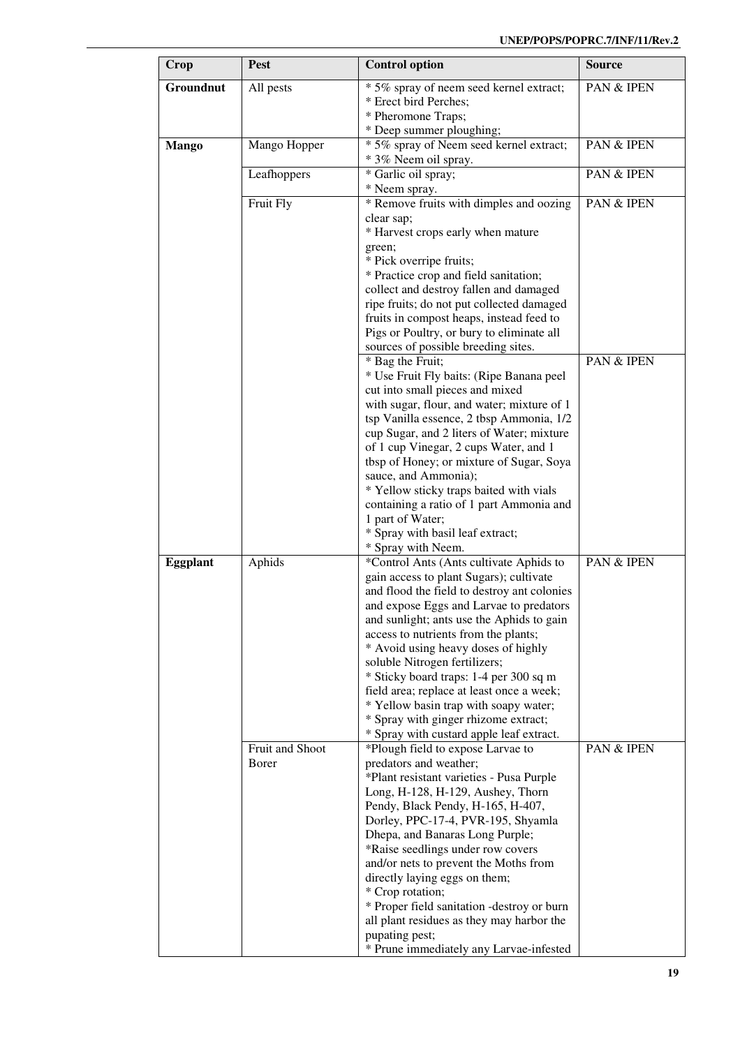| Crop | Pest | Control option | Source |
|---|---|---|---|
| **Groundnut** | All pests | * 5% spray of neem seed kernel extract;<br>* Erect bird Perches;<br>* Pheromone Traps;<br>* Deep summer ploughing; | PAN & IPEN |
| **Mango** | Mango Hopper | * 5% spray of Neem seed kernel extract;<br>* 3% Neem oil spray. | PAN & IPEN |
| | Leafhoppers | * Garlic oil spray;<br>* Neem spray. | PAN & IPEN |
| | Fruit Fly | * Remove fruits with dimples and oozing clear sap;<br>* Harvest crops early when mature green;<br>* Pick overripe fruits;<br>* Practice crop and field sanitation; collect and destroy fallen and damaged ripe fruits; do not put collected damaged fruits in compost heaps, instead feed to Pigs or Poultry, or bury to eliminate all sources of possible breeding sites. | PAN & IPEN |
| | | * Bag the Fruit;<br>* Use Fruit Fly baits: (Ripe Banana peel cut into small pieces and mixed with sugar, flour, and water; mixture of 1 tsp Vanilla essence, 2 tbsp Ammonia, 1/2 cup Sugar, and 2 liters of Water; mixture of 1 cup Vinegar, 2 cups Water, and 1 tbsp of Honey; or mixture of Sugar, Soya sauce, and Ammonia);<br>* Yellow sticky traps baited with vials containing a ratio of 1 part Ammonia and 1 part of Water;<br>* Spray with basil leaf extract;<br>* Spray with Neem. | PAN & IPEN |
| **Eggplant** | Aphids | *Control Ants (Ants cultivate Aphids to gain access to plant Sugars); cultivate and flood the field to destroy ant colonies and expose Eggs and Larvae to predators and sunlight; ants use the Aphids to gain access to nutrients from the plants;<br>* Avoid using heavy doses of highly soluble Nitrogen fertilizers;<br>* Sticky board traps: 1-4 per 300 sq m field area; replace at least once a week;<br>* Yellow basin trap with soapy water;<br>* Spray with ginger rhizome extract;<br>* Spray with custard apple leaf extract. | PAN & IPEN |
| | Fruit and Shoot Borer | *Plough field to expose Larvae to predators and weather;<br>*Plant resistant varieties - Pusa Purple Long, H-128, H-129, Aushey, Thorn Pendy, Black Pendy, H-165, H-407, Dorley, PPC-17-4, PVR-195, Shyamla Dhepa, and Banaras Long Purple;<br>*Raise seedlings under row covers and/or nets to prevent the Moths from directly laying eggs on them;<br>* Crop rotation;<br>* Proper field sanitation -destroy or burn all plant residues as they may harbor the pupating pest;<br>* Prune immediately any Larvae-infested | PAN & IPEN |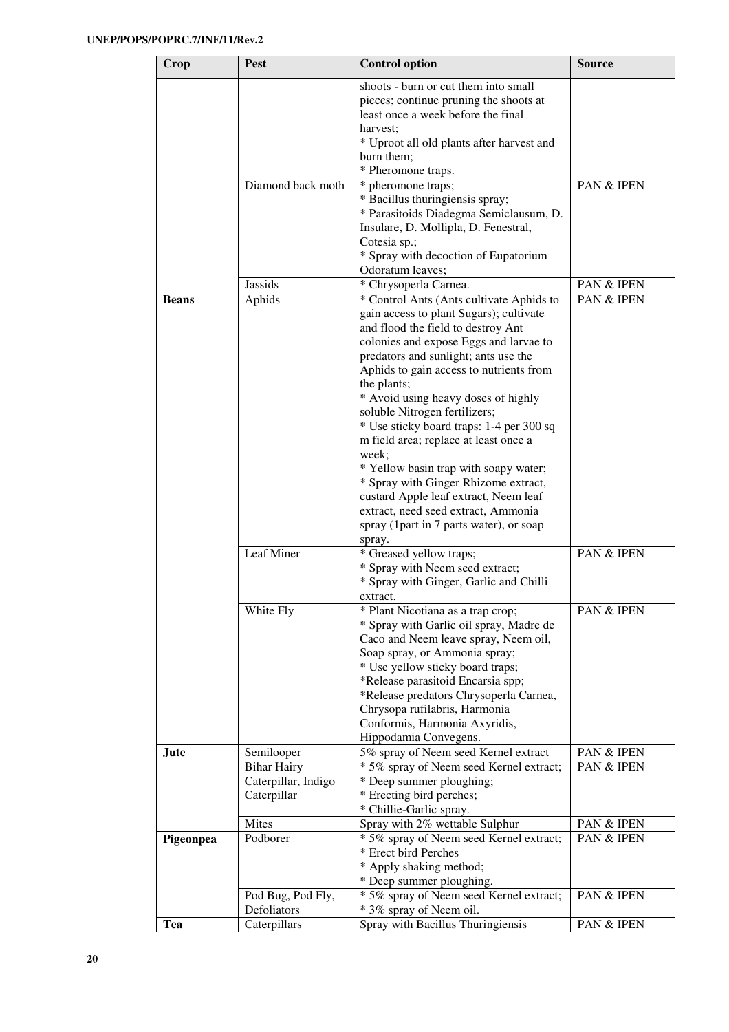| Crop | Pest | Control option | Source |
|---|---|---|---|
| | | shoots - burn or cut them into small pieces; continue pruning the shoots at least once a week before the final harvest;<br>* Uproot all old plants after harvest and burn them;<br>* Pheromone traps. | |
| | Diamond back moth | * pheromone traps;<br>* Bacillus thuringiensis spray;<br>* Parasitoids Diadegma Semiclausum, D. Insulare, D. Mollipla, D. Fenestral, Cotesia sp.;<br>* Spray with decoction of Eupatorium Odoratum leaves; | PAN & IPEN |
| | Jassids | * Chrysoperla Carnea. | PAN & IPEN |
| **Beans** | Aphids | * Control Ants (Ants cultivate Aphids to gain access to plant Sugars); cultivate and flood the field to destroy Ant colonies and expose Eggs and larvae to predators and sunlight; ants use the Aphids to gain access to nutrients from the plants;<br>* Avoid using heavy doses of highly soluble Nitrogen fertilizers;<br>* Use sticky board traps: 1-4 per 300 sq m field area; replace at least once a week;<br>* Yellow basin trap with soapy water;<br>* Spray with Ginger Rhizome extract, custard Apple leaf extract, Neem leaf extract, need seed extract, Ammonia spray (1part in 7 parts water), or soap spray. | PAN & IPEN |
| | Leaf Miner | * Greased yellow traps;<br>* Spray with Neem seed extract;<br>* Spray with Ginger, Garlic and Chilli extract. | PAN & IPEN |
| | White Fly | * Plant Nicotiana as a trap crop;<br>* Spray with Garlic oil spray, Madre de Caco and Neem leave spray, Neem oil, Soap spray, or Ammonia spray;<br>* Use yellow sticky board traps;<br>*Release parasitoid Encarsia spp;<br>*Release predators Chrysoperla Carnea, Chrysopa rufilabris, Harmonia Conformis, Harmonia Axyridis, Hippodamia Convegens. | PAN & IPEN |
| **Jute** | Semilooper | 5% spray of Neem seed Kernel extract | PAN & IPEN |
| | Bihar Hairy Caterpillar, Indigo Caterpillar | * 5% spray of Neem seed Kernel extract;<br>* Deep summer ploughing;<br>* Erecting bird perches;<br>* Chillie-Garlic spray. | PAN & IPEN |
| | Mites | Spray with 2% wettable Sulphur | PAN & IPEN |
| **Pigeonpea** | Podborer | * 5% spray of Neem seed Kernel extract;<br>* Erect bird Perches<br>* Apply shaking method;<br>* Deep summer ploughing. | PAN & IPEN |
| | Pod Bug, Pod Fly, Defoliators | * 5% spray of Neem seed Kernel extract;<br>* 3% spray of Neem oil. | PAN & IPEN |
| **Tea** | Caterpillars | Spray with Bacillus Thuringiensis | PAN & IPEN |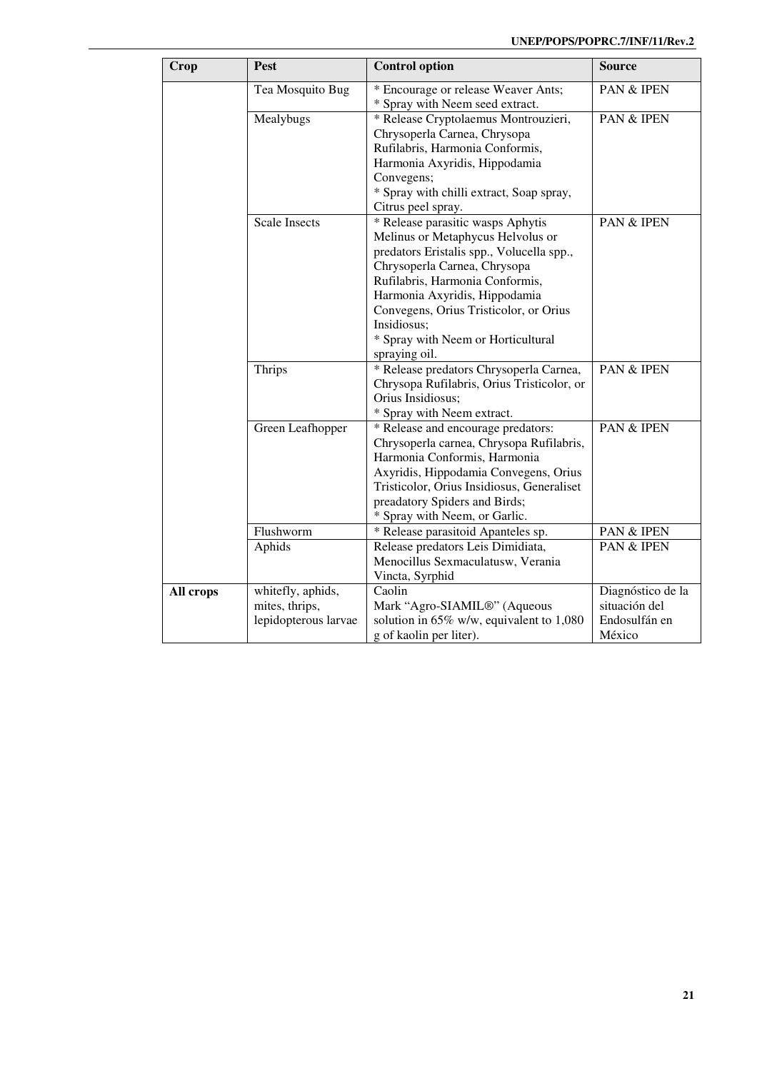| Crop | Pest | Control option | Source |
|---|---|---|---|
| | Tea Mosquito Bug | * Encourage or release Weaver Ants;<br>* Spray with Neem seed extract. | PAN & IPEN |
| | Mealybugs | * Release Cryptolaemus Montrouzieri, Chrysoperla Carnea, Chrysopa Rufilabris, Harmonia Conformis, Harmonia Axyridis, Hippodamia Convegens;<br>* Spray with chilli extract, Soap spray, Citrus peel spray. | PAN & IPEN |
| | Scale Insects | * Release parasitic wasps Aphytis Melinus or Metaphycus Helvolus or predators Eristalis spp., Volucella spp., Chrysoperla Carnea, Chrysopa Rufilabris, Harmonia Conformis, Harmonia Axyridis, Hippodamia Convegens, Orius Tristicolor, or Orius Insidiosus;<br>* Spray with Neem or Horticultural spraying oil. | PAN & IPEN |
| | Thrips | * Release predators Chrysoperla Carnea, Chrysopa Rufilabris, Orius Tristicolor, or Orius Insidiosus;<br>* Spray with Neem extract. | PAN & IPEN |
| | Green Leafhopper | * Release and encourage predators: Chrysoperla carnea, Chrysopa Rufilabris, Harmonia Conformis, Harmonia Axyridis, Hippodamia Convegens, Orius Tristicolor, Orius Insidiosus, Generaliset preadatory Spiders and Birds;<br>* Spray with Neem, or Garlic. | PAN & IPEN |
| | Flushworm | * Release parasitoid Apanteles sp. | PAN & IPEN |
| | Aphids | Release predators Leis Dimidiata, Menocillus Sexmaculatusw, Verania Vincta, Syrphid | PAN & IPEN |
| **All crops** | whitefly, aphids, mites, thrips, lepidopterous larvae | Caolin<br>Mark "Agro-SIAMIL®" (Aqueous solution in 65% w/w, equivalent to 1,080 g of kaolin per liter). | Diagnóstico de la situación del Endosulfán en México |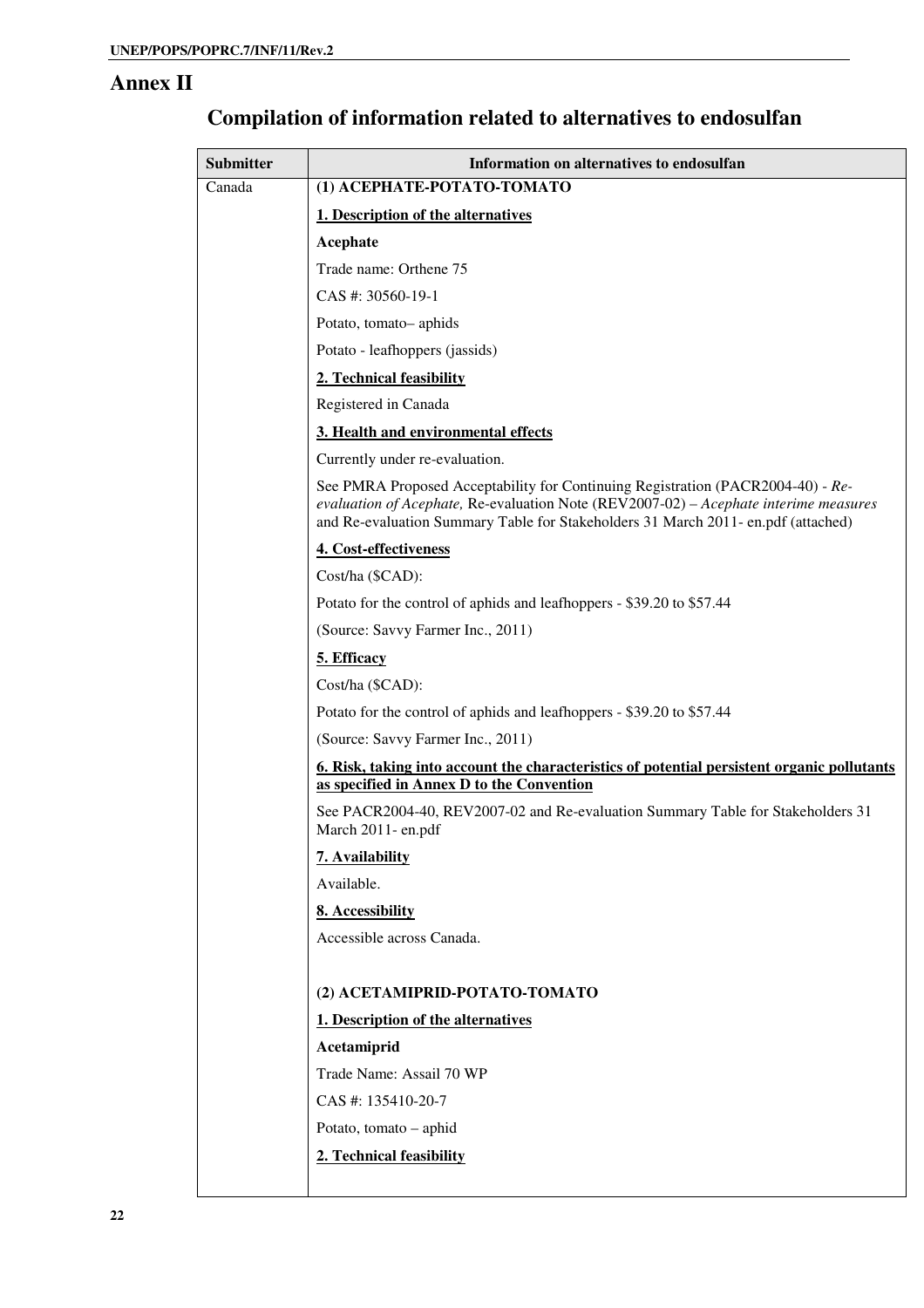# Annex II

## Compilation of information related to alternatives to endosulfan

| Submitter | Information on alternatives to endosulfan |
|---|---|
| Canada | **(1) ACEPHATE-POTATO-TOMATO**<br><br>**<u>1. Description of the alternatives</u>**<br><br>**Acephate**<br><br>Trade name: Orthene 75<br><br>CAS #: 30560-19-1<br><br>Potato, tomato– aphids<br><br>Potato - leafhoppers (jassids)<br><br>**<u>2. Technical feasibility</u>**<br><br>Registered in Canada<br><br>**<u>3. Health and environmental effects</u>**<br><br>Currently under re-evaluation.<br><br>See PMRA Proposed Acceptability for Continuing Registration (PACR2004-40) - *Re-evaluation of Acephate,* Re-evaluation Note (REV2007-02) – *Acephate interime measures* and Re-evaluation Summary Table for Stakeholders 31 March 2011- en.pdf (attached)<br><br>**<u>4. Cost-effectiveness</u>**<br><br>Cost/ha ($CAD):<br><br>Potato for the control of aphids and leafhoppers - $39.20 to $57.44<br><br>(Source: Savvy Farmer Inc., 2011)<br><br>**<u>5. Efficacy</u>**<br><br>Cost/ha ($CAD):<br><br>Potato for the control of aphids and leafhoppers - $39.20 to $57.44<br><br>(Source: Savvy Farmer Inc., 2011)<br><br>**<u>6. Risk, taking into account the characteristics of potential persistent organic pollutants as specified in Annex D to the Convention</u>**<br><br>See PACR2004-40, REV2007-02 and Re-evaluation Summary Table for Stakeholders 31 March 2011- en.pdf<br><br>**<u>7. Availability</u>**<br><br>Available.<br><br>**<u>8. Accessibility</u>**<br><br>Accessible across Canada.<br><br>**(2) ACETAMIPRID-POTATO-TOMATO**<br><br>**<u>1. Description of the alternatives</u>**<br><br>**Acetamiprid**<br><br>Trade Name: Assail 70 WP<br><br>CAS #: 135410-20-7<br><br>Potato, tomato – aphid<br><br>**<u>2. Technical feasibility</u>** |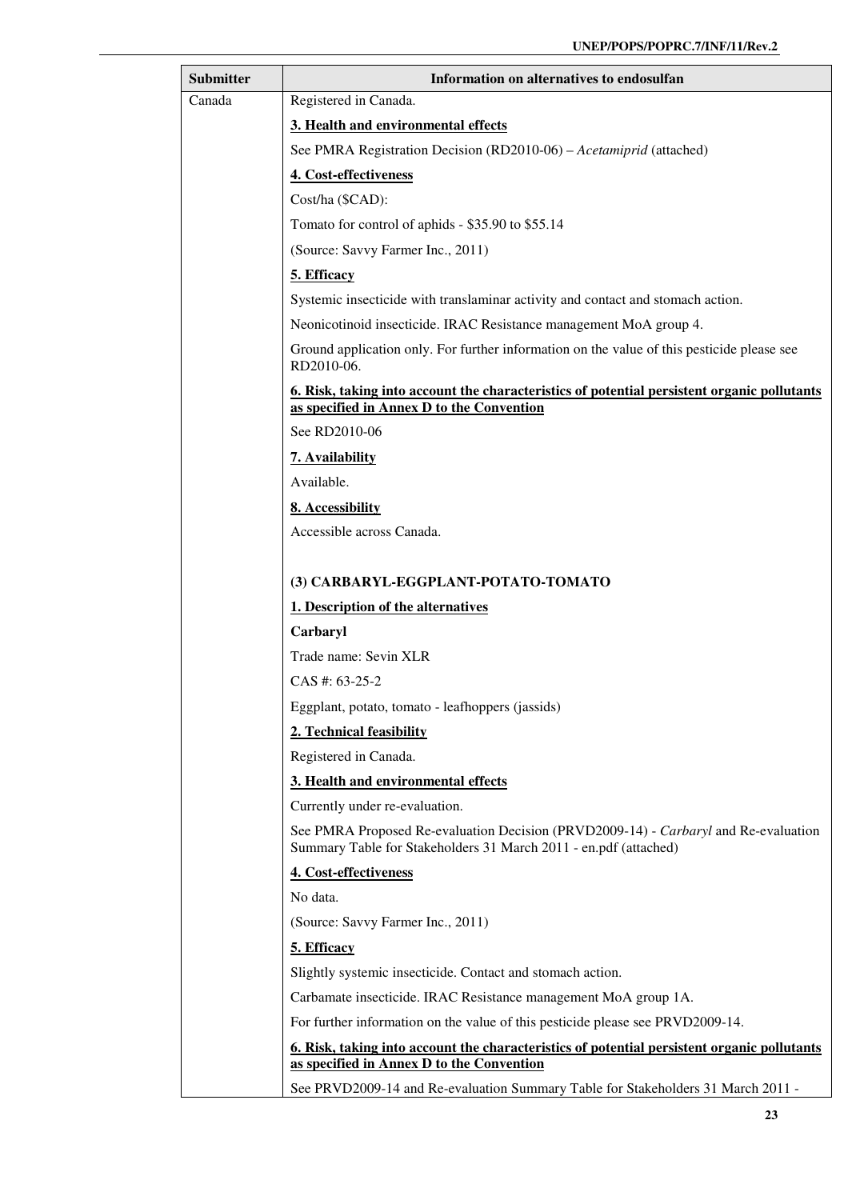| Submitter | Information on alternatives to endosulfan |
|---|---|
| Canada | Registered in Canada.<br><br>**3. Health and environmental effects**<br><br>See PMRA Registration Decision (RD2010-06) – *Acetamiprid* (attached)<br><br>**4. Cost-effectiveness**<br><br>Cost/ha ($CAD):<br><br>Tomato for control of aphids - $35.90 to $55.14<br><br>(Source: Savvy Farmer Inc., 2011)<br><br>**5. Efficacy**<br><br>Systemic insecticide with translaminar activity and contact and stomach action.<br><br>Neonicotinoid insecticide. IRAC Resistance management MoA group 4.<br><br>Ground application only. For further information on the value of this pesticide please see RD2010-06.<br><br>**6. Risk, taking into account the characteristics of potential persistent organic pollutants as specified in Annex D to the Convention**<br><br>See RD2010-06<br><br>**7. Availability**<br><br>Available.<br><br>**8. Accessibility**<br><br>Accessible across Canada.<br><br><br>**(3) CARBARYL-EGGPLANT-POTATO-TOMATO**<br><br>**1. Description of the alternatives**<br><br>**Carbaryl**<br><br>Trade name: Sevin XLR<br><br>CAS #: 63-25-2<br><br>Eggplant, potato, tomato - leafhoppers (jassids)<br><br>**2. Technical feasibility**<br><br>Registered in Canada.<br><br>**3. Health and environmental effects**<br><br>Currently under re-evaluation.<br><br>See PMRA Proposed Re-evaluation Decision (PRVD2009-14) - *Carbaryl* and Re-evaluation Summary Table for Stakeholders 31 March 2011 - en.pdf (attached)<br><br>**4. Cost-effectiveness**<br><br>No data.<br><br>(Source: Savvy Farmer Inc., 2011)<br><br>**5. Efficacy**<br><br>Slightly systemic insecticide. Contact and stomach action.<br><br>Carbamate insecticide. IRAC Resistance management MoA group 1A.<br><br>For further information on the value of this pesticide please see PRVD2009-14.<br><br>**6. Risk, taking into account the characteristics of potential persistent organic pollutants as specified in Annex D to the Convention**<br><br>See PRVD2009-14 and Re-evaluation Summary Table for Stakeholders 31 March 2011 - |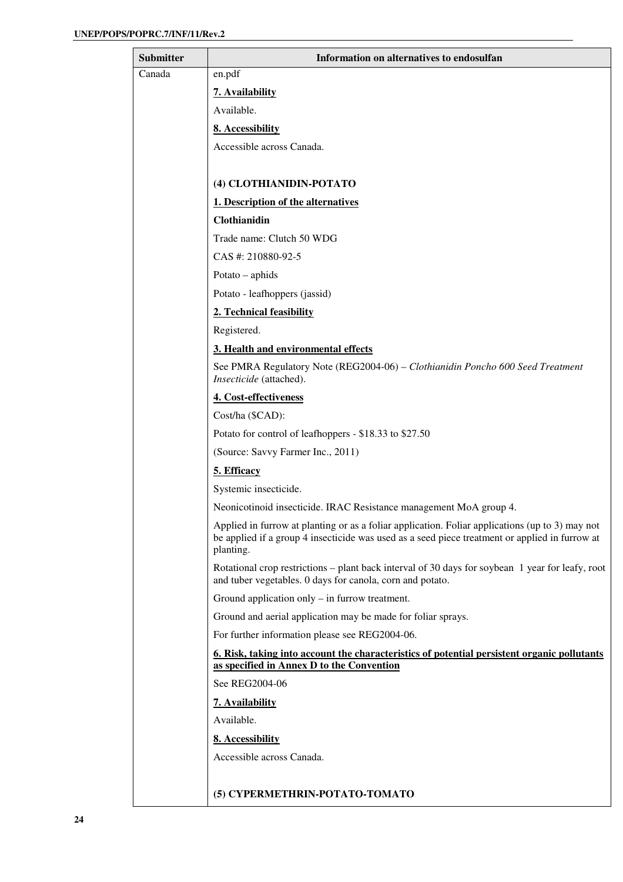| Submitter | Information on alternatives to endosulfan |
|---|---|
| Canada | en.pdf<br><br>**7. Availability**<br><br>Available.<br><br>**8. Accessibility**<br><br>Accessible across Canada.<br><br>**(4) CLOTHIANIDIN-POTATO**<br><br>**1. Description of the alternatives**<br><br>**Clothianidin**<br><br>Trade name: Clutch 50 WDG<br><br>CAS #: 210880-92-5<br><br>Potato – aphids<br><br>Potato - leafhoppers (jassid)<br><br>**2. Technical feasibility**<br><br>Registered.<br><br>**3. Health and environmental effects**<br><br>See PMRA Regulatory Note (REG2004-06) – *Clothianidin Poncho 600 Seed Treatment Insecticide* (attached).<br><br>**4. Cost-effectiveness**<br><br>Cost/ha ($CAD):<br><br>Potato for control of leafhoppers - $18.33 to $27.50<br><br>(Source: Savvy Farmer Inc., 2011)<br><br>**5. Efficacy**<br><br>Systemic insecticide.<br><br>Neonicotinoid insecticide. IRAC Resistance management MoA group 4.<br><br>Applied in furrow at planting or as a foliar application. Foliar applications (up to 3) may not be applied if a group 4 insecticide was used as a seed piece treatment or applied in furrow at planting.<br><br>Rotational crop restrictions – plant back interval of 30 days for soybean 1 year for leafy, root and tuber vegetables. 0 days for canola, corn and potato.<br><br>Ground application only – in furrow treatment.<br><br>Ground and aerial application may be made for foliar sprays.<br><br>For further information please see REG2004-06.<br><br>**6. Risk, taking into account the characteristics of potential persistent organic pollutants as specified in Annex D to the Convention**<br><br>See REG2004-06<br><br>**7. Availability**<br><br>Available.<br><br>**8. Accessibility**<br><br>Accessible across Canada.<br><br>**(5) CYPERMETHRIN-POTATO-TOMATO** |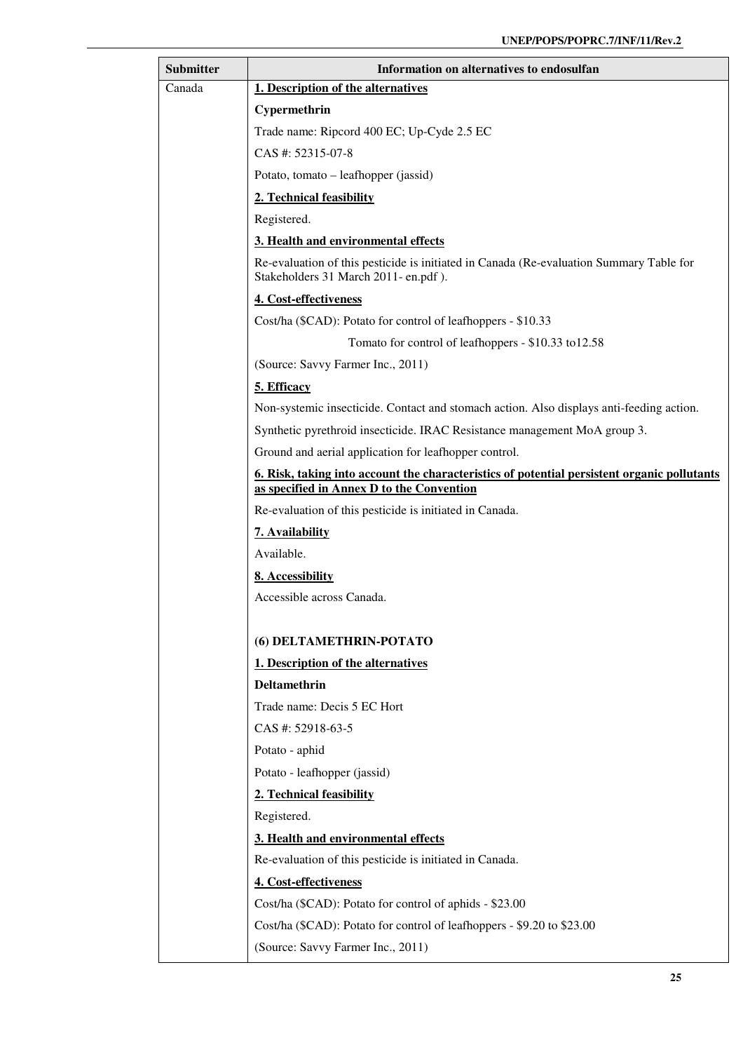| Submitter | Information on alternatives to endosulfan |
|---|---|
| Canada | **<u>1. Description of the alternatives</u>**<br><br>**Cypermethrin**<br><br>Trade name: Ripcord 400 EC; Up-Cyde 2.5 EC<br><br>CAS #: 52315-07-8<br><br>Potato, tomato – leafhopper (jassid)<br><br>**<u>2. Technical feasibility</u>**<br><br>Registered.<br><br>**<u>3. Health and environmental effects</u>**<br><br>Re-evaluation of this pesticide is initiated in Canada (Re-evaluation Summary Table for Stakeholders 31 March 2011- en.pdf ).<br><br>**<u>4. Cost-effectiveness</u>**<br><br>Cost/ha ($CAD): Potato for control of leafhoppers - $10.33<br><br>Tomato for control of leafhoppers - $10.33 to12.58<br><br>(Source: Savvy Farmer Inc., 2011)<br><br>**<u>5. Efficacy</u>**<br><br>Non-systemic insecticide. Contact and stomach action. Also displays anti-feeding action.<br><br>Synthetic pyrethroid insecticide. IRAC Resistance management MoA group 3.<br><br>Ground and aerial application for leafhopper control.<br><br>**<u>6. Risk, taking into account the characteristics of potential persistent organic pollutants as specified in Annex D to the Convention</u>**<br><br>Re-evaluation of this pesticide is initiated in Canada.<br><br>**<u>7. Availability</u>**<br><br>Available.<br><br>**<u>8. Accessibility</u>**<br><br>Accessible across Canada.<br><br>**(6) DELTAMETHRIN-POTATO**<br><br>**<u>1. Description of the alternatives</u>**<br><br>**Deltamethrin**<br><br>Trade name: Decis 5 EC Hort<br><br>CAS #: 52918-63-5<br><br>Potato - aphid<br><br>Potato - leafhopper (jassid)<br><br>**<u>2. Technical feasibility</u>**<br><br>Registered.<br><br>**<u>3. Health and environmental effects</u>**<br><br>Re-evaluation of this pesticide is initiated in Canada.<br><br>**<u>4. Cost-effectiveness</u>**<br><br>Cost/ha ($CAD): Potato for control of aphids - $23.00<br><br>Cost/ha ($CAD): Potato for control of leafhoppers - $9.20 to $23.00<br><br>(Source: Savvy Farmer Inc., 2011) |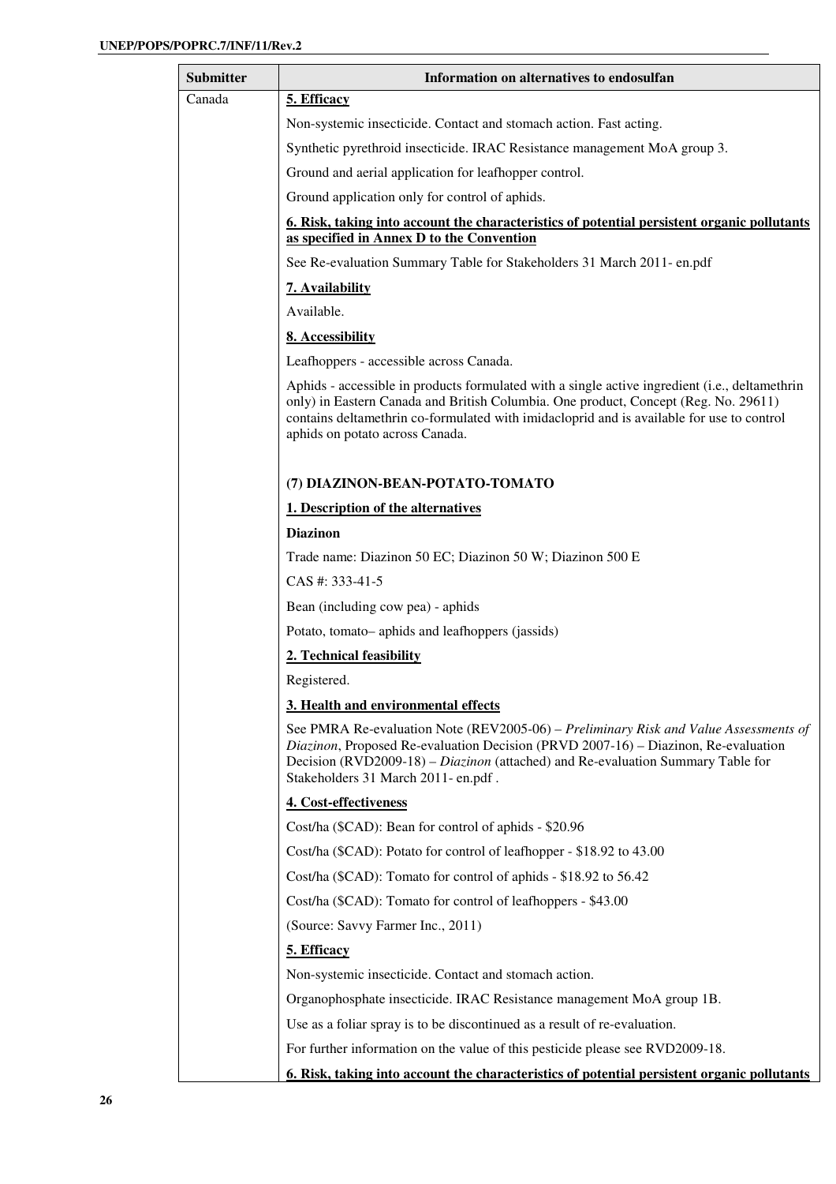| Submitter | Information on alternatives to endosulfan |
|---|---|
| Canada | **5. Efficacy** |
| | Non-systemic insecticide. Contact and stomach action. Fast acting. |
| | Synthetic pyrethroid insecticide. IRAC Resistance management MoA group 3. |
| | Ground and aerial application for leafhopper control. |
| | Ground application only for control of aphids. |
| | **6. Risk, taking into account the characteristics of potential persistent organic pollutants as specified in Annex D to the Convention** |
| | See Re-evaluation Summary Table for Stakeholders 31 March 2011- en.pdf |
| | **7. Availability** |
| | Available. |
| | **8. Accessibility** |
| | Leafhoppers - accessible across Canada. |
| | Aphids - accessible in products formulated with a single active ingredient (i.e., deltamethrin only) in Eastern Canada and British Columbia. One product, Concept (Reg. No. 29611) contains deltamethrin co-formulated with imidacloprid and is available for use to control aphids on potato across Canada. |
| | **(7) DIAZINON-BEAN-POTATO-TOMATO** |
| | **1. Description of the alternatives** |
| | **Diazinon** |
| | Trade name: Diazinon 50 EC; Diazinon 50 W; Diazinon 500 E |
| | CAS #: 333-41-5 |
| | Bean (including cow pea) - aphids |
| | Potato, tomato– aphids and leafhoppers (jassids) |
| | **2. Technical feasibility** |
| | Registered. |
| | **3. Health and environmental effects** |
| | See PMRA Re-evaluation Note (REV2005-06) – *Preliminary Risk and Value Assessments of Diazinon*, Proposed Re-evaluation Decision (PRVD 2007-16) – Diazinon, Re-evaluation Decision (RVD2009-18) – *Diazinon* (attached) and Re-evaluation Summary Table for Stakeholders 31 March 2011- en.pdf . |
| | **4. Cost-effectiveness** |
| | Cost/ha ($CAD): Bean for control of aphids - $20.96 |
| | Cost/ha ($CAD): Potato for control of leafhopper - $18.92 to 43.00 |
| | Cost/ha ($CAD): Tomato for control of aphids - $18.92 to 56.42 |
| | Cost/ha ($CAD): Tomato for control of leafhoppers - $43.00 |
| | (Source: Savvy Farmer Inc., 2011) |
| | **5. Efficacy** |
| | Non-systemic insecticide. Contact and stomach action. |
| | Organophosphate insecticide. IRAC Resistance management MoA group 1B. |
| | Use as a foliar spray is to be discontinued as a result of re-evaluation. |
| | For further information on the value of this pesticide please see RVD2009-18. |
| | **6. Risk, taking into account the characteristics of potential persistent organic pollutants** |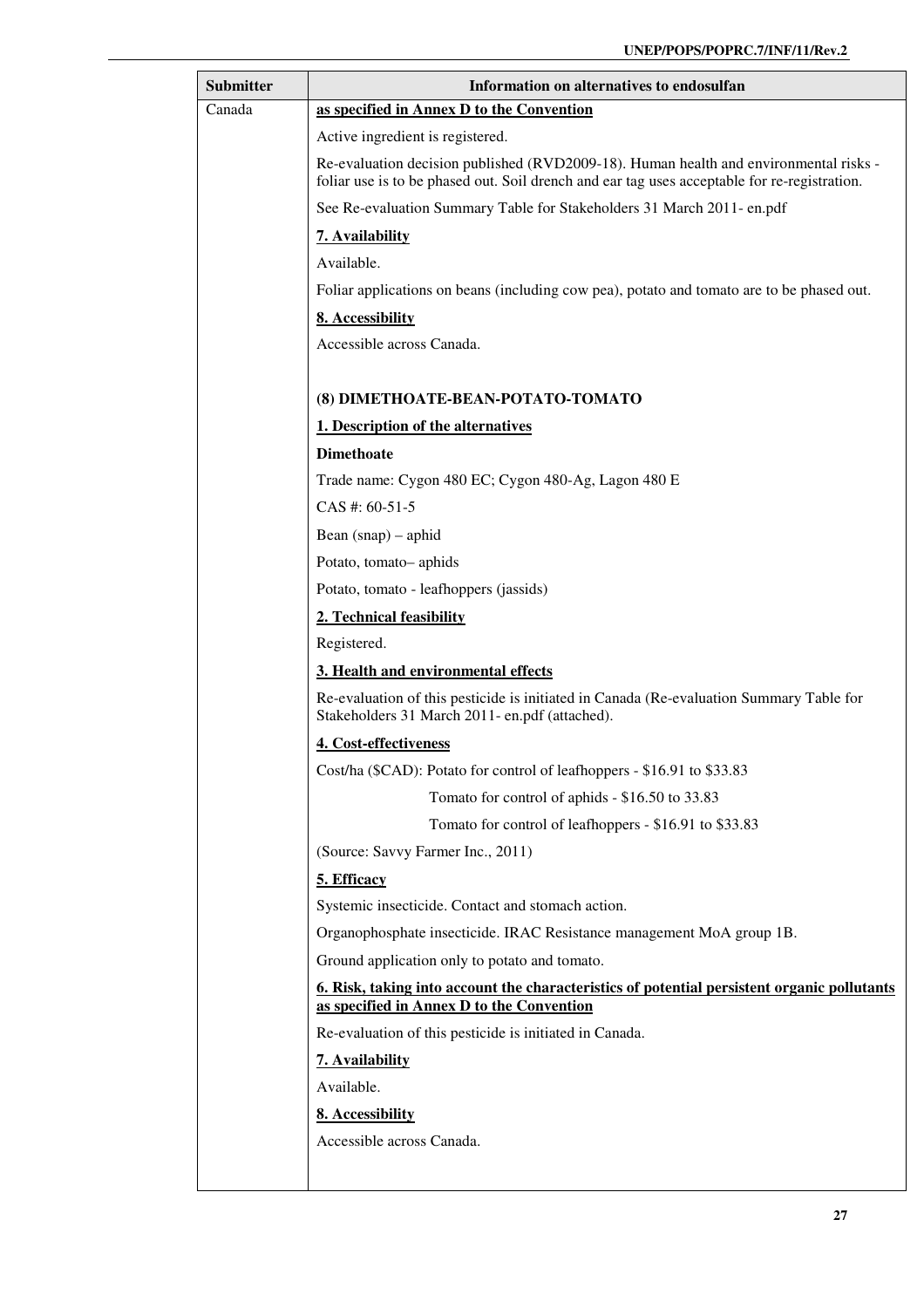| Submitter | Information on alternatives to endosulfan |
|---|---|
| Canada | **as specified in Annex D to the Convention**<br><br>Active ingredient is registered.<br><br>Re-evaluation decision published (RVD2009-18). Human health and environmental risks - foliar use is to be phased out. Soil drench and ear tag uses acceptable for re-registration.<br><br>See Re-evaluation Summary Table for Stakeholders 31 March 2011- en.pdf<br><br>**7. Availability**<br><br>Available.<br><br>Foliar applications on beans (including cow pea), potato and tomato are to be phased out.<br><br>**8. Accessibility**<br><br>Accessible across Canada.<br><br>**(8) DIMETHOATE-BEAN-POTATO-TOMATO**<br><br>**1. Description of the alternatives**<br><br>**Dimethoate**<br><br>Trade name: Cygon 480 EC; Cygon 480-Ag, Lagon 480 E<br><br>CAS #: 60-51-5<br><br>Bean (snap) – aphid<br><br>Potato, tomato– aphids<br><br>Potato, tomato - leafhoppers (jassids)<br><br>**2. Technical feasibility**<br><br>Registered.<br><br>**3. Health and environmental effects**<br><br>Re-evaluation of this pesticide is initiated in Canada (Re-evaluation Summary Table for Stakeholders 31 March 2011- en.pdf (attached).<br><br>**4. Cost-effectiveness**<br><br>Cost/ha ($CAD): Potato for control of leafhoppers - $16.91 to $33.83<br>Tomato for control of aphids - $16.50 to 33.83<br>Tomato for control of leafhoppers - $16.91 to $33.83<br><br>(Source: Savvy Farmer Inc., 2011)<br><br>**5. Efficacy**<br><br>Systemic insecticide. Contact and stomach action.<br><br>Organophosphate insecticide. IRAC Resistance management MoA group 1B.<br><br>Ground application only to potato and tomato.<br><br>**6. Risk, taking into account the characteristics of potential persistent organic pollutants as specified in Annex D to the Convention**<br><br>Re-evaluation of this pesticide is initiated in Canada.<br><br>**7. Availability**<br><br>Available.<br><br>**8. Accessibility**<br><br>Accessible across Canada. |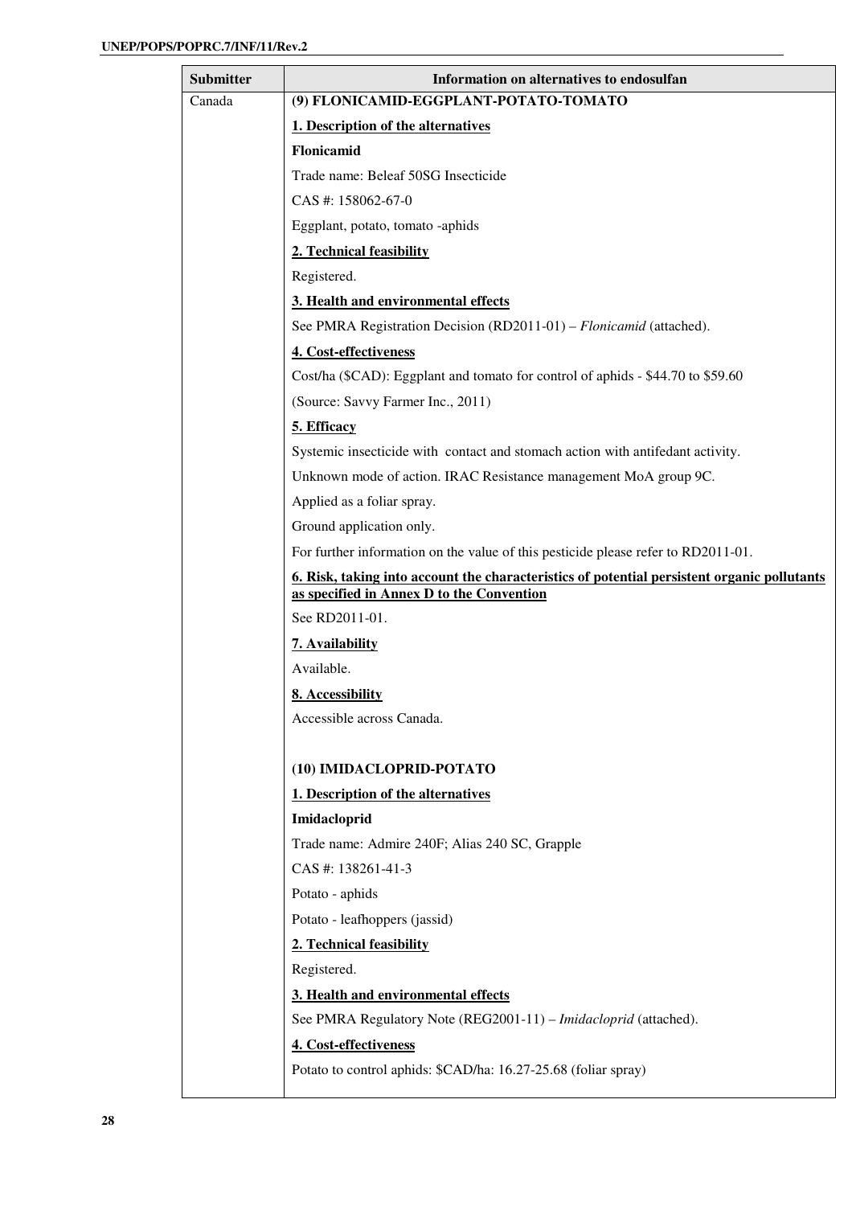| Submitter | Information on alternatives to endosulfan |
|---|---|
| Canada | **(9) FLONICAMID-EGGPLANT-POTATO-TOMATO** |
| | **1. Description of the alternatives** |
| | **Flonicamid** |
| | Trade name: Beleaf 50SG Insecticide |
| | CAS #: 158062-67-0 |
| | Eggplant, potato, tomato -aphids |
| | **2. Technical feasibility** |
| | Registered. |
| | **3. Health and environmental effects** |
| | See PMRA Registration Decision (RD2011-01) – *Flonicamid* (attached). |
| | **4. Cost-effectiveness** |
| | Cost/ha ($CAD): Eggplant and tomato for control of aphids - $44.70 to $59.60 |
| | (Source: Savvy Farmer Inc., 2011) |
| | **5. Efficacy** |
| | Systemic insecticide with contact and stomach action with antifedant activity. |
| | Unknown mode of action. IRAC Resistance management MoA group 9C. |
| | Applied as a foliar spray. |
| | Ground application only. |
| | For further information on the value of this pesticide please refer to RD2011-01. |
| | **6. Risk, taking into account the characteristics of potential persistent organic pollutants as specified in Annex D to the Convention** |
| | See RD2011-01. |
| | **7. Availability** |
| | Available. |
| | **8. Accessibility** |
| | Accessible across Canada. |
| | **(10) IMIDACLOPRID-POTATO** |
| | **1. Description of the alternatives** |
| | **Imidacloprid** |
| | Trade name: Admire 240F; Alias 240 SC, Grapple |
| | CAS #: 138261-41-3 |
| | Potato - aphids |
| | Potato - leafhoppers (jassid) |
| | **2. Technical feasibility** |
| | Registered. |
| | **3. Health and environmental effects** |
| | See PMRA Regulatory Note (REG2001-11) – *Imidacloprid* (attached). |
| | **4. Cost-effectiveness** |
| | Potato to control aphids: $CAD/ha: 16.27-25.68 (foliar spray) |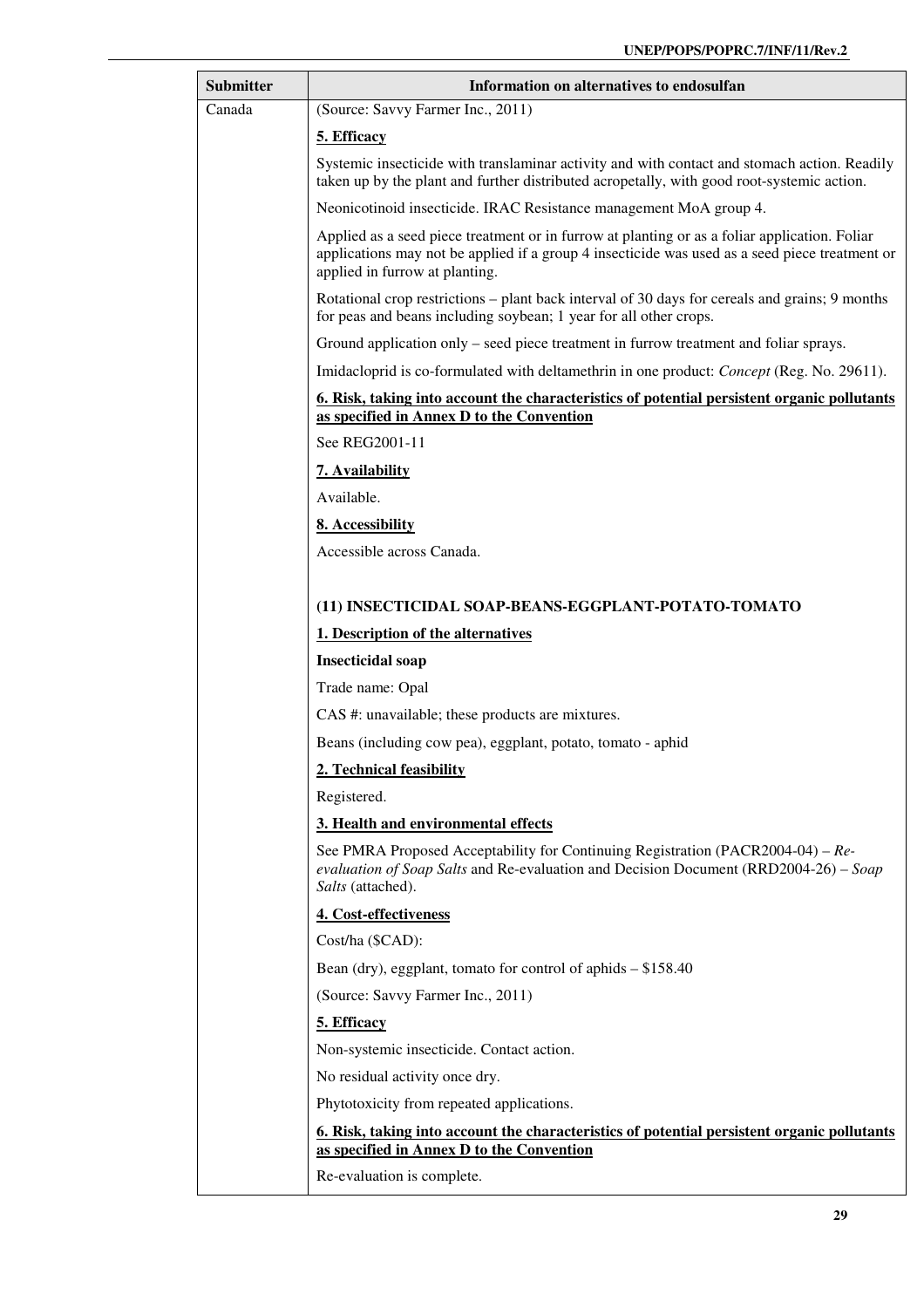| Submitter | Information on alternatives to endosulfan |
|---|---|
| Canada | (Source: Savvy Farmer Inc., 2011)<br><br>**5. Efficacy**<br><br>Systemic insecticide with translaminar activity and with contact and stomach action. Readily taken up by the plant and further distributed acropetally, with good root-systemic action.<br><br>Neonicotinoid insecticide. IRAC Resistance management MoA group 4.<br><br>Applied as a seed piece treatment or in furrow at planting or as a foliar application. Foliar applications may not be applied if a group 4 insecticide was used as a seed piece treatment or applied in furrow at planting.<br><br>Rotational crop restrictions – plant back interval of 30 days for cereals and grains; 9 months for peas and beans including soybean; 1 year for all other crops.<br><br>Ground application only – seed piece treatment in furrow treatment and foliar sprays.<br><br>Imidacloprid is co-formulated with deltamethrin in one product: *Concept* (Reg. No. 29611).<br><br>**6. Risk, taking into account the characteristics of potential persistent organic pollutants as specified in Annex D to the Convention**<br><br>See REG2001-11<br><br>**7. Availability**<br><br>Available.<br><br>**8. Accessibility**<br><br>Accessible across Canada.<br><br><br>**(11) INSECTICIDAL SOAP-BEANS-EGGPLANT-POTATO-TOMATO**<br><br>**1. Description of the alternatives**<br><br>**Insecticidal soap**<br><br>Trade name: Opal<br><br>CAS #: unavailable; these products are mixtures.<br><br>Beans (including cow pea), eggplant, potato, tomato - aphid<br><br>**2. Technical feasibility**<br><br>Registered.<br><br>**3. Health and environmental effects**<br><br>See PMRA Proposed Acceptability for Continuing Registration (PACR2004-04) – *Re-evaluation of Soap Salts* and Re-evaluation and Decision Document (RRD2004-26) – *Soap Salts* (attached).<br><br>**4. Cost-effectiveness**<br><br>Cost/ha ($CAD):<br><br>Bean (dry), eggplant, tomato for control of aphids – $158.40<br><br>(Source: Savvy Farmer Inc., 2011)<br><br>**5. Efficacy**<br><br>Non-systemic insecticide. Contact action.<br><br>No residual activity once dry.<br><br>Phytotoxicity from repeated applications.<br><br>**6. Risk, taking into account the characteristics of potential persistent organic pollutants as specified in Annex D to the Convention**<br><br>Re-evaluation is complete. |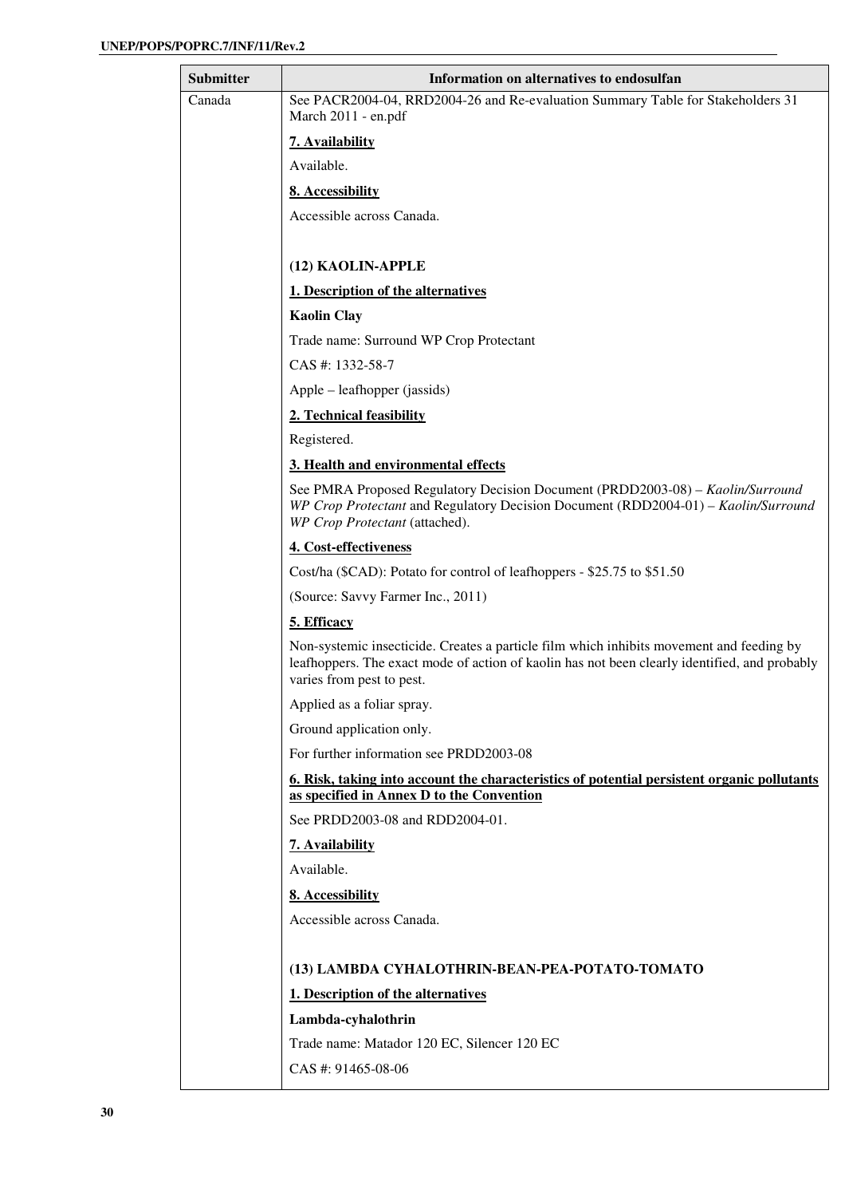| Submitter | Information on alternatives to endosulfan |
|---|---|
| Canada | See PACR2004-04, RRD2004-26 and Re-evaluation Summary Table for Stakeholders 31 March 2011 - en.pdf<br><br>**7. Availability**<br><br>Available.<br><br>**8. Accessibility**<br><br>Accessible across Canada.<br><br>**(12) KAOLIN-APPLE**<br><br>**1. Description of the alternatives**<br><br>**Kaolin Clay**<br><br>Trade name: Surround WP Crop Protectant<br><br>CAS #: 1332-58-7<br><br>Apple – leafhopper (jassids)<br><br>**2. Technical feasibility**<br><br>Registered.<br><br>**3. Health and environmental effects**<br><br>See PMRA Proposed Regulatory Decision Document (PRDD2003-08) – *Kaolin/Surround WP Crop Protectant* and Regulatory Decision Document (RDD2004-01) – *Kaolin/Surround WP Crop Protectant* (attached).<br><br>**4. Cost-effectiveness**<br><br>Cost/ha ($CAD): Potato for control of leafhoppers - $25.75 to $51.50<br><br>(Source: Savvy Farmer Inc., 2011)<br><br>**5. Efficacy**<br><br>Non-systemic insecticide. Creates a particle film which inhibits movement and feeding by leafhoppers. The exact mode of action of kaolin has not been clearly identified, and probably varies from pest to pest.<br><br>Applied as a foliar spray.<br><br>Ground application only.<br><br>For further information see PRDD2003-08<br><br>**6. Risk, taking into account the characteristics of potential persistent organic pollutants as specified in Annex D to the Convention**<br><br>See PRDD2003-08 and RDD2004-01.<br><br>**7. Availability**<br><br>Available.<br><br>**8. Accessibility**<br><br>Accessible across Canada.<br><br>**(13) LAMBDA CYHALOTHRIN-BEAN-PEA-POTATO-TOMATO**<br><br>**1. Description of the alternatives**<br><br>**Lambda-cyhalothrin**<br><br>Trade name: Matador 120 EC, Silencer 120 EC<br><br>CAS #: 91465-08-06 |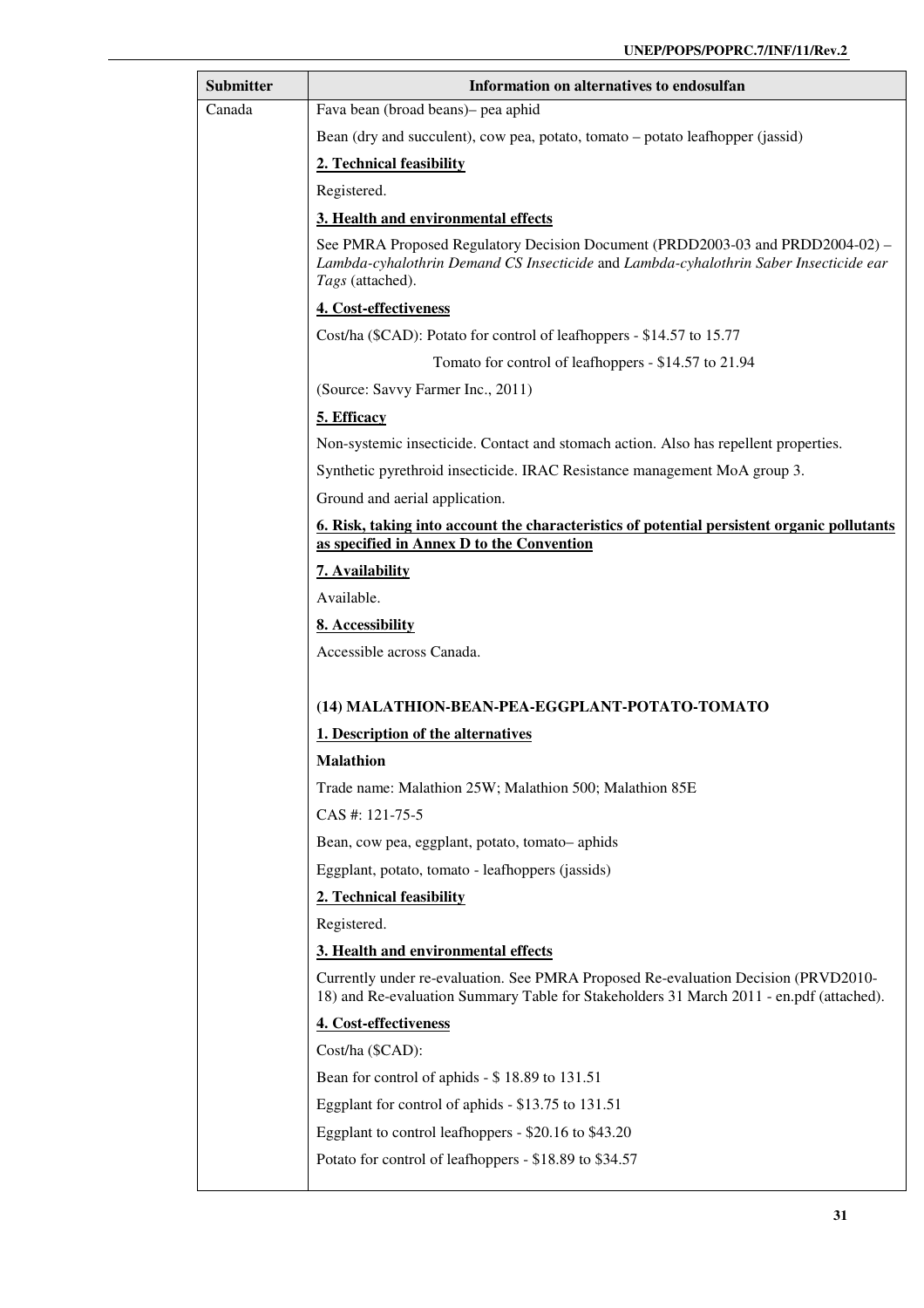| Submitter | Information on alternatives to endosulfan |
| --- | --- |
| Canada | Fava bean (broad beans)– pea aphid<br><br>Bean (dry and succulent), cow pea, potato, tomato – potato leafhopper (jassid)<br><br>**2. Technical feasibility**<br><br>Registered.<br><br>**3. Health and environmental effects**<br><br>See PMRA Proposed Regulatory Decision Document (PRDD2003-03 and PRDD2004-02) – *Lambda-cyhalothrin Demand CS Insecticide* and *Lambda-cyhalothrin Saber Insecticide ear Tags* (attached).<br><br>**4. Cost-effectiveness**<br><br>Cost/ha ($CAD): Potato for control of leafhoppers - $14.57 to 15.77<br><br>Tomato for control of leafhoppers - $14.57 to 21.94<br><br>(Source: Savvy Farmer Inc., 2011)<br><br>**5. Efficacy**<br><br>Non-systemic insecticide. Contact and stomach action. Also has repellent properties.<br><br>Synthetic pyrethroid insecticide. IRAC Resistance management MoA group 3.<br><br>Ground and aerial application.<br><br>**6. Risk, taking into account the characteristics of potential persistent organic pollutants as specified in Annex D to the Convention**<br><br>**7. Availability**<br><br>Available.<br><br>**8. Accessibility**<br><br>Accessible across Canada.<br><br>**(14) MALATHION-BEAN-PEA-EGGPLANT-POTATO-TOMATO**<br><br>**1. Description of the alternatives**<br><br>**Malathion**<br><br>Trade name: Malathion 25W; Malathion 500; Malathion 85E<br><br>CAS #: 121-75-5<br><br>Bean, cow pea, eggplant, potato, tomato– aphids<br><br>Eggplant, potato, tomato - leafhoppers (jassids)<br><br>**2. Technical feasibility**<br><br>Registered.<br><br>**3. Health and environmental effects**<br><br>Currently under re-evaluation. See PMRA Proposed Re-evaluation Decision (PRVD2010-18) and Re-evaluation Summary Table for Stakeholders 31 March 2011 - en.pdf (attached).<br><br>**4. Cost-effectiveness**<br><br>Cost/ha ($CAD):<br><br>Bean for control of aphids - $ 18.89 to 131.51<br><br>Eggplant for control of aphids - $13.75 to 131.51<br><br>Eggplant to control leafhoppers - $20.16 to $43.20<br><br>Potato for control of leafhoppers - $18.89 to $34.57 |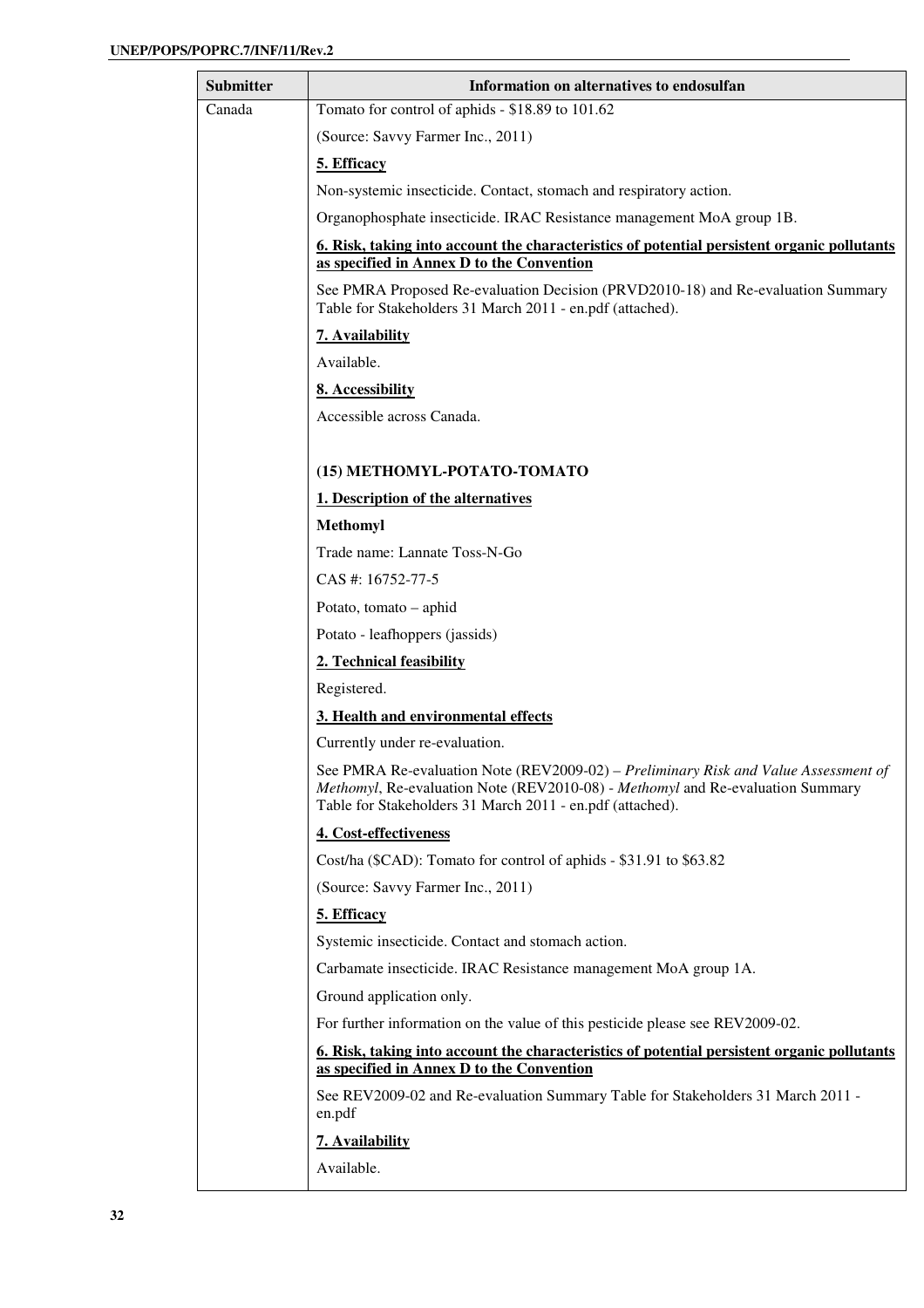| Submitter | Information on alternatives to endosulfan |
|---|---|
| Canada | Tomato for control of aphids - $18.89 to 101.62<br><br>(Source: Savvy Farmer Inc., 2011)<br><br>**<u>5. Efficacy</u>**<br><br>Non-systemic insecticide. Contact, stomach and respiratory action.<br><br>Organophosphate insecticide. IRAC Resistance management MoA group 1B.<br><br>**<u>6. Risk, taking into account the characteristics of potential persistent organic pollutants as specified in Annex D to the Convention</u>**<br><br>See PMRA Proposed Re-evaluation Decision (PRVD2010-18) and Re-evaluation Summary Table for Stakeholders 31 March 2011 - en.pdf (attached).<br><br>**<u>7. Availability</u>**<br><br>Available.<br><br>**<u>8. Accessibility</u>**<br><br>Accessible across Canada.<br><br>**(15) METHOMYL-POTATO-TOMATO**<br><br>**<u>1. Description of the alternatives</u>**<br><br>**Methomyl**<br><br>Trade name: Lannate Toss-N-Go<br><br>CAS #: 16752-77-5<br><br>Potato, tomato – aphid<br><br>Potato - leafhoppers (jassids)<br><br>**<u>2. Technical feasibility</u>**<br><br>Registered.<br><br>**<u>3. Health and environmental effects</u>**<br><br>Currently under re-evaluation.<br><br>See PMRA Re-evaluation Note (REV2009-02) – *Preliminary Risk and Value Assessment of Methomyl*, Re-evaluation Note (REV2010-08) - *Methomyl* and Re-evaluation Summary Table for Stakeholders 31 March 2011 - en.pdf (attached).<br><br>**<u>4. Cost-effectiveness</u>**<br><br>Cost/ha ($CAD): Tomato for control of aphids - $31.91 to $63.82<br><br>(Source: Savvy Farmer Inc., 2011)<br><br>**<u>5. Efficacy</u>**<br><br>Systemic insecticide. Contact and stomach action.<br><br>Carbamate insecticide. IRAC Resistance management MoA group 1A.<br><br>Ground application only.<br><br>For further information on the value of this pesticide please see REV2009-02.<br><br>**<u>6. Risk, taking into account the characteristics of potential persistent organic pollutants as specified in Annex D to the Convention</u>**<br><br>See REV2009-02 and Re-evaluation Summary Table for Stakeholders 31 March 2011 - en.pdf<br><br>**<u>7. Availability</u>**<br><br>Available. |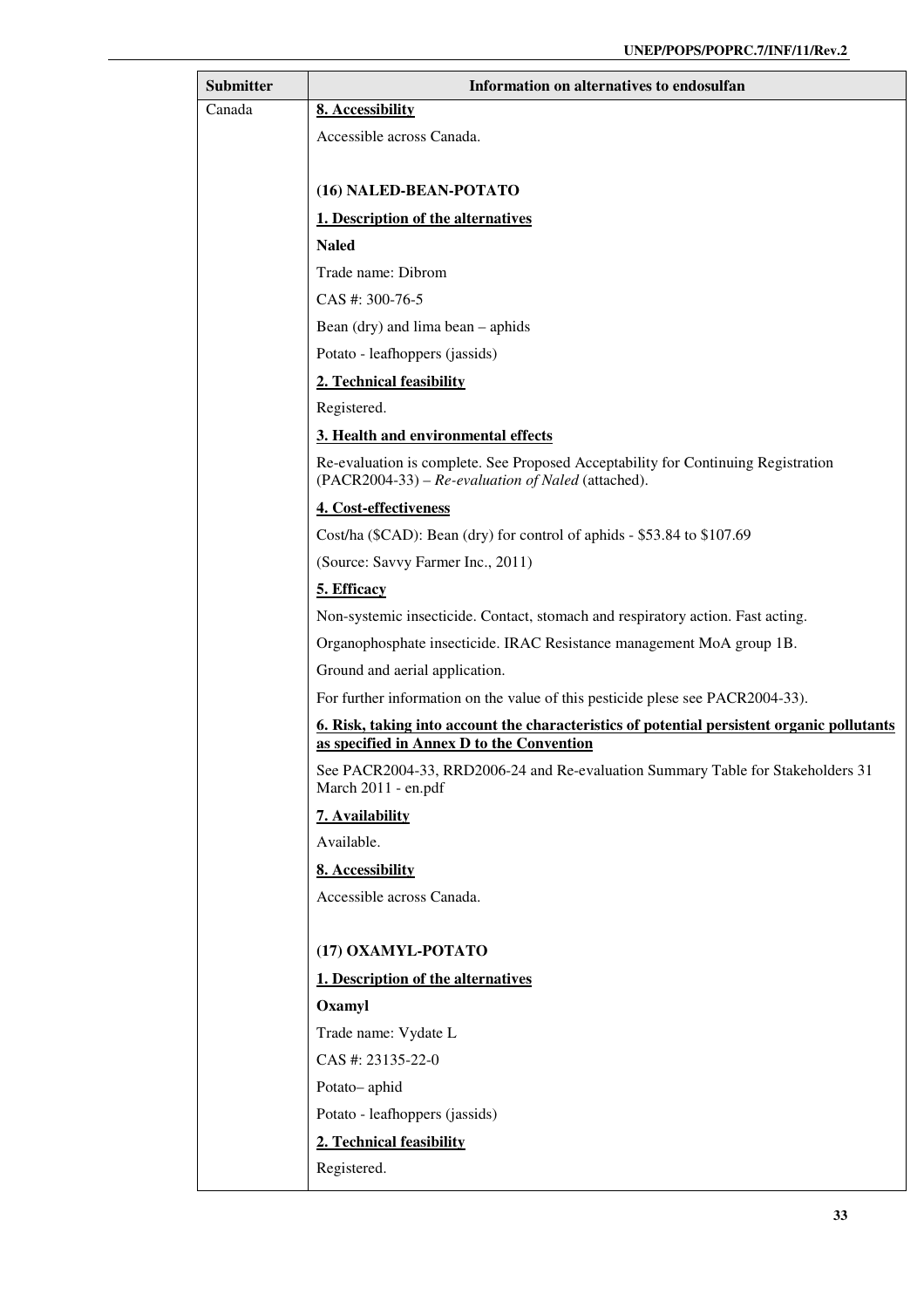| Submitter | Information on alternatives to endosulfan |
|---|---|
| Canada | **8. Accessibility**<br><br>Accessible across Canada.<br><br>**(16) NALED-BEAN-POTATO**<br><br>**1. Description of the alternatives**<br><br>**Naled**<br><br>Trade name: Dibrom<br><br>CAS #: 300-76-5<br><br>Bean (dry) and lima bean – aphids<br><br>Potato - leafhoppers (jassids)<br><br>**2. Technical feasibility**<br><br>Registered.<br><br>**3. Health and environmental effects**<br><br>Re-evaluation is complete. See Proposed Acceptability for Continuing Registration (PACR2004-33) – *Re-evaluation of Naled* (attached).<br><br>**4. Cost-effectiveness**<br><br>Cost/ha ($CAD): Bean (dry) for control of aphids - $53.84 to $107.69<br><br>(Source: Savvy Farmer Inc., 2011)<br><br>**5. Efficacy**<br><br>Non-systemic insecticide. Contact, stomach and respiratory action. Fast acting.<br><br>Organophosphate insecticide. IRAC Resistance management MoA group 1B.<br><br>Ground and aerial application.<br><br>For further information on the value of this pesticide plese see PACR2004-33).<br><br>**6. Risk, taking into account the characteristics of potential persistent organic pollutants as specified in Annex D to the Convention**<br><br>See PACR2004-33, RRD2006-24 and Re-evaluation Summary Table for Stakeholders 31 March 2011 - en.pdf<br><br>**7. Availability**<br><br>Available.<br><br>**8. Accessibility**<br><br>Accessible across Canada.<br><br>**(17) OXAMYL-POTATO**<br><br>**1. Description of the alternatives**<br><br>**Oxamyl**<br><br>Trade name: Vydate L<br><br>CAS #: 23135-22-0<br><br>Potato– aphid<br><br>Potato - leafhoppers (jassids)<br><br>**2. Technical feasibility**<br><br>Registered. |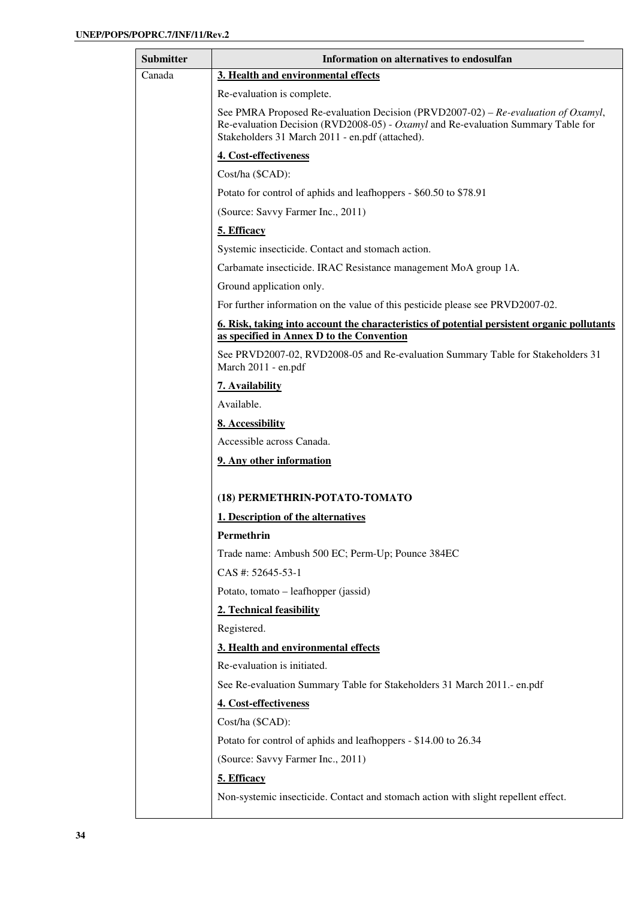| Submitter | Information on alternatives to endosulfan |
|---|---|
| Canada | **3. Health and environmental effects**<br><br>Re-evaluation is complete.<br><br>See PMRA Proposed Re-evaluation Decision (PRVD2007-02) – *Re-evaluation of Oxamyl*, Re-evaluation Decision (RVD2008-05) - *Oxamyl* and Re-evaluation Summary Table for Stakeholders 31 March 2011 - en.pdf (attached).<br><br>**4. Cost-effectiveness**<br><br>Cost/ha ($CAD):<br><br>Potato for control of aphids and leafhoppers - $60.50 to $78.91<br><br>(Source: Savvy Farmer Inc., 2011)<br><br>**5. Efficacy**<br><br>Systemic insecticide. Contact and stomach action.<br><br>Carbamate insecticide. IRAC Resistance management MoA group 1A.<br><br>Ground application only.<br><br>For further information on the value of this pesticide please see PRVD2007-02.<br><br>**6. Risk, taking into account the characteristics of potential persistent organic pollutants as specified in Annex D to the Convention**<br><br>See PRVD2007-02, RVD2008-05 and Re-evaluation Summary Table for Stakeholders 31 March 2011 - en.pdf<br><br>**7. Availability**<br><br>Available.<br><br>**8. Accessibility**<br><br>Accessible across Canada.<br><br>**9. Any other information**<br><br><br>**(18) PERMETHRIN-POTATO-TOMATO**<br><br>**1. Description of the alternatives**<br><br>**Permethrin**<br><br>Trade name: Ambush 500 EC; Perm-Up; Pounce 384EC<br><br>CAS #: 52645-53-1<br><br>Potato, tomato – leafhopper (jassid)<br><br>**2. Technical feasibility**<br><br>Registered.<br><br>**3. Health and environmental effects**<br><br>Re-evaluation is initiated.<br><br>See Re-evaluation Summary Table for Stakeholders 31 March 2011.- en.pdf<br><br>**4. Cost-effectiveness**<br><br>Cost/ha ($CAD):<br><br>Potato for control of aphids and leafhoppers - $14.00 to 26.34<br><br>(Source: Savvy Farmer Inc., 2011)<br><br>**5. Efficacy**<br><br>Non-systemic insecticide. Contact and stomach action with slight repellent effect. |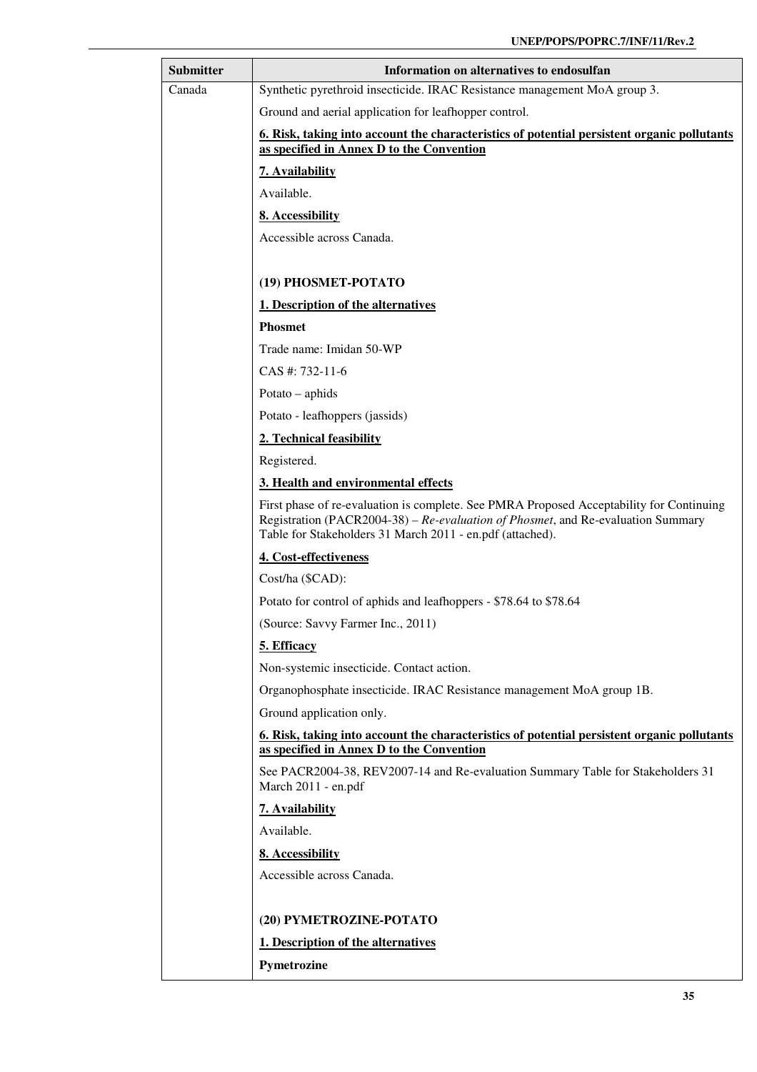| Submitter | Information on alternatives to endosulfan |
| --- | --- |
| Canada | Synthetic pyrethroid insecticide. IRAC Resistance management MoA group 3.<br><br>Ground and aerial application for leafhopper control.<br><br>**6. Risk, taking into account the characteristics of potential persistent organic pollutants as specified in Annex D to the Convention**<br><br>**7. Availability**<br><br>Available.<br><br>**8. Accessibility**<br><br>Accessible across Canada.<br><br><br>**(19) PHOSMET-POTATO**<br><br>**1. Description of the alternatives**<br><br>**Phosmet**<br><br>Trade name: Imidan 50-WP<br><br>CAS #: 732-11-6<br><br>Potato – aphids<br><br>Potato - leafhoppers (jassids)<br><br>**2. Technical feasibility**<br><br>Registered.<br><br>**3. Health and environmental effects**<br><br>First phase of re-evaluation is complete. See PMRA Proposed Acceptability for Continuing Registration (PACR2004-38) – *Re-evaluation of Phosmet*, and Re-evaluation Summary Table for Stakeholders 31 March 2011 - en.pdf (attached).<br><br>**4. Cost-effectiveness**<br><br>Cost/ha ($CAD):<br><br>Potato for control of aphids and leafhoppers - $78.64 to $78.64<br><br>(Source: Savvy Farmer Inc., 2011)<br><br>**5. Efficacy**<br><br>Non-systemic insecticide. Contact action.<br><br>Organophosphate insecticide. IRAC Resistance management MoA group 1B.<br><br>Ground application only.<br><br>**6. Risk, taking into account the characteristics of potential persistent organic pollutants as specified in Annex D to the Convention**<br><br>See PACR2004-38, REV2007-14 and Re-evaluation Summary Table for Stakeholders 31 March 2011 - en.pdf<br><br>**7. Availability**<br><br>Available.<br><br>**8. Accessibility**<br><br>Accessible across Canada.<br><br><br>**(20) PYMETROZINE-POTATO**<br><br>**1. Description of the alternatives**<br><br>**Pymetrozine** |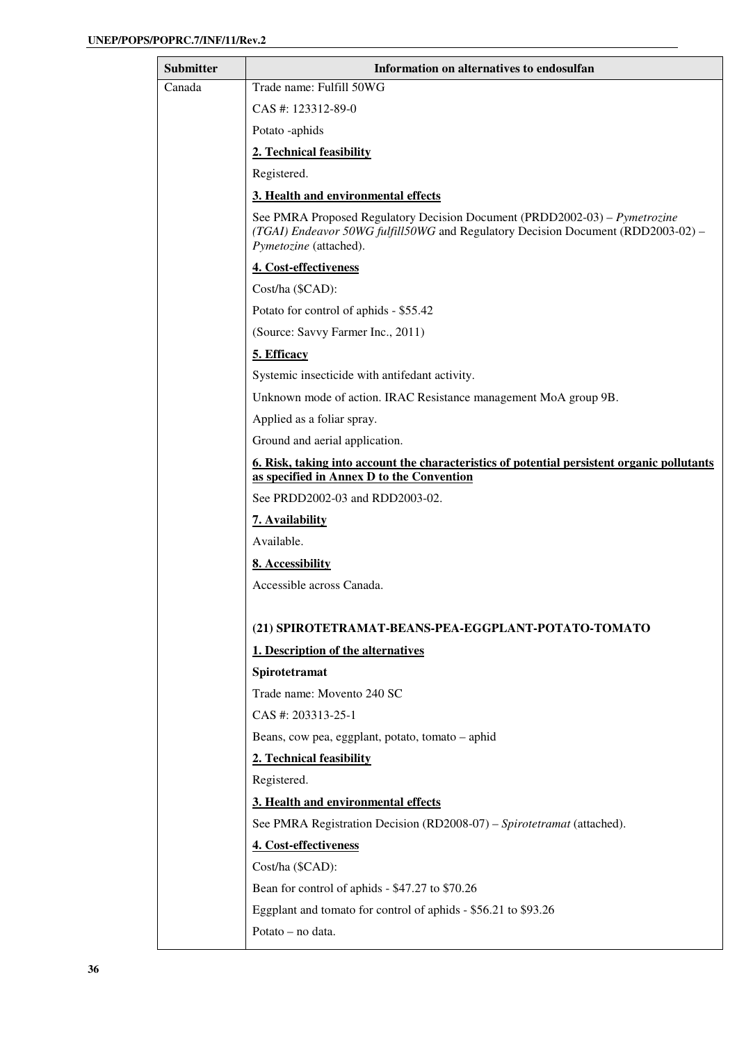| Submitter | Information on alternatives to endosulfan |
| --- | --- |
| Canada | Trade name: Fulfill 50WG<br><br>CAS #: 123312-89-0<br><br>Potato -aphids<br><br>**2. Technical feasibility**<br><br>Registered.<br><br>**3. Health and environmental effects**<br><br>See PMRA Proposed Regulatory Decision Document (PRDD2002-03) – *Pymetrozine (TGAI) Endeavor 50WG fulfill50WG* and Regulatory Decision Document (RDD2003-02) – *Pymetozine* (attached).<br><br>**4. Cost-effectiveness**<br><br>Cost/ha ($CAD):<br><br>Potato for control of aphids - $55.42<br><br>(Source: Savvy Farmer Inc., 2011)<br><br>**5. Efficacy**<br><br>Systemic insecticide with antifedant activity.<br><br>Unknown mode of action. IRAC Resistance management MoA group 9B.<br><br>Applied as a foliar spray.<br><br>Ground and aerial application.<br><br>**6. Risk, taking into account the characteristics of potential persistent organic pollutants as specified in Annex D to the Convention**<br><br>See PRDD2002-03 and RDD2003-02.<br><br>**7. Availability**<br><br>Available.<br><br>**8. Accessibility**<br><br>Accessible across Canada.<br><br>**(21) SPIROTETRAMAT-BEANS-PEA-EGGPLANT-POTATO-TOMATO**<br><br>**1. Description of the alternatives**<br><br>**Spirotetramat**<br><br>Trade name: Movento 240 SC<br><br>CAS #: 203313-25-1<br><br>Beans, cow pea, eggplant, potato, tomato – aphid<br><br>**2. Technical feasibility**<br><br>Registered.<br><br>**3. Health and environmental effects**<br><br>See PMRA Registration Decision (RD2008-07) – *Spirotetramat* (attached).<br><br>**4. Cost-effectiveness**<br><br>Cost/ha ($CAD):<br><br>Bean for control of aphids - $47.27 to $70.26<br><br>Eggplant and tomato for control of aphids - $56.21 to $93.26<br><br>Potato – no data. |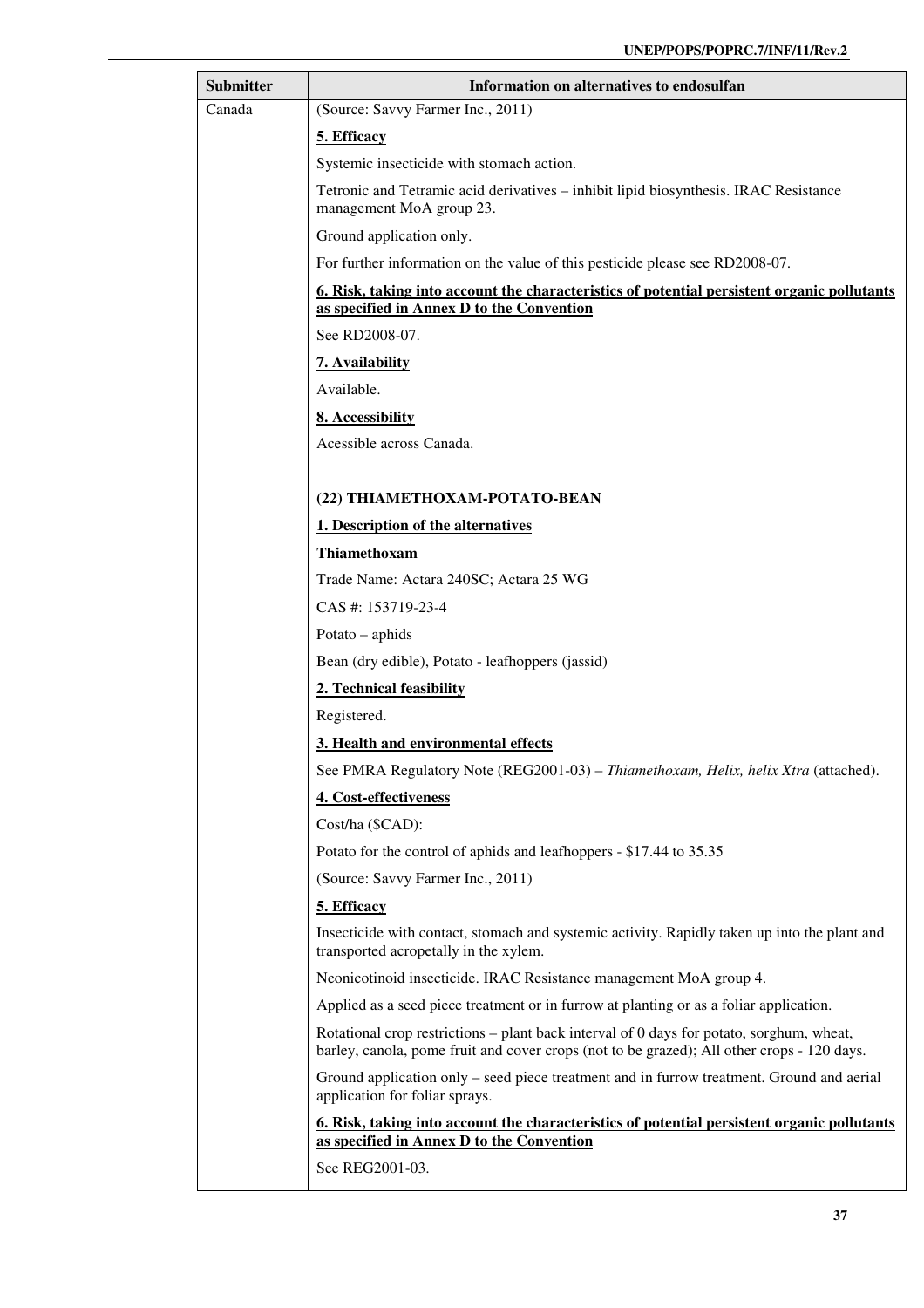| Submitter | Information on alternatives to endosulfan |
|---|---|
| Canada | (Source: Savvy Farmer Inc., 2011)<br><br>**5. Efficacy**<br><br>Systemic insecticide with stomach action.<br><br>Tetronic and Tetramic acid derivatives – inhibit lipid biosynthesis. IRAC Resistance management MoA group 23.<br><br>Ground application only.<br><br>For further information on the value of this pesticide please see RD2008-07.<br><br>**6. Risk, taking into account the characteristics of potential persistent organic pollutants as specified in Annex D to the Convention**<br><br>See RD2008-07.<br><br>**7. Availability**<br><br>Available.<br><br>**8. Accessibility**<br><br>Acessible across Canada.<br><br>**(22) THIAMETHOXAM-POTATO-BEAN**<br><br>**1. Description of the alternatives**<br><br>**Thiamethoxam**<br><br>Trade Name: Actara 240SC; Actara 25 WG<br><br>CAS #: 153719-23-4<br><br>Potato – aphids<br><br>Bean (dry edible), Potato - leafhoppers (jassid)<br><br>**2. Technical feasibility**<br><br>Registered.<br><br>**3. Health and environmental effects**<br><br>See PMRA Regulatory Note (REG2001-03) – *Thiamethoxam, Helix, helix Xtra* (attached).<br><br>**4. Cost-effectiveness**<br><br>Cost/ha ($CAD):<br><br>Potato for the control of aphids and leafhoppers - $17.44 to 35.35<br><br>(Source: Savvy Farmer Inc., 2011)<br><br>**5. Efficacy**<br><br>Insecticide with contact, stomach and systemic activity. Rapidly taken up into the plant and transported acropetally in the xylem.<br><br>Neonicotinoid insecticide. IRAC Resistance management MoA group 4.<br><br>Applied as a seed piece treatment or in furrow at planting or as a foliar application.<br><br>Rotational crop restrictions – plant back interval of 0 days for potato, sorghum, wheat, barley, canola, pome fruit and cover crops (not to be grazed); All other crops - 120 days.<br><br>Ground application only – seed piece treatment and in furrow treatment. Ground and aerial application for foliar sprays.<br><br>**6. Risk, taking into account the characteristics of potential persistent organic pollutants as specified in Annex D to the Convention**<br><br>See REG2001-03. |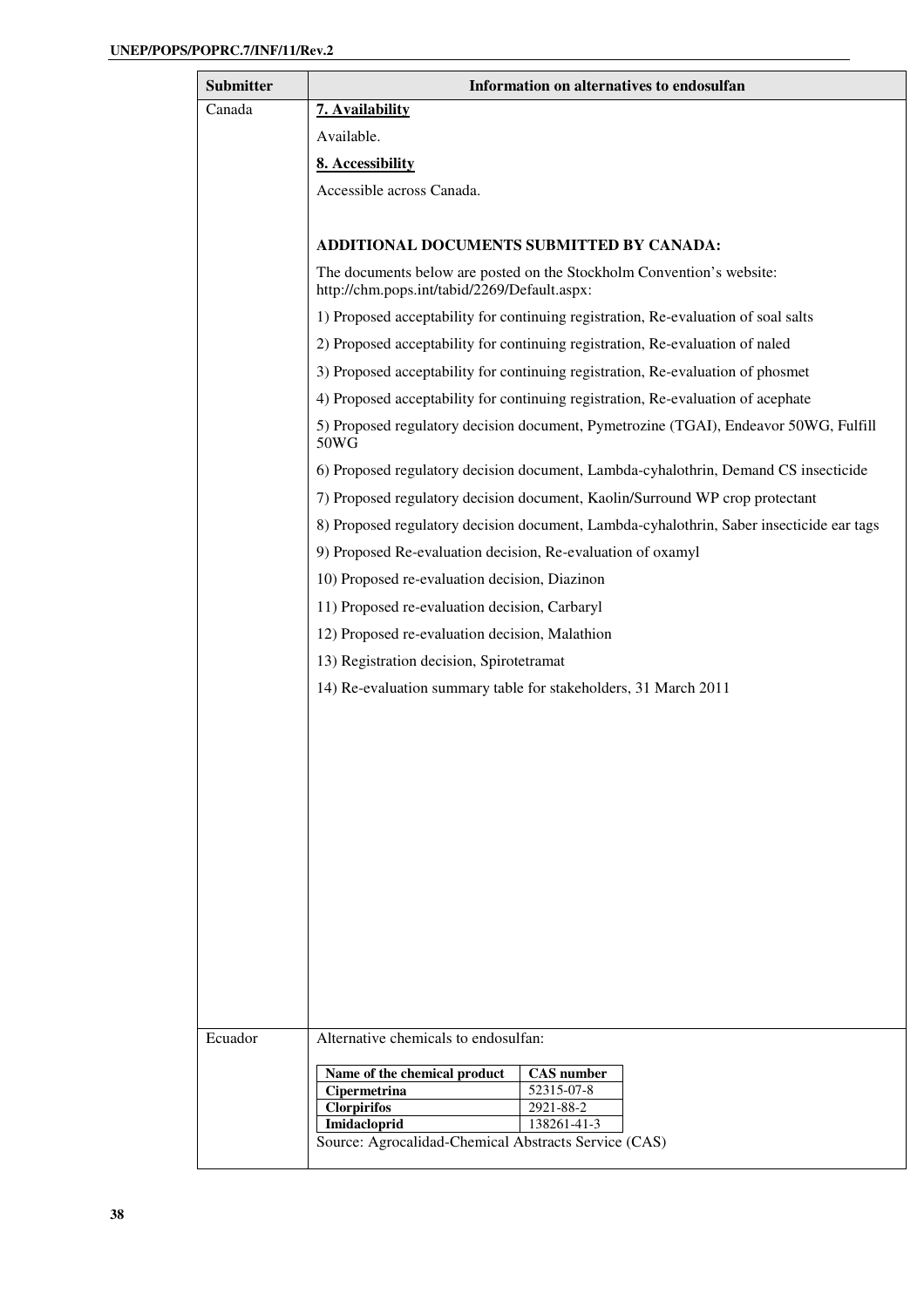| Submitter | Information on alternatives to endosulfan |
|---|---|
| Canada | **7. Availability**<br><br>Available.<br><br>**8. Accessibility**<br><br>Accessible across Canada.<br><br>**ADDITIONAL DOCUMENTS SUBMITTED BY CANADA:**<br><br>The documents below are posted on the Stockholm Convention's website: http://chm.pops.int/tabid/2269/Default.aspx:<br><br>1) Proposed acceptability for continuing registration, Re-evaluation of soal salts<br><br>2) Proposed acceptability for continuing registration, Re-evaluation of naled<br><br>3) Proposed acceptability for continuing registration, Re-evaluation of phosmet<br><br>4) Proposed acceptability for continuing registration, Re-evaluation of acephate<br><br>5) Proposed regulatory decision document, Pymetrozine (TGAI), Endeavor 50WG, Fulfill 50WG<br><br>6) Proposed regulatory decision document, Lambda-cyhalothrin, Demand CS insecticide<br><br>7) Proposed regulatory decision document, Kaolin/Surround WP crop protectant<br><br>8) Proposed regulatory decision document, Lambda-cyhalothrin, Saber insecticide ear tags<br><br>9) Proposed Re-evaluation decision, Re-evaluation of oxamyl<br><br>10) Proposed re-evaluation decision, Diazinon<br><br>11) Proposed re-evaluation decision, Carbaryl<br><br>12) Proposed re-evaluation decision, Malathion<br><br>13) Registration decision, Spirotetramat<br><br>14) Re-evaluation summary table for stakeholders, 31 March 2011 |
| Ecuador | Alternative chemicals to endosulfan:<br><br>**Name of the chemical product** — **CAS number**<br>**Cipermetrina** — 52315-07-8<br>**Clorpirifos** — 2921-88-2<br>**Imidacloprid** — 138261-41-3<br><br>Source: Agrocalidad-Chemical Abstracts Service (CAS) |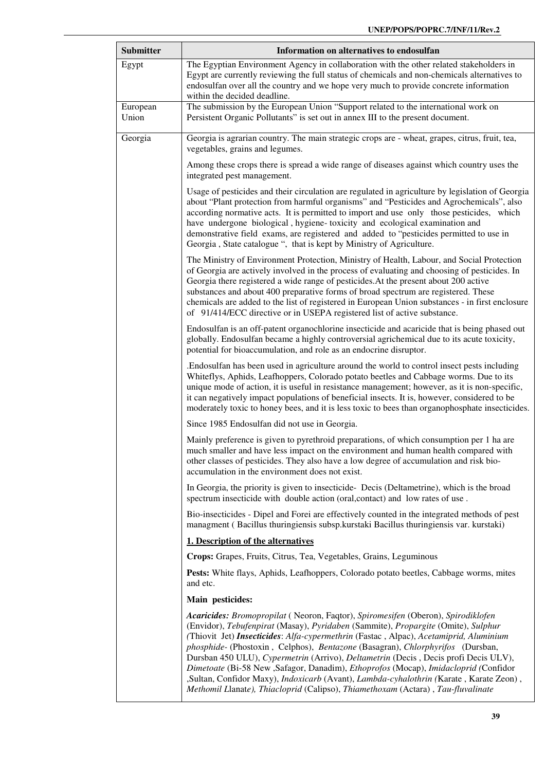| Submitter | Information on alternatives to endosulfan |
|---|---|
| Egypt | The Egyptian Environment Agency in collaboration with the other related stakeholders in Egypt are currently reviewing the full status of chemicals and non-chemicals alternatives to endosulfan over all the country and we hope very much to provide concrete information within the decided deadline. |
| European Union | The submission by the European Union "Support related to the international work on Persistent Organic Pollutants" is set out in annex III to the present document. |
| Georgia | Georgia is agrarian country. The main strategic crops are - wheat, grapes, citrus, fruit, tea, vegetables, grains and legumes.<br><br>Among these crops there is spread a wide range of diseases against which country uses the integrated pest management.<br><br>Usage of pesticides and their circulation are regulated in agriculture by legislation of Georgia about "Plant protection from harmful organisms" and "Pesticides and Agrochemicals", also according normative acts. It is permitted to import and use only those pesticides, which have undergone biological , hygiene- toxicity and ecological examination and demonstrative field exams, are registered and added to "pesticides permitted to use in Georgia , State catalogue ", that is kept by Ministry of Agriculture.<br><br>The Ministry of Environment Protection, Ministry of Health, Labour, and Social Protection of Georgia are actively involved in the process of evaluating and choosing of pesticides. In Georgia there registered a wide range of pesticides.At the present about 200 active substances and about 400 preparative forms of broad spectrum are registered. These chemicals are added to the list of registered in European Union substances - in first enclosure of 91/414/ECC directive or in USEPA registered list of active substance.<br><br>Endosulfan is an off-patent organochlorine insecticide and acaricide that is being phased out globally. Endosulfan became a highly controversial agrichemical due to its acute toxicity, potential for bioaccumulation, and role as an endocrine disruptor.<br><br>.Endosulfan has been used in agriculture around the world to control insect pests including Whiteflys, Aphids, Leafhoppers, Colorado potato beetles and Cabbage worms. Due to its unique mode of action, it is useful in resistance management; however, as it is non-specific, it can negatively impact populations of beneficial insects. It is, however, considered to be moderately toxic to honey bees, and it is less toxic to bees than organophosphate insecticides.<br><br>Since 1985 Endosulfan did not use in Georgia.<br><br>Mainly preference is given to pyrethroid preparations, of which consumption per 1 ha are much smaller and have less impact on the environment and human health compared with other classes of pesticides. They also have a low degree of accumulation and risk bio-accumulation in the environment does not exist.<br><br>In Georgia, the priority is given to insecticide- Decis (Deltametrine), which is the broad spectrum insecticide with double action (oral,contact) and low rates of use .<br><br>Bio-insecticides - Dipel and Forei are effectively counted in the integrated methods of pest managment ( Bacillus thuringiensis subsp.kurstaki Bacillus thuringiensis var. kurstaki)<br><br>**<u>1. Description of the alternatives</u>**<br><br>**Crops:** Grapes, Fruits, Citrus, Tea, Vegetables, Grains, Leguminous<br><br>**Pests:** White flays, Aphids, Leafhoppers, Colorado potato beetles, Cabbage worms, mites and etc.<br><br>**Main pesticides:**<br><br>***Acaricides:*** *Bromopropilat* ( Neoron, Faqtor), *Spiromesifen* (Oberon), *Spirodiklofen* (Envidor), *Tebufenpirat* (Masay), *Pyridaben* (Sammite), *Propargite* (Omite), *Sulphur (*Thiovit Jet) ***Insecticides***: *Alfa-cypermethrin* (Fastac , Alpac), *Acetamiprid, Aluminium phosphide-* (Phostoxin , Celphos), *Bentazone* (Basagran), *Chlorphyrifos* (Dursban, Dursban 450 ULU), *Cypermetrin* (Arrivo), *Deltametrin* (Decis , Decis profi Decis ULV), *Dimetoate* (Bi-58 New ,Safagor, Danadim), *Ethoprofos* (Mocap), *Imidacloprid (*Confidor ,Sultan, Confidor Maxy), *Indoxicarb* (Avant), *Lambda-cyhalothrin (*Karate , Karate Zeon) , *Methomil L*lanat*e), Thiacloprid* (Calipso), *Thiamethoxam* (Actara) , *Tau-fluvalinate* |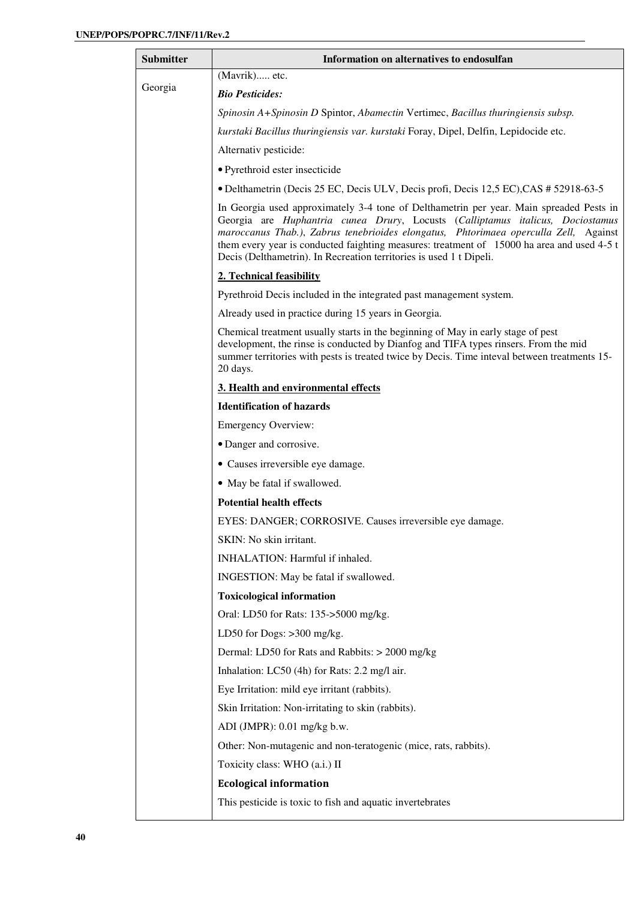| Submitter | Information on alternatives to endosulfan |
|---|---|
| Georgia | (Mavrik)..... etc.<br><br>***Bio Pesticides:***<br><br>*Spinosin A+Spinosin D* Spintor, *Abamectin* Vertimec, *Bacillus thuringiensis subsp. kurstaki Bacillus thuringiensis var. kurstaki* Foray, Dipel, Delfin, Lepidocide etc.<br><br>Alternativ pesticide:<br><br>• Pyrethroid ester insecticide<br><br>• Delthametrin (Decis 25 EC, Decis ULV, Decis profi, Decis 12,5 EC),CAS # 52918-63-5<br><br>In Georgia used approximately 3-4 tone of Delthametrin per year. Main spreaded Pests in Georgia are *Huphantria cunea Drury*, Locusts (*Calliptamus italicus, Dociostamus maroccanus Thab.)*, *Zabrus tenebrioides elongatus, Phtorimaea operculla Zell,* Against them every year is conducted faighting measures: treatment of 15000 ha area and used 4-5 t Decis (Delthametrin). In Recreation territories is used 1 t Dipeli.<br><br>**<u>2. Technical feasibility</u>**<br><br>Pyrethroid Decis included in the integrated past management system.<br><br>Already used in practice during 15 years in Georgia.<br><br>Chemical treatment usually starts in the beginning of May in early stage of pest development, the rinse is conducted by Dianfog and TIFA types rinsers. From the mid summer territories with pests is treated twice by Decis. Time inteval between treatments 15-20 days.<br><br>**<u>3. Health and environmental effects</u>**<br><br>**Identification of hazards**<br><br>Emergency Overview:<br><br>• Danger and corrosive.<br><br>• Causes irreversible eye damage.<br><br>• May be fatal if swallowed.<br><br>**Potential health effects**<br><br>EYES: DANGER; CORROSIVE. Causes irreversible eye damage.<br><br>SKIN: No skin irritant.<br><br>INHALATION: Harmful if inhaled.<br><br>INGESTION: May be fatal if swallowed.<br><br>**Toxicological information**<br><br>Oral: LD50 for Rats: 135->5000 mg/kg.<br><br>LD50 for Dogs: >300 mg/kg.<br><br>Dermal: LD50 for Rats and Rabbits: > 2000 mg/kg<br><br>Inhalation: LC50 (4h) for Rats: 2.2 mg/l air.<br><br>Eye Irritation: mild eye irritant (rabbits).<br><br>Skin Irritation: Non-irritating to skin (rabbits).<br><br>ADI (JMPR): 0.01 mg/kg b.w.<br><br>Other: Non-mutagenic and non-teratogenic (mice, rats, rabbits).<br><br>Toxicity class: WHO (a.i.) II<br><br>**Ecological information**<br><br>This pesticide is toxic to fish and aquatic invertebrates |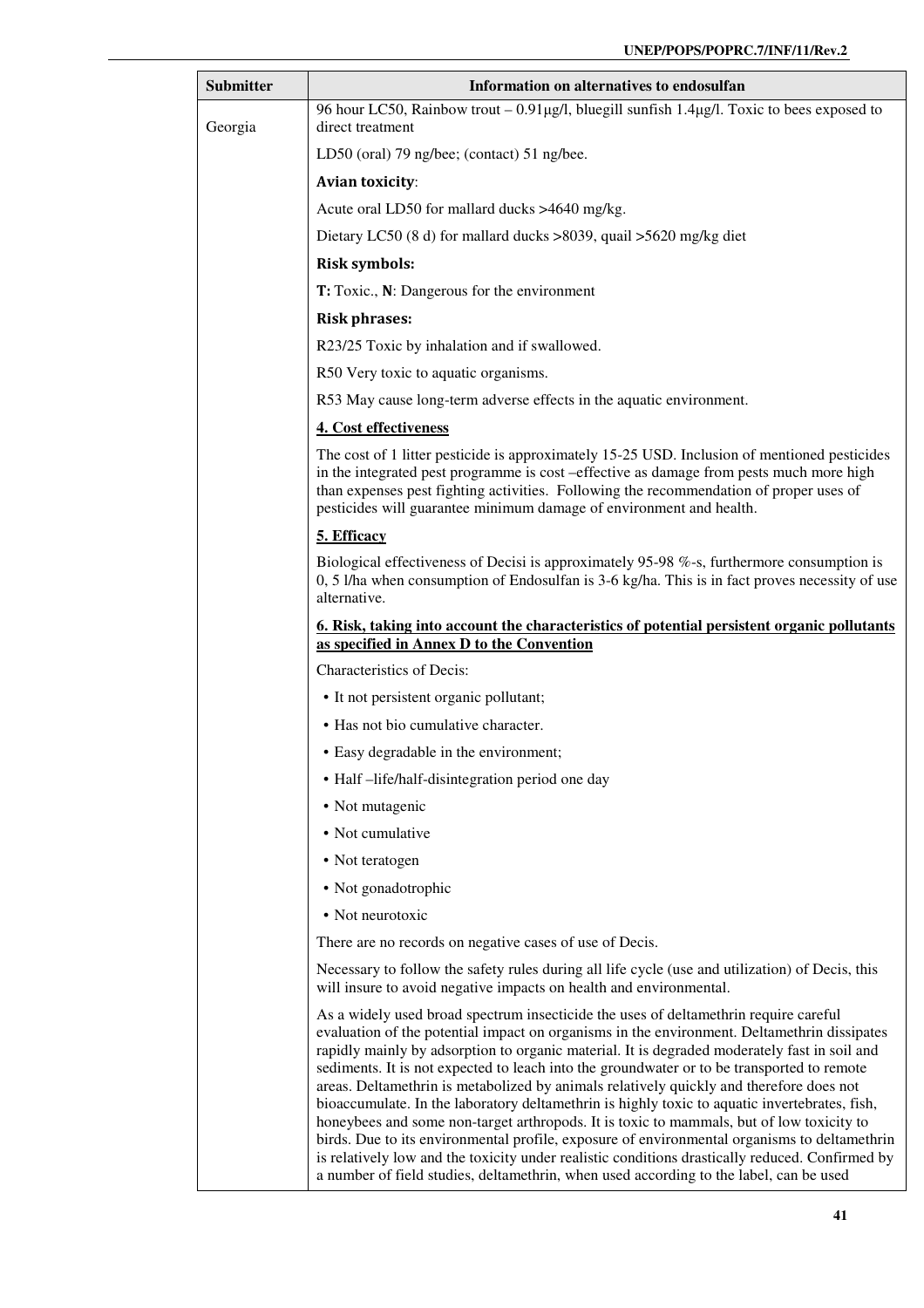| Submitter | Information on alternatives to endosulfan |
|---|---|
| Georgia | 96 hour LC50, Rainbow trout – 0.91μg/l, bluegill sunfish 1.4μg/l. Toxic to bees exposed to direct treatment<br><br>LD50 (oral) 79 ng/bee; (contact) 51 ng/bee.<br><br>**Avian toxicity**:<br><br>Acute oral LD50 for mallard ducks >4640 mg/kg.<br><br>Dietary LC50 (8 d) for mallard ducks >8039, quail >5620 mg/kg diet<br><br>**Risk symbols:**<br><br>**T:** Toxic., **N**: Dangerous for the environment<br><br>**Risk phrases:**<br><br>R23/25 Toxic by inhalation and if swallowed.<br><br>R50 Very toxic to aquatic organisms.<br><br>R53 May cause long-term adverse effects in the aquatic environment.<br><br>**4. Cost effectiveness**<br><br>The cost of 1 litter pesticide is approximately 15-25 USD. Inclusion of mentioned pesticides in the integrated pest programme is cost –effective as damage from pests much more high than expenses pest fighting activities. Following the recommendation of proper uses of pesticides will guarantee minimum damage of environment and health.<br><br>**5. Efficacy**<br><br>Biological effectiveness of Decisi is approximately 95-98 %-s, furthermore consumption is 0, 5 l/ha when consumption of Endosulfan is 3-6 kg/ha. This is in fact proves necessity of use alternative.<br><br>**6. Risk, taking into account the characteristics of potential persistent organic pollutants as specified in Annex D to the Convention**<br><br>Characteristics of Decis:<br><br>• It not persistent organic pollutant;<br>• Has not bio cumulative character.<br>• Easy degradable in the environment;<br>• Half –life/half-disintegration period one day<br>• Not mutagenic<br>• Not cumulative<br>• Not teratogen<br>• Not gonadotrophic<br>• Not neurotoxic<br><br>There are no records on negative cases of use of Decis.<br><br>Necessary to follow the safety rules during all life cycle (use and utilization) of Decis, this will insure to avoid negative impacts on health and environmental.<br><br>As a widely used broad spectrum insecticide the uses of deltamethrin require careful evaluation of the potential impact on organisms in the environment. Deltamethrin dissipates rapidly mainly by adsorption to organic material. It is degraded moderately fast in soil and sediments. It is not expected to leach into the groundwater or to be transported to remote areas. Deltamethrin is metabolized by animals relatively quickly and therefore does not bioaccumulate. In the laboratory deltamethrin is highly toxic to aquatic invertebrates, fish, honeybees and some non-target arthropods. It is toxic to mammals, but of low toxicity to birds. Due to its environmental profile, exposure of environmental organisms to deltamethrin is relatively low and the toxicity under realistic conditions drastically reduced. Confirmed by a number of field studies, deltamethrin, when used according to the label, can be used |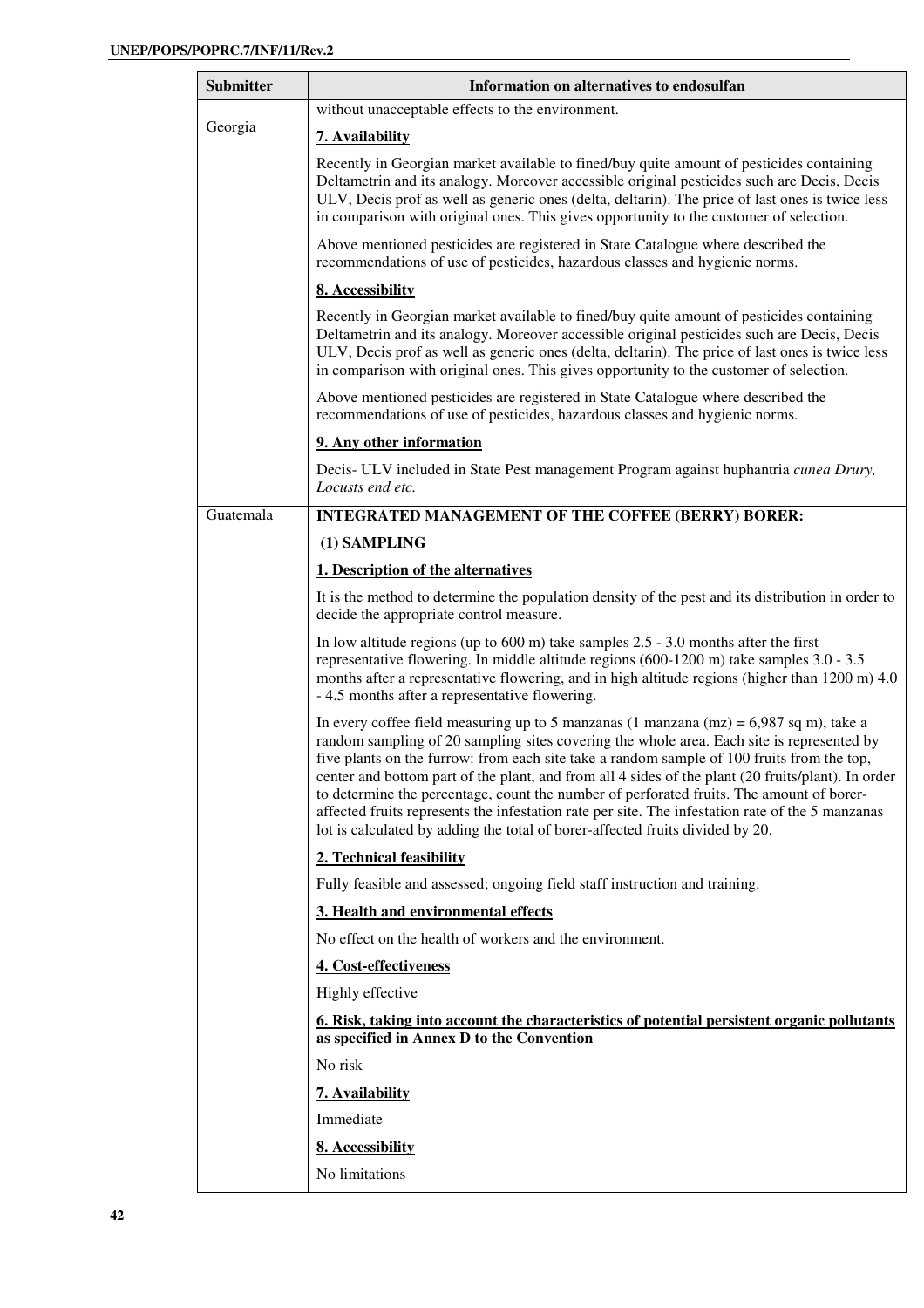| Submitter | Information on alternatives to endosulfan |
|---|---|
| Georgia | without unacceptable effects to the environment.<br><br>**7. Availability**<br><br>Recently in Georgian market available to fined/buy quite amount of pesticides containing Deltametrin and its analogy. Moreover accessible original pesticides such are Decis, Decis ULV, Decis prof as well as generic ones (delta, deltarin). The price of last ones is twice less in comparison with original ones. This gives opportunity to the customer of selection.<br><br>Above mentioned pesticides are registered in State Catalogue where described the recommendations of use of pesticides, hazardous classes and hygienic norms.<br><br>**8. Accessibility**<br><br>Recently in Georgian market available to fined/buy quite amount of pesticides containing Deltametrin and its analogy. Moreover accessible original pesticides such are Decis, Decis ULV, Decis prof as well as generic ones (delta, deltarin). The price of last ones is twice less in comparison with original ones. This gives opportunity to the customer of selection.<br><br>Above mentioned pesticides are registered in State Catalogue where described the recommendations of use of pesticides, hazardous classes and hygienic norms.<br><br>**9. Any other information**<br><br>Decis- ULV included in State Pest management Program against huphantria *cunea Drury, Locusts end etc.* |
| Guatemala | **INTEGRATED MANAGEMENT OF THE COFFEE (BERRY) BORER:**<br><br>**(1) SAMPLING**<br><br>**1. Description of the alternatives**<br><br>It is the method to determine the population density of the pest and its distribution in order to decide the appropriate control measure.<br><br>In low altitude regions (up to 600 m) take samples 2.5 - 3.0 months after the first representative flowering. In middle altitude regions (600-1200 m) take samples 3.0 - 3.5 months after a representative flowering, and in high altitude regions (higher than 1200 m) 4.0 - 4.5 months after a representative flowering.<br><br>In every coffee field measuring up to 5 manzanas (1 manzana (mz) = 6,987 sq m), take a random sampling of 20 sampling sites covering the whole area. Each site is represented by five plants on the furrow: from each site take a random sample of 100 fruits from the top, center and bottom part of the plant, and from all 4 sides of the plant (20 fruits/plant). In order to determine the percentage, count the number of perforated fruits. The amount of borer-affected fruits represents the infestation rate per site. The infestation rate of the 5 manzanas lot is calculated by adding the total of borer-affected fruits divided by 20.<br><br>**2. Technical feasibility**<br><br>Fully feasible and assessed; ongoing field staff instruction and training.<br><br>**3. Health and environmental effects**<br><br>No effect on the health of workers and the environment.<br><br>**4. Cost-effectiveness**<br><br>Highly effective<br><br>**6. Risk, taking into account the characteristics of potential persistent organic pollutants as specified in Annex D to the Convention**<br><br>No risk<br><br>**7. Availability**<br><br>Immediate<br><br>**8. Accessibility**<br><br>No limitations |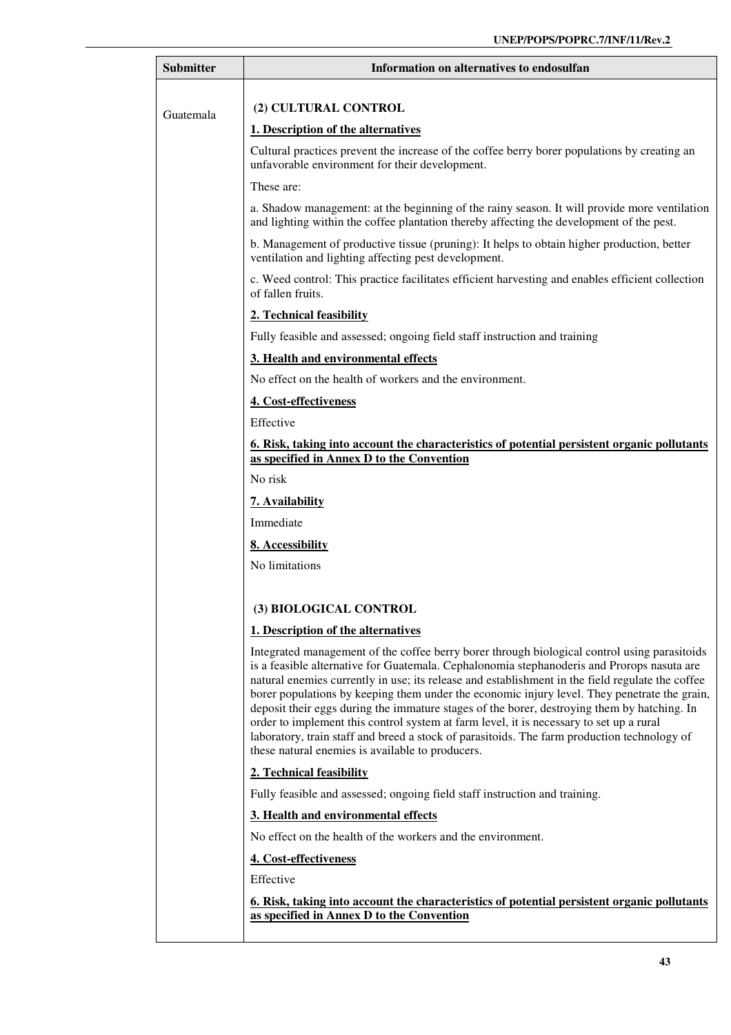| Submitter | Information on alternatives to endosulfan |
|---|---|
| Guatemala | **(2) CULTURAL CONTROL**<br><br>**<u>1. Description of the alternatives</u>**<br><br>Cultural practices prevent the increase of the coffee berry borer populations by creating an unfavorable environment for their development.<br><br>These are:<br><br>a. Shadow management: at the beginning of the rainy season. It will provide more ventilation and lighting within the coffee plantation thereby affecting the development of the pest.<br><br>b. Management of productive tissue (pruning): It helps to obtain higher production, better ventilation and lighting affecting pest development.<br><br>c. Weed control: This practice facilitates efficient harvesting and enables efficient collection of fallen fruits.<br><br>**<u>2. Technical feasibility</u>**<br><br>Fully feasible and assessed; ongoing field staff instruction and training<br><br>**<u>3. Health and environmental effects</u>**<br><br>No effect on the health of workers and the environment.<br><br>**<u>4. Cost-effectiveness</u>**<br><br>Effective<br><br>**<u>6. Risk, taking into account the characteristics of potential persistent organic pollutants as specified in Annex D to the Convention</u>**<br><br>No risk<br><br>**<u>7. Availability</u>**<br><br>Immediate<br><br>**<u>8. Accessibility</u>**<br><br>No limitations<br><br>**(3) BIOLOGICAL CONTROL**<br><br>**<u>1. Description of the alternatives</u>**<br><br>Integrated management of the coffee berry borer through biological control using parasitoids is a feasible alternative for Guatemala. Cephalonomia stephanoderis and Prorops nasuta are natural enemies currently in use; its release and establishment in the field regulate the coffee borer populations by keeping them under the economic injury level. They penetrate the grain, deposit their eggs during the immature stages of the borer, destroying them by hatching. In order to implement this control system at farm level, it is necessary to set up a rural laboratory, train staff and breed a stock of parasitoids. The farm production technology of these natural enemies is available to producers.<br><br>**<u>2. Technical feasibility</u>**<br><br>Fully feasible and assessed; ongoing field staff instruction and training.<br><br>**<u>3. Health and environmental effects</u>**<br><br>No effect on the health of the workers and the environment.<br><br>**<u>4. Cost-effectiveness</u>**<br><br>Effective<br><br>**<u>6. Risk, taking into account the characteristics of potential persistent organic pollutants as specified in Annex D to the Convention</u>** |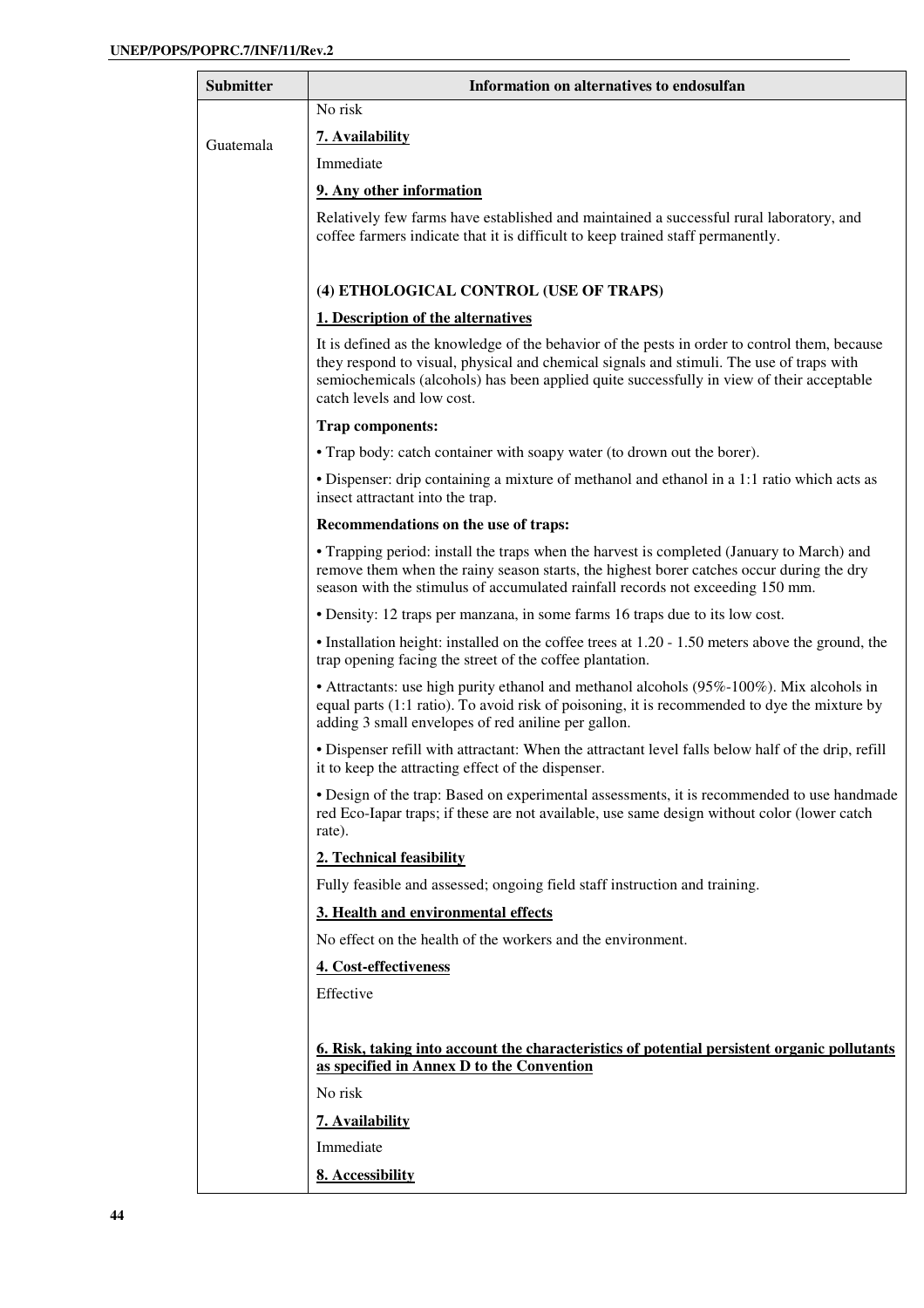| Submitter | Information on alternatives to endosulfan |
|---|---|
| Guatemala | No risk<br><br>**7. Availability**<br><br>Immediate<br><br>**9. Any other information**<br><br>Relatively few farms have established and maintained a successful rural laboratory, and coffee farmers indicate that it is difficult to keep trained staff permanently.<br><br>**(4) ETHOLOGICAL CONTROL (USE OF TRAPS)**<br><br>**1. Description of the alternatives**<br><br>It is defined as the knowledge of the behavior of the pests in order to control them, because they respond to visual, physical and chemical signals and stimuli. The use of traps with semiochemicals (alcohols) has been applied quite successfully in view of their acceptable catch levels and low cost.<br><br>**Trap components:**<br><br>• Trap body: catch container with soapy water (to drown out the borer).<br><br>• Dispenser: drip containing a mixture of methanol and ethanol in a 1:1 ratio which acts as insect attractant into the trap.<br><br>**Recommendations on the use of traps:**<br><br>• Trapping period: install the traps when the harvest is completed (January to March) and remove them when the rainy season starts, the highest borer catches occur during the dry season with the stimulus of accumulated rainfall records not exceeding 150 mm.<br><br>• Density: 12 traps per manzana, in some farms 16 traps due to its low cost.<br><br>• Installation height: installed on the coffee trees at 1.20 - 1.50 meters above the ground, the trap opening facing the street of the coffee plantation.<br><br>• Attractants: use high purity ethanol and methanol alcohols (95%-100%). Mix alcohols in equal parts (1:1 ratio). To avoid risk of poisoning, it is recommended to dye the mixture by adding 3 small envelopes of red aniline per gallon.<br><br>• Dispenser refill with attractant: When the attractant level falls below half of the drip, refill it to keep the attracting effect of the dispenser.<br><br>• Design of the trap: Based on experimental assessments, it is recommended to use handmade red Eco-Iapar traps; if these are not available, use same design without color (lower catch rate).<br><br>**2. Technical feasibility**<br><br>Fully feasible and assessed; ongoing field staff instruction and training.<br><br>**3. Health and environmental effects**<br><br>No effect on the health of the workers and the environment.<br><br>**4. Cost-effectiveness**<br><br>Effective<br><br>**6. Risk, taking into account the characteristics of potential persistent organic pollutants as specified in Annex D to the Convention**<br><br>No risk<br><br>**7. Availability**<br><br>Immediate<br><br>**8. Accessibility** |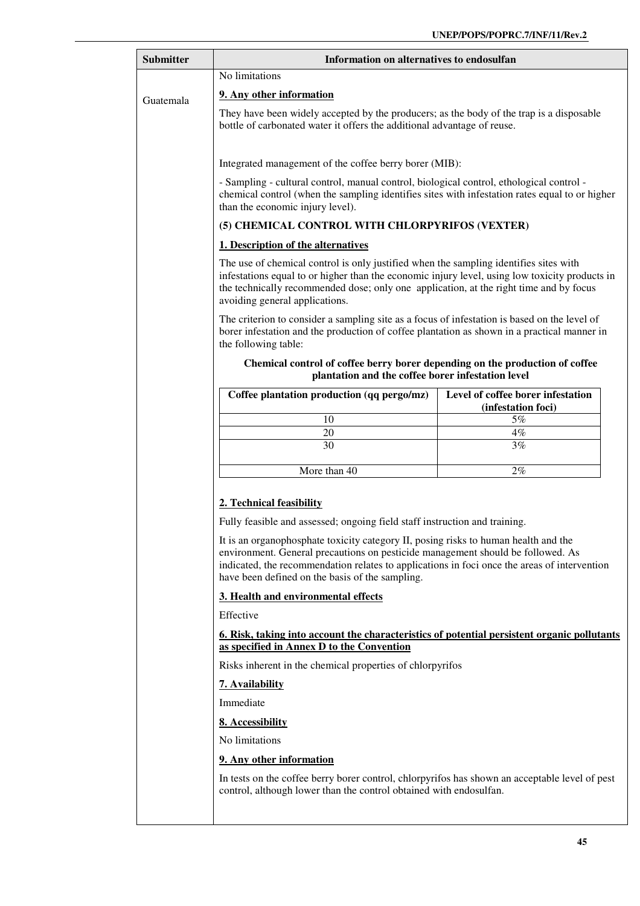| Submitter | Information on alternatives to endosulfan |
|---|---|
| Guatemala | No limitations |

**9. Any other information**

They have been widely accepted by the producers; as the body of the trap is a disposable bottle of carbonated water it offers the additional advantage of reuse.

Integrated management of the coffee berry borer (MIB):

- Sampling - cultural control, manual control, biological control, ethological control - chemical control (when the sampling identifies sites with infestation rates equal to or higher than the economic injury level).

**(5) CHEMICAL CONTROL WITH CHLORPYRIFOS (VEXTER)**

**1. Description of the alternatives**

The use of chemical control is only justified when the sampling identifies sites with infestations equal to or higher than the economic injury level, using low toxicity products in the technically recommended dose; only one application, at the right time and by focus avoiding general applications.

The criterion to consider a sampling site as a focus of infestation is based on the level of borer infestation and the production of coffee plantation as shown in a practical manner in the following table:

**Chemical control of coffee berry borer depending on the production of coffee plantation and the coffee borer infestation level**

| Coffee plantation production (qq pergo/mz) | Level of coffee borer infestation (infestation foci) |
|---|---|
| 10 | 5% |
| 20 | 4% |
| 30 | 3% |
| More than 40 | 2% |

**2. Technical feasibility**

Fully feasible and assessed; ongoing field staff instruction and training.

It is an organophosphate toxicity category II, posing risks to human health and the environment. General precautions on pesticide management should be followed. As indicated, the recommendation relates to applications in foci once the areas of intervention have been defined on the basis of the sampling.

**3. Health and environmental effects**

Effective

**6. Risk, taking into account the characteristics of potential persistent organic pollutants as specified in Annex D to the Convention**

Risks inherent in the chemical properties of chlorpyrifos

**7. Availability**

Immediate

**8. Accessibility**

No limitations

**9. Any other information**

In tests on the coffee berry borer control, chlorpyrifos has shown an acceptable level of pest control, although lower than the control obtained with endosulfan.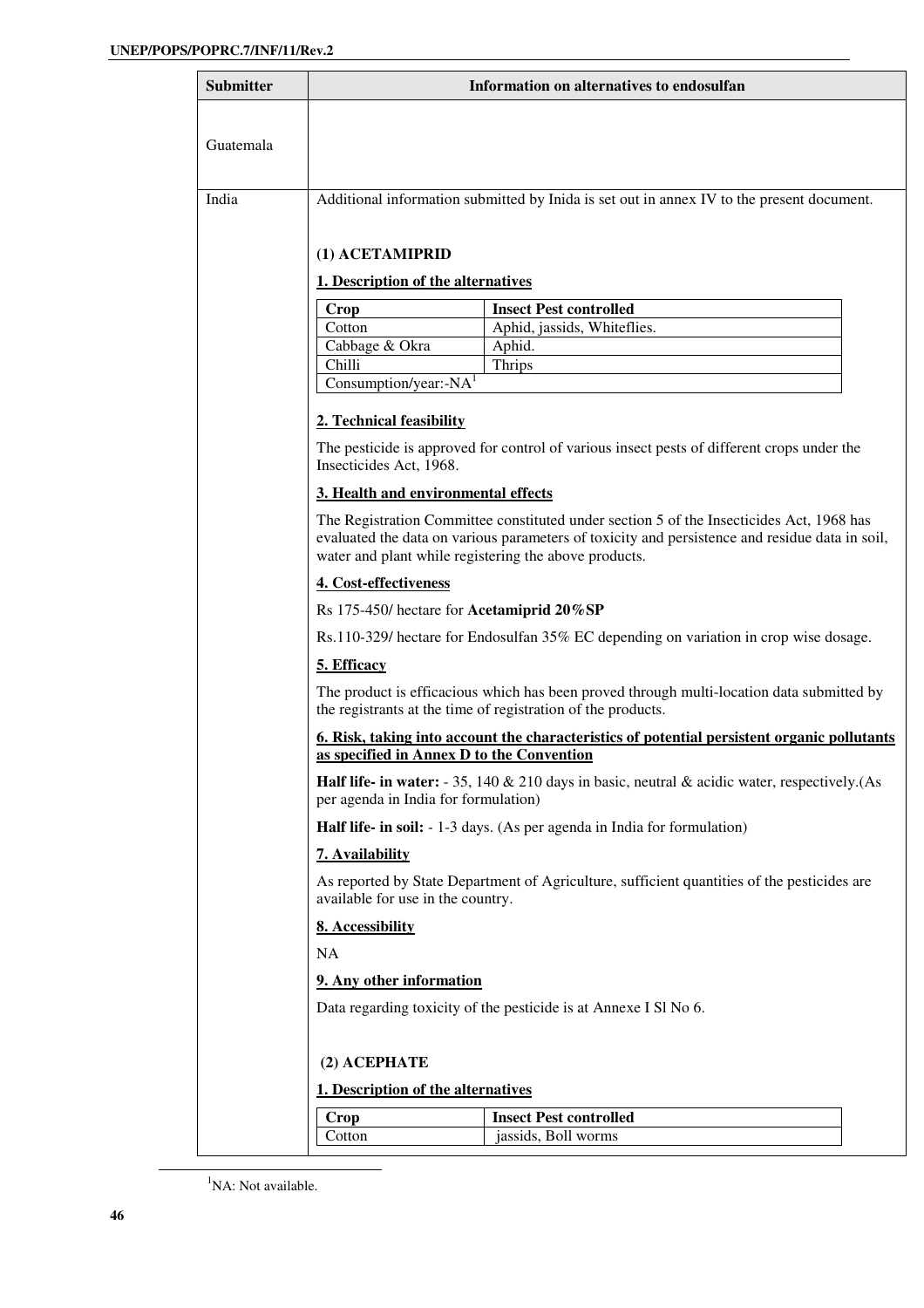| Submitter | Information on alternatives to endosulfan |
|---|---|
| Guatemala | |
| India | Additional information submitted by Inida is set out in annex IV to the present document. |

**(1) ACETAMIPRID**

**1. Description of the alternatives**

| Crop | Insect Pest controlled |
|---|---|
| Cotton | Aphid, jassids, Whiteflies. |
| Cabbage & Okra | Aphid. |
| Chilli | Thrips |
| Consumption/year:-NA[1] | |

**2. Technical feasibility**

The pesticide is approved for control of various insect pests of different crops under the Insecticides Act, 1968.

**3. Health and environmental effects**

The Registration Committee constituted under section 5 of the Insecticides Act, 1968 has evaluated the data on various parameters of toxicity and persistence and residue data in soil, water and plant while registering the above products.

**4. Cost-effectiveness**

Rs 175-450/ hectare for **Acetamiprid 20%SP**

Rs.110-329/ hectare for Endosulfan 35% EC depending on variation in crop wise dosage.

**5. Efficacy**

The product is efficacious which has been proved through multi-location data submitted by the registrants at the time of registration of the products.

**6. Risk, taking into account the characteristics of potential persistent organic pollutants as specified in Annex D to the Convention**

**Half life- in water:** - 35, 140 & 210 days in basic, neutral & acidic water, respectively.(As per agenda in India for formulation)

**Half life- in soil:** - 1-3 days. (As per agenda in India for formulation)

**7. Availability**

As reported by State Department of Agriculture, sufficient quantities of the pesticides are available for use in the country.

**8. Accessibility**

NA

**9. Any other information**

Data regarding toxicity of the pesticide is at Annexe I Sl No 6.

**(2) ACEPHATE**

**1. Description of the alternatives**

| Crop | Insect Pest controlled |
|---|---|
| Cotton | jassids, Boll worms |

[1]NA: Not available.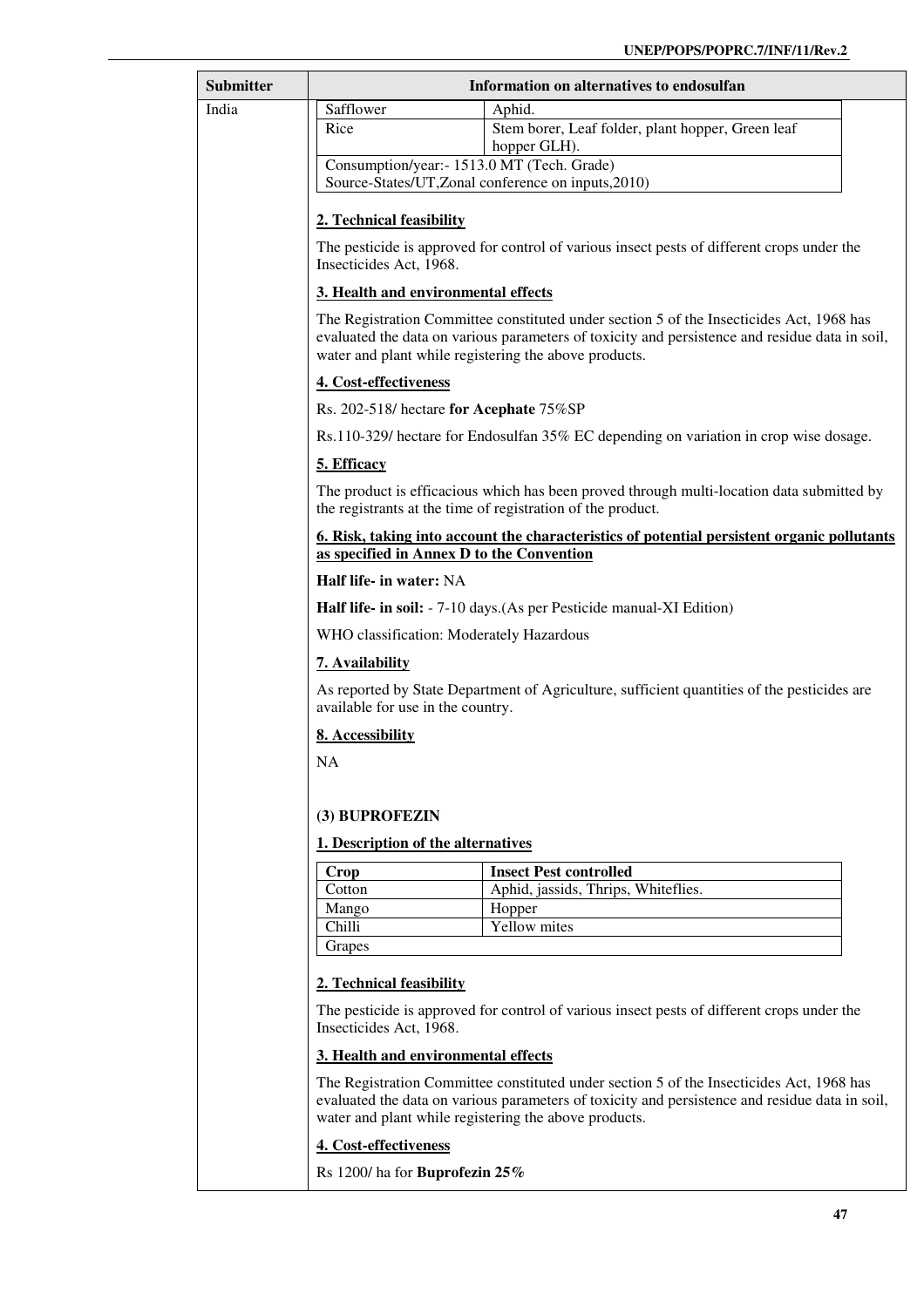| Submitter | Information on alternatives to endosulfan |
|---|---|
| India | |

| | |
|---|---|
| Safflower | Aphid. |
| Rice | Stem borer, Leaf folder, plant hopper, Green leaf hopper GLH). |
| Consumption/year:- 1513.0 MT (Tech. Grade) Source-States/UT,Zonal conference on inputs,2010) | |

**2. Technical feasibility**

The pesticide is approved for control of various insect pests of different crops under the Insecticides Act, 1968.

**3. Health and environmental effects**

The Registration Committee constituted under section 5 of the Insecticides Act, 1968 has evaluated the data on various parameters of toxicity and persistence and residue data in soil, water and plant while registering the above products.

**4. Cost-effectiveness**

Rs. 202-518/ hectare **for Acephate** 75%SP

Rs.110-329/ hectare for Endosulfan 35% EC depending on variation in crop wise dosage.

**5. Efficacy**

The product is efficacious which has been proved through multi-location data submitted by the registrants at the time of registration of the product.

**6. Risk, taking into account the characteristics of potential persistent organic pollutants as specified in Annex D to the Convention**

**Half life- in water:** NA

**Half life- in soil:** - 7-10 days.(As per Pesticide manual-XI Edition)

WHO classification: Moderately Hazardous

**7. Availability**

As reported by State Department of Agriculture, sufficient quantities of the pesticides are available for use in the country.

**8. Accessibility**

NA

**(3) BUPROFEZIN**

**1. Description of the alternatives**

| Crop | Insect Pest controlled |
|---|---|
| Cotton | Aphid, jassids, Thrips, Whiteflies. |
| Mango | Hopper |
| Chilli | Yellow mites |
| Grapes | |

**2. Technical feasibility**

The pesticide is approved for control of various insect pests of different crops under the Insecticides Act, 1968.

**3. Health and environmental effects**

The Registration Committee constituted under section 5 of the Insecticides Act, 1968 has evaluated the data on various parameters of toxicity and persistence and residue data in soil, water and plant while registering the above products.

**4. Cost-effectiveness**

Rs 1200/ ha for **Buprofezin 25%**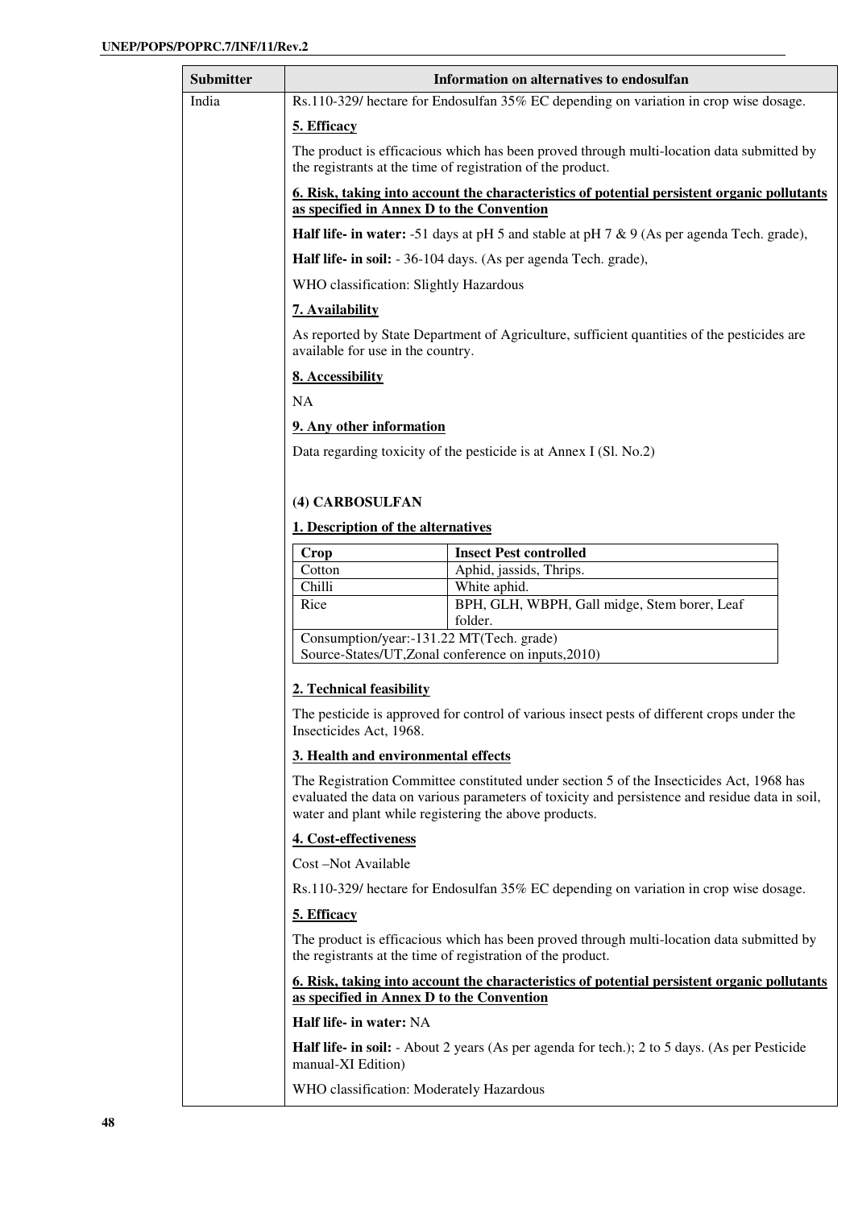| Submitter | Information on alternatives to endosulfan |
|---|---|
| India | Rs.110-329/ hectare for Endosulfan 35% EC depending on variation in crop wise dosage.<br><br>**5. Efficacy**<br><br>The product is efficacious which has been proved through multi-location data submitted by the registrants at the time of registration of the product.<br><br>**6. Risk, taking into account the characteristics of potential persistent organic pollutants as specified in Annex D to the Convention**<br><br>**Half life- in water:** -51 days at pH 5 and stable at pH 7 & 9 (As per agenda Tech. grade),<br><br>**Half life- in soil:** - 36-104 days. (As per agenda Tech. grade),<br><br>WHO classification: Slightly Hazardous<br><br>**7. Availability**<br><br>As reported by State Department of Agriculture, sufficient quantities of the pesticides are available for use in the country.<br><br>**8. Accessibility**<br><br>NA<br><br>**9. Any other information**<br><br>Data regarding toxicity of the pesticide is at Annex I (Sl. No.2)<br><br>**(4) CARBOSULFAN**<br><br>**1. Description of the alternatives**<br><br>Crop — Insect Pest controlled:<br>Cotton — Aphid, jassids, Thrips.<br>Chilli — White aphid.<br>Rice — BPH, GLH, WBPH, Gall midge, Stem borer, Leaf folder.<br>Consumption/year:-131.22 MT(Tech. grade)<br>Source-States/UT,Zonal conference on inputs,2010)<br><br>**2. Technical feasibility**<br><br>The pesticide is approved for control of various insect pests of different crops under the Insecticides Act, 1968.<br><br>**3. Health and environmental effects**<br><br>The Registration Committee constituted under section 5 of the Insecticides Act, 1968 has evaluated the data on various parameters of toxicity and persistence and residue data in soil, water and plant while registering the above products.<br><br>**4. Cost-effectiveness**<br><br>Cost –Not Available<br><br>Rs.110-329/ hectare for Endosulfan 35% EC depending on variation in crop wise dosage.<br><br>**5. Efficacy**<br><br>The product is efficacious which has been proved through multi-location data submitted by the registrants at the time of registration of the product.<br><br>**6. Risk, taking into account the characteristics of potential persistent organic pollutants as specified in Annex D to the Convention**<br><br>**Half life- in water:** NA<br><br>**Half life- in soil:** - About 2 years (As per agenda for tech.); 2 to 5 days. (As per Pesticide manual-XI Edition)<br><br>WHO classification: Moderately Hazardous |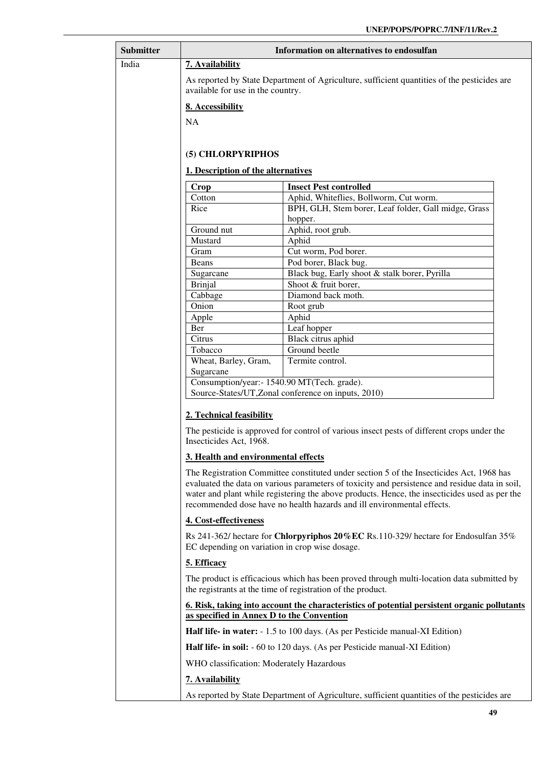| Submitter | Information on alternatives to endosulfan |
|---|---|
| India | **7. Availability** |

As reported by State Department of Agriculture, sufficient quantities of the pesticides are available for use in the country.

**8. Accessibility**

NA

**(5) CHLORPYRIPHOS**

**1. Description of the alternatives**

| Crop | Insect Pest controlled |
|---|---|
| Cotton | Aphid, Whiteflies, Bollworm, Cut worm. |
| Rice | BPH, GLH, Stem borer, Leaf folder, Gall midge, Grass hopper. |
| Ground nut | Aphid, root grub. |
| Mustard | Aphid |
| Gram | Cut worm, Pod borer. |
| Beans | Pod borer, Black bug. |
| Sugarcane | Black bug, Early shoot & stalk borer, Pyrilla |
| Brinjal | Shoot & fruit borer, |
| Cabbage | Diamond back moth. |
| Onion | Root grub |
| Apple | Aphid |
| Ber | Leaf hopper |
| Citrus | Black citrus aphid |
| Tobacco | Ground beetle |
| Wheat, Barley, Gram, Sugarcane | Termite control. |
| Consumption/year:- 1540.90 MT(Tech. grade). Source-States/UT,Zonal conference on inputs, 2010) | |

**2. Technical feasibility**

The pesticide is approved for control of various insect pests of different crops under the Insecticides Act, 1968.

**3. Health and environmental effects**

The Registration Committee constituted under section 5 of the Insecticides Act, 1968 has evaluated the data on various parameters of toxicity and persistence and residue data in soil, water and plant while registering the above products. Hence, the insecticides used as per the recommended dose have no health hazards and ill environmental effects.

**4. Cost-effectiveness**

Rs 241-362/ hectare for **Chlorpyriphos 20%EC** Rs.110-329/ hectare for Endosulfan 35% EC depending on variation in crop wise dosage.

**5. Efficacy**

The product is efficacious which has been proved through multi-location data submitted by the registrants at the time of registration of the product.

**6. Risk, taking into account the characteristics of potential persistent organic pollutants as specified in Annex D to the Convention**

**Half life- in water:** - 1.5 to 100 days. (As per Pesticide manual-XI Edition)

**Half life- in soil:** - 60 to 120 days. (As per Pesticide manual-XI Edition)

WHO classification: Moderately Hazardous

**7. Availability**

As reported by State Department of Agriculture, sufficient quantities of the pesticides are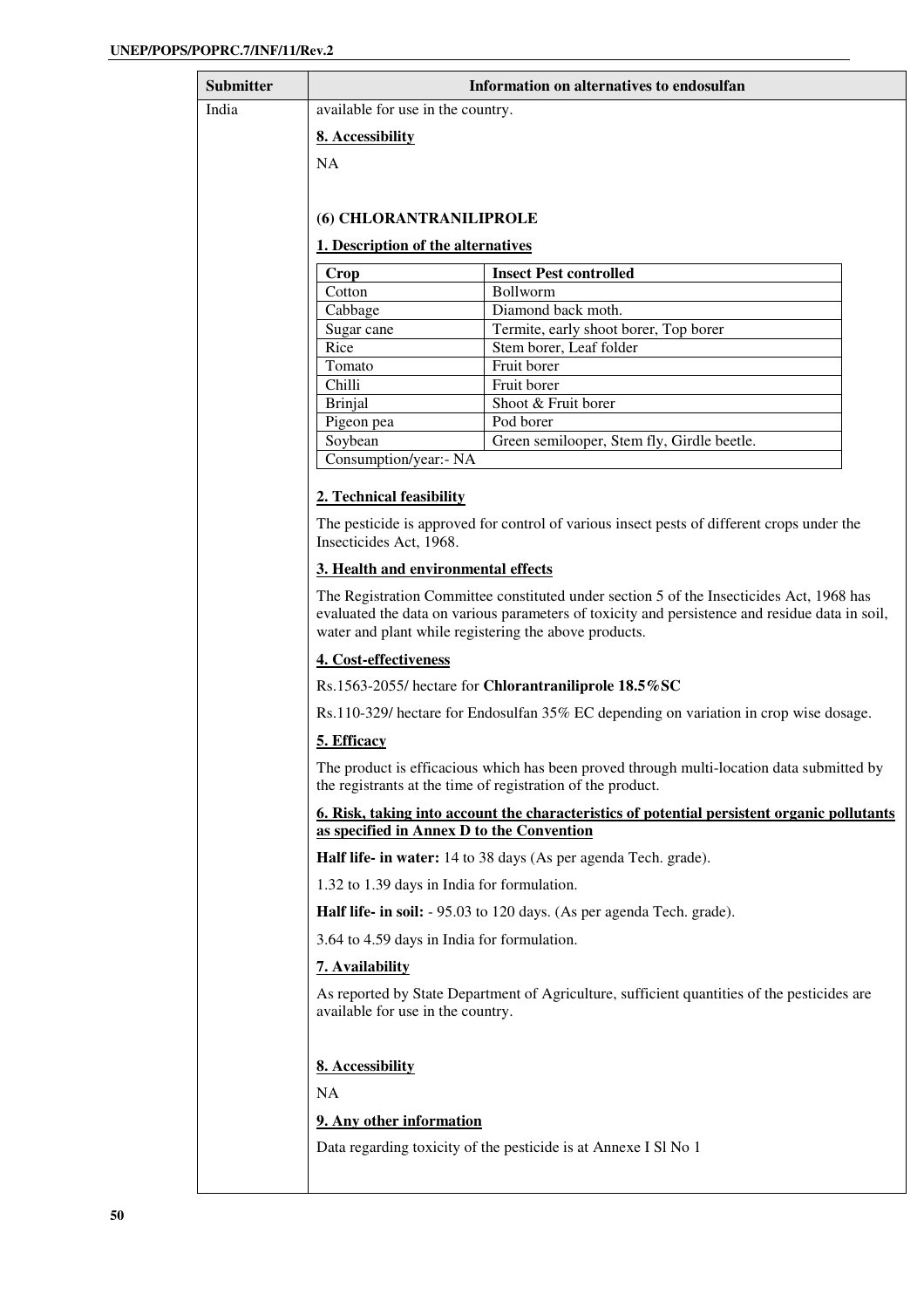| Submitter | Information on alternatives to endosulfan |
|---|---|
| India | available for use in the country. |

**8. Accessibility**

NA

**(6) CHLORANTRANILIPROLE**

**1. Description of the alternatives**

| Crop | Insect Pest controlled |
|---|---|
| Cotton | Bollworm |
| Cabbage | Diamond back moth. |
| Sugar cane | Termite, early shoot borer, Top borer |
| Rice | Stem borer, Leaf folder |
| Tomato | Fruit borer |
| Chilli | Fruit borer |
| Brinjal | Shoot & Fruit borer |
| Pigeon pea | Pod borer |
| Soybean | Green semilooper, Stem fly, Girdle beetle. |
| Consumption/year:- NA | |

**2. Technical feasibility**

The pesticide is approved for control of various insect pests of different crops under the Insecticides Act, 1968.

**3. Health and environmental effects**

The Registration Committee constituted under section 5 of the Insecticides Act, 1968 has evaluated the data on various parameters of toxicity and persistence and residue data in soil, water and plant while registering the above products.

**4. Cost-effectiveness**

Rs.1563-2055/ hectare for **Chlorantraniliprole 18.5%SC**

Rs.110-329/ hectare for Endosulfan 35% EC depending on variation in crop wise dosage.

**5. Efficacy**

The product is efficacious which has been proved through multi-location data submitted by the registrants at the time of registration of the product.

**6. Risk, taking into account the characteristics of potential persistent organic pollutants as specified in Annex D to the Convention**

**Half life- in water:** 14 to 38 days (As per agenda Tech. grade).

1.32 to 1.39 days in India for formulation.

**Half life- in soil:** - 95.03 to 120 days. (As per agenda Tech. grade).

3.64 to 4.59 days in India for formulation.

**7. Availability**

As reported by State Department of Agriculture, sufficient quantities of the pesticides are available for use in the country.

**8. Accessibility**

NA

**9. Any other information**

Data regarding toxicity of the pesticide is at Annexe I Sl No 1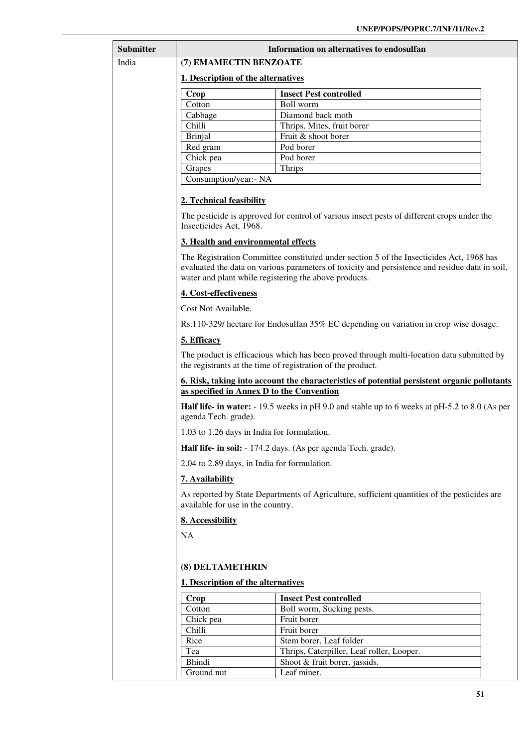| Submitter | Information on alternatives to endosulfan |
|---|---|
| India | **(7) EMAMECTIN BENZOATE** |

**1. Description of the alternatives**

| Crop | Insect Pest controlled |
|---|---|
| Cotton | Boll worm |
| Cabbage | Diamond back moth |
| Chilli | Thrips, Mites, fruit borer |
| Brinjal | Fruit & shoot borer |
| Red gram | Pod borer |
| Chick pea | Pod borer |
| Grapes | Thrips |
| Consumption/year:- NA | |

**2. Technical feasibility**

The pesticide is approved for control of various insect pests of different crops under the Insecticides Act, 1968.

**3. Health and environmental effects**

The Registration Committee constituted under section 5 of the Insecticides Act, 1968 has evaluated the data on various parameters of toxicity and persistence and residue data in soil, water and plant while registering the above products.

**4. Cost-effectiveness**

Cost Not Available.

Rs.110-329/ hectare for Endosulfan 35% EC depending on variation in crop wise dosage.

**5. Efficacy**

The product is efficacious which has been proved through multi-location data submitted by the registrants at the time of registration of the product.

**6. Risk, taking into account the characteristics of potential persistent organic pollutants as specified in Annex D to the Convention**

**Half life- in water:** - 19.5 weeks in pH 9.0 and stable up to 6 weeks at pH-5.2 to 8.0 (As per agenda Tech. grade).

1.03 to 1.26 days in India for formulation.

**Half life- in soil:** - 174.2 days. (As per agenda Tech. grade).

2.04 to 2.89 days, in India for formulation.

**7. Availability**

As reported by State Departments of Agriculture, sufficient quantities of the pesticides are available for use in the country.

**8. Accessibility**

NA

**(8) DELTAMETHRIN**

**1. Description of the alternatives**

| Crop | Insect Pest controlled |
|---|---|
| Cotton | Boll worm, Sucking pests. |
| Chick pea | Fruit borer |
| Chilli | Fruit borer |
| Rice | Stem borer, Leaf folder |
| Tea | Thrips, Caterpiller, Leaf roller, Looper. |
| Bhindi | Shoot & fruit borer, jassids. |
| Ground nut | Leaf miner. |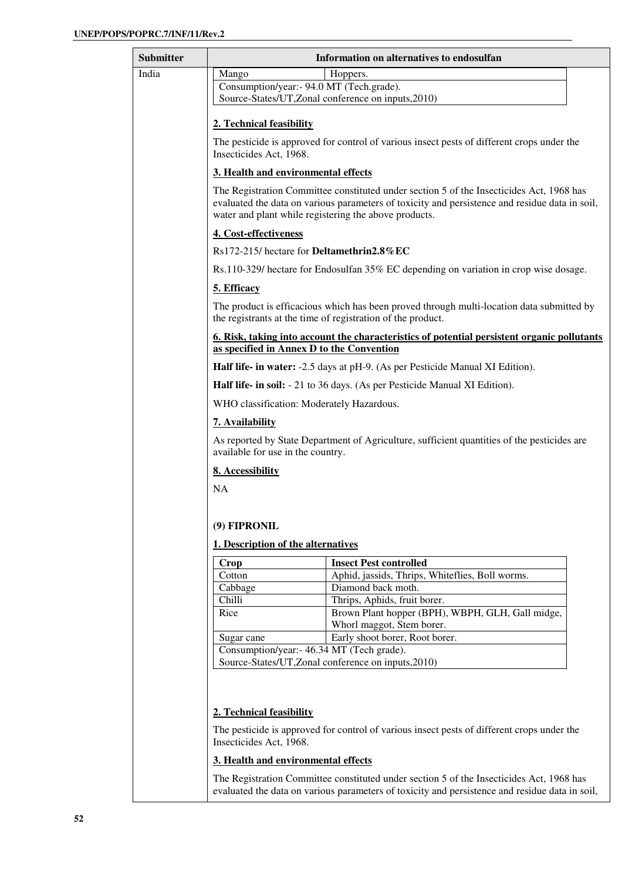| Submitter | Information on alternatives to endosulfan |
|---|---|
| India | |

| Mango | Hoppers. |
|---|---|
| Consumption/year:- 94.0 MT (Tech.grade). Source-States/UT,Zonal conference on inputs,2010) | |

**2. Technical feasibility**

The pesticide is approved for control of various insect pests of different crops under the Insecticides Act, 1968.

**3. Health and environmental effects**

The Registration Committee constituted under section 5 of the Insecticides Act, 1968 has evaluated the data on various parameters of toxicity and persistence and residue data in soil, water and plant while registering the above products.

**4. Cost-effectiveness**

Rs172-215/ hectare for **Deltamethrin2.8%EC**

Rs.110-329/ hectare for Endosulfan 35% EC depending on variation in crop wise dosage.

**5. Efficacy**

The product is efficacious which has been proved through multi-location data submitted by the registrants at the time of registration of the product.

**6. Risk, taking into account the characteristics of potential persistent organic pollutants as specified in Annex D to the Convention**

**Half life- in water:** -2.5 days at pH-9. (As per Pesticide Manual XI Edition).

**Half life- in soil:** - 21 to 36 days. (As per Pesticide Manual XI Edition).

WHO classification: Moderately Hazardous.

**7. Availability**

As reported by State Department of Agriculture, sufficient quantities of the pesticides are available for use in the country.

**8. Accessibility**

NA

**(9) FIPRONIL**

**1. Description of the alternatives**

| Crop | Insect Pest controlled |
|---|---|
| Cotton | Aphid, jassids, Thrips, Whiteflies, Boll worms. |
| Cabbage | Diamond back moth. |
| Chilli | Thrips, Aphids, fruit borer. |
| Rice | Brown Plant hopper (BPH), WBPH, GLH, Gall midge, Whorl maggot, Stem borer. |
| Sugar cane | Early shoot borer, Root borer. |
| Consumption/year:- 46.34 MT (Tech grade). Source-States/UT,Zonal conference on inputs,2010) | |

**2. Technical feasibility**

The pesticide is approved for control of various insect pests of different crops under the Insecticides Act, 1968.

**3. Health and environmental effects**

The Registration Committee constituted under section 5 of the Insecticides Act, 1968 has evaluated the data on various parameters of toxicity and persistence and residue data in soil,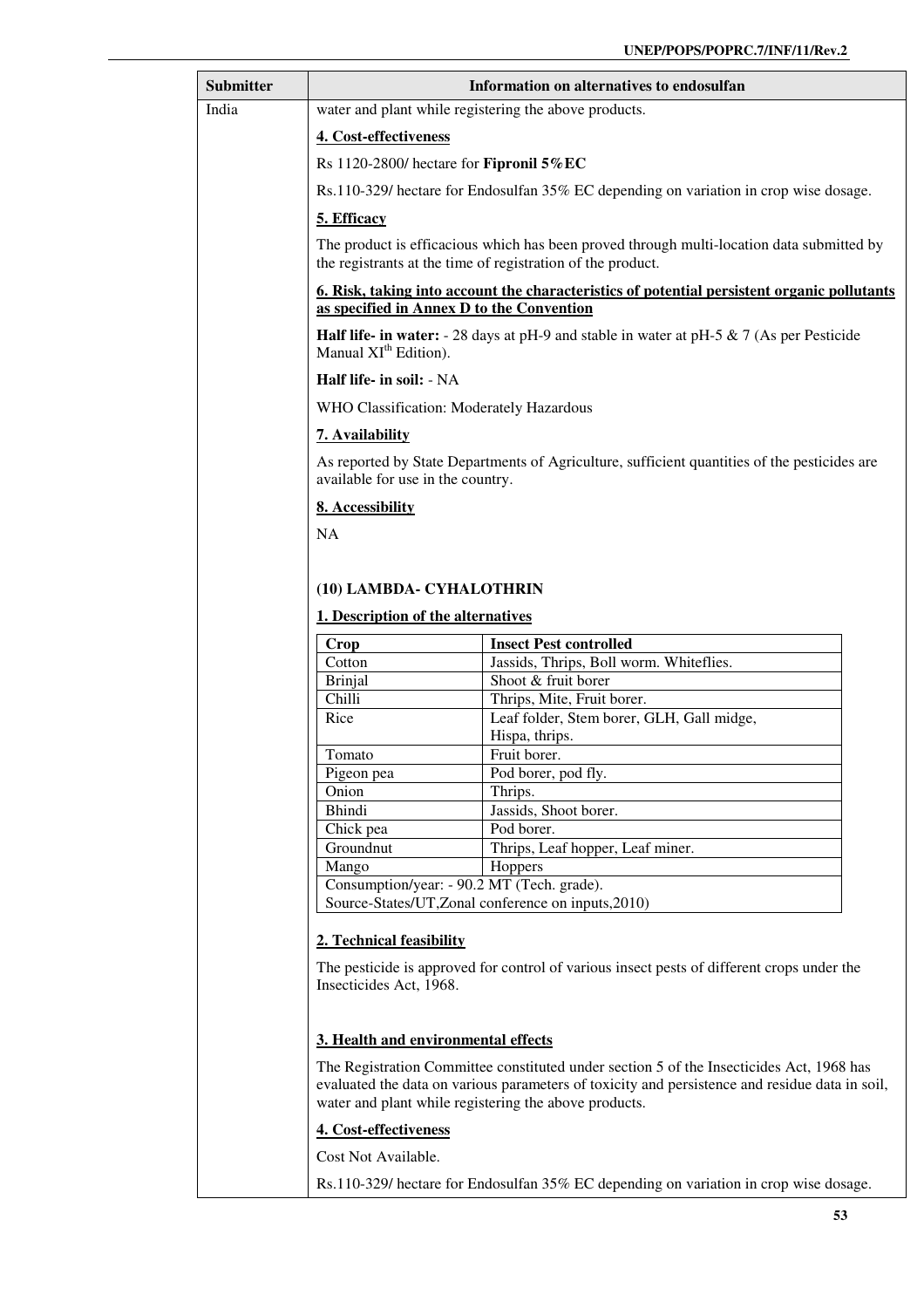| Submitter | Information on alternatives to endosulfan |
|---|---|
| India | water and plant while registering the above products. |

**4. Cost-effectiveness**

Rs 1120-2800/ hectare for **Fipronil 5%EC**

Rs.110-329/ hectare for Endosulfan 35% EC depending on variation in crop wise dosage.

**5. Efficacy**

The product is efficacious which has been proved through multi-location data submitted by the registrants at the time of registration of the product.

**6. Risk, taking into account the characteristics of potential persistent organic pollutants as specified in Annex D to the Convention**

**Half life- in water:** - 28 days at pH-9 and stable in water at pH-5 & 7 (As per Pesticide Manual XI$^{th}$ Edition).

**Half life- in soil:** - NA

WHO Classification: Moderately Hazardous

**7. Availability**

As reported by State Departments of Agriculture, sufficient quantities of the pesticides are available for use in the country.

**8. Accessibility**

NA

**(10) LAMBDA- CYHALOTHRIN**

**1. Description of the alternatives**

| Crop | Insect Pest controlled |
|---|---|
| Cotton | Jassids, Thrips, Boll worm. Whiteflies. |
| Brinjal | Shoot & fruit borer |
| Chilli | Thrips, Mite, Fruit borer. |
| Rice | Leaf folder, Stem borer, GLH, Gall midge, Hispa, thrips. |
| Tomato | Fruit borer. |
| Pigeon pea | Pod borer, pod fly. |
| Onion | Thrips. |
| Bhindi | Jassids, Shoot borer. |
| Chick pea | Pod borer. |
| Groundnut | Thrips, Leaf hopper, Leaf miner. |
| Mango | Hoppers |
| Consumption/year: - 90.2 MT (Tech. grade). Source-States/UT,Zonal conference on inputs,2010) | |

**2. Technical feasibility**

The pesticide is approved for control of various insect pests of different crops under the Insecticides Act, 1968.

**3. Health and environmental effects**

The Registration Committee constituted under section 5 of the Insecticides Act, 1968 has evaluated the data on various parameters of toxicity and persistence and residue data in soil, water and plant while registering the above products.

**4. Cost-effectiveness**

Cost Not Available.

Rs.110-329/ hectare for Endosulfan 35% EC depending on variation in crop wise dosage.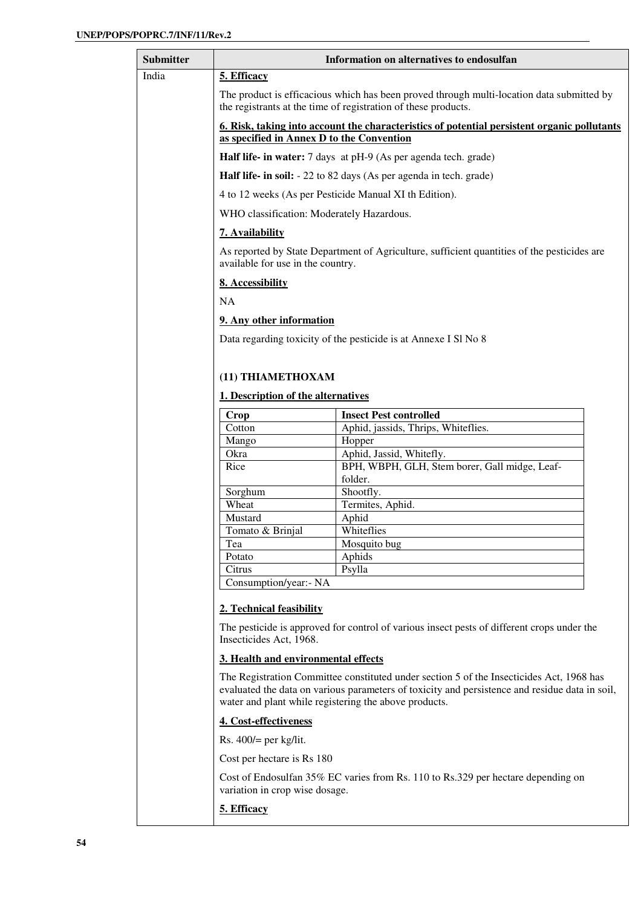| Submitter | Information on alternatives to endosulfan |
|---|---|
| India | **5. Efficacy** |

**5. Efficacy**

The product is efficacious which has been proved through multi-location data submitted by the registrants at the time of registration of these products.

**6. Risk, taking into account the characteristics of potential persistent organic pollutants as specified in Annex D to the Convention**

**Half life- in water:** 7 days at pH-9 (As per agenda tech. grade)

**Half life- in soil:** - 22 to 82 days (As per agenda in tech. grade)

4 to 12 weeks (As per Pesticide Manual XI th Edition).

WHO classification: Moderately Hazardous.

**7. Availability**

As reported by State Department of Agriculture, sufficient quantities of the pesticides are available for use in the country.

**8. Accessibility**

NA

**9. Any other information**

Data regarding toxicity of the pesticide is at Annexe I Sl No 8

**(11) THIAMETHOXAM**

**1. Description of the alternatives**

| Crop | Insect Pest controlled |
|---|---|
| Cotton | Aphid, jassids, Thrips, Whiteflies. |
| Mango | Hopper |
| Okra | Aphid, Jassid, Whitefly. |
| Rice | BPH, WBPH, GLH, Stem borer, Gall midge, Leaf-folder. |
| Sorghum | Shootfly. |
| Wheat | Termites, Aphid. |
| Mustard | Aphid |
| Tomato & Brinjal | Whiteflies |
| Tea | Mosquito bug |
| Potato | Aphids |
| Citrus | Psylla |
| Consumption/year:- NA | |

**2. Technical feasibility**

The pesticide is approved for control of various insect pests of different crops under the Insecticides Act, 1968.

**3. Health and environmental effects**

The Registration Committee constituted under section 5 of the Insecticides Act, 1968 has evaluated the data on various parameters of toxicity and persistence and residue data in soil, water and plant while registering the above products.

**4. Cost-effectiveness**

Rs. 400/= per kg/lit.

Cost per hectare is Rs 180

Cost of Endosulfan 35% EC varies from Rs. 110 to Rs.329 per hectare depending on variation in crop wise dosage.

**5. Efficacy**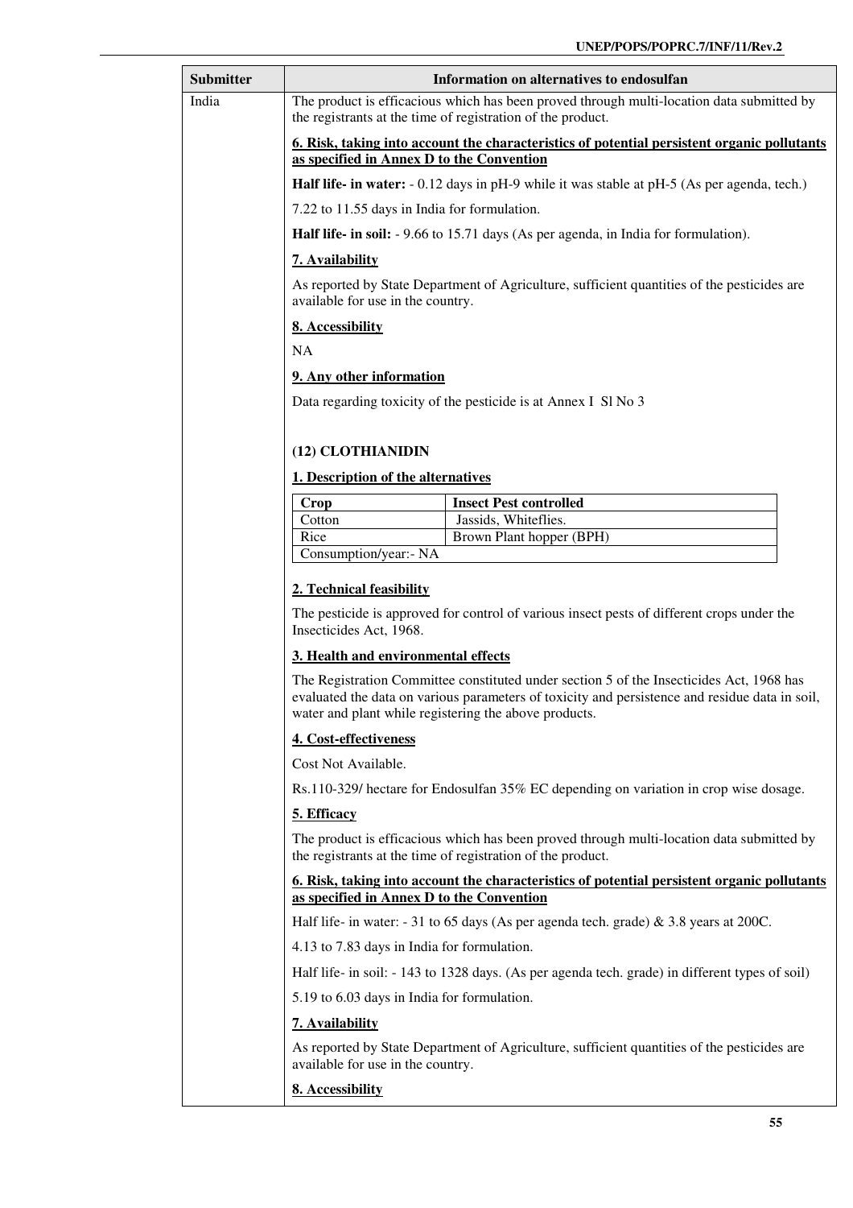| Submitter | Information on alternatives to endosulfan |
|---|---|
| India | The product is efficacious which has been proved through multi-location data submitted by the registrants at the time of registration of the product.<br><br>**6. Risk, taking into account the characteristics of potential persistent organic pollutants as specified in Annex D to the Convention**<br><br>**Half life- in water:** - 0.12 days in pH-9 while it was stable at pH-5 (As per agenda, tech.)<br><br>7.22 to 11.55 days in India for formulation.<br><br>**Half life- in soil:** - 9.66 to 15.71 days (As per agenda, in India for formulation).<br><br>**7. Availability**<br><br>As reported by State Department of Agriculture, sufficient quantities of the pesticides are available for use in the country.<br><br>**8. Accessibility**<br><br>NA<br><br>**9. Any other information**<br><br>Data regarding toxicity of the pesticide is at Annex I Sl No 3<br><br>**(12) CLOTHIANIDIN**<br><br>**1. Description of the alternatives**<br><br>**Crop** – **Insect Pest controlled**<br>Cotton – Jassids, Whiteflies.<br>Rice – Brown Plant hopper (BPH)<br>Consumption/year:- NA<br><br>**2. Technical feasibility**<br><br>The pesticide is approved for control of various insect pests of different crops under the Insecticides Act, 1968.<br><br>**3. Health and environmental effects**<br><br>The Registration Committee constituted under section 5 of the Insecticides Act, 1968 has evaluated the data on various parameters of toxicity and persistence and residue data in soil, water and plant while registering the above products.<br><br>**4. Cost-effectiveness**<br><br>Cost Not Available.<br><br>Rs.110-329/ hectare for Endosulfan 35% EC depending on variation in crop wise dosage.<br><br>**5. Efficacy**<br><br>The product is efficacious which has been proved through multi-location data submitted by the registrants at the time of registration of the product.<br><br>**6. Risk, taking into account the characteristics of potential persistent organic pollutants as specified in Annex D to the Convention**<br><br>Half life- in water: - 31 to 65 days (As per agenda tech. grade) & 3.8 years at 200C.<br><br>4.13 to 7.83 days in India for formulation.<br><br>Half life- in soil: - 143 to 1328 days. (As per agenda tech. grade) in different types of soil)<br><br>5.19 to 6.03 days in India for formulation.<br><br>**7. Availability**<br><br>As reported by State Department of Agriculture, sufficient quantities of the pesticides are available for use in the country.<br><br>**8. Accessibility** |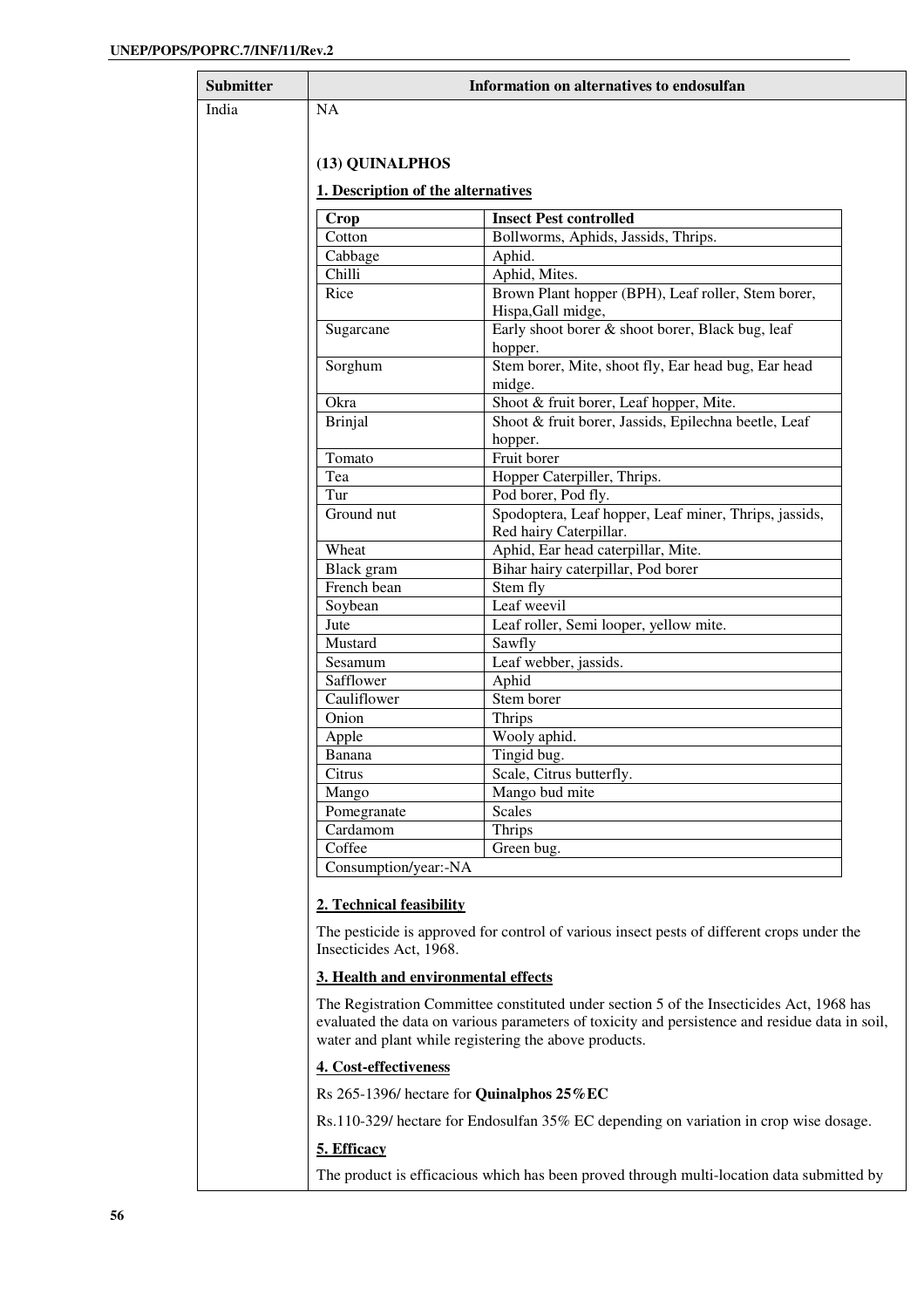| Submitter | Information on alternatives to endosulfan |
|---|---|
| India | NA |

**(13) QUINALPHOS**

**1. Description of the alternatives**

| Crop | Insect Pest controlled |
|---|---|
| Cotton | Bollworms, Aphids, Jassids, Thrips. |
| Cabbage | Aphid. |
| Chilli | Aphid, Mites. |
| Rice | Brown Plant hopper (BPH), Leaf roller, Stem borer, Hispa,Gall midge, |
| Sugarcane | Early shoot borer & shoot borer, Black bug, leaf hopper. |
| Sorghum | Stem borer, Mite, shoot fly, Ear head bug, Ear head midge. |
| Okra | Shoot & fruit borer, Leaf hopper, Mite. |
| Brinjal | Shoot & fruit borer, Jassids, Epilechna beetle, Leaf hopper. |
| Tomato | Fruit borer |
| Tea | Hopper Caterpiller, Thrips. |
| Tur | Pod borer, Pod fly. |
| Ground nut | Spodoptera, Leaf hopper, Leaf miner, Thrips, jassids, Red hairy Caterpillar. |
| Wheat | Aphid, Ear head caterpillar, Mite. |
| Black gram | Bihar hairy caterpillar, Pod borer |
| French bean | Stem fly |
| Soybean | Leaf weevil |
| Jute | Leaf roller, Semi looper, yellow mite. |
| Mustard | Sawfly |
| Sesamum | Leaf webber, jassids. |
| Safflower | Aphid |
| Cauliflower | Stem borer |
| Onion | Thrips |
| Apple | Wooly aphid. |
| Banana | Tingid bug. |
| Citrus | Scale, Citrus butterfly. |
| Mango | Mango bud mite |
| Pomegranate | Scales |
| Cardamom | Thrips |
| Coffee | Green bug. |
| Consumption/year:-NA | |

**2. Technical feasibility**

The pesticide is approved for control of various insect pests of different crops under the Insecticides Act, 1968.

**3. Health and environmental effects**

The Registration Committee constituted under section 5 of the Insecticides Act, 1968 has evaluated the data on various parameters of toxicity and persistence and residue data in soil, water and plant while registering the above products.

**4. Cost-effectiveness**

Rs 265-1396/ hectare for **Quinalphos 25%EC**

Rs.110-329/ hectare for Endosulfan 35% EC depending on variation in crop wise dosage.

**5. Efficacy**

The product is efficacious which has been proved through multi-location data submitted by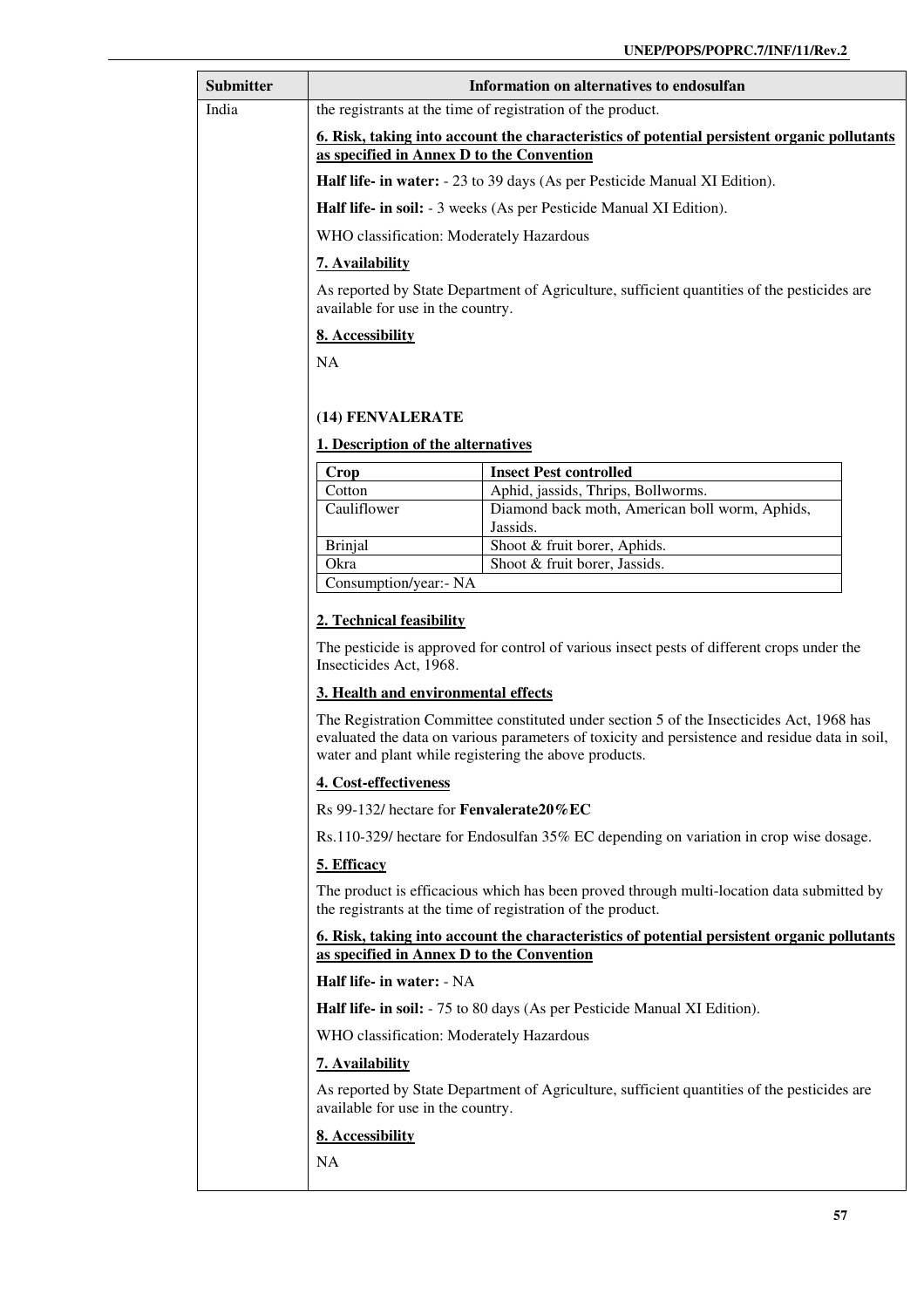| Submitter | Information on alternatives to endosulfan |
|---|---|
| India | the registrants at the time of registration of the product. |

**6. Risk, taking into account the characteristics of potential persistent organic pollutants as specified in Annex D to the Convention**

**Half life- in water:** - 23 to 39 days (As per Pesticide Manual XI Edition).

**Half life- in soil:** - 3 weeks (As per Pesticide Manual XI Edition).

WHO classification: Moderately Hazardous

**7. Availability**

As reported by State Department of Agriculture, sufficient quantities of the pesticides are available for use in the country.

**8. Accessibility**

NA

**(14) FENVALERATE**

**1. Description of the alternatives**

| Crop | Insect Pest controlled |
|---|---|
| Cotton | Aphid, jassids, Thrips, Bollworms. |
| Cauliflower | Diamond back moth, American boll worm, Aphids, Jassids. |
| Brinjal | Shoot & fruit borer, Aphids. |
| Okra | Shoot & fruit borer, Jassids. |
| Consumption/year:- NA | |

**2. Technical feasibility**

The pesticide is approved for control of various insect pests of different crops under the Insecticides Act, 1968.

**3. Health and environmental effects**

The Registration Committee constituted under section 5 of the Insecticides Act, 1968 has evaluated the data on various parameters of toxicity and persistence and residue data in soil, water and plant while registering the above products.

**4. Cost-effectiveness**

Rs 99-132/ hectare for **Fenvalerate20%EC**

Rs.110-329/ hectare for Endosulfan 35% EC depending on variation in crop wise dosage.

**5. Efficacy**

The product is efficacious which has been proved through multi-location data submitted by the registrants at the time of registration of the product.

**6. Risk, taking into account the characteristics of potential persistent organic pollutants as specified in Annex D to the Convention**

**Half life- in water:** - NA

**Half life- in soil:** - 75 to 80 days (As per Pesticide Manual XI Edition).

WHO classification: Moderately Hazardous

**7. Availability**

As reported by State Department of Agriculture, sufficient quantities of the pesticides are available for use in the country.

**8. Accessibility**

NA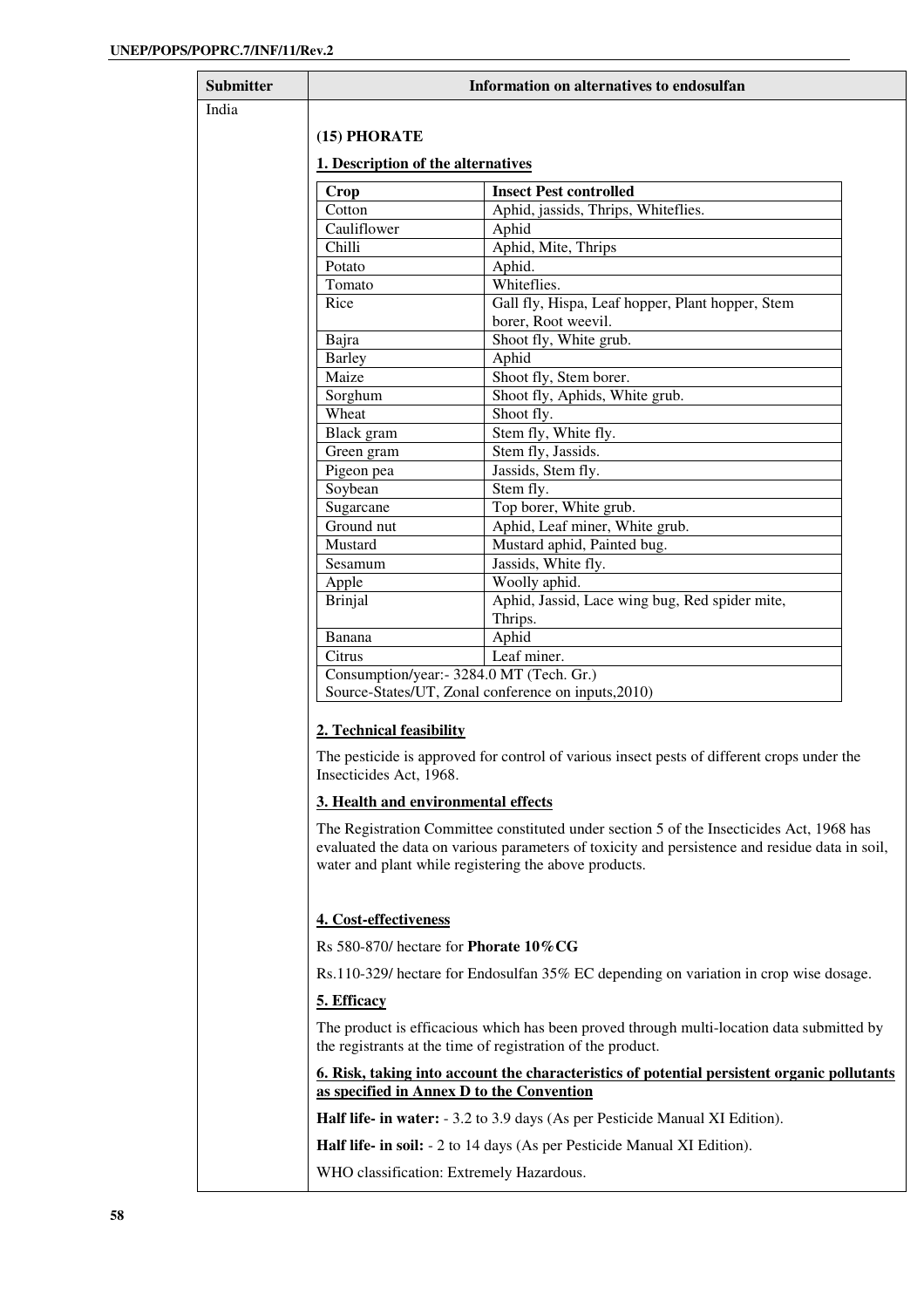| Submitter | Information on alternatives to endosulfan |
|---|---|
| India | |

**(15) PHORATE**

**1. Description of the alternatives**

| Crop | Insect Pest controlled |
|---|---|
| Cotton | Aphid, jassids, Thrips, Whiteflies. |
| Cauliflower | Aphid |
| Chilli | Aphid, Mite, Thrips |
| Potato | Aphid. |
| Tomato | Whiteflies. |
| Rice | Gall fly, Hispa, Leaf hopper, Plant hopper, Stem borer, Root weevil. |
| Bajra | Shoot fly, White grub. |
| Barley | Aphid |
| Maize | Shoot fly, Stem borer. |
| Sorghum | Shoot fly, Aphids, White grub. |
| Wheat | Shoot fly. |
| Black gram | Stem fly, White fly. |
| Green gram | Stem fly, Jassids. |
| Pigeon pea | Jassids, Stem fly. |
| Soybean | Stem fly. |
| Sugarcane | Top borer, White grub. |
| Ground nut | Aphid, Leaf miner, White grub. |
| Mustard | Mustard aphid, Painted bug. |
| Sesamum | Jassids, White fly. |
| Apple | Woolly aphid. |
| Brinjal | Aphid, Jassid, Lace wing bug, Red spider mite, Thrips. |
| Banana | Aphid |
| Citrus | Leaf miner. |
| Consumption/year:- 3284.0 MT (Tech. Gr.) Source-States/UT, Zonal conference on inputs,2010) | |

**2. Technical feasibility**

The pesticide is approved for control of various insect pests of different crops under the Insecticides Act, 1968.

**3. Health and environmental effects**

The Registration Committee constituted under section 5 of the Insecticides Act, 1968 has evaluated the data on various parameters of toxicity and persistence and residue data in soil, water and plant while registering the above products.

**4. Cost-effectiveness**

Rs 580-870/ hectare for **Phorate 10%CG**

Rs.110-329/ hectare for Endosulfan 35% EC depending on variation in crop wise dosage.

**5. Efficacy**

The product is efficacious which has been proved through multi-location data submitted by the registrants at the time of registration of the product.

**6. Risk, taking into account the characteristics of potential persistent organic pollutants as specified in Annex D to the Convention**

**Half life- in water:** - 3.2 to 3.9 days (As per Pesticide Manual XI Edition).

**Half life- in soil:** - 2 to 14 days (As per Pesticide Manual XI Edition).

WHO classification: Extremely Hazardous.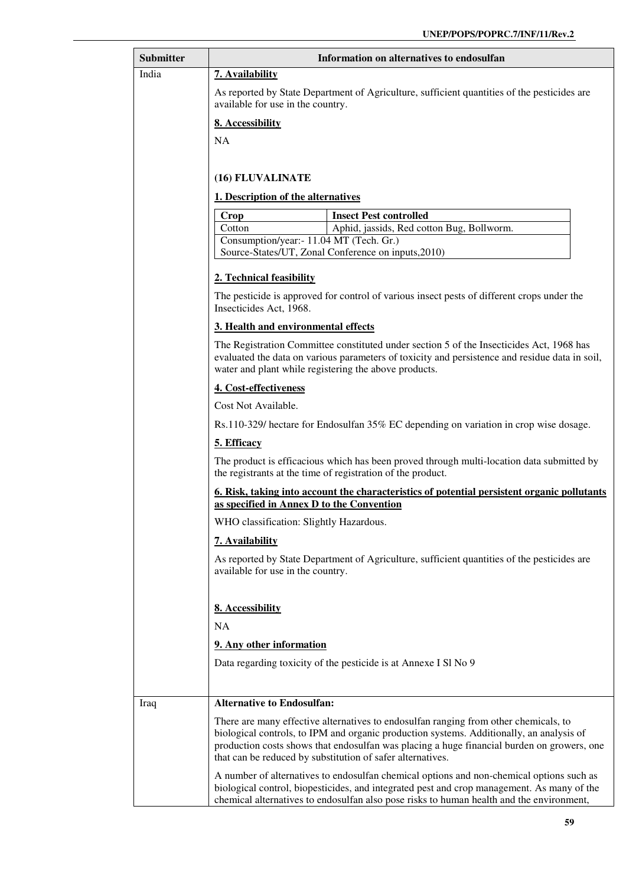| Submitter | Information on alternatives to endosulfan |
|---|---|
| India | **7. Availability**<br><br>As reported by State Department of Agriculture, sufficient quantities of the pesticides are available for use in the country.<br><br>**8. Accessibility**<br><br>NA<br><br>**(16) FLUVALINATE**<br><br>**1. Description of the alternatives**<br><br>Crop: Cotton — Insect Pest controlled: Aphid, jassids, Red cotton Bug, Bollworm.<br>Consumption/year:- 11.04 MT (Tech. Gr.)<br>Source-States/UT, Zonal Conference on inputs,2010)<br><br>**2. Technical feasibility**<br><br>The pesticide is approved for control of various insect pests of different crops under the Insecticides Act, 1968.<br><br>**3. Health and environmental effects**<br><br>The Registration Committee constituted under section 5 of the Insecticides Act, 1968 has evaluated the data on various parameters of toxicity and persistence and residue data in soil, water and plant while registering the above products.<br><br>**4. Cost-effectiveness**<br><br>Cost Not Available.<br><br>Rs.110-329/ hectare for Endosulfan 35% EC depending on variation in crop wise dosage.<br><br>**5. Efficacy**<br><br>The product is efficacious which has been proved through multi-location data submitted by the registrants at the time of registration of the product.<br><br>**6. Risk, taking into account the characteristics of potential persistent organic pollutants as specified in Annex D to the Convention**<br><br>WHO classification: Slightly Hazardous.<br><br>**7. Availability**<br><br>As reported by State Department of Agriculture, sufficient quantities of the pesticides are available for use in the country.<br><br>**8. Accessibility**<br><br>NA<br><br>**9. Any other information**<br><br>Data regarding toxicity of the pesticide is at Annexe I Sl No 9 |
| Iraq | **Alternative to Endosulfan:**<br><br>There are many effective alternatives to endosulfan ranging from other chemicals, to biological controls, to IPM and organic production systems. Additionally, an analysis of production costs shows that endosulfan was placing a huge financial burden on growers, one that can be reduced by substitution of safer alternatives.<br><br>A number of alternatives to endosulfan chemical options and non-chemical options such as biological control, biopesticides, and integrated pest and crop management. As many of the chemical alternatives to endosulfan also pose risks to human health and the environment, |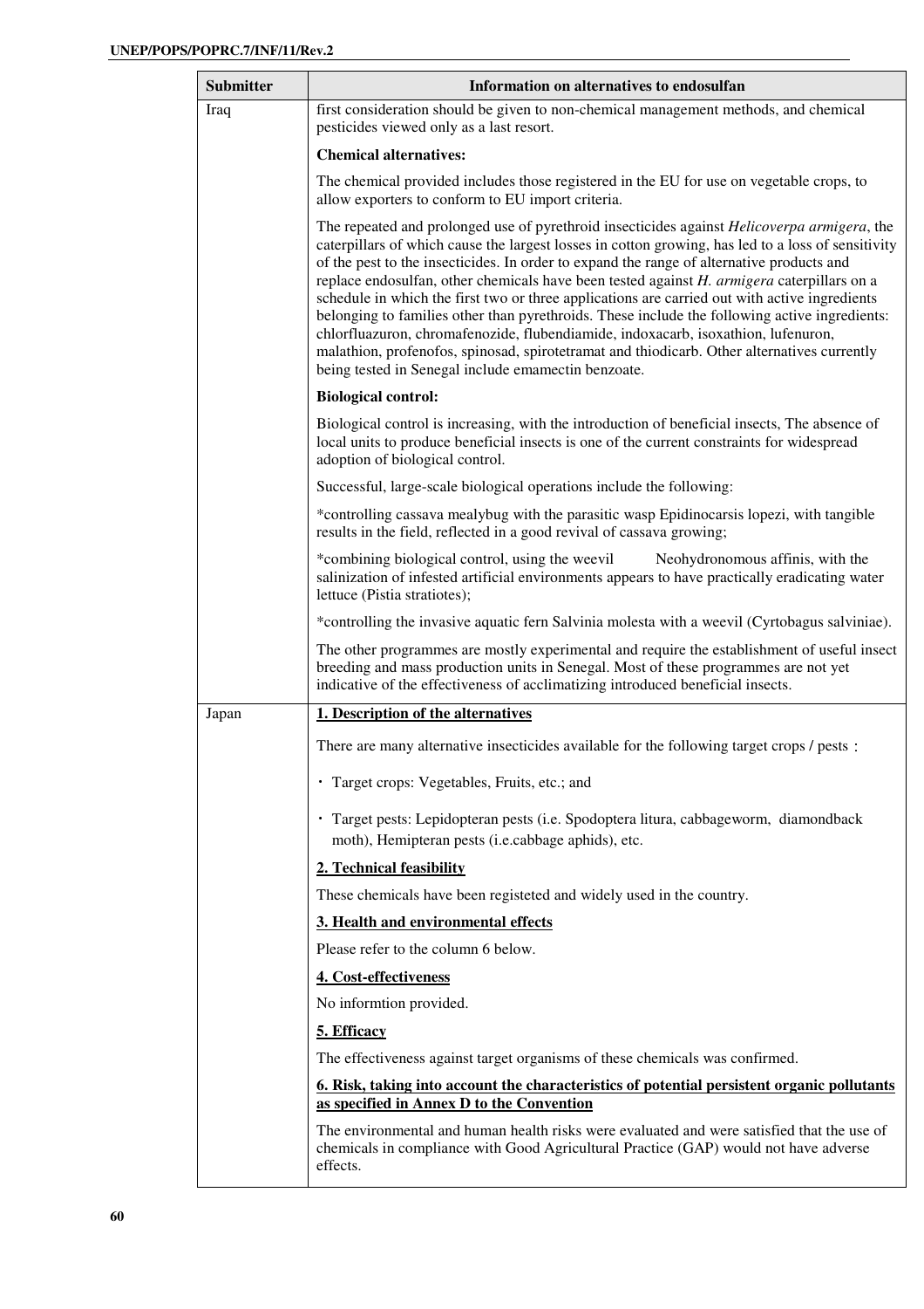| Submitter | Information on alternatives to endosulfan |
|---|---|
| Iraq | first consideration should be given to non-chemical management methods, and chemical pesticides viewed only as a last resort.<br><br>**Chemical alternatives:**<br><br>The chemical provided includes those registered in the EU for use on vegetable crops, to allow exporters to conform to EU import criteria.<br><br>The repeated and prolonged use of pyrethroid insecticides against *Helicoverpa armigera*, the caterpillars of which cause the largest losses in cotton growing, has led to a loss of sensitivity of the pest to the insecticides. In order to expand the range of alternative products and replace endosulfan, other chemicals have been tested against *H. armigera* caterpillars on a schedule in which the first two or three applications are carried out with active ingredients belonging to families other than pyrethroids. These include the following active ingredients: chlorfluazuron, chromafenozide, flubendiamide, indoxacarb, isoxathion, lufenuron, malathion, profenofos, spinosad, spirotetramat and thiodicarb. Other alternatives currently being tested in Senegal include emamectin benzoate.<br><br>**Biological control:**<br><br>Biological control is increasing, with the introduction of beneficial insects, The absence of local units to produce beneficial insects is one of the current constraints for widespread adoption of biological control.<br><br>Successful, large-scale biological operations include the following:<br><br>*controlling cassava mealybug with the parasitic wasp Epidinocarsis lopezi, with tangible results in the field, reflected in a good revival of cassava growing;<br><br>*combining biological control, using the weevil Neohydronomous affinis, with the salinization of infested artificial environments appears to have practically eradicating water lettuce (Pistia stratiotes);<br><br>*controlling the invasive aquatic fern Salvinia molesta with a weevil (Cyrtobagus salviniae).<br><br>The other programmes are mostly experimental and require the establishment of useful insect breeding and mass production units in Senegal. Most of these programmes are not yet indicative of the effectiveness of acclimatizing introduced beneficial insects. |
| Japan | **<u>1. Description of the alternatives</u>**<br><br>There are many alternative insecticides available for the following target crops / pests：<br><br>・ Target crops: Vegetables, Fruits, etc.; and<br><br>・ Target pests: Lepidopteran pests (i.e. Spodoptera litura, cabbageworm, diamondback moth), Hemipteran pests (i.e.cabbage aphids), etc.<br><br>**<u>2. Technical feasibility</u>**<br><br>These chemicals have been registeted and widely used in the country.<br><br>**<u>3. Health and environmental effects</u>**<br><br>Please refer to the column 6 below.<br><br>**<u>4. Cost-effectiveness</u>**<br><br>No informtion provided.<br><br>**<u>5. Efficacy</u>**<br><br>The effectiveness against target organisms of these chemicals was confirmed.<br><br>**<u>6. Risk, taking into account the characteristics of potential persistent organic pollutants as specified in Annex D to the Convention</u>**<br><br>The environmental and human health risks were evaluated and were satisfied that the use of chemicals in compliance with Good Agricultural Practice (GAP) would not have adverse effects. |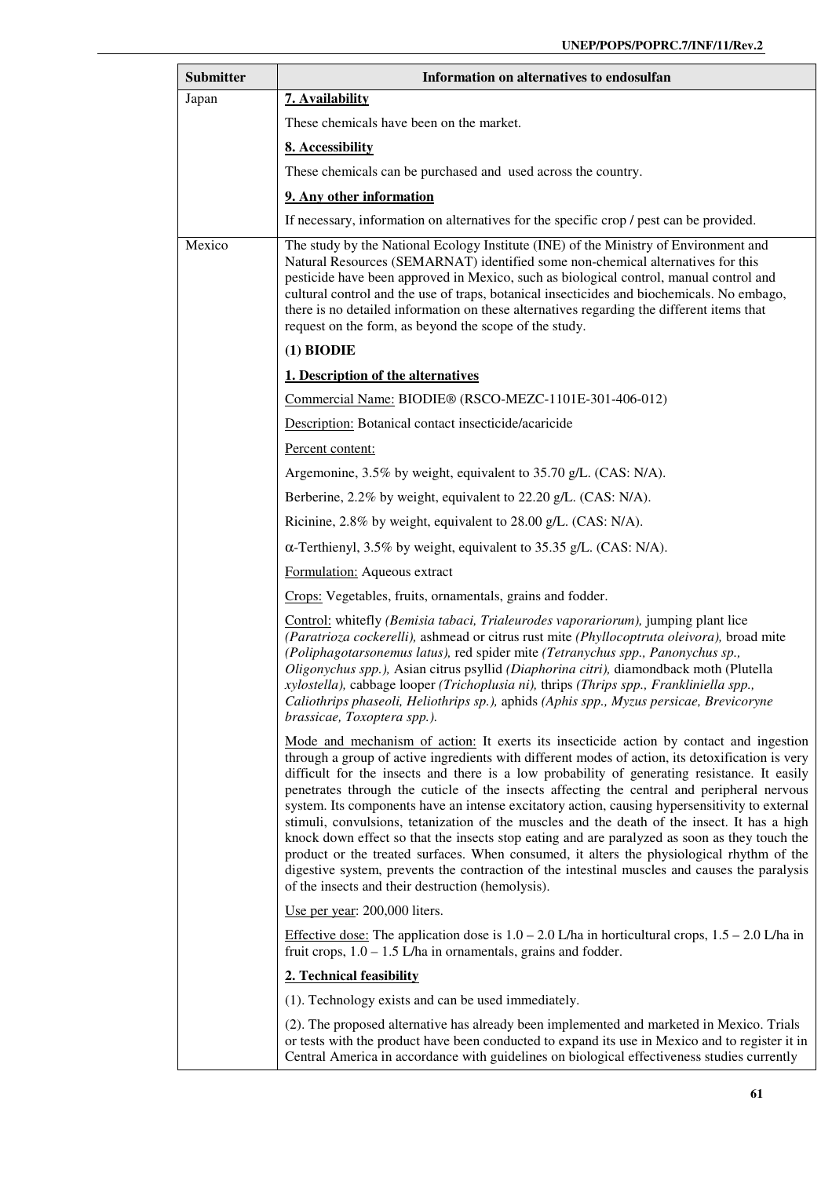| Submitter | Information on alternatives to endosulfan |
|---|---|
| Japan | **7. Availability**<br><br>These chemicals have been on the market.<br><br>**8. Accessibility**<br><br>These chemicals can be purchased and used across the country.<br><br>**9. Any other information**<br><br>If necessary, information on alternatives for the specific crop / pest can be provided. |
| Mexico | The study by the National Ecology Institute (INE) of the Ministry of Environment and Natural Resources (SEMARNAT) identified some non-chemical alternatives for this pesticide have been approved in Mexico, such as biological control, manual control and cultural control and the use of traps, botanical insecticides and biochemicals. No embago, there is no detailed information on these alternatives regarding the different items that request on the form, as beyond the scope of the study.<br><br>**(1) BIODIE**<br><br>**1. Description of the alternatives**<br><br>Commercial Name: BIODIE® (RSCO-MEZC-1101E-301-406-012)<br><br>Description: Botanical contact insecticide/acaricide<br><br>Percent content:<br><br>Argemonine, 3.5% by weight, equivalent to 35.70 g/L. (CAS: N/A).<br><br>Berberine, 2.2% by weight, equivalent to 22.20 g/L. (CAS: N/A).<br><br>Ricinine, 2.8% by weight, equivalent to 28.00 g/L. (CAS: N/A).<br><br>$\alpha$-Terthienyl, 3.5% by weight, equivalent to 35.35 g/L. (CAS: N/A).<br><br>Formulation: Aqueous extract<br><br>Crops: Vegetables, fruits, ornamentals, grains and fodder.<br><br>Control: whitefly *(Bemisia tabaci, Trialeurodes vaporariorum),* jumping plant lice *(Paratrioza cockerelli),* ashmead or citrus rust mite *(Phyllocoptruta oleivora),* broad mite *(Poliphagotarsonemus latus),* red spider mite *(Tetranychus spp., Panonychus sp., Oligonychus spp.),* Asian citrus psyllid *(Diaphorina citri),* diamondback moth (Plutella *xylostella),* cabbage looper *(Trichoplusia ni),* thrips *(Thrips spp., Frankliniella spp., Caliothrips phaseoli, Heliothrips sp.),* aphids *(Aphis spp., Myzus persicae, Brevicoryne brassicae, Toxoptera spp.).*<br><br>Mode and mechanism of action: It exerts its insecticide action by contact and ingestion through a group of active ingredients with different modes of action, its detoxification is very difficult for the insects and there is a low probability of generating resistance. It easily penetrates through the cuticle of the insects affecting the central and peripheral nervous system. Its components have an intense excitatory action, causing hypersensitivity to external stimuli, convulsions, tetanization of the muscles and the death of the insect. It has a high knock down effect so that the insects stop eating and are paralyzed as soon as they touch the product or the treated surfaces. When consumed, it alters the physiological rhythm of the digestive system, prevents the contraction of the intestinal muscles and causes the paralysis of the insects and their destruction (hemolysis).<br><br>Use per year: 200,000 liters.<br><br>Effective dose: The application dose is 1.0 – 2.0 L/ha in horticultural crops, 1.5 – 2.0 L/ha in fruit crops, 1.0 – 1.5 L/ha in ornamentals, grains and fodder.<br><br>**2. Technical feasibility**<br><br>(1). Technology exists and can be used immediately.<br><br>(2). The proposed alternative has already been implemented and marketed in Mexico. Trials or tests with the product have been conducted to expand its use in Mexico and to register it in Central America in accordance with guidelines on biological effectiveness studies currently |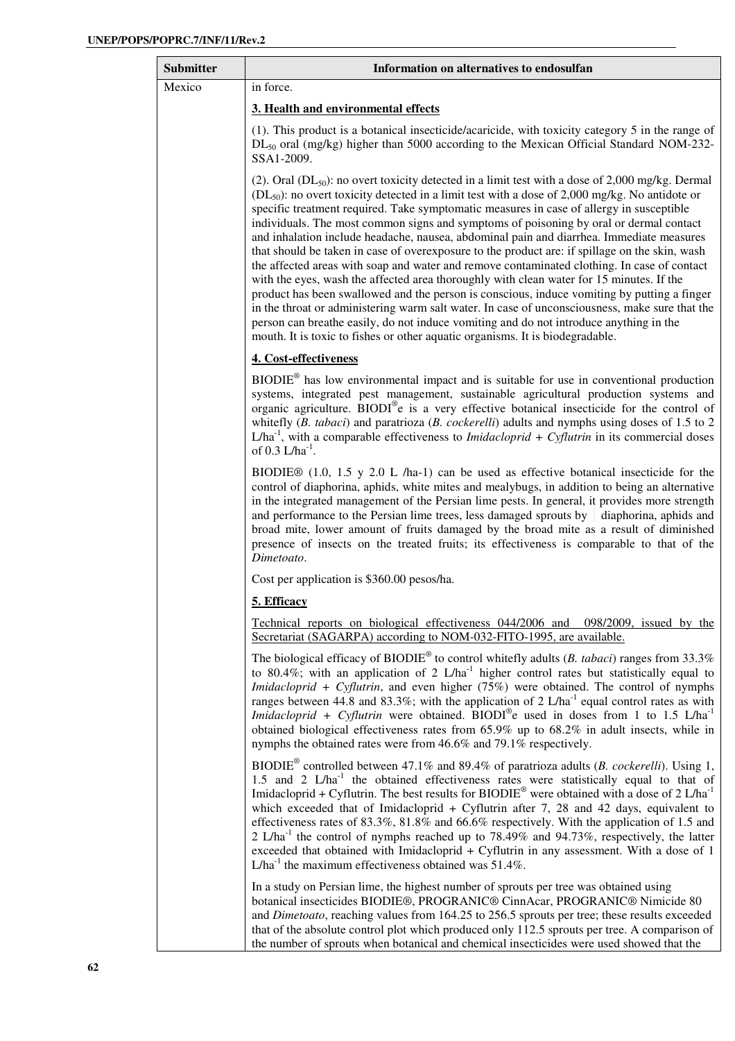| Submitter | Information on alternatives to endosulfan |
| --- | --- |
| Mexico | in force.<br><br>**3. Health and environmental effects**<br><br>(1). This product is a botanical insecticide/acaricide, with toxicity category 5 in the range of $DL_{50}$ oral (mg/kg) higher than 5000 according to the Mexican Official Standard NOM-232-SSA1-2009.<br><br>(2). Oral ($DL_{50}$): no overt toxicity detected in a limit test with a dose of 2,000 mg/kg. Dermal ($DL_{50}$): no overt toxicity detected in a limit test with a dose of 2,000 mg/kg. No antidote or specific treatment required. Take symptomatic measures in case of allergy in susceptible individuals. The most common signs and symptoms of poisoning by oral or dermal contact and inhalation include headache, nausea, abdominal pain and diarrhea. Immediate measures that should be taken in case of overexposure to the product are: if spillage on the skin, wash the affected areas with soap and water and remove contaminated clothing. In case of contact with the eyes, wash the affected area thoroughly with clean water for 15 minutes. If the product has been swallowed and the person is conscious, induce vomiting by putting a finger in the throat or administering warm salt water. In case of unconsciousness, make sure that the person can breathe easily, do not induce vomiting and do not introduce anything in the mouth. It is toxic to fishes or other aquatic organisms. It is biodegradable.<br><br>**4. Cost-effectiveness**<br><br>BIODIE® has low environmental impact and is suitable for use in conventional production systems, integrated pest management, sustainable agricultural production systems and organic agriculture. BIODI®e is a very effective botanical insecticide for the control of whitefly (*B. tabaci*) and paratrioza (*B. cockerelli*) adults and nymphs using doses of 1.5 to 2 $L/ha^{-1}$, with a comparable effectiveness to *Imidacloprid + Cyflutrin* in its commercial doses of 0.3 $L/ha^{-1}$.<br><br>BIODIE® (1.0, 1.5 y 2.0 L /ha-1) can be used as effective botanical insecticide for the control of diaphorina, aphids, white mites and mealybugs, in addition to being an alternative in the integrated management of the Persian lime pests. In general, it provides more strength and performance to the Persian lime trees, less damaged sprouts by diaphorina, aphids and broad mite, lower amount of fruits damaged by the broad mite as a result of diminished presence of insects on the treated fruits; its effectiveness is comparable to that of the *Dimetoato*.<br><br>Cost per application is $360.00 pesos/ha.<br><br>**5. Efficacy**<br><br>Technical reports on biological effectiveness 044/2006 and 098/2009, issued by the Secretariat (SAGARPA) according to NOM-032-FITO-1995, are available.<br><br>The biological efficacy of BIODIE® to control whitefly adults (*B. tabaci*) ranges from 33.3% to 80.4%; with an application of 2 $L/ha^{-1}$ higher control rates but statistically equal to *Imidacloprid + Cyflutrin*, and even higher (75%) were obtained. The control of nymphs ranges between 44.8 and 83.3%; with the application of 2 $L/ha^{-1}$ equal control rates as with *Imidacloprid + Cyflutrin* were obtained. BIODI®e used in doses from 1 to 1.5 $L/ha^{-1}$ obtained biological effectiveness rates from 65.9% up to 68.2% in adult insects, while in nymphs the obtained rates were from 46.6% and 79.1% respectively.<br><br>BIODIE® controlled between 47.1% and 89.4% of paratrioza adults (*B. cockerelli*). Using 1, 1.5 and 2 $L/ha^{-1}$ the obtained effectiveness rates were statistically equal to that of Imidacloprid + Cyflutrin. The best results for BIODIE® were obtained with a dose of 2 $L/ha^{-1}$ which exceeded that of Imidacloprid + Cyflutrin after 7, 28 and 42 days, equivalent to effectiveness rates of 83.3%, 81.8% and 66.6% respectively. With the application of 1.5 and 2 $L/ha^{-1}$ the control of nymphs reached up to 78.49% and 94.73%, respectively, the latter exceeded that obtained with Imidacloprid + Cyflutrin in any assessment. With a dose of 1 $L/ha^{-1}$ the maximum effectiveness obtained was 51.4%.<br><br>In a study on Persian lime, the highest number of sprouts per tree was obtained using botanical insecticides BIODIE®, PROGRANIC® CinnAcar, PROGRANIC® Nimicide 80 and *Dimetoato*, reaching values from 164.25 to 256.5 sprouts per tree; these results exceeded that of the absolute control plot which produced only 112.5 sprouts per tree. A comparison of the number of sprouts when botanical and chemical insecticides were used showed that the |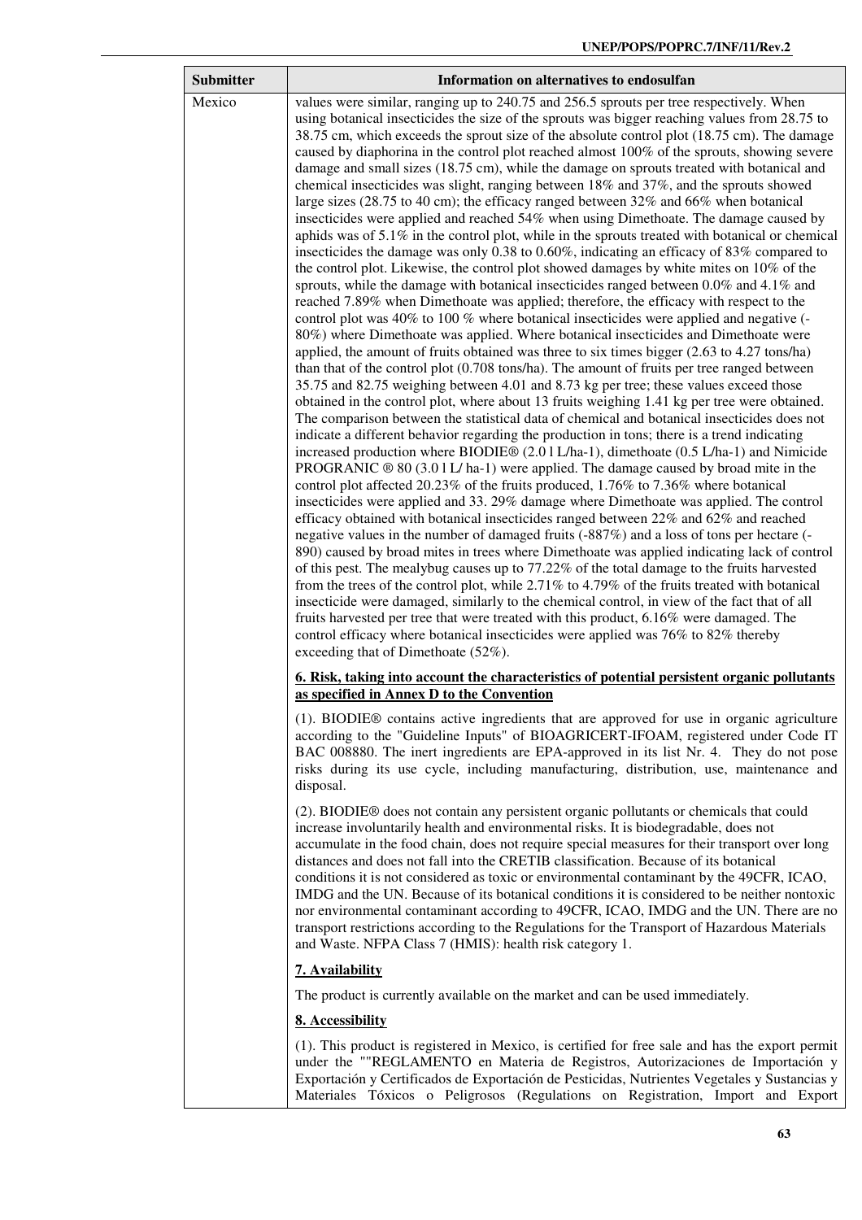| Submitter | Information on alternatives to endosulfan |
|---|---|
| Mexico | values were similar, ranging up to 240.75 and 256.5 sprouts per tree respectively. When using botanical insecticides the size of the sprouts was bigger reaching values from 28.75 to 38.75 cm, which exceeds the sprout size of the absolute control plot (18.75 cm). The damage caused by diaphorina in the control plot reached almost 100% of the sprouts, showing severe damage and small sizes (18.75 cm), while the damage on sprouts treated with botanical and chemical insecticides was slight, ranging between 18% and 37%, and the sprouts showed large sizes (28.75 to 40 cm); the efficacy ranged between 32% and 66% when botanical insecticides were applied and reached 54% when using Dimethoate. The damage caused by aphids was of 5.1% in the control plot, while in the sprouts treated with botanical or chemical insecticides the damage was only 0.38 to 0.60%, indicating an efficacy of 83% compared to the control plot. Likewise, the control plot showed damages by white mites on 10% of the sprouts, while the damage with botanical insecticides ranged between 0.0% and 4.1% and reached 7.89% when Dimethoate was applied; therefore, the efficacy with respect to the control plot was 40% to 100 % where botanical insecticides were applied and negative (-80%) where Dimethoate was applied. Where botanical insecticides and Dimethoate were applied, the amount of fruits obtained was three to six times bigger (2.63 to 4.27 tons/ha) than that of the control plot (0.708 tons/ha). The amount of fruits per tree ranged between 35.75 and 82.75 weighing between 4.01 and 8.73 kg per tree; these values exceed those obtained in the control plot, where about 13 fruits weighing 1.41 kg per tree were obtained. The comparison between the statistical data of chemical and botanical insecticides does not indicate a different behavior regarding the production in tons; there is a trend indicating increased production where BIODIE® (2.0 l L/ha-1), dimethoate (0.5 L/ha-1) and Nimicide PROGRANIC ® 80 (3.0 l L/ ha-1) were applied. The damage caused by broad mite in the control plot affected 20.23% of the fruits produced, 1.76% to 7.36% where botanical insecticides were applied and 33. 29% damage where Dimethoate was applied. The control efficacy obtained with botanical insecticides ranged between 22% and 62% and reached negative values in the number of damaged fruits (-887%) and a loss of tons per hectare (-890) caused by broad mites in trees where Dimethoate was applied indicating lack of control of this pest. The mealybug causes up to 77.22% of the total damage to the fruits harvested from the trees of the control plot, while 2.71% to 4.79% of the fruits treated with botanical insecticide were damaged, similarly to the chemical control, in view of the fact that of all fruits harvested per tree that were treated with this product, 6.16% were damaged. The control efficacy where botanical insecticides were applied was 76% to 82% thereby exceeding that of Dimethoate (52%).<br><br>**6. Risk, taking into account the characteristics of potential persistent organic pollutants as specified in Annex D to the Convention**<br><br>(1). BIODIE® contains active ingredients that are approved for use in organic agriculture according to the "Guideline Inputs" of BIOAGRICERT-IFOAM, registered under Code IT BAC 008880. The inert ingredients are EPA-approved in its list Nr. 4. They do not pose risks during its use cycle, including manufacturing, distribution, use, maintenance and disposal.<br><br>(2). BIODIE® does not contain any persistent organic pollutants or chemicals that could increase involuntarily health and environmental risks. It is biodegradable, does not accumulate in the food chain, does not require special measures for their transport over long distances and does not fall into the CRETIB classification. Because of its botanical conditions it is not considered as toxic or environmental contaminant by the 49CFR, ICAO, IMDG and the UN. Because of its botanical conditions it is considered to be neither nontoxic nor environmental contaminant according to 49CFR, ICAO, IMDG and the UN. There are no transport restrictions according to the Regulations for the Transport of Hazardous Materials and Waste. NFPA Class 7 (HMIS): health risk category 1.<br><br>**7. Availability**<br><br>The product is currently available on the market and can be used immediately.<br><br>**8. Accessibility**<br><br>(1). This product is registered in Mexico, is certified for free sale and has the export permit under the ""REGLAMENTO en Materia de Registros, Autorizaciones de Importación y Exportación y Certificados de Exportación de Pesticidas, Nutrientes Vegetales y Sustancias y Materiales Tóxicos o Peligrosos (Regulations on Registration, Import and Export |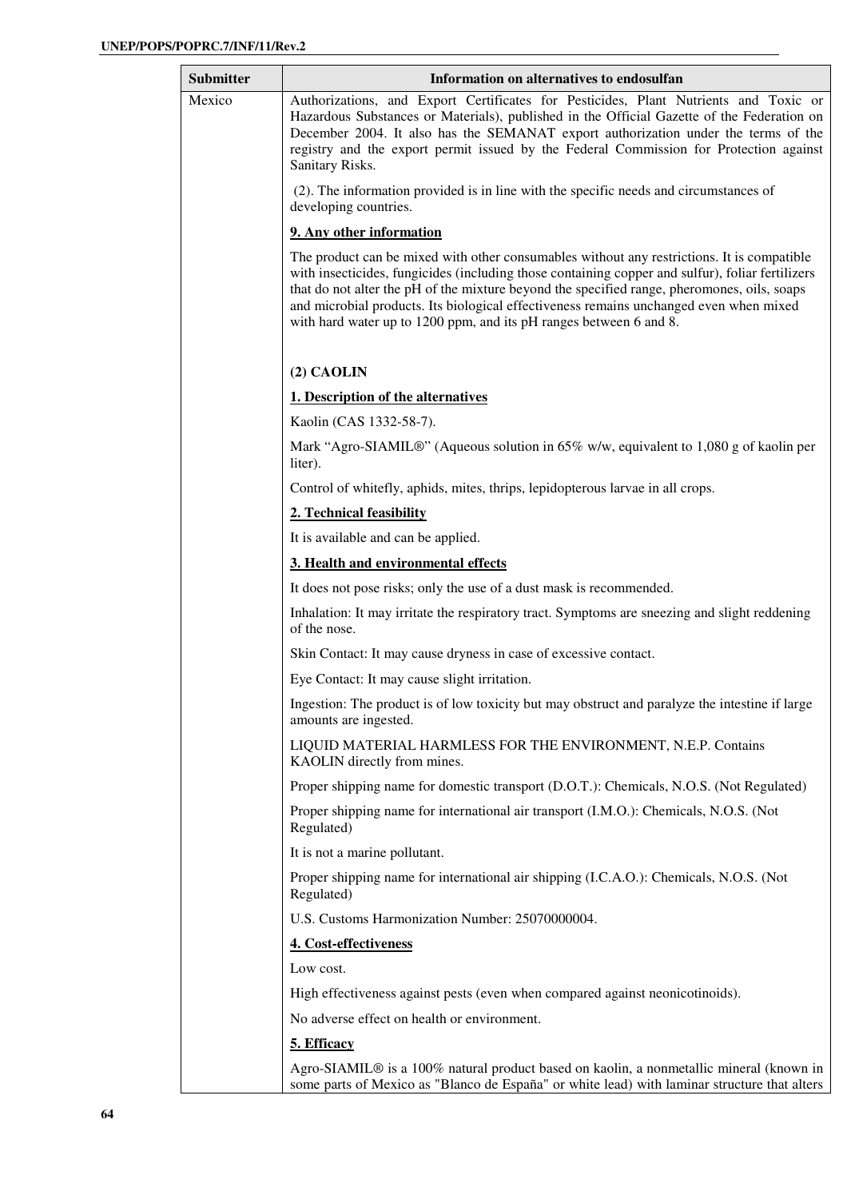| Submitter | Information on alternatives to endosulfan |
|---|---|
| Mexico | Authorizations, and Export Certificates for Pesticides, Plant Nutrients and Toxic or Hazardous Substances or Materials), published in the Official Gazette of the Federation on December 2004. It also has the SEMANAT export authorization under the terms of the registry and the export permit issued by the Federal Commission for Protection against Sanitary Risks.<br><br>(2). The information provided is in line with the specific needs and circumstances of developing countries.<br><br>**9. Any other information**<br><br>The product can be mixed with other consumables without any restrictions. It is compatible with insecticides, fungicides (including those containing copper and sulfur), foliar fertilizers that do not alter the pH of the mixture beyond the specified range, pheromones, oils, soaps and microbial products. Its biological effectiveness remains unchanged even when mixed with hard water up to 1200 ppm, and its pH ranges between 6 and 8.<br><br>**(2) CAOLIN**<br><br>**1. Description of the alternatives**<br><br>Kaolin (CAS 1332-58-7).<br><br>Mark "Agro-SIAMIL®" (Aqueous solution in 65% w/w, equivalent to 1,080 g of kaolin per liter).<br><br>Control of whitefly, aphids, mites, thrips, lepidopterous larvae in all crops.<br><br>**2. Technical feasibility**<br><br>It is available and can be applied.<br><br>**3. Health and environmental effects**<br><br>It does not pose risks; only the use of a dust mask is recommended.<br><br>Inhalation: It may irritate the respiratory tract. Symptoms are sneezing and slight reddening of the nose.<br><br>Skin Contact: It may cause dryness in case of excessive contact.<br><br>Eye Contact: It may cause slight irritation.<br><br>Ingestion: The product is of low toxicity but may obstruct and paralyze the intestine if large amounts are ingested.<br><br>LIQUID MATERIAL HARMLESS FOR THE ENVIRONMENT, N.E.P. Contains KAOLIN directly from mines.<br><br>Proper shipping name for domestic transport (D.O.T.): Chemicals, N.O.S. (Not Regulated)<br><br>Proper shipping name for international air transport (I.M.O.): Chemicals, N.O.S. (Not Regulated)<br><br>It is not a marine pollutant.<br><br>Proper shipping name for international air shipping (I.C.A.O.): Chemicals, N.O.S. (Not Regulated)<br><br>U.S. Customs Harmonization Number: 25070000004.<br><br>**4. Cost-effectiveness**<br><br>Low cost.<br><br>High effectiveness against pests (even when compared against neonicotinoids).<br><br>No adverse effect on health or environment.<br><br>**5. Efficacy**<br><br>Agro-SIAMIL® is a 100% natural product based on kaolin, a nonmetallic mineral (known in some parts of Mexico as "Blanco de España" or white lead) with laminar structure that alters |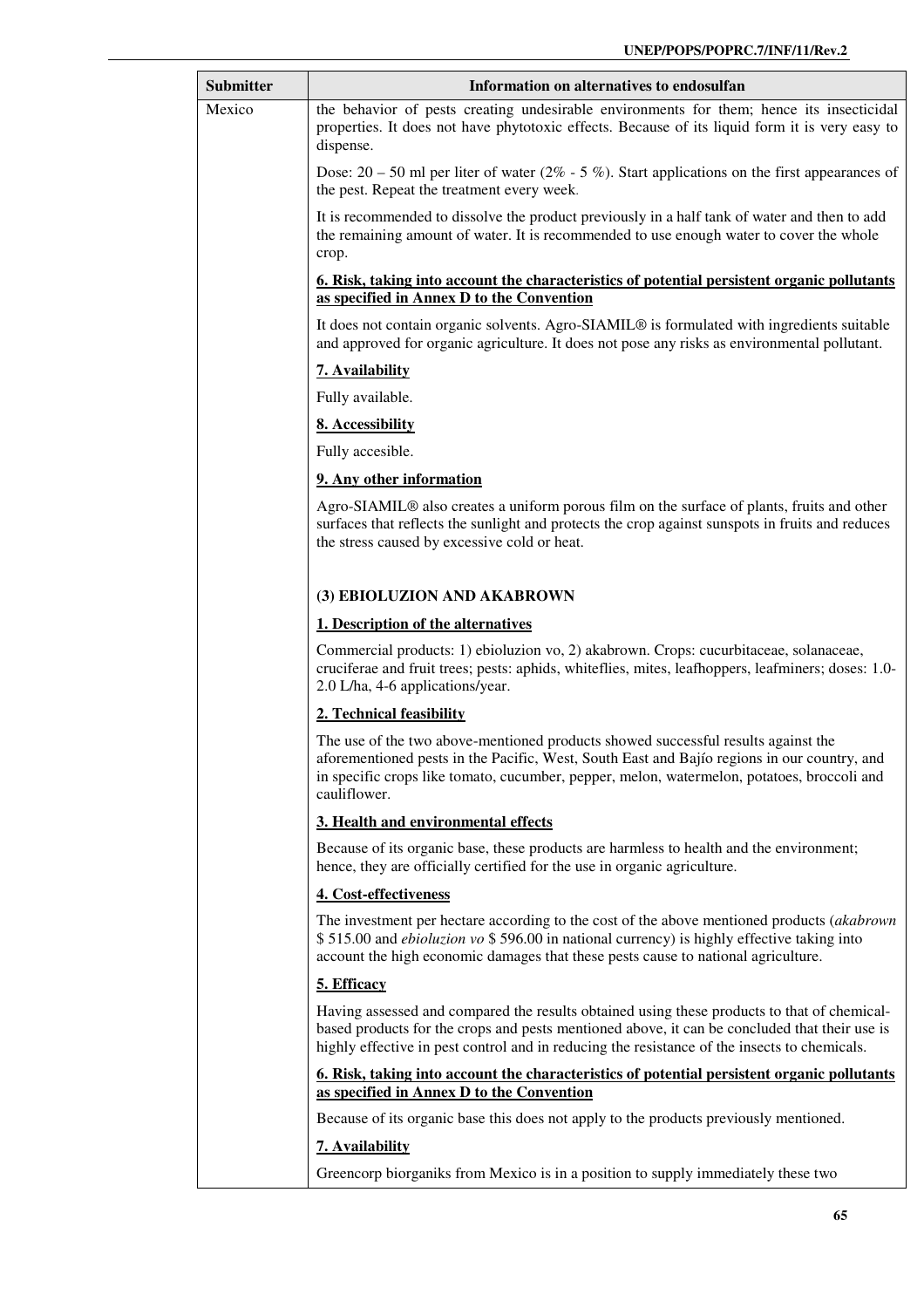| Submitter | Information on alternatives to endosulfan |
|---|---|
| Mexico | the behavior of pests creating undesirable environments for them; hence its insecticidal properties. It does not have phytotoxic effects. Because of its liquid form it is very easy to dispense.<br><br>Dose: 20 – 50 ml per liter of water (2% - 5 %). Start applications on the first appearances of the pest. Repeat the treatment every week.<br><br>It is recommended to dissolve the product previously in a half tank of water and then to add the remaining amount of water. It is recommended to use enough water to cover the whole crop.<br><br>**6. Risk, taking into account the characteristics of potential persistent organic pollutants as specified in Annex D to the Convention**<br><br>It does not contain organic solvents. Agro-SIAMIL® is formulated with ingredients suitable and approved for organic agriculture. It does not pose any risks as environmental pollutant.<br><br>**7. Availability**<br><br>Fully available.<br><br>**8. Accessibility**<br><br>Fully accesible.<br><br>**9. Any other information**<br><br>Agro-SIAMIL® also creates a uniform porous film on the surface of plants, fruits and other surfaces that reflects the sunlight and protects the crop against sunspots in fruits and reduces the stress caused by excessive cold or heat.<br><br>**(3) EBIOLUZION AND AKABROWN**<br><br>**1. Description of the alternatives**<br><br>Commercial products: 1) ebioluzion vo, 2) akabrown. Crops: cucurbitaceae, solanaceae, cruciferae and fruit trees; pests: aphids, whiteflies, mites, leafhoppers, leafminers; doses: 1.0-2.0 L/ha, 4-6 applications/year.<br><br>**2. Technical feasibility**<br><br>The use of the two above-mentioned products showed successful results against the aforementioned pests in the Pacific, West, South East and Bajío regions in our country, and in specific crops like tomato, cucumber, pepper, melon, watermelon, potatoes, broccoli and cauliflower.<br><br>**3. Health and environmental effects**<br><br>Because of its organic base, these products are harmless to health and the environment; hence, they are officially certified for the use in organic agriculture.<br><br>**4. Cost-effectiveness**<br><br>The investment per hectare according to the cost of the above mentioned products (*akabrown* $ 515.00 and *ebioluzion vo* $ 596.00 in national currency) is highly effective taking into account the high economic damages that these pests cause to national agriculture.<br><br>**5. Efficacy**<br><br>Having assessed and compared the results obtained using these products to that of chemical-based products for the crops and pests mentioned above, it can be concluded that their use is highly effective in pest control and in reducing the resistance of the insects to chemicals.<br><br>**6. Risk, taking into account the characteristics of potential persistent organic pollutants as specified in Annex D to the Convention**<br><br>Because of its organic base this does not apply to the products previously mentioned.<br><br>**7. Availability**<br><br>Greencorp biorganiks from Mexico is in a position to supply immediately these two |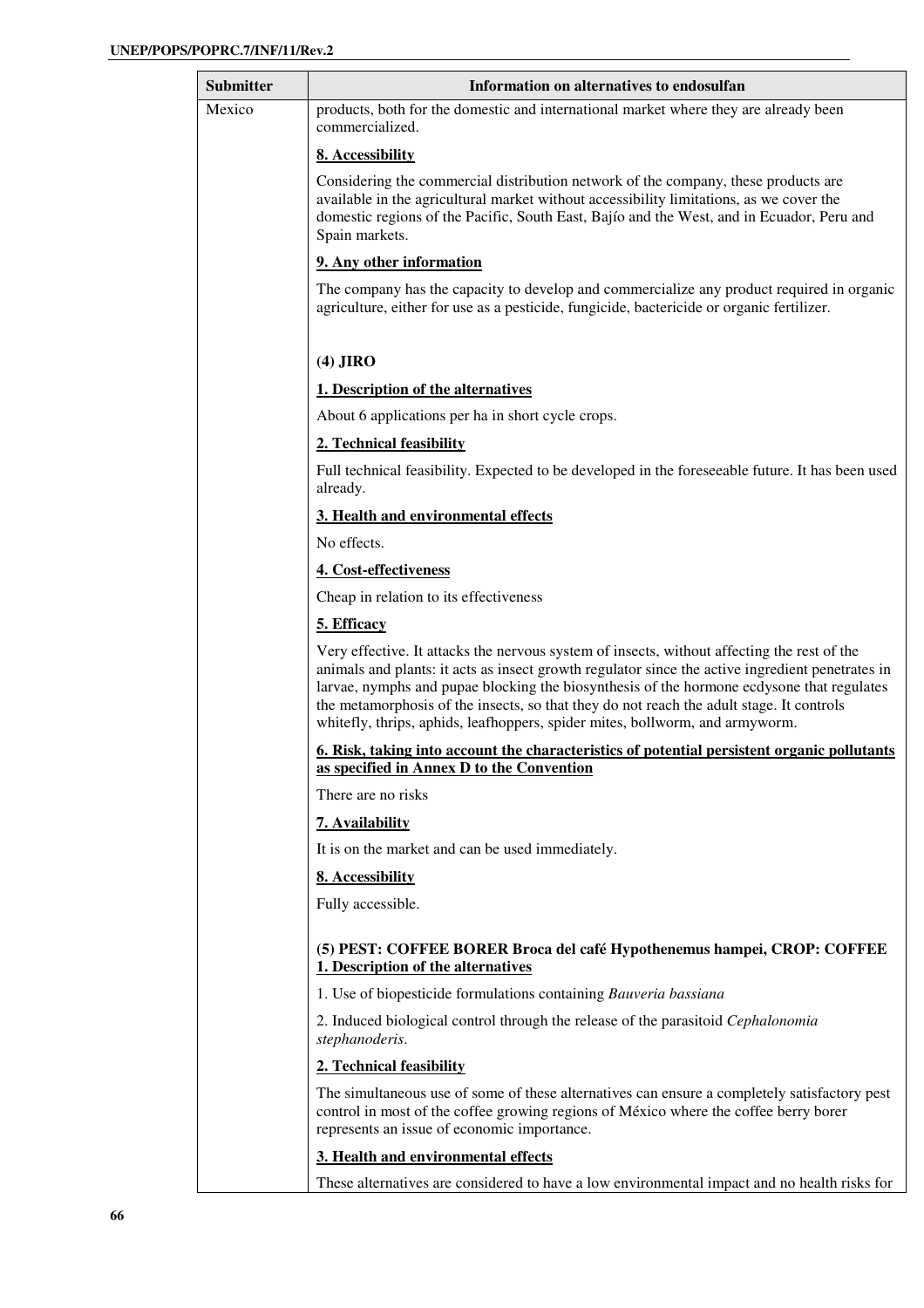| Submitter | Information on alternatives to endosulfan |
|---|---|
| Mexico | products, both for the domestic and international market where they are already been commercialized.<br><br>**8. Accessibility**<br><br>Considering the commercial distribution network of the company, these products are available in the agricultural market without accessibility limitations, as we cover the domestic regions of the Pacific, South East, Bajío and the West, and in Ecuador, Peru and Spain markets.<br><br>**9. Any other information**<br><br>The company has the capacity to develop and commercialize any product required in organic agriculture, either for use as a pesticide, fungicide, bactericide or organic fertilizer.<br><br>**(4) JIRO**<br><br>**1. Description of the alternatives**<br><br>About 6 applications per ha in short cycle crops.<br><br>**2. Technical feasibility**<br><br>Full technical feasibility. Expected to be developed in the foreseeable future. It has been used already.<br><br>**3. Health and environmental effects**<br><br>No effects.<br><br>**4. Cost-effectiveness**<br><br>Cheap in relation to its effectiveness<br><br>**5. Efficacy**<br><br>Very effective. It attacks the nervous system of insects, without affecting the rest of the animals and plants: it acts as insect growth regulator since the active ingredient penetrates in larvae, nymphs and pupae blocking the biosynthesis of the hormone ecdysone that regulates the metamorphosis of the insects, so that they do not reach the adult stage. It controls whitefly, thrips, aphids, leafhoppers, spider mites, bollworm, and armyworm.<br><br>**6. Risk, taking into account the characteristics of potential persistent organic pollutants as specified in Annex D to the Convention**<br><br>There are no risks<br><br>**7. Availability**<br><br>It is on the market and can be used immediately.<br><br>**8. Accessibility**<br><br>Fully accessible.<br><br>**(5) PEST: COFFEE BORER Broca del café Hypothenemus hampei, CROP: COFFEE**<br>**1. Description of the alternatives**<br><br>1. Use of biopesticide formulations containing *Bauveria bassiana*<br><br>2. Induced biological control through the release of the parasitoid *Cephalonomia stephanoderis*.<br><br>**2. Technical feasibility**<br><br>The simultaneous use of some of these alternatives can ensure a completely satisfactory pest control in most of the coffee growing regions of México where the coffee berry borer represents an issue of economic importance.<br><br>**3. Health and environmental effects**<br><br>These alternatives are considered to have a low environmental impact and no health risks for |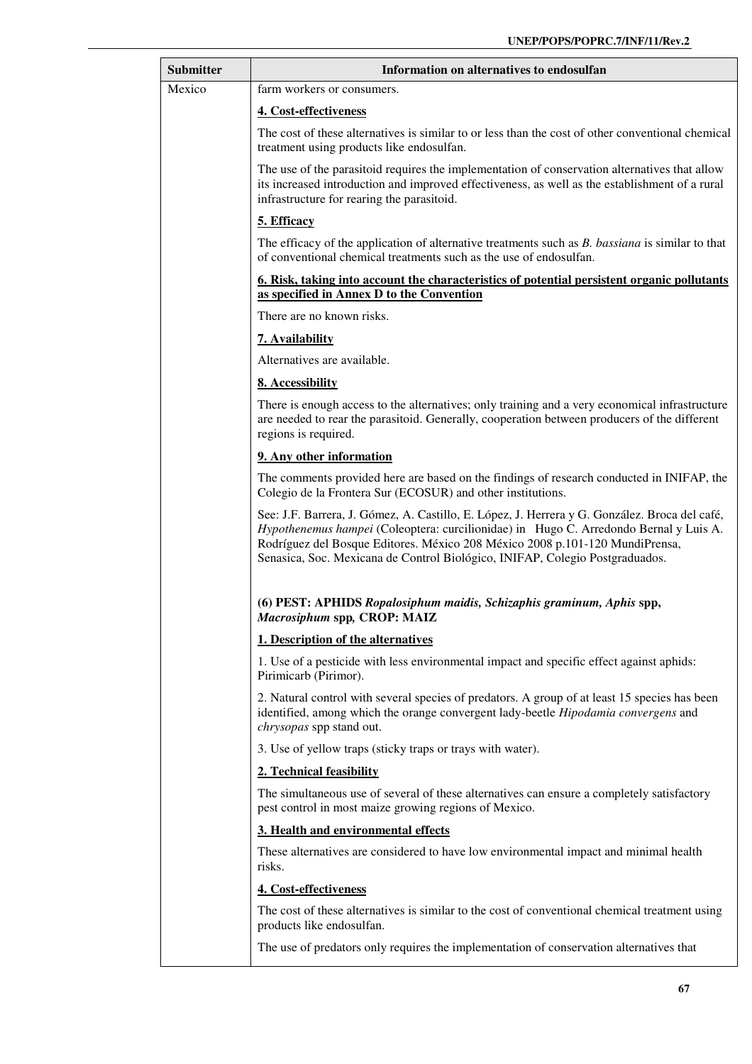| Submitter | Information on alternatives to endosulfan |
|---|---|
| Mexico | farm workers or consumers.<br><br>**4. Cost-effectiveness**<br><br>The cost of these alternatives is similar to or less than the cost of other conventional chemical treatment using products like endosulfan.<br><br>The use of the parasitoid requires the implementation of conservation alternatives that allow its increased introduction and improved effectiveness, as well as the establishment of a rural infrastructure for rearing the parasitoid.<br><br>**5. Efficacy**<br><br>The efficacy of the application of alternative treatments such as *B. bassiana* is similar to that of conventional chemical treatments such as the use of endosulfan.<br><br>**6. Risk, taking into account the characteristics of potential persistent organic pollutants as specified in Annex D to the Convention**<br><br>There are no known risks.<br><br>**7. Availability**<br><br>Alternatives are available.<br><br>**8. Accessibility**<br><br>There is enough access to the alternatives; only training and a very economical infrastructure are needed to rear the parasitoid. Generally, cooperation between producers of the different regions is required.<br><br>**9. Any other information**<br><br>The comments provided here are based on the findings of research conducted in INIFAP, the Colegio de la Frontera Sur (ECOSUR) and other institutions.<br><br>See: J.F. Barrera, J. Gómez, A. Castillo, E. López, J. Herrera y G. González. Broca del café, *Hypothenemus hampei* (Coleoptera: curcilionidae) in Hugo C. Arredondo Bernal y Luis A. Rodríguez del Bosque Editores. México 208 México 2008 p.101-120 MundiPrensa, Senasica, Soc. Mexicana de Control Biológico, INIFAP, Colegio Postgraduados.<br><br>**(6) PEST: APHIDS *Ropalosiphum maidis, Schizaphis graminum, Aphis* spp, *Macrosiphum* spp, CROP: MAIZ**<br><br>**1. Description of the alternatives**<br><br>1. Use of a pesticide with less environmental impact and specific effect against aphids: Pirimicarb (Pirimor).<br><br>2. Natural control with several species of predators. A group of at least 15 species has been identified, among which the orange convergent lady-beetle *Hipodamia convergens* and *chrysopas* spp stand out.<br><br>3. Use of yellow traps (sticky traps or trays with water).<br><br>**2. Technical feasibility**<br><br>The simultaneous use of several of these alternatives can ensure a completely satisfactory pest control in most maize growing regions of Mexico.<br><br>**3. Health and environmental effects**<br><br>These alternatives are considered to have low environmental impact and minimal health risks.<br><br>**4. Cost-effectiveness**<br><br>The cost of these alternatives is similar to the cost of conventional chemical treatment using products like endosulfan.<br><br>The use of predators only requires the implementation of conservation alternatives that |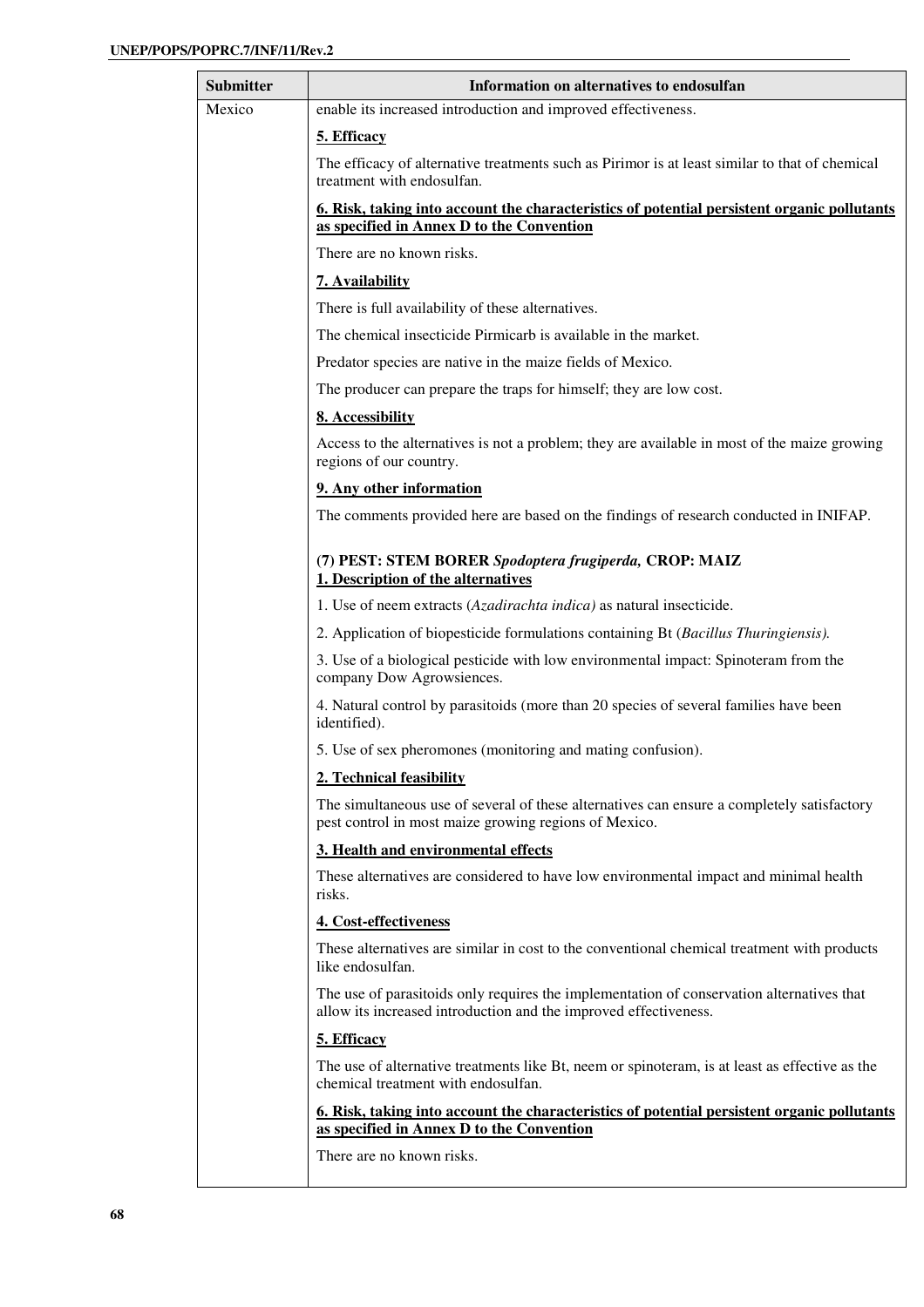| Submitter | Information on alternatives to endosulfan |
|---|---|
| Mexico | enable its increased introduction and improved effectiveness.<br><br>**5. Efficacy**<br><br>The efficacy of alternative treatments such as Pirimor is at least similar to that of chemical treatment with endosulfan.<br><br>**6. Risk, taking into account the characteristics of potential persistent organic pollutants as specified in Annex D to the Convention**<br><br>There are no known risks.<br><br>**7. Availability**<br><br>There is full availability of these alternatives.<br><br>The chemical insecticide Pirmicarb is available in the market.<br><br>Predator species are native in the maize fields of Mexico.<br><br>The producer can prepare the traps for himself; they are low cost.<br><br>**8. Accessibility**<br><br>Access to the alternatives is not a problem; they are available in most of the maize growing regions of our country.<br><br>**9. Any other information**<br><br>The comments provided here are based on the findings of research conducted in INIFAP.<br><br>**(7) PEST: STEM BORER *Spodoptera frugiperda,* CROP: MAIZ**<br>**1. Description of the alternatives**<br><br>1. Use of neem extracts (*Azadirachta indica)* as natural insecticide.<br><br>2. Application of biopesticide formulations containing Bt (*Bacillus Thuringiensis).*<br><br>3. Use of a biological pesticide with low environmental impact: Spinoteram from the company Dow Agrowsiences.<br><br>4. Natural control by parasitoids (more than 20 species of several families have been identified).<br><br>5. Use of sex pheromones (monitoring and mating confusion).<br><br>**2. Technical feasibility**<br><br>The simultaneous use of several of these alternatives can ensure a completely satisfactory pest control in most maize growing regions of Mexico.<br><br>**3. Health and environmental effects**<br><br>These alternatives are considered to have low environmental impact and minimal health risks.<br><br>**4. Cost-effectiveness**<br><br>These alternatives are similar in cost to the conventional chemical treatment with products like endosulfan.<br><br>The use of parasitoids only requires the implementation of conservation alternatives that allow its increased introduction and the improved effectiveness.<br><br>**5. Efficacy**<br><br>The use of alternative treatments like Bt, neem or spinoteram, is at least as effective as the chemical treatment with endosulfan.<br><br>**6. Risk, taking into account the characteristics of potential persistent organic pollutants as specified in Annex D to the Convention**<br><br>There are no known risks. |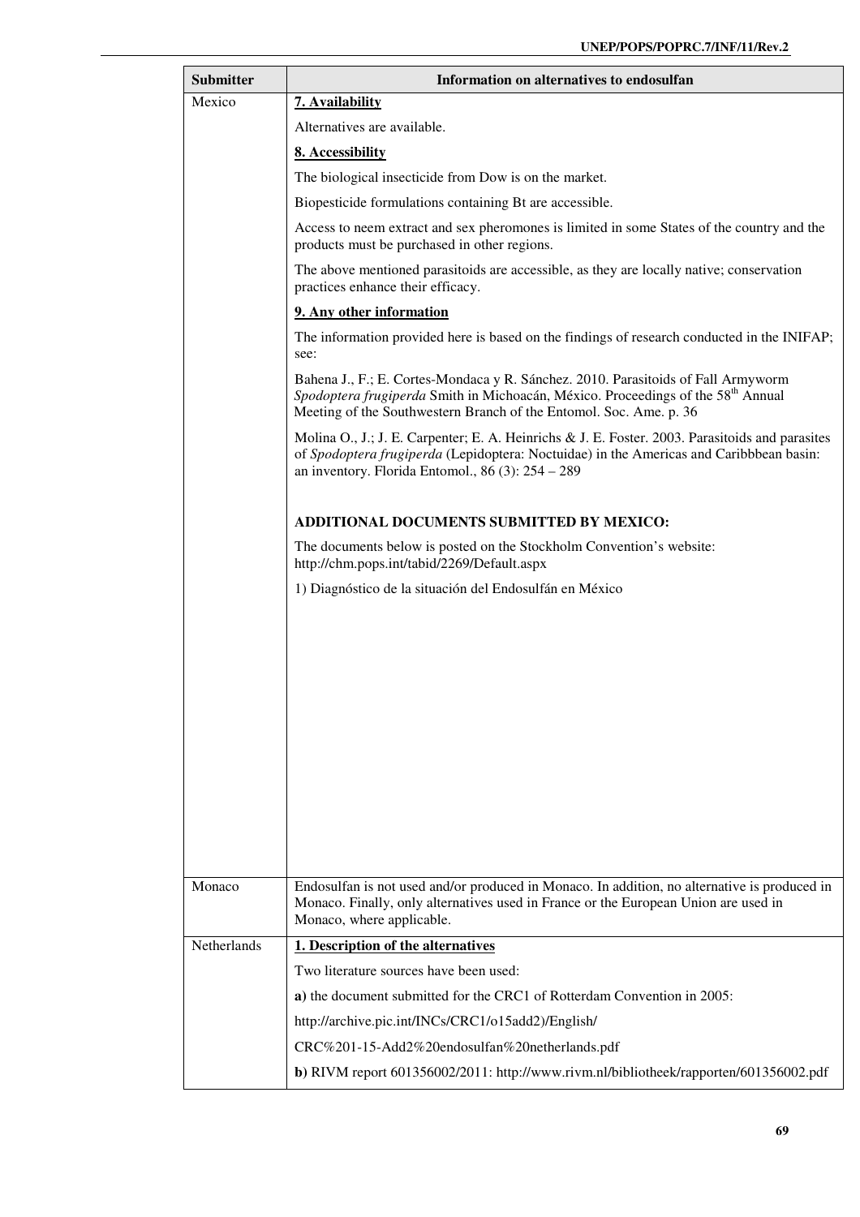| Submitter | Information on alternatives to endosulfan |
|---|---|
| Mexico | **7. Availability**<br><br>Alternatives are available.<br><br>**8. Accessibility**<br><br>The biological insecticide from Dow is on the market.<br><br>Biopesticide formulations containing Bt are accessible.<br><br>Access to neem extract and sex pheromones is limited in some States of the country and the products must be purchased in other regions.<br><br>The above mentioned parasitoids are accessible, as they are locally native; conservation practices enhance their efficacy.<br><br>**9. Any other information**<br><br>The information provided here is based on the findings of research conducted in the INIFAP; see:<br><br>Bahena J., F.; E. Cortes-Mondaca y R. Sánchez. 2010. Parasitoids of Fall Armyworm *Spodoptera frugiperda* Smith in Michoacán, México. Proceedings of the 58th Annual Meeting of the Southwestern Branch of the Entomol. Soc. Ame. p. 36<br><br>Molina O., J.; J. E. Carpenter; E. A. Heinrichs & J. E. Foster. 2003. Parasitoids and parasites of *Spodoptera frugiperda* (Lepidoptera: Noctuidae) in the Americas and Caribbbean basin: an inventory. Florida Entomol., 86 (3): 254 – 289<br><br>**ADDITIONAL DOCUMENTS SUBMITTED BY MEXICO:**<br><br>The documents below is posted on the Stockholm Convention's website: http://chm.pops.int/tabid/2269/Default.aspx<br><br>1) Diagnóstico de la situación del Endosulfán en México |
| Monaco | Endosulfan is not used and/or produced in Monaco. In addition, no alternative is produced in Monaco. Finally, only alternatives used in France or the European Union are used in Monaco, where applicable. |
| Netherlands | **1. Description of the alternatives**<br><br>Two literature sources have been used:<br><br>**a)** the document submitted for the CRC1 of Rotterdam Convention in 2005:<br><br>http://archive.pic.int/INCs/CRC1/o15add2)/English/<br><br>CRC%201-15-Add2%20endosulfan%20netherlands.pdf<br><br>**b)** RIVM report 601356002/2011: http://www.rivm.nl/bibliotheek/rapporten/601356002.pdf |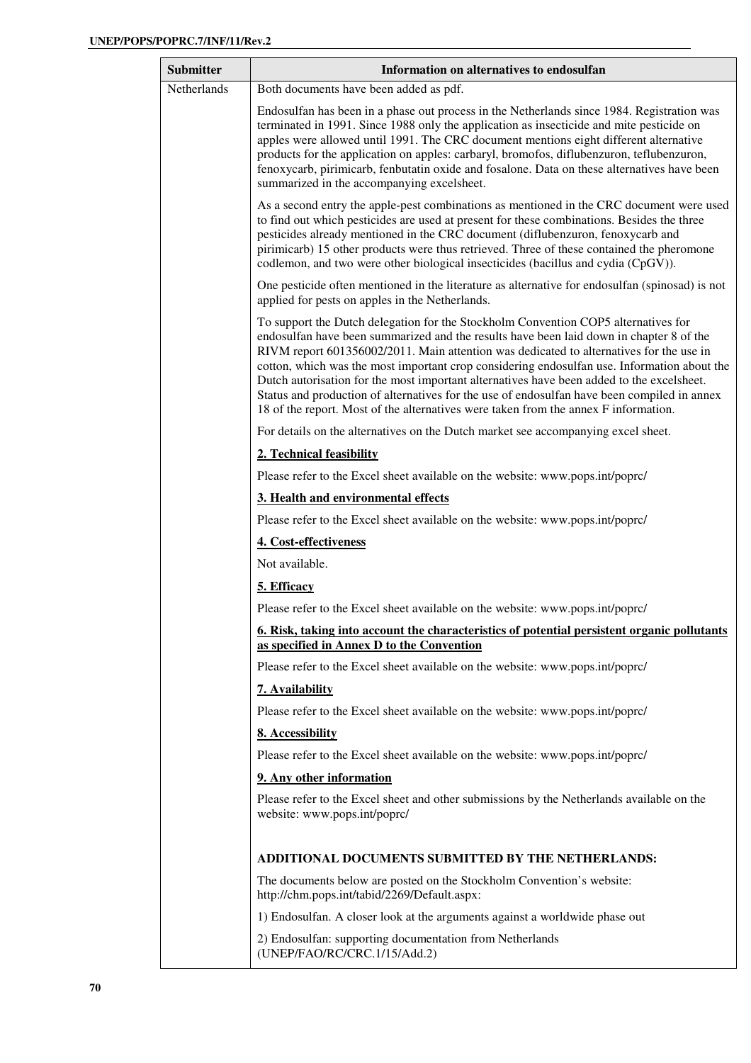| Submitter | Information on alternatives to endosulfan |
| --- | --- |
| Netherlands | Both documents have been added as pdf.<br><br>Endosulfan has been in a phase out process in the Netherlands since 1984. Registration was terminated in 1991. Since 1988 only the application as insecticide and mite pesticide on apples were allowed until 1991. The CRC document mentions eight different alternative products for the application on apples: carbaryl, bromofos, diflubenzuron, teflubenzuron, fenoxycarb, pirimicarb, fenbutatin oxide and fosalone. Data on these alternatives have been summarized in the accompanying excelsheet.<br><br>As a second entry the apple-pest combinations as mentioned in the CRC document were used to find out which pesticides are used at present for these combinations. Besides the three pesticides already mentioned in the CRC document (diflubenzuron, fenoxycarb and pirimicarb) 15 other products were thus retrieved. Three of these contained the pheromone codlemon, and two were other biological insecticides (bacillus and cydia (CpGV)).<br><br>One pesticide often mentioned in the literature as alternative for endosulfan (spinosad) is not applied for pests on apples in the Netherlands.<br><br>To support the Dutch delegation for the Stockholm Convention COP5 alternatives for endosulfan have been summarized and the results have been laid down in chapter 8 of the RIVM report 601356002/2011. Main attention was dedicated to alternatives for the use in cotton, which was the most important crop considering endosulfan use. Information about the Dutch autorisation for the most important alternatives have been added to the excelsheet. Status and production of alternatives for the use of endosulfan have been compiled in annex 18 of the report. Most of the alternatives were taken from the annex F information.<br><br>For details on the alternatives on the Dutch market see accompanying excel sheet.<br><br>**<u>2. Technical feasibility</u>**<br><br>Please refer to the Excel sheet available on the website: www.pops.int/poprc/<br><br>**<u>3. Health and environmental effects</u>**<br><br>Please refer to the Excel sheet available on the website: www.pops.int/poprc/<br><br>**<u>4. Cost-effectiveness</u>**<br><br>Not available.<br><br>**<u>5. Efficacy</u>**<br><br>Please refer to the Excel sheet available on the website: www.pops.int/poprc/<br><br>**<u>6. Risk, taking into account the characteristics of potential persistent organic pollutants as specified in Annex D to the Convention</u>**<br><br>Please refer to the Excel sheet available on the website: www.pops.int/poprc/<br><br>**<u>7. Availability</u>**<br><br>Please refer to the Excel sheet available on the website: www.pops.int/poprc/<br><br>**<u>8. Accessibility</u>**<br><br>Please refer to the Excel sheet available on the website: www.pops.int/poprc/<br><br>**<u>9. Any other information</u>**<br><br>Please refer to the Excel sheet and other submissions by the Netherlands available on the website: www.pops.int/poprc/<br><br>**ADDITIONAL DOCUMENTS SUBMITTED BY THE NETHERLANDS:**<br><br>The documents below are posted on the Stockholm Convention's website: http://chm.pops.int/tabid/2269/Default.aspx:<br><br>1) Endosulfan. A closer look at the arguments against a worldwide phase out<br><br>2) Endosulfan: supporting documentation from Netherlands (UNEP/FAO/RC/CRC.1/15/Add.2) |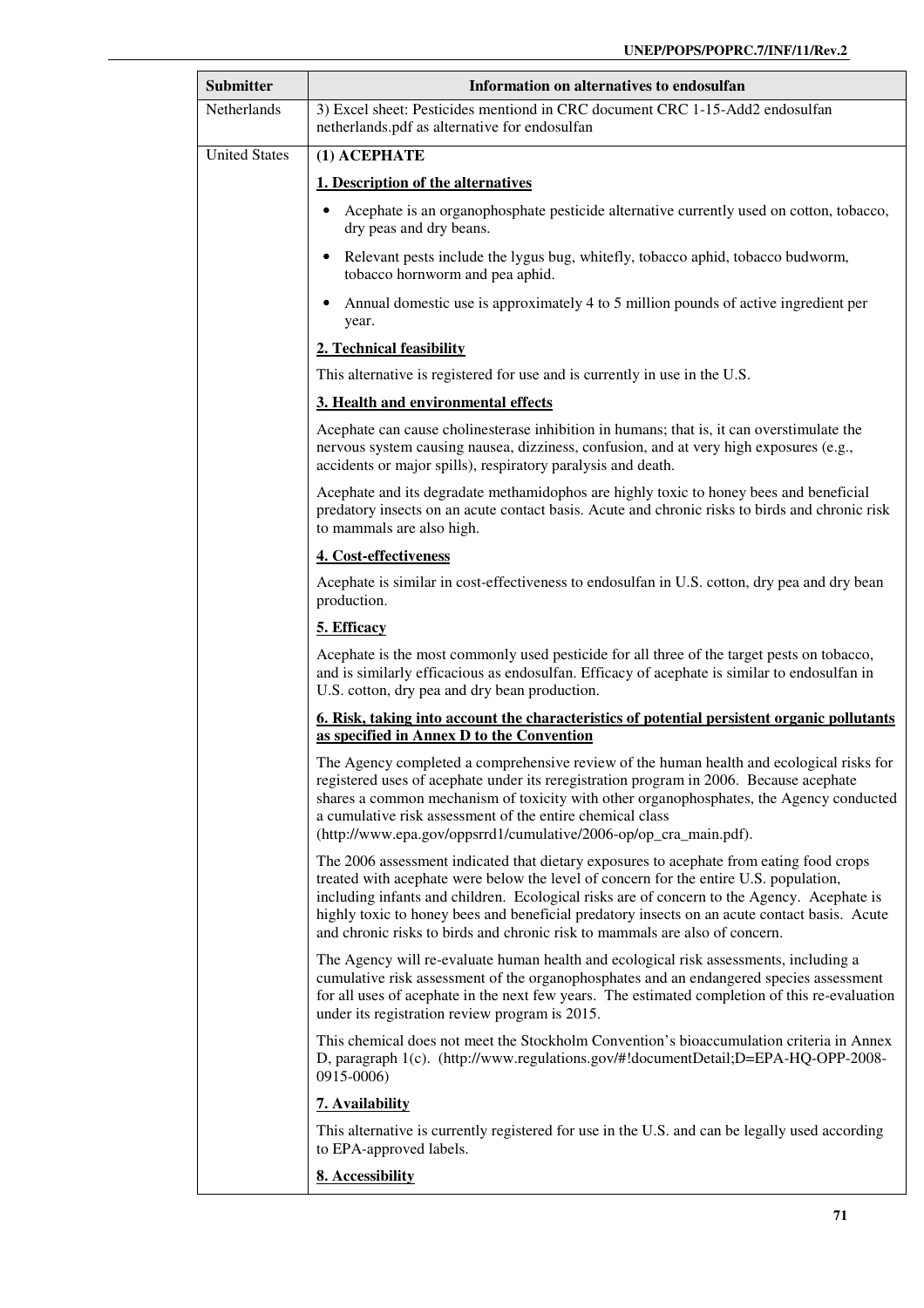| Submitter | Information on alternatives to endosulfan |
|---|---|
| Netherlands | 3) Excel sheet: Pesticides mentiond in CRC document CRC 1-15-Add2 endosulfan netherlands.pdf as alternative for endosulfan |
| United States | **(1) ACEPHATE**<br><br>**<u>1. Description of the alternatives</u>**<br><br>• Acephate is an organophosphate pesticide alternative currently used on cotton, tobacco, dry peas and dry beans.<br>• Relevant pests include the lygus bug, whitefly, tobacco aphid, tobacco budworm, tobacco hornworm and pea aphid.<br>• Annual domestic use is approximately 4 to 5 million pounds of active ingredient per year.<br><br>**<u>2. Technical feasibility</u>**<br><br>This alternative is registered for use and is currently in use in the U.S.<br><br>**<u>3. Health and environmental effects</u>**<br><br>Acephate can cause cholinesterase inhibition in humans; that is, it can overstimulate the nervous system causing nausea, dizziness, confusion, and at very high exposures (e.g., accidents or major spills), respiratory paralysis and death.<br><br>Acephate and its degradate methamidophos are highly toxic to honey bees and beneficial predatory insects on an acute contact basis. Acute and chronic risks to birds and chronic risk to mammals are also high.<br><br>**<u>4. Cost-effectiveness</u>**<br><br>Acephate is similar in cost-effectiveness to endosulfan in U.S. cotton, dry pea and dry bean production.<br><br>**<u>5. Efficacy</u>**<br><br>Acephate is the most commonly used pesticide for all three of the target pests on tobacco, and is similarly efficacious as endosulfan. Efficacy of acephate is similar to endosulfan in U.S. cotton, dry pea and dry bean production.<br><br>**<u>6. Risk, taking into account the characteristics of potential persistent organic pollutants as specified in Annex D to the Convention</u>**<br><br>The Agency completed a comprehensive review of the human health and ecological risks for registered uses of acephate under its reregistration program in 2006. Because acephate shares a common mechanism of toxicity with other organophosphates, the Agency conducted a cumulative risk assessment of the entire chemical class (http://www.epa.gov/oppsrrd1/cumulative/2006-op/op_cra_main.pdf).<br><br>The 2006 assessment indicated that dietary exposures to acephate from eating food crops treated with acephate were below the level of concern for the entire U.S. population, including infants and children. Ecological risks are of concern to the Agency. Acephate is highly toxic to honey bees and beneficial predatory insects on an acute contact basis. Acute and chronic risks to birds and chronic risk to mammals are also of concern.<br><br>The Agency will re-evaluate human health and ecological risk assessments, including a cumulative risk assessment of the organophosphates and an endangered species assessment for all uses of acephate in the next few years. The estimated completion of this re-evaluation under its registration review program is 2015.<br><br>This chemical does not meet the Stockholm Convention's bioaccumulation criteria in Annex D, paragraph 1(c). (http://www.regulations.gov/#!documentDetail;D=EPA-HQ-OPP-2008-0915-0006)<br><br>**<u>7. Availability</u>**<br><br>This alternative is currently registered for use in the U.S. and can be legally used according to EPA-approved labels.<br><br>**<u>8. Accessibility</u>** |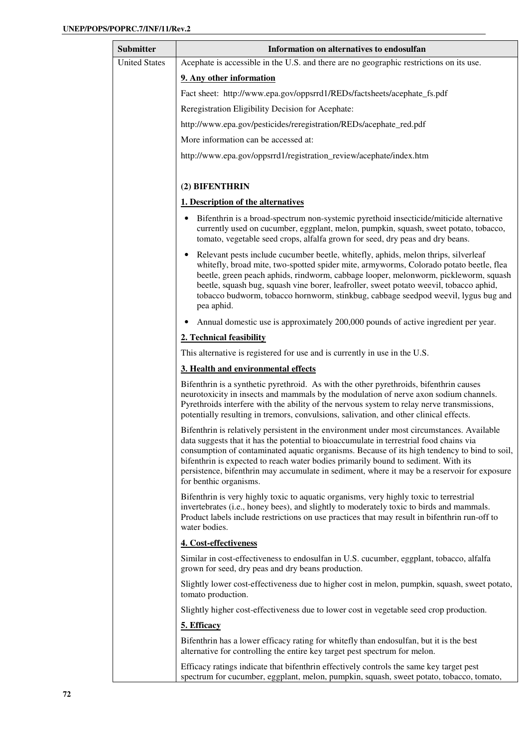| Submitter | Information on alternatives to endosulfan |
|---|---|
| United States | Acephate is accessible in the U.S. and there are no geographic restrictions on its use.<br><br>**9. Any other information**<br><br>Fact sheet: http://www.epa.gov/oppsrrd1/REDs/factsheets/acephate_fs.pdf<br><br>Reregistration Eligibility Decision for Acephate:<br><br>http://www.epa.gov/pesticides/reregistration/REDs/acephate_red.pdf<br><br>More information can be accessed at:<br><br>http://www.epa.gov/oppsrrd1/registration_review/acephate/index.htm<br><br>**(2) BIFENTHRIN**<br><br>**1. Description of the alternatives**<br><br>• Bifenthrin is a broad-spectrum non-systemic pyrethoid insecticide/miticide alternative currently used on cucumber, eggplant, melon, pumpkin, squash, sweet potato, tobacco, tomato, vegetable seed crops, alfalfa grown for seed, dry peas and dry beans.<br><br>• Relevant pests include cucumber beetle, whitefly, aphids, melon thrips, silverleaf whitefly, broad mite, two-spotted spider mite, armyworms, Colorado potato beetle, flea beetle, green peach aphids, rindworm, cabbage looper, melonworm, pickleworm, squash beetle, squash bug, squash vine borer, leafroller, sweet potato weevil, tobacco aphid, tobacco budworm, tobacco hornworm, stinkbug, cabbage seedpod weevil, lygus bug and pea aphid.<br><br>• Annual domestic use is approximately 200,000 pounds of active ingredient per year.<br><br>**2. Technical feasibility**<br><br>This alternative is registered for use and is currently in use in the U.S.<br><br>**3. Health and environmental effects**<br><br>Bifenthrin is a synthetic pyrethroid. As with the other pyrethroids, bifenthrin causes neurotoxicity in insects and mammals by the modulation of nerve axon sodium channels. Pyrethroids interfere with the ability of the nervous system to relay nerve transmissions, potentially resulting in tremors, convulsions, salivation, and other clinical effects.<br><br>Bifenthrin is relatively persistent in the environment under most circumstances. Available data suggests that it has the potential to bioaccumulate in terrestrial food chains via consumption of contaminated aquatic organisms. Because of its high tendency to bind to soil, bifenthrin is expected to reach water bodies primarily bound to sediment. With its persistence, bifenthrin may accumulate in sediment, where it may be a reservoir for exposure for benthic organisms.<br><br>Bifenthrin is very highly toxic to aquatic organisms, very highly toxic to terrestrial invertebrates (i.e., honey bees), and slightly to moderately toxic to birds and mammals. Product labels include restrictions on use practices that may result in bifenthrin run-off to water bodies.<br><br>**4. Cost-effectiveness**<br><br>Similar in cost-effectiveness to endosulfan in U.S. cucumber, eggplant, tobacco, alfalfa grown for seed, dry peas and dry beans production.<br><br>Slightly lower cost-effectiveness due to higher cost in melon, pumpkin, squash, sweet potato, tomato production.<br><br>Slightly higher cost-effectiveness due to lower cost in vegetable seed crop production.<br><br>**5. Efficacy**<br><br>Bifenthrin has a lower efficacy rating for whitefly than endosulfan, but it is the best alternative for controlling the entire key target pest spectrum for melon.<br><br>Efficacy ratings indicate that bifenthrin effectively controls the same key target pest spectrum for cucumber, eggplant, melon, pumpkin, squash, sweet potato, tobacco, tomato, |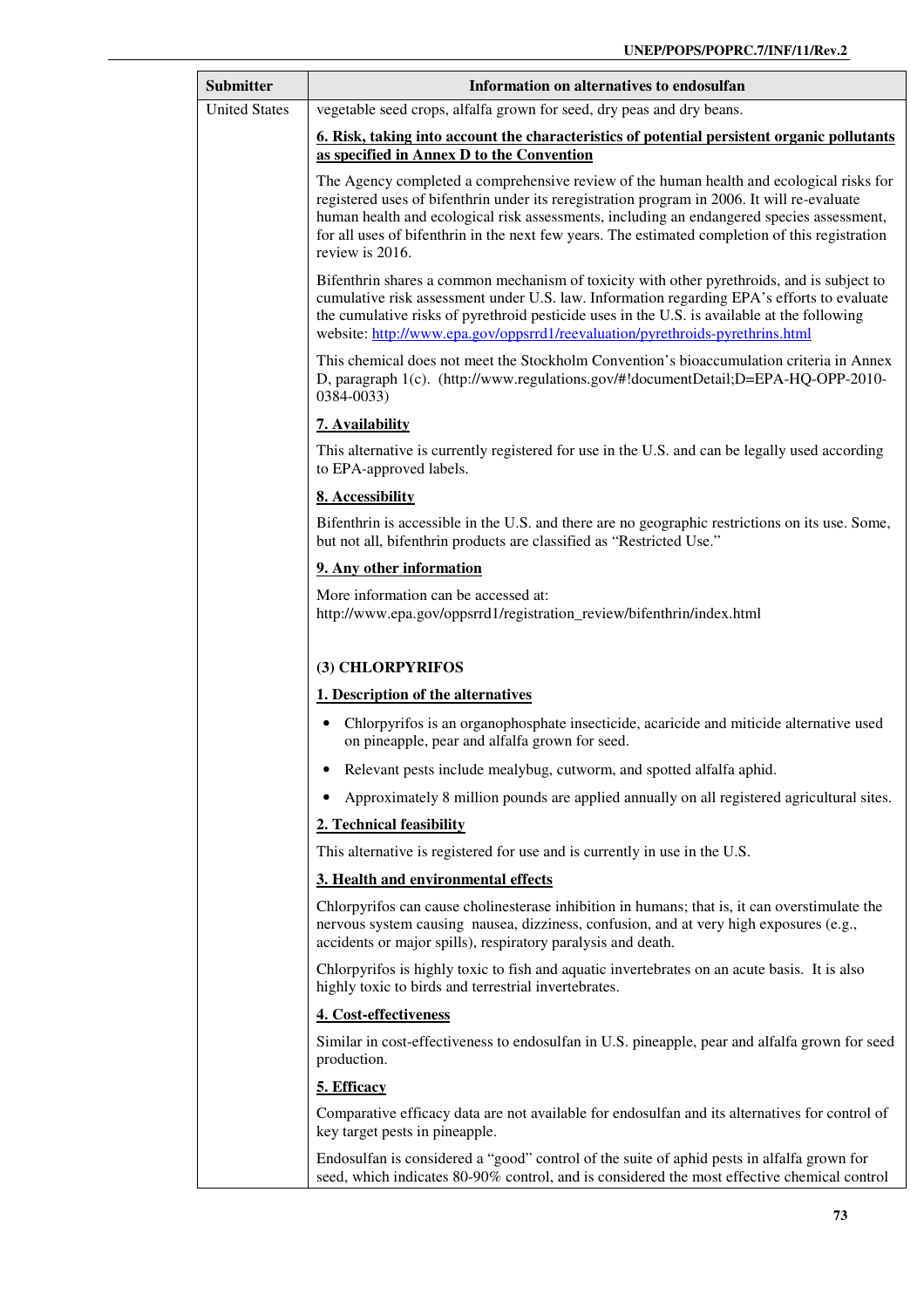| Submitter | Information on alternatives to endosulfan |
|---|---|
| United States | vegetable seed crops, alfalfa grown for seed, dry peas and dry beans.<br><br>**6. Risk, taking into account the characteristics of potential persistent organic pollutants as specified in Annex D to the Convention**<br><br>The Agency completed a comprehensive review of the human health and ecological risks for registered uses of bifenthrin under its reregistration program in 2006. It will re-evaluate human health and ecological risk assessments, including an endangered species assessment, for all uses of bifenthrin in the next few years. The estimated completion of this registration review is 2016.<br><br>Bifenthrin shares a common mechanism of toxicity with other pyrethroids, and is subject to cumulative risk assessment under U.S. law. Information regarding EPA's efforts to evaluate the cumulative risks of pyrethroid pesticide uses in the U.S. is available at the following website: http://www.epa.gov/oppsrrd1/reevaluation/pyrethroids-pyrethrins.html<br><br>This chemical does not meet the Stockholm Convention's bioaccumulation criteria in Annex D, paragraph 1(c). (http://www.regulations.gov/#!documentDetail;D=EPA-HQ-OPP-2010-0384-0033)<br><br>**7. Availability**<br><br>This alternative is currently registered for use in the U.S. and can be legally used according to EPA-approved labels.<br><br>**8. Accessibility**<br><br>Bifenthrin is accessible in the U.S. and there are no geographic restrictions on its use. Some, but not all, bifenthrin products are classified as "Restricted Use."<br><br>**9. Any other information**<br><br>More information can be accessed at: http://www.epa.gov/oppsrrd1/registration_review/bifenthrin/index.html<br><br>**(3) CHLORPYRIFOS**<br><br>**1. Description of the alternatives**<br><br>• Chlorpyrifos is an organophosphate insecticide, acaricide and miticide alternative used on pineapple, pear and alfalfa grown for seed.<br>• Relevant pests include mealybug, cutworm, and spotted alfalfa aphid.<br>• Approximately 8 million pounds are applied annually on all registered agricultural sites.<br><br>**2. Technical feasibility**<br><br>This alternative is registered for use and is currently in use in the U.S.<br><br>**3. Health and environmental effects**<br><br>Chlorpyrifos can cause cholinesterase inhibition in humans; that is, it can overstimulate the nervous system causing nausea, dizziness, confusion, and at very high exposures (e.g., accidents or major spills), respiratory paralysis and death.<br><br>Chlorpyrifos is highly toxic to fish and aquatic invertebrates on an acute basis. It is also highly toxic to birds and terrestrial invertebrates.<br><br>**4. Cost-effectiveness**<br><br>Similar in cost-effectiveness to endosulfan in U.S. pineapple, pear and alfalfa grown for seed production.<br><br>**5. Efficacy**<br><br>Comparative efficacy data are not available for endosulfan and its alternatives for control of key target pests in pineapple.<br><br>Endosulfan is considered a "good" control of the suite of aphid pests in alfalfa grown for seed, which indicates 80-90% control, and is considered the most effective chemical control |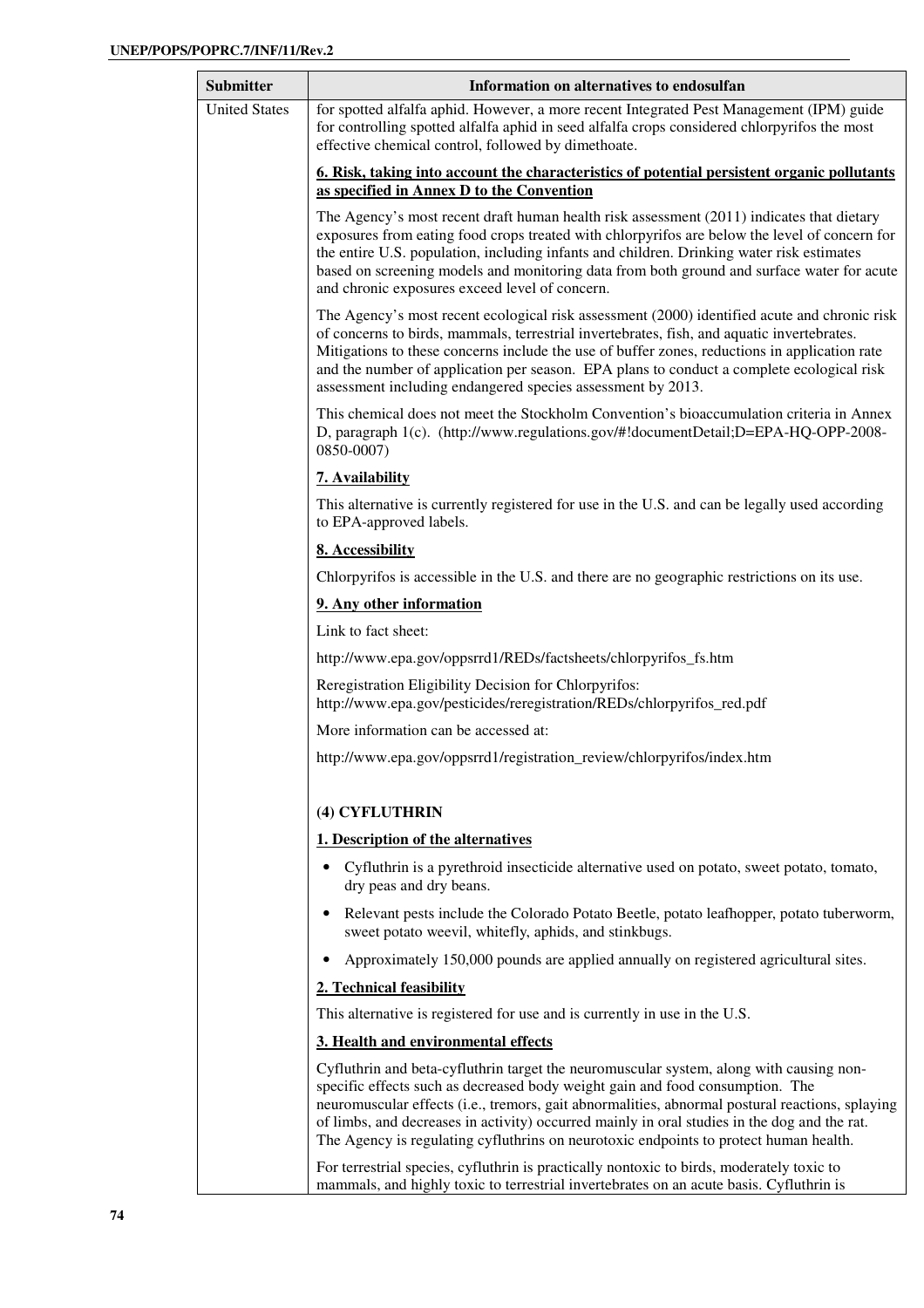| Submitter | Information on alternatives to endosulfan |
|---|---|
| United States | for spotted alfalfa aphid. However, a more recent Integrated Pest Management (IPM) guide for controlling spotted alfalfa aphid in seed alfalfa crops considered chlorpyrifos the most effective chemical control, followed by dimethoate.<br><br>**6. Risk, taking into account the characteristics of potential persistent organic pollutants as specified in Annex D to the Convention**<br><br>The Agency's most recent draft human health risk assessment (2011) indicates that dietary exposures from eating food crops treated with chlorpyrifos are below the level of concern for the entire U.S. population, including infants and children. Drinking water risk estimates based on screening models and monitoring data from both ground and surface water for acute and chronic exposures exceed level of concern.<br><br>The Agency's most recent ecological risk assessment (2000) identified acute and chronic risk of concerns to birds, mammals, terrestrial invertebrates, fish, and aquatic invertebrates. Mitigations to these concerns include the use of buffer zones, reductions in application rate and the number of application per season. EPA plans to conduct a complete ecological risk assessment including endangered species assessment by 2013.<br><br>This chemical does not meet the Stockholm Convention's bioaccumulation criteria in Annex D, paragraph 1(c). (http://www.regulations.gov/#!documentDetail;D=EPA-HQ-OPP-2008-0850-0007)<br><br>**7. Availability**<br><br>This alternative is currently registered for use in the U.S. and can be legally used according to EPA-approved labels.<br><br>**8. Accessibility**<br><br>Chlorpyrifos is accessible in the U.S. and there are no geographic restrictions on its use.<br><br>**9. Any other information**<br><br>Link to fact sheet:<br><br>http://www.epa.gov/oppsrrd1/REDs/factsheets/chlorpyrifos_fs.htm<br><br>Reregistration Eligibility Decision for Chlorpyrifos: http://www.epa.gov/pesticides/reregistration/REDs/chlorpyrifos_red.pdf<br><br>More information can be accessed at:<br><br>http://www.epa.gov/oppsrrd1/registration_review/chlorpyrifos/index.htm<br><br>**(4) CYFLUTHRIN**<br><br>**1. Description of the alternatives**<br><br>• Cyfluthrin is a pyrethroid insecticide alternative used on potato, sweet potato, tomato, dry peas and dry beans.<br>• Relevant pests include the Colorado Potato Beetle, potato leafhopper, potato tuberworm, sweet potato weevil, whitefly, aphids, and stinkbugs.<br>• Approximately 150,000 pounds are applied annually on registered agricultural sites.<br><br>**2. Technical feasibility**<br><br>This alternative is registered for use and is currently in use in the U.S.<br><br>**3. Health and environmental effects**<br><br>Cyfluthrin and beta-cyfluthrin target the neuromuscular system, along with causing non-specific effects such as decreased body weight gain and food consumption. The neuromuscular effects (i.e., tremors, gait abnormalities, abnormal postural reactions, splaying of limbs, and decreases in activity) occurred mainly in oral studies in the dog and the rat. The Agency is regulating cyfluthrins on neurotoxic endpoints to protect human health.<br><br>For terrestrial species, cyfluthrin is practically nontoxic to birds, moderately toxic to mammals, and highly toxic to terrestrial invertebrates on an acute basis. Cyfluthrin is |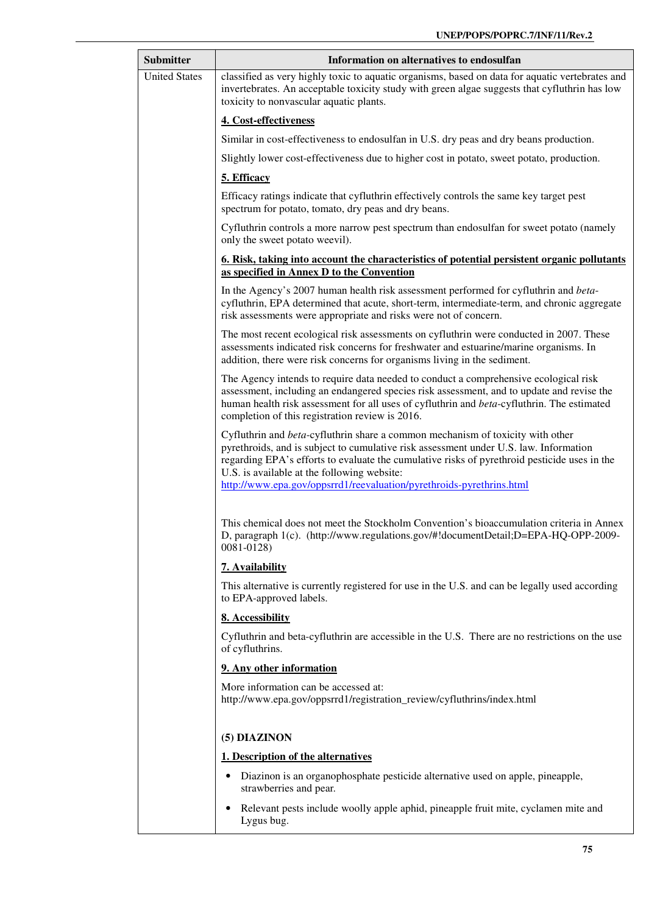| Submitter | Information on alternatives to endosulfan |
|---|---|
| United States | classified as very highly toxic to aquatic organisms, based on data for aquatic vertebrates and invertebrates. An acceptable toxicity study with green algae suggests that cyfluthrin has low toxicity to nonvascular aquatic plants.<br><br>**<u>4. Cost-effectiveness</u>**<br><br>Similar in cost-effectiveness to endosulfan in U.S. dry peas and dry beans production.<br><br>Slightly lower cost-effectiveness due to higher cost in potato, sweet potato, production.<br><br>**<u>5. Efficacy</u>**<br><br>Efficacy ratings indicate that cyfluthrin effectively controls the same key target pest spectrum for potato, tomato, dry peas and dry beans.<br><br>Cyfluthrin controls a more narrow pest spectrum than endosulfan for sweet potato (namely only the sweet potato weevil).<br><br>**<u>6. Risk, taking into account the characteristics of potential persistent organic pollutants as specified in Annex D to the Convention</u>**<br><br>In the Agency's 2007 human health risk assessment performed for cyfluthrin and *beta*-cyfluthrin, EPA determined that acute, short-term, intermediate-term, and chronic aggregate risk assessments were appropriate and risks were not of concern.<br><br>The most recent ecological risk assessments on cyfluthrin were conducted in 2007. These assessments indicated risk concerns for freshwater and estuarine/marine organisms. In addition, there were risk concerns for organisms living in the sediment.<br><br>The Agency intends to require data needed to conduct a comprehensive ecological risk assessment, including an endangered species risk assessment, and to update and revise the human health risk assessment for all uses of cyfluthrin and *beta*-cyfluthrin. The estimated completion of this registration review is 2016.<br><br>Cyfluthrin and *beta*-cyfluthrin share a common mechanism of toxicity with other pyrethroids, and is subject to cumulative risk assessment under U.S. law. Information regarding EPA's efforts to evaluate the cumulative risks of pyrethroid pesticide uses in the U.S. is available at the following website: http://www.epa.gov/oppsrrd1/reevaluation/pyrethroids-pyrethrins.html<br><br>This chemical does not meet the Stockholm Convention's bioaccumulation criteria in Annex D, paragraph 1(c). (http://www.regulations.gov/#!documentDetail;D=EPA-HQ-OPP-2009-0081-0128)<br><br>**<u>7. Availability</u>**<br><br>This alternative is currently registered for use in the U.S. and can be legally used according to EPA-approved labels.<br><br>**<u>8. Accessibility</u>**<br><br>Cyfluthrin and beta-cyfluthrin are accessible in the U.S. There are no restrictions on the use of cyfluthrins.<br><br>**<u>9. Any other information</u>**<br><br>More information can be accessed at: http://www.epa.gov/oppsrrd1/registration_review/cyfluthrins/index.html<br><br>**(5) DIAZINON**<br><br>**<u>1. Description of the alternatives</u>**<br><br>• Diazinon is an organophosphate pesticide alternative used on apple, pineapple, strawberries and pear.<br><br>• Relevant pests include woolly apple aphid, pineapple fruit mite, cyclamen mite and Lygus bug. |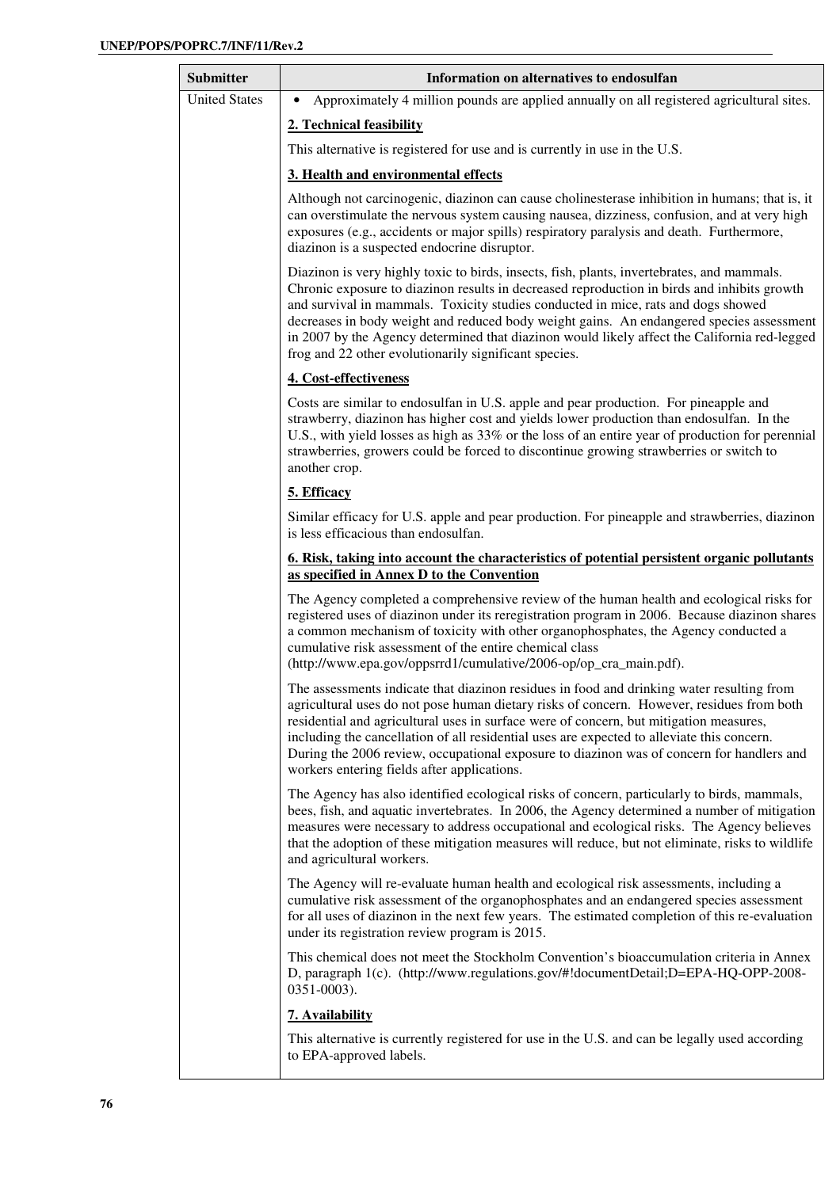| Submitter | Information on alternatives to endosulfan |
| --- | --- |
| United States | • Approximately 4 million pounds are applied annually on all registered agricultural sites.<br><br>**2. Technical feasibility**<br><br>This alternative is registered for use and is currently in use in the U.S.<br><br>**3. Health and environmental effects**<br><br>Although not carcinogenic, diazinon can cause cholinesterase inhibition in humans; that is, it can overstimulate the nervous system causing nausea, dizziness, confusion, and at very high exposures (e.g., accidents or major spills) respiratory paralysis and death. Furthermore, diazinon is a suspected endocrine disruptor.<br><br>Diazinon is very highly toxic to birds, insects, fish, plants, invertebrates, and mammals. Chronic exposure to diazinon results in decreased reproduction in birds and inhibits growth and survival in mammals. Toxicity studies conducted in mice, rats and dogs showed decreases in body weight and reduced body weight gains. An endangered species assessment in 2007 by the Agency determined that diazinon would likely affect the California red-legged frog and 22 other evolutionarily significant species.<br><br>**4. Cost-effectiveness**<br><br>Costs are similar to endosulfan in U.S. apple and pear production. For pineapple and strawberry, diazinon has higher cost and yields lower production than endosulfan. In the U.S., with yield losses as high as 33% or the loss of an entire year of production for perennial strawberries, growers could be forced to discontinue growing strawberries or switch to another crop.<br><br>**5. Efficacy**<br><br>Similar efficacy for U.S. apple and pear production. For pineapple and strawberries, diazinon is less efficacious than endosulfan.<br><br>**6. Risk, taking into account the characteristics of potential persistent organic pollutants as specified in Annex D to the Convention**<br><br>The Agency completed a comprehensive review of the human health and ecological risks for registered uses of diazinon under its reregistration program in 2006. Because diazinon shares a common mechanism of toxicity with other organophosphates, the Agency conducted a cumulative risk assessment of the entire chemical class (http://www.epa.gov/oppsrrd1/cumulative/2006-op/op_cra_main.pdf).<br><br>The assessments indicate that diazinon residues in food and drinking water resulting from agricultural uses do not pose human dietary risks of concern. However, residues from both residential and agricultural uses in surface were of concern, but mitigation measures, including the cancellation of all residential uses are expected to alleviate this concern. During the 2006 review, occupational exposure to diazinon was of concern for handlers and workers entering fields after applications.<br><br>The Agency has also identified ecological risks of concern, particularly to birds, mammals, bees, fish, and aquatic invertebrates. In 2006, the Agency determined a number of mitigation measures were necessary to address occupational and ecological risks. The Agency believes that the adoption of these mitigation measures will reduce, but not eliminate, risks to wildlife and agricultural workers.<br><br>The Agency will re-evaluate human health and ecological risk assessments, including a cumulative risk assessment of the organophosphates and an endangered species assessment for all uses of diazinon in the next few years. The estimated completion of this re-evaluation under its registration review program is 2015.<br><br>This chemical does not meet the Stockholm Convention's bioaccumulation criteria in Annex D, paragraph 1(c). (http://www.regulations.gov/#!documentDetail;D=EPA-HQ-OPP-2008-0351-0003).<br><br>**7. Availability**<br><br>This alternative is currently registered for use in the U.S. and can be legally used according to EPA-approved labels. |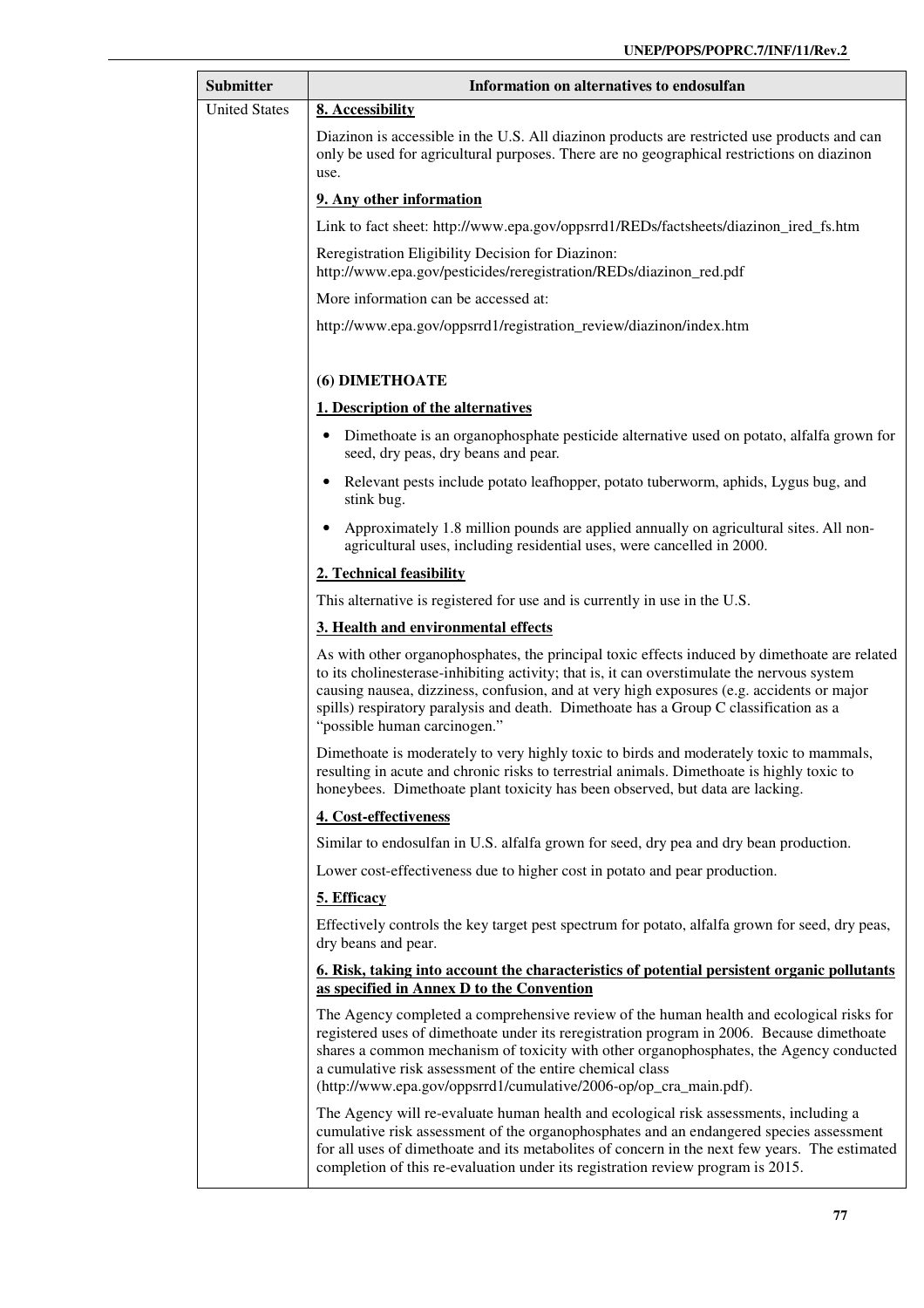| Submitter | Information on alternatives to endosulfan |
|---|---|
| United States | **8. Accessibility**<br><br>Diazinon is accessible in the U.S. All diazinon products are restricted use products and can only be used for agricultural purposes. There are no geographical restrictions on diazinon use.<br><br>**9. Any other information**<br><br>Link to fact sheet: http://www.epa.gov/oppsrrd1/REDs/factsheets/diazinon_ired_fs.htm<br><br>Reregistration Eligibility Decision for Diazinon: http://www.epa.gov/pesticides/reregistration/REDs/diazinon_red.pdf<br><br>More information can be accessed at:<br><br>http://www.epa.gov/oppsrrd1/registration_review/diazinon/index.htm<br><br>**(6) DIMETHOATE**<br><br>**1. Description of the alternatives**<br><br>• Dimethoate is an organophosphate pesticide alternative used on potato, alfalfa grown for seed, dry peas, dry beans and pear.<br>• Relevant pests include potato leafhopper, potato tuberworm, aphids, Lygus bug, and stink bug.<br>• Approximately 1.8 million pounds are applied annually on agricultural sites. All non-agricultural uses, including residential uses, were cancelled in 2000.<br><br>**2. Technical feasibility**<br><br>This alternative is registered for use and is currently in use in the U.S.<br><br>**3. Health and environmental effects**<br><br>As with other organophosphates, the principal toxic effects induced by dimethoate are related to its cholinesterase-inhibiting activity; that is, it can overstimulate the nervous system causing nausea, dizziness, confusion, and at very high exposures (e.g. accidents or major spills) respiratory paralysis and death. Dimethoate has a Group C classification as a "possible human carcinogen."<br><br>Dimethoate is moderately to very highly toxic to birds and moderately toxic to mammals, resulting in acute and chronic risks to terrestrial animals. Dimethoate is highly toxic to honeybees. Dimethoate plant toxicity has been observed, but data are lacking.<br><br>**4. Cost-effectiveness**<br><br>Similar to endosulfan in U.S. alfalfa grown for seed, dry pea and dry bean production.<br><br>Lower cost-effectiveness due to higher cost in potato and pear production.<br><br>**5. Efficacy**<br><br>Effectively controls the key target pest spectrum for potato, alfalfa grown for seed, dry peas, dry beans and pear.<br><br>**6. Risk, taking into account the characteristics of potential persistent organic pollutants as specified in Annex D to the Convention**<br><br>The Agency completed a comprehensive review of the human health and ecological risks for registered uses of dimethoate under its reregistration program in 2006. Because dimethoate shares a common mechanism of toxicity with other organophosphates, the Agency conducted a cumulative risk assessment of the entire chemical class (http://www.epa.gov/oppsrrd1/cumulative/2006-op/op_cra_main.pdf).<br><br>The Agency will re-evaluate human health and ecological risk assessments, including a cumulative risk assessment of the organophosphates and an endangered species assessment for all uses of dimethoate and its metabolites of concern in the next few years. The estimated completion of this re-evaluation under its registration review program is 2015. |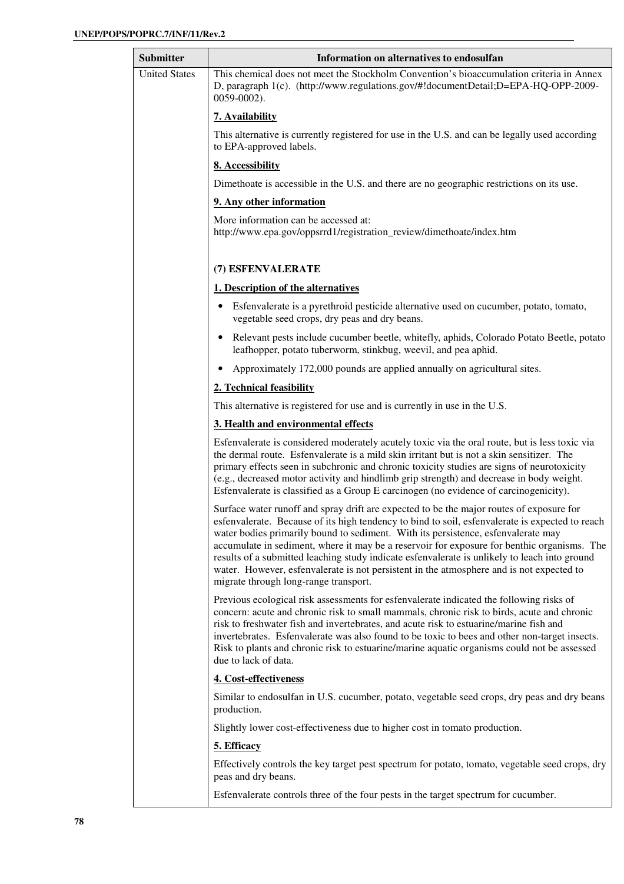| Submitter | Information on alternatives to endosulfan |
|---|---|
| United States | This chemical does not meet the Stockholm Convention's bioaccumulation criteria in Annex D, paragraph 1(c). (http://www.regulations.gov/#!documentDetail;D=EPA-HQ-OPP-2009-0059-0002).<br><br>**7. Availability**<br><br>This alternative is currently registered for use in the U.S. and can be legally used according to EPA-approved labels.<br><br>**8. Accessibility**<br><br>Dimethoate is accessible in the U.S. and there are no geographic restrictions on its use.<br><br>**9. Any other information**<br><br>More information can be accessed at: http://www.epa.gov/oppsrrd1/registration_review/dimethoate/index.htm<br><br>**(7) ESFENVALERATE**<br><br>**1. Description of the alternatives**<br><br>• Esfenvalerate is a pyrethroid pesticide alternative used on cucumber, potato, tomato, vegetable seed crops, dry peas and dry beans.<br>• Relevant pests include cucumber beetle, whitefly, aphids, Colorado Potato Beetle, potato leafhopper, potato tuberworm, stinkbug, weevil, and pea aphid.<br>• Approximately 172,000 pounds are applied annually on agricultural sites.<br><br>**2. Technical feasibility**<br><br>This alternative is registered for use and is currently in use in the U.S.<br><br>**3. Health and environmental effects**<br><br>Esfenvalerate is considered moderately acutely toxic via the oral route, but is less toxic via the dermal route. Esfenvalerate is a mild skin irritant but is not a skin sensitizer. The primary effects seen in subchronic and chronic toxicity studies are signs of neurotoxicity (e.g., decreased motor activity and hindlimb grip strength) and decrease in body weight. Esfenvalerate is classified as a Group E carcinogen (no evidence of carcinogenicity).<br><br>Surface water runoff and spray drift are expected to be the major routes of exposure for esfenvalerate. Because of its high tendency to bind to soil, esfenvalerate is expected to reach water bodies primarily bound to sediment. With its persistence, esfenvalerate may accumulate in sediment, where it may be a reservoir for exposure for benthic organisms. The results of a submitted leaching study indicate esfenvalerate is unlikely to leach into ground water. However, esfenvalerate is not persistent in the atmosphere and is not expected to migrate through long-range transport.<br><br>Previous ecological risk assessments for esfenvalerate indicated the following risks of concern: acute and chronic risk to small mammals, chronic risk to birds, acute and chronic risk to freshwater fish and invertebrates, and acute risk to estuarine/marine fish and invertebrates. Esfenvalerate was also found to be toxic to bees and other non-target insects. Risk to plants and chronic risk to estuarine/marine aquatic organisms could not be assessed due to lack of data.<br><br>**4. Cost-effectiveness**<br><br>Similar to endosulfan in U.S. cucumber, potato, vegetable seed crops, dry peas and dry beans production.<br><br>Slightly lower cost-effectiveness due to higher cost in tomato production.<br><br>**5. Efficacy**<br><br>Effectively controls the key target pest spectrum for potato, tomato, vegetable seed crops, dry peas and dry beans.<br><br>Esfenvalerate controls three of the four pests in the target spectrum for cucumber. |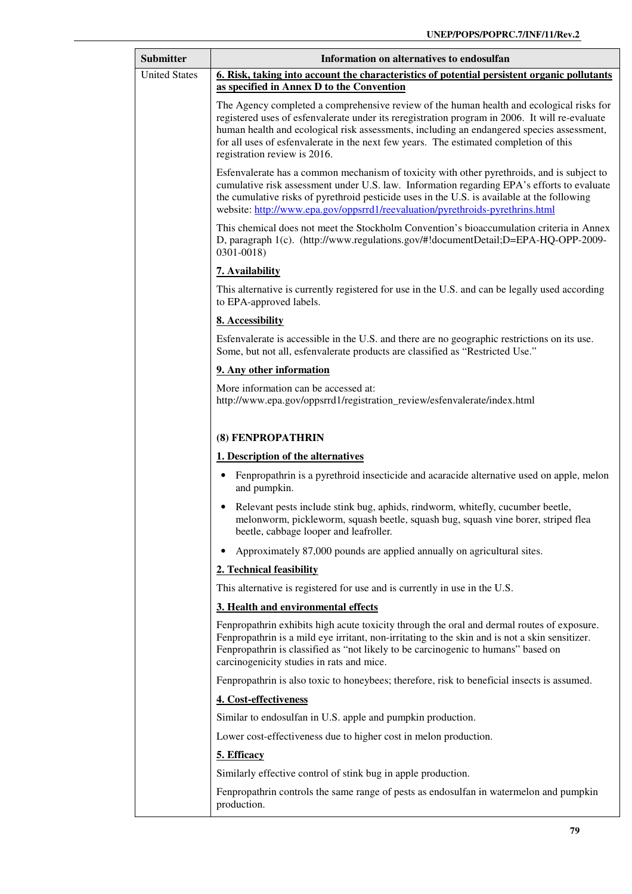| Submitter | Information on alternatives to endosulfan |
|---|---|
| United States | **6. Risk, taking into account the characteristics of potential persistent organic pollutants as specified in Annex D to the Convention**<br><br>The Agency completed a comprehensive review of the human health and ecological risks for registered uses of esfenvalerate under its reregistration program in 2006. It will re-evaluate human health and ecological risk assessments, including an endangered species assessment, for all uses of esfenvalerate in the next few years. The estimated completion of this registration review is 2016.<br><br>Esfenvalerate has a common mechanism of toxicity with other pyrethroids, and is subject to cumulative risk assessment under U.S. law. Information regarding EPA's efforts to evaluate the cumulative risks of pyrethroid pesticide uses in the U.S. is available at the following website: http://www.epa.gov/oppsrrd1/reevaluation/pyrethroids-pyrethrins.html<br><br>This chemical does not meet the Stockholm Convention's bioaccumulation criteria in Annex D, paragraph 1(c). (http://www.regulations.gov/#!documentDetail;D=EPA-HQ-OPP-2009-0301-0018)<br><br>**7. Availability**<br><br>This alternative is currently registered for use in the U.S. and can be legally used according to EPA-approved labels.<br><br>**8. Accessibility**<br><br>Esfenvalerate is accessible in the U.S. and there are no geographic restrictions on its use. Some, but not all, esfenvalerate products are classified as "Restricted Use."<br><br>**9. Any other information**<br><br>More information can be accessed at: http://www.epa.gov/oppsrrd1/registration_review/esfenvalerate/index.html<br><br>**(8) FENPROPATHRIN**<br><br>**1. Description of the alternatives**<br><br>• Fenpropathrin is a pyrethroid insecticide and acaracide alternative used on apple, melon and pumpkin.<br>• Relevant pests include stink bug, aphids, rindworm, whitefly, cucumber beetle, melonworm, pickleworm, squash beetle, squash bug, squash vine borer, striped flea beetle, cabbage looper and leafroller.<br>• Approximately 87,000 pounds are applied annually on agricultural sites.<br><br>**2. Technical feasibility**<br><br>This alternative is registered for use and is currently in use in the U.S.<br><br>**3. Health and environmental effects**<br><br>Fenpropathrin exhibits high acute toxicity through the oral and dermal routes of exposure. Fenpropathrin is a mild eye irritant, non-irritating to the skin and is not a skin sensitizer. Fenpropathrin is classified as "not likely to be carcinogenic to humans" based on carcinogenicity studies in rats and mice.<br><br>Fenpropathrin is also toxic to honeybees; therefore, risk to beneficial insects is assumed.<br><br>**4. Cost-effectiveness**<br><br>Similar to endosulfan in U.S. apple and pumpkin production.<br><br>Lower cost-effectiveness due to higher cost in melon production.<br><br>**5. Efficacy**<br><br>Similarly effective control of stink bug in apple production.<br><br>Fenpropathrin controls the same range of pests as endosulfan in watermelon and pumpkin production. |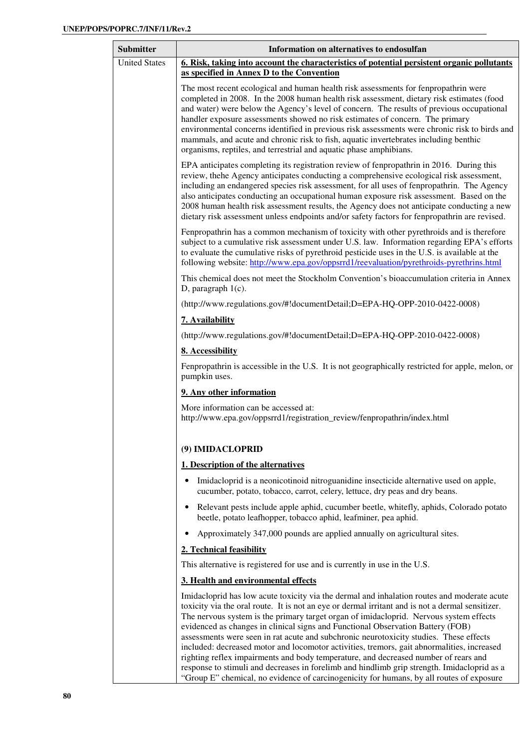| Submitter | Information on alternatives to endosulfan |
|---|---|
| United States | **6. Risk, taking into account the characteristics of potential persistent organic pollutants as specified in Annex D to the Convention**<br><br>The most recent ecological and human health risk assessments for fenpropathrin were completed in 2008. In the 2008 human health risk assessment, dietary risk estimates (food and water) were below the Agency's level of concern. The results of previous occupational handler exposure assessments showed no risk estimates of concern. The primary environmental concerns identified in previous risk assessments were chronic risk to birds and mammals, and acute and chronic risk to fish, aquatic invertebrates including benthic organisms, reptiles, and terrestrial and aquatic phase amphibians.<br><br>EPA anticipates completing its registration review of fenpropathrin in 2016. During this review, thehe Agency anticipates conducting a comprehensive ecological risk assessment, including an endangered species risk assessment, for all uses of fenpropathrin. The Agency also anticipates conducting an occupational human exposure risk assessment. Based on the 2008 human health risk assessment results, the Agency does not anticipate conducting a new dietary risk assessment unless endpoints and/or safety factors for fenpropathrin are revised.<br><br>Fenpropathrin has a common mechanism of toxicity with other pyrethroids and is therefore subject to a cumulative risk assessment under U.S. law. Information regarding EPA's efforts to evaluate the cumulative risks of pyrethroid pesticide uses in the U.S. is available at the following website: http://www.epa.gov/oppsrrd1/reevaluation/pyrethroids-pyrethrins.html<br><br>This chemical does not meet the Stockholm Convention's bioaccumulation criteria in Annex D, paragraph 1(c).<br><br>(http://www.regulations.gov/#!documentDetail;D=EPA-HQ-OPP-2010-0422-0008)<br><br>**7. Availability**<br><br>(http://www.regulations.gov/#!documentDetail;D=EPA-HQ-OPP-2010-0422-0008)<br><br>**8. Accessibility**<br><br>Fenpropathrin is accessible in the U.S. It is not geographically restricted for apple, melon, or pumpkin uses.<br><br>**9. Any other information**<br><br>More information can be accessed at: http://www.epa.gov/oppsrrd1/registration_review/fenpropathrin/index.html<br><br>**(9) IMIDACLOPRID**<br><br>**1. Description of the alternatives**<br><br>• Imidacloprid is a neonicotinoid nitroguanidine insecticide alternative used on apple, cucumber, potato, tobacco, carrot, celery, lettuce, dry peas and dry beans.<br>• Relevant pests include apple aphid, cucumber beetle, whitefly, aphids, Colorado potato beetle, potato leafhopper, tobacco aphid, leafminer, pea aphid.<br>• Approximately 347,000 pounds are applied annually on agricultural sites.<br><br>**2. Technical feasibility**<br><br>This alternative is registered for use and is currently in use in the U.S.<br><br>**3. Health and environmental effects**<br><br>Imidacloprid has low acute toxicity via the dermal and inhalation routes and moderate acute toxicity via the oral route. It is not an eye or dermal irritant and is not a dermal sensitizer. The nervous system is the primary target organ of imidacloprid. Nervous system effects evidenced as changes in clinical signs and Functional Observation Battery (FOB) assessments were seen in rat acute and subchronic neurotoxicity studies. These effects included: decreased motor and locomotor activities, tremors, gait abnormalities, increased righting reflex impairments and body temperature, and decreased number of rears and response to stimuli and decreases in forelimb and hindlimb grip strength. Imidacloprid as a "Group E" chemical, no evidence of carcinogenicity for humans, by all routes of exposure |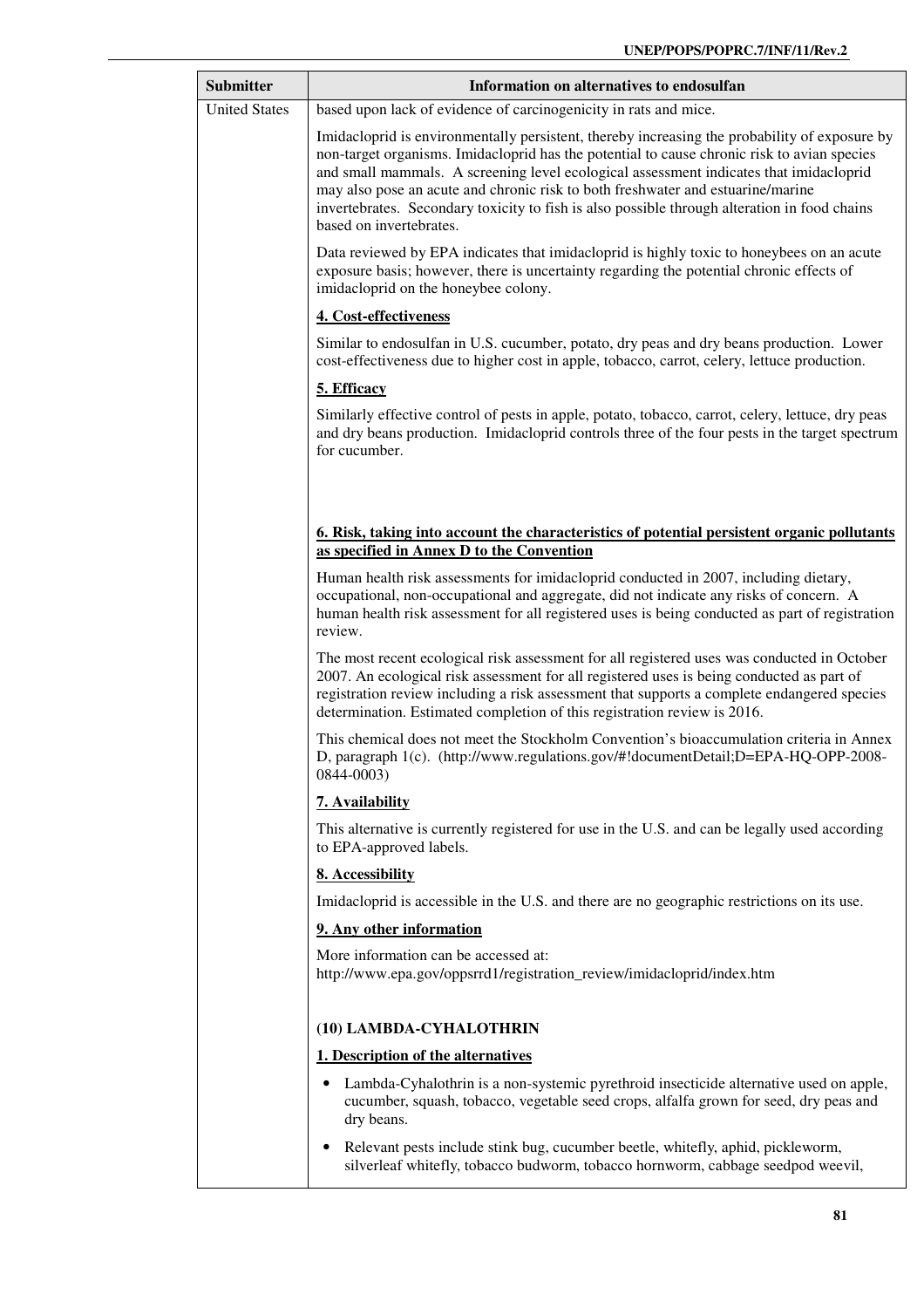| Submitter | Information on alternatives to endosulfan |
|---|---|
| United States | based upon lack of evidence of carcinogenicity in rats and mice.<br><br>Imidacloprid is environmentally persistent, thereby increasing the probability of exposure by non-target organisms. Imidacloprid has the potential to cause chronic risk to avian species and small mammals. A screening level ecological assessment indicates that imidacloprid may also pose an acute and chronic risk to both freshwater and estuarine/marine invertebrates. Secondary toxicity to fish is also possible through alteration in food chains based on invertebrates.<br><br>Data reviewed by EPA indicates that imidacloprid is highly toxic to honeybees on an acute exposure basis; however, there is uncertainty regarding the potential chronic effects of imidacloprid on the honeybee colony.<br><br>**4. Cost-effectiveness**<br><br>Similar to endosulfan in U.S. cucumber, potato, dry peas and dry beans production. Lower cost-effectiveness due to higher cost in apple, tobacco, carrot, celery, lettuce production.<br><br>**5. Efficacy**<br><br>Similarly effective control of pests in apple, potato, tobacco, carrot, celery, lettuce, dry peas and dry beans production. Imidacloprid controls three of the four pests in the target spectrum for cucumber.<br><br>**6. Risk, taking into account the characteristics of potential persistent organic pollutants as specified in Annex D to the Convention**<br><br>Human health risk assessments for imidacloprid conducted in 2007, including dietary, occupational, non-occupational and aggregate, did not indicate any risks of concern. A human health risk assessment for all registered uses is being conducted as part of registration review.<br><br>The most recent ecological risk assessment for all registered uses was conducted in October 2007. An ecological risk assessment for all registered uses is being conducted as part of registration review including a risk assessment that supports a complete endangered species determination. Estimated completion of this registration review is 2016.<br><br>This chemical does not meet the Stockholm Convention's bioaccumulation criteria in Annex D, paragraph 1(c). (http://www.regulations.gov/#!documentDetail;D=EPA-HQ-OPP-2008-0844-0003)<br><br>**7. Availability**<br><br>This alternative is currently registered for use in the U.S. and can be legally used according to EPA-approved labels.<br><br>**8. Accessibility**<br><br>Imidacloprid is accessible in the U.S. and there are no geographic restrictions on its use.<br><br>**9. Any other information**<br><br>More information can be accessed at: http://www.epa.gov/oppsrrd1/registration_review/imidacloprid/index.htm<br><br>**(10) LAMBDA-CYHALOTHRIN**<br><br>**1. Description of the alternatives**<br><br>• Lambda-Cyhalothrin is a non-systemic pyrethroid insecticide alternative used on apple, cucumber, squash, tobacco, vegetable seed crops, alfalfa grown for seed, dry peas and dry beans.<br><br>• Relevant pests include stink bug, cucumber beetle, whitefly, aphid, pickleworm, silverleaf whitefly, tobacco budworm, tobacco hornworm, cabbage seedpod weevil, |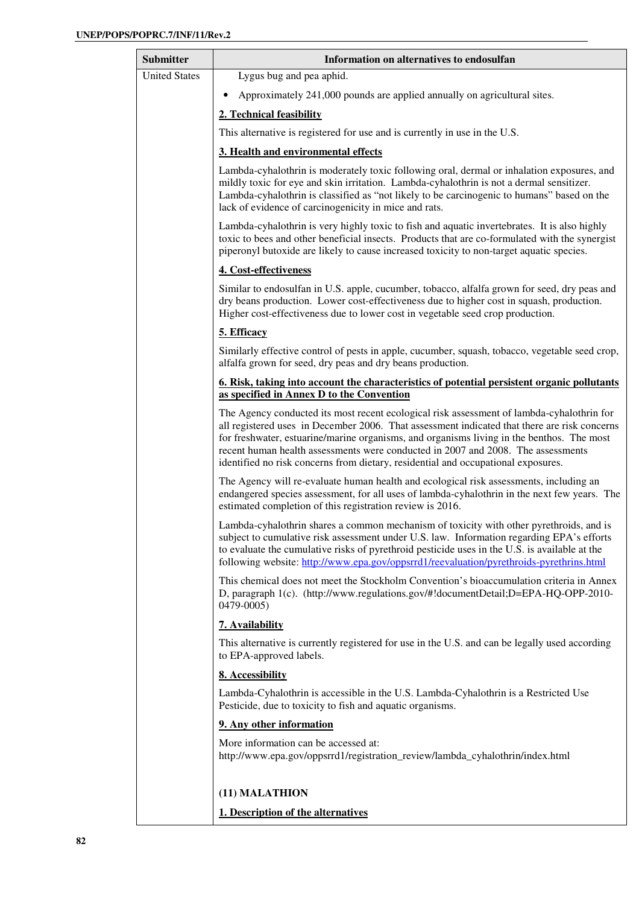| Submitter | Information on alternatives to endosulfan |
|---|---|
| United States | Lygus bug and pea aphid.<br><br>• Approximately 241,000 pounds are applied annually on agricultural sites.<br><br>**<u>2. Technical feasibility</u>**<br><br>This alternative is registered for use and is currently in use in the U.S.<br><br>**<u>3. Health and environmental effects</u>**<br><br>Lambda-cyhalothrin is moderately toxic following oral, dermal or inhalation exposures, and mildly toxic for eye and skin irritation. Lambda-cyhalothrin is not a dermal sensitizer. Lambda-cyhalothrin is classified as "not likely to be carcinogenic to humans" based on the lack of evidence of carcinogenicity in mice and rats.<br><br>Lambda-cyhalothrin is very highly toxic to fish and aquatic invertebrates. It is also highly toxic to bees and other beneficial insects. Products that are co-formulated with the synergist piperonyl butoxide are likely to cause increased toxicity to non-target aquatic species.<br><br>**<u>4. Cost-effectiveness</u>**<br><br>Similar to endosulfan in U.S. apple, cucumber, tobacco, alfalfa grown for seed, dry peas and dry beans production. Lower cost-effectiveness due to higher cost in squash, production. Higher cost-effectiveness due to lower cost in vegetable seed crop production.<br><br>**<u>5. Efficacy</u>**<br><br>Similarly effective control of pests in apple, cucumber, squash, tobacco, vegetable seed crop, alfalfa grown for seed, dry peas and dry beans production.<br><br>**<u>6. Risk, taking into account the characteristics of potential persistent organic pollutants as specified in Annex D to the Convention</u>**<br><br>The Agency conducted its most recent ecological risk assessment of lambda-cyhalothrin for all registered uses in December 2006. That assessment indicated that there are risk concerns for freshwater, estuarine/marine organisms, and organisms living in the benthos. The most recent human health assessments were conducted in 2007 and 2008. The assessments identified no risk concerns from dietary, residential and occupational exposures.<br><br>The Agency will re-evaluate human health and ecological risk assessments, including an endangered species assessment, for all uses of lambda-cyhalothrin in the next few years. The estimated completion of this registration review is 2016.<br><br>Lambda-cyhalothrin shares a common mechanism of toxicity with other pyrethroids, and is subject to cumulative risk assessment under U.S. law. Information regarding EPA's efforts to evaluate the cumulative risks of pyrethroid pesticide uses in the U.S. is available at the following website: http://www.epa.gov/oppsrrd1/reevaluation/pyrethroids-pyrethrins.html<br><br>This chemical does not meet the Stockholm Convention's bioaccumulation criteria in Annex D, paragraph 1(c). (http://www.regulations.gov/#!documentDetail;D=EPA-HQ-OPP-2010-0479-0005)<br><br>**<u>7. Availability</u>**<br><br>This alternative is currently registered for use in the U.S. and can be legally used according to EPA-approved labels.<br><br>**<u>8. Accessibility</u>**<br><br>Lambda-Cyhalothrin is accessible in the U.S. Lambda-Cyhalothrin is a Restricted Use Pesticide, due to toxicity to fish and aquatic organisms.<br><br>**<u>9. Any other information</u>**<br><br>More information can be accessed at: http://www.epa.gov/oppsrrd1/registration_review/lambda_cyhalothrin/index.html<br><br>**(11) MALATHION**<br><br>**<u>1. Description of the alternatives</u>** |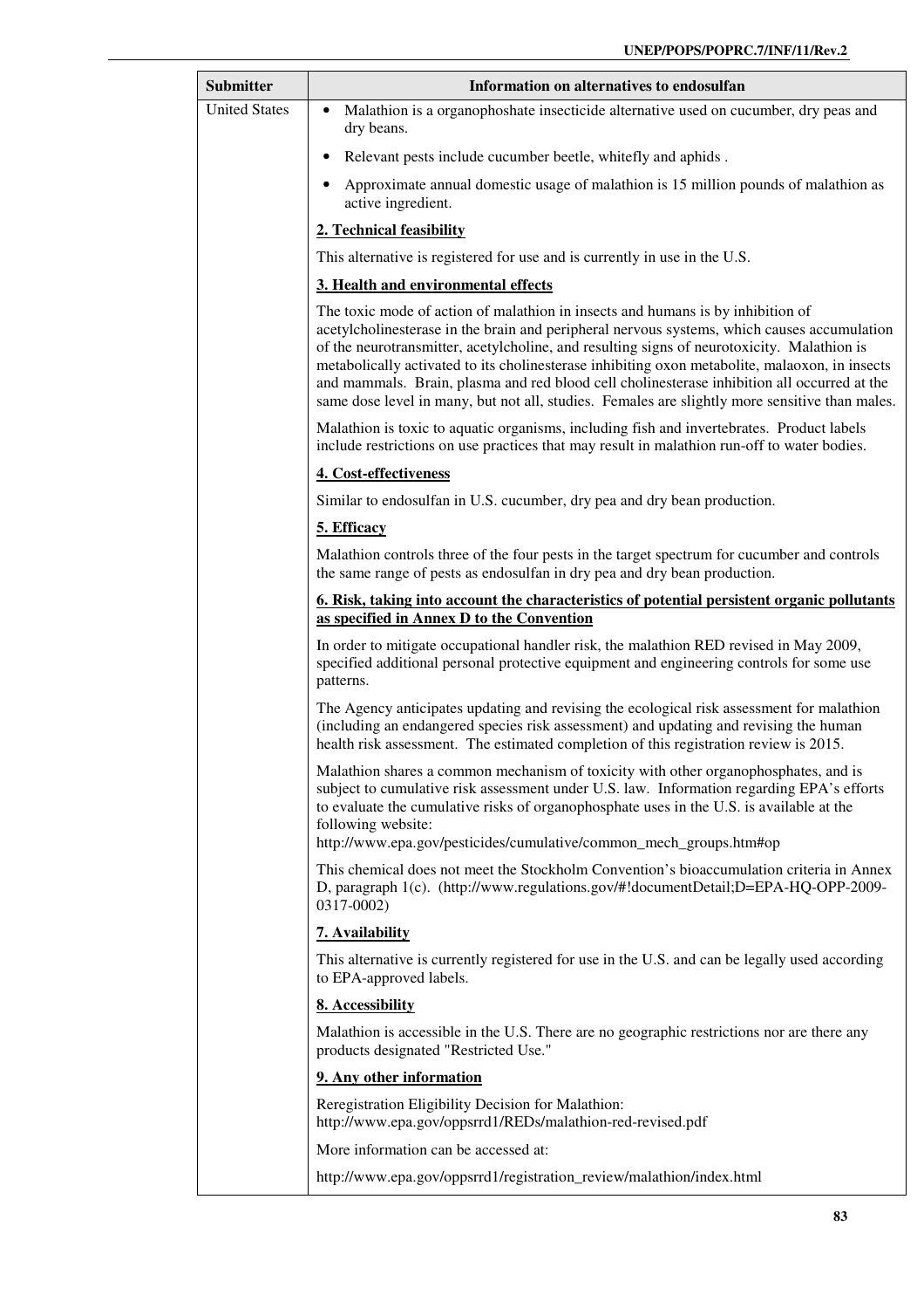| Submitter | Information on alternatives to endosulfan |
|---|---|
| United States | • Malathion is a organophoshate insecticide alternative used on cucumber, dry peas and dry beans.<br><br>• Relevant pests include cucumber beetle, whitefly and aphids .<br><br>• Approximate annual domestic usage of malathion is 15 million pounds of malathion as active ingredient.<br><br>**2. Technical feasibility**<br><br>This alternative is registered for use and is currently in use in the U.S.<br><br>**3. Health and environmental effects**<br><br>The toxic mode of action of malathion in insects and humans is by inhibition of acetylcholinesterase in the brain and peripheral nervous systems, which causes accumulation of the neurotransmitter, acetylcholine, and resulting signs of neurotoxicity. Malathion is metabolically activated to its cholinesterase inhibiting oxon metabolite, malaoxon, in insects and mammals. Brain, plasma and red blood cell cholinesterase inhibition all occurred at the same dose level in many, but not all, studies. Females are slightly more sensitive than males.<br><br>Malathion is toxic to aquatic organisms, including fish and invertebrates. Product labels include restrictions on use practices that may result in malathion run-off to water bodies.<br><br>**4. Cost-effectiveness**<br><br>Similar to endosulfan in U.S. cucumber, dry pea and dry bean production.<br><br>**5. Efficacy**<br><br>Malathion controls three of the four pests in the target spectrum for cucumber and controls the same range of pests as endosulfan in dry pea and dry bean production.<br><br>**6. Risk, taking into account the characteristics of potential persistent organic pollutants as specified in Annex D to the Convention**<br><br>In order to mitigate occupational handler risk, the malathion RED revised in May 2009, specified additional personal protective equipment and engineering controls for some use patterns.<br><br>The Agency anticipates updating and revising the ecological risk assessment for malathion (including an endangered species risk assessment) and updating and revising the human health risk assessment. The estimated completion of this registration review is 2015.<br><br>Malathion shares a common mechanism of toxicity with other organophosphates, and is subject to cumulative risk assessment under U.S. law. Information regarding EPA's efforts to evaluate the cumulative risks of organophosphate uses in the U.S. is available at the following website:<br>http://www.epa.gov/pesticides/cumulative/common_mech_groups.htm#op<br><br>This chemical does not meet the Stockholm Convention's bioaccumulation criteria in Annex D, paragraph 1(c). (http://www.regulations.gov/#!documentDetail;D=EPA-HQ-OPP-2009-0317-0002)<br><br>**7. Availability**<br><br>This alternative is currently registered for use in the U.S. and can be legally used according to EPA-approved labels.<br><br>**8. Accessibility**<br><br>Malathion is accessible in the U.S. There are no geographic restrictions nor are there any products designated "Restricted Use."<br><br>**9. Any other information**<br><br>Reregistration Eligibility Decision for Malathion:<br>http://www.epa.gov/oppsrrd1/REDs/malathion-red-revised.pdf<br><br>More information can be accessed at:<br><br>http://www.epa.gov/oppsrrd1/registration_review/malathion/index.html |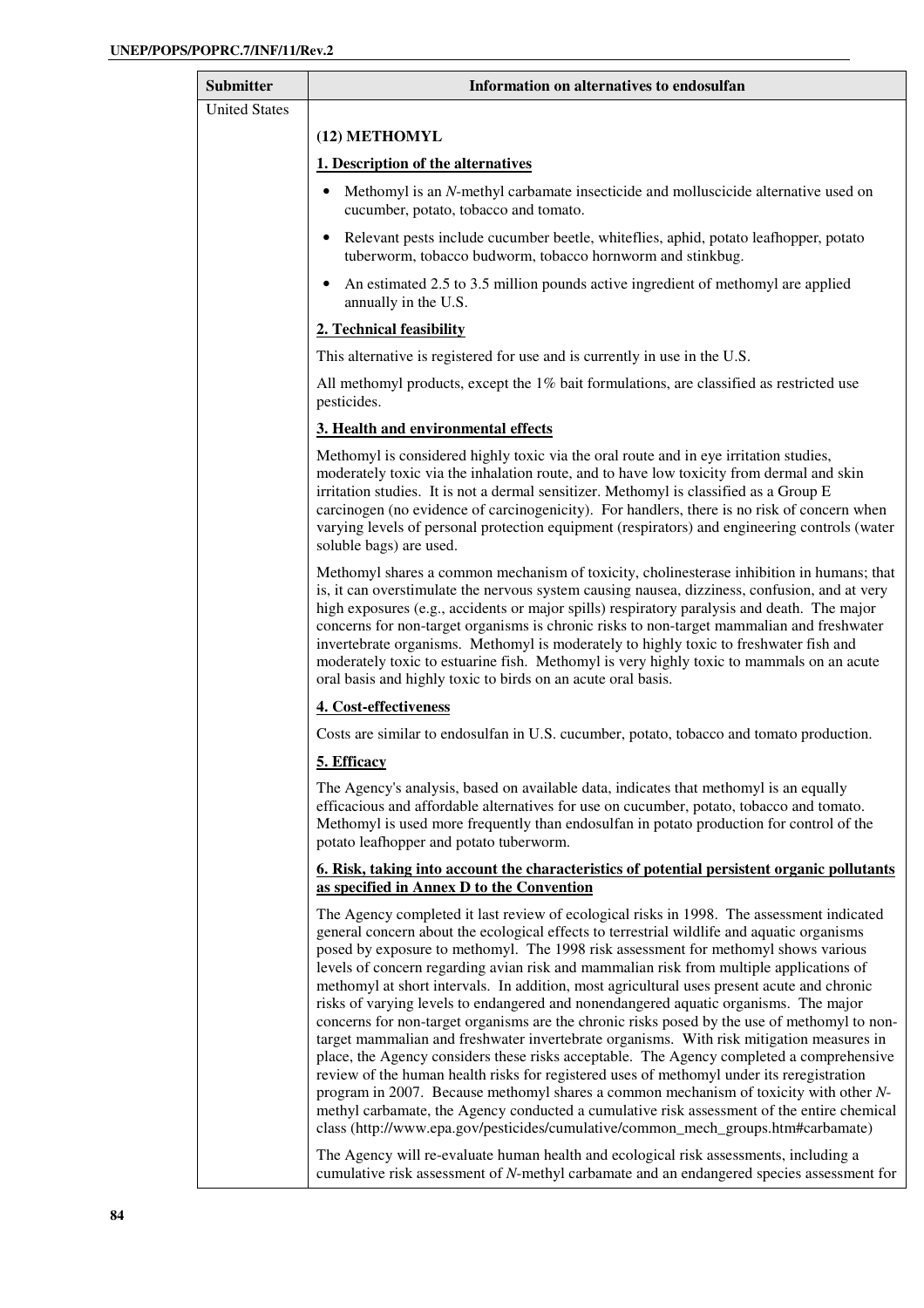| Submitter | Information on alternatives to endosulfan |
|---|---|
| United States | **(12) METHOMYL**<br><br>**<u>1. Description of the alternatives</u>**<br><br>• Methomyl is an *N*-methyl carbamate insecticide and molluscicide alternative used on cucumber, potato, tobacco and tomato.<br>• Relevant pests include cucumber beetle, whiteflies, aphid, potato leafhopper, potato tuberworm, tobacco budworm, tobacco hornworm and stinkbug.<br>• An estimated 2.5 to 3.5 million pounds active ingredient of methomyl are applied annually in the U.S.<br><br>**<u>2. Technical feasibility</u>**<br><br>This alternative is registered for use and is currently in use in the U.S.<br><br>All methomyl products, except the 1% bait formulations, are classified as restricted use pesticides.<br><br>**<u>3. Health and environmental effects</u>**<br><br>Methomyl is considered highly toxic via the oral route and in eye irritation studies, moderately toxic via the inhalation route, and to have low toxicity from dermal and skin irritation studies. It is not a dermal sensitizer. Methomyl is classified as a Group E carcinogen (no evidence of carcinogenicity). For handlers, there is no risk of concern when varying levels of personal protection equipment (respirators) and engineering controls (water soluble bags) are used.<br><br>Methomyl shares a common mechanism of toxicity, cholinesterase inhibition in humans; that is, it can overstimulate the nervous system causing nausea, dizziness, confusion, and at very high exposures (e.g., accidents or major spills) respiratory paralysis and death. The major concerns for non-target organisms is chronic risks to non-target mammalian and freshwater invertebrate organisms. Methomyl is moderately to highly toxic to freshwater fish and moderately toxic to estuarine fish. Methomyl is very highly toxic to mammals on an acute oral basis and highly toxic to birds on an acute oral basis.<br><br>**<u>4. Cost-effectiveness</u>**<br><br>Costs are similar to endosulfan in U.S. cucumber, potato, tobacco and tomato production.<br><br>**<u>5. Efficacy</u>**<br><br>The Agency's analysis, based on available data, indicates that methomyl is an equally efficacious and affordable alternatives for use on cucumber, potato, tobacco and tomato. Methomyl is used more frequently than endosulfan in potato production for control of the potato leafhopper and potato tuberworm.<br><br>**<u>6. Risk, taking into account the characteristics of potential persistent organic pollutants as specified in Annex D to the Convention</u>**<br><br>The Agency completed it last review of ecological risks in 1998. The assessment indicated general concern about the ecological effects to terrestrial wildlife and aquatic organisms posed by exposure to methomyl. The 1998 risk assessment for methomyl shows various levels of concern regarding avian risk and mammalian risk from multiple applications of methomyl at short intervals. In addition, most agricultural uses present acute and chronic risks of varying levels to endangered and nonendangered aquatic organisms. The major concerns for non-target organisms are the chronic risks posed by the use of methomyl to non-target mammalian and freshwater invertebrate organisms. With risk mitigation measures in place, the Agency considers these risks acceptable. The Agency completed a comprehensive review of the human health risks for registered uses of methomyl under its reregistration program in 2007. Because methomyl shares a common mechanism of toxicity with other *N*-methyl carbamate, the Agency conducted a cumulative risk assessment of the entire chemical class (http://www.epa.gov/pesticides/cumulative/common_mech_groups.htm#carbamate)<br><br>The Agency will re-evaluate human health and ecological risk assessments, including a cumulative risk assessment of *N*-methyl carbamate and an endangered species assessment for |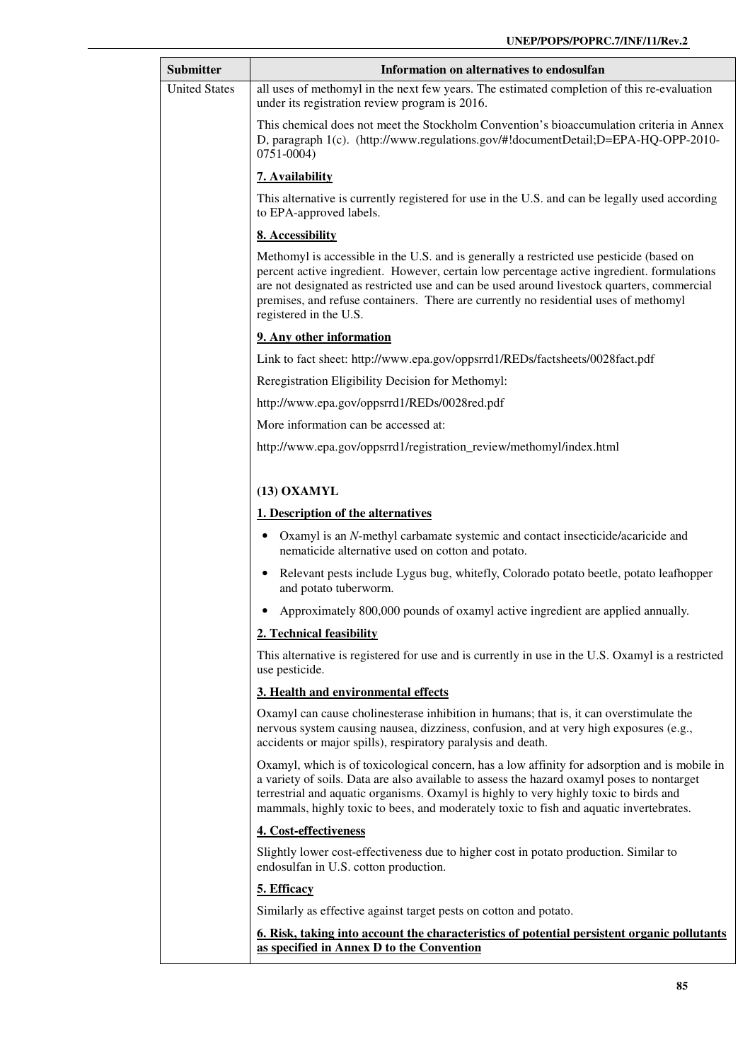| Submitter | Information on alternatives to endosulfan |
|---|---|
| United States | all uses of methomyl in the next few years. The estimated completion of this re-evaluation under its registration review program is 2016.<br><br>This chemical does not meet the Stockholm Convention's bioaccumulation criteria in Annex D, paragraph 1(c). (http://www.regulations.gov/#!documentDetail;D=EPA-HQ-OPP-2010-0751-0004)<br><br>**<u>7. Availability</u>**<br><br>This alternative is currently registered for use in the U.S. and can be legally used according to EPA-approved labels.<br><br>**<u>8. Accessibility</u>**<br><br>Methomyl is accessible in the U.S. and is generally a restricted use pesticide (based on percent active ingredient. However, certain low percentage active ingredient. formulations are not designated as restricted use and can be used around livestock quarters, commercial premises, and refuse containers. There are currently no residential uses of methomyl registered in the U.S.<br><br>**<u>9. Any other information</u>**<br><br>Link to fact sheet: http://www.epa.gov/oppsrrd1/REDs/factsheets/0028fact.pdf<br><br>Reregistration Eligibility Decision for Methomyl:<br><br>http://www.epa.gov/oppsrrd1/REDs/0028red.pdf<br><br>More information can be accessed at:<br><br>http://www.epa.gov/oppsrrd1/registration_review/methomyl/index.html<br><br><br>**(13) OXAMYL**<br><br>**<u>1. Description of the alternatives</u>**<br><br>• Oxamyl is an *N*-methyl carbamate systemic and contact insecticide/acaricide and nematicide alternative used on cotton and potato.<br>• Relevant pests include Lygus bug, whitefly, Colorado potato beetle, potato leafhopper and potato tuberworm.<br>• Approximately 800,000 pounds of oxamyl active ingredient are applied annually.<br><br>**<u>2. Technical feasibility</u>**<br><br>This alternative is registered for use and is currently in use in the U.S. Oxamyl is a restricted use pesticide.<br><br>**<u>3. Health and environmental effects</u>**<br><br>Oxamyl can cause cholinesterase inhibition in humans; that is, it can overstimulate the nervous system causing nausea, dizziness, confusion, and at very high exposures (e.g., accidents or major spills), respiratory paralysis and death.<br><br>Oxamyl, which is of toxicological concern, has a low affinity for adsorption and is mobile in a variety of soils. Data are also available to assess the hazard oxamyl poses to nontarget terrestrial and aquatic organisms. Oxamyl is highly to very highly toxic to birds and mammals, highly toxic to bees, and moderately toxic to fish and aquatic invertebrates.<br><br>**<u>4. Cost-effectiveness</u>**<br><br>Slightly lower cost-effectiveness due to higher cost in potato production. Similar to endosulfan in U.S. cotton production.<br><br>**<u>5. Efficacy</u>**<br><br>Similarly as effective against target pests on cotton and potato.<br><br>**<u>6. Risk, taking into account the characteristics of potential persistent organic pollutants as specified in Annex D to the Convention</u>** |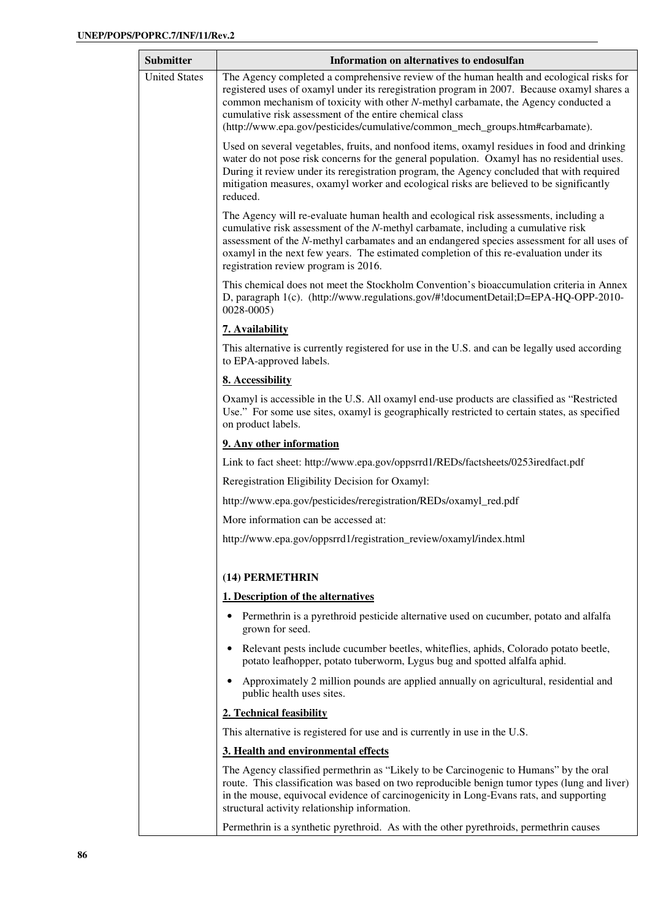| Submitter | Information on alternatives to endosulfan |
|---|---|
| United States | The Agency completed a comprehensive review of the human health and ecological risks for registered uses of oxamyl under its reregistration program in 2007. Because oxamyl shares a common mechanism of toxicity with other *N*-methyl carbamate, the Agency conducted a cumulative risk assessment of the entire chemical class (http://www.epa.gov/pesticides/cumulative/common_mech_groups.htm#carbamate).<br><br>Used on several vegetables, fruits, and nonfood items, oxamyl residues in food and drinking water do not pose risk concerns for the general population. Oxamyl has no residential uses. During it review under its reregistration program, the Agency concluded that with required mitigation measures, oxamyl worker and ecological risks are believed to be significantly reduced.<br><br>The Agency will re-evaluate human health and ecological risk assessments, including a cumulative risk assessment of the *N*-methyl carbamate, including a cumulative risk assessment of the *N*-methyl carbamates and an endangered species assessment for all uses of oxamyl in the next few years. The estimated completion of this re-evaluation under its registration review program is 2016.<br><br>This chemical does not meet the Stockholm Convention's bioaccumulation criteria in Annex D, paragraph 1(c). (http://www.regulations.gov/#!documentDetail;D=EPA-HQ-OPP-2010-0028-0005)<br><br>**<u>7. Availability</u>**<br><br>This alternative is currently registered for use in the U.S. and can be legally used according to EPA-approved labels.<br><br>**<u>8. Accessibility</u>**<br><br>Oxamyl is accessible in the U.S. All oxamyl end-use products are classified as "Restricted Use." For some use sites, oxamyl is geographically restricted to certain states, as specified on product labels.<br><br>**<u>9. Any other information</u>**<br><br>Link to fact sheet: http://www.epa.gov/oppsrrd1/REDs/factsheets/0253iredfact.pdf<br><br>Reregistration Eligibility Decision for Oxamyl:<br><br>http://www.epa.gov/pesticides/reregistration/REDs/oxamyl_red.pdf<br><br>More information can be accessed at:<br><br>http://www.epa.gov/oppsrrd1/registration_review/oxamyl/index.html<br><br>**(14) PERMETHRIN**<br><br>**<u>1. Description of the alternatives</u>**<br><br>• Permethrin is a pyrethroid pesticide alternative used on cucumber, potato and alfalfa grown for seed.<br>• Relevant pests include cucumber beetles, whiteflies, aphids, Colorado potato beetle, potato leafhopper, potato tuberworm, Lygus bug and spotted alfalfa aphid.<br>• Approximately 2 million pounds are applied annually on agricultural, residential and public health uses sites.<br><br>**<u>2. Technical feasibility</u>**<br><br>This alternative is registered for use and is currently in use in the U.S.<br><br>**<u>3. Health and environmental effects</u>**<br><br>The Agency classified permethrin as "Likely to be Carcinogenic to Humans" by the oral route. This classification was based on two reproducible benign tumor types (lung and liver) in the mouse, equivocal evidence of carcinogenicity in Long-Evans rats, and supporting structural activity relationship information.<br><br>Permethrin is a synthetic pyrethroid. As with the other pyrethroids, permethrin causes |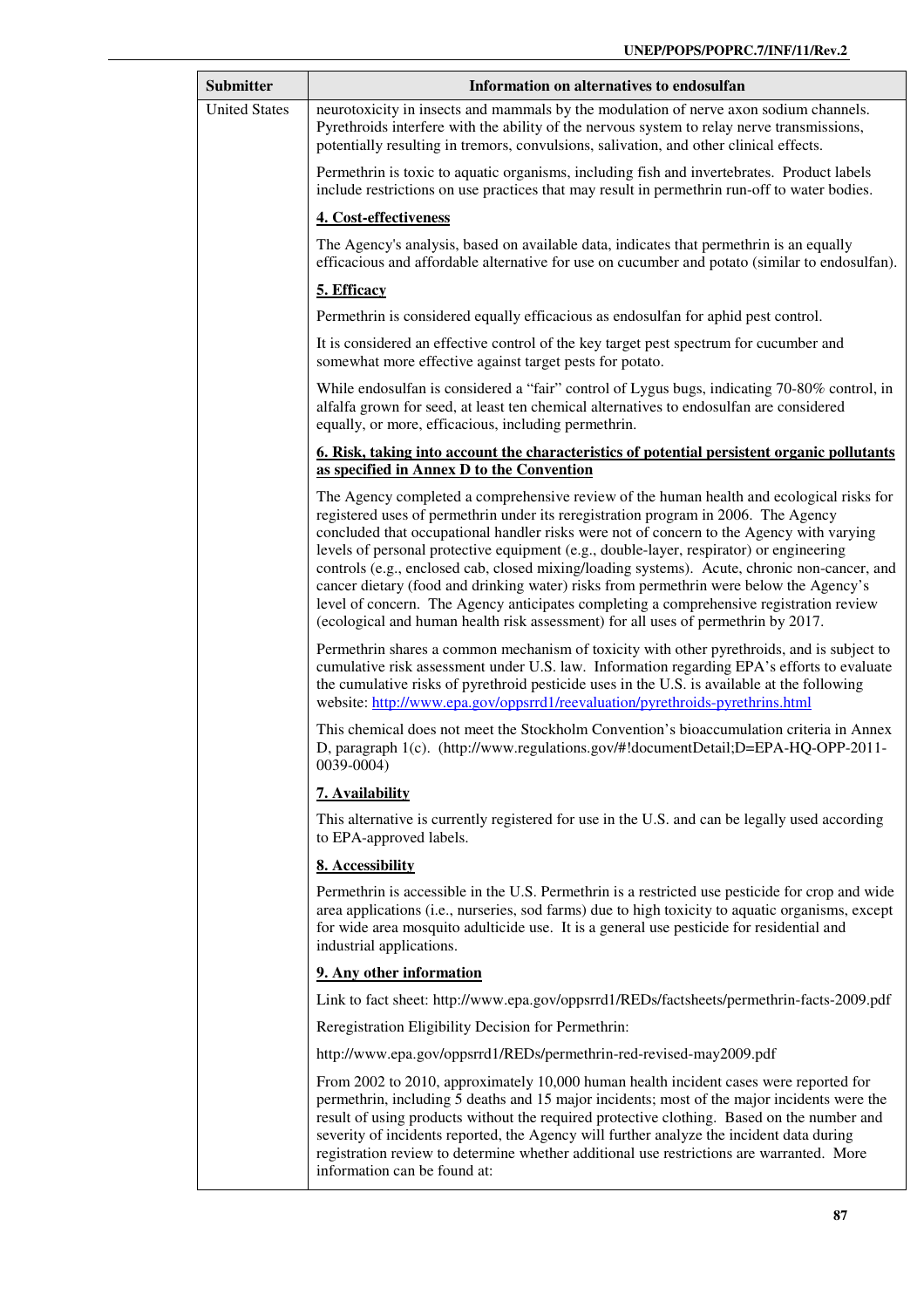| Submitter | Information on alternatives to endosulfan |
|---|---|
| United States | neurotoxicity in insects and mammals by the modulation of nerve axon sodium channels. Pyrethroids interfere with the ability of the nervous system to relay nerve transmissions, potentially resulting in tremors, convulsions, salivation, and other clinical effects.<br><br>Permethrin is toxic to aquatic organisms, including fish and invertebrates. Product labels include restrictions on use practices that may result in permethrin run-off to water bodies.<br><br>**4. Cost-effectiveness**<br><br>The Agency's analysis, based on available data, indicates that permethrin is an equally efficacious and affordable alternative for use on cucumber and potato (similar to endosulfan).<br><br>**5. Efficacy**<br><br>Permethrin is considered equally efficacious as endosulfan for aphid pest control.<br><br>It is considered an effective control of the key target pest spectrum for cucumber and somewhat more effective against target pests for potato.<br><br>While endosulfan is considered a “fair” control of Lygus bugs, indicating 70-80% control, in alfalfa grown for seed, at least ten chemical alternatives to endosulfan are considered equally, or more, efficacious, including permethrin.<br><br>**6. Risk, taking into account the characteristics of potential persistent organic pollutants as specified in Annex D to the Convention**<br><br>The Agency completed a comprehensive review of the human health and ecological risks for registered uses of permethrin under its reregistration program in 2006. The Agency concluded that occupational handler risks were not of concern to the Agency with varying levels of personal protective equipment (e.g., double-layer, respirator) or engineering controls (e.g., enclosed cab, closed mixing/loading systems). Acute, chronic non-cancer, and cancer dietary (food and drinking water) risks from permethrin were below the Agency’s level of concern. The Agency anticipates completing a comprehensive registration review (ecological and human health risk assessment) for all uses of permethrin by 2017.<br><br>Permethrin shares a common mechanism of toxicity with other pyrethroids, and is subject to cumulative risk assessment under U.S. law. Information regarding EPA’s efforts to evaluate the cumulative risks of pyrethroid pesticide uses in the U.S. is available at the following website: http://www.epa.gov/oppsrrd1/reevaluation/pyrethroids-pyrethrins.html<br><br>This chemical does not meet the Stockholm Convention’s bioaccumulation criteria in Annex D, paragraph 1(c). (http://www.regulations.gov/#!documentDetail;D=EPA-HQ-OPP-2011-0039-0004)<br><br>**7. Availability**<br><br>This alternative is currently registered for use in the U.S. and can be legally used according to EPA-approved labels.<br><br>**8. Accessibility**<br><br>Permethrin is accessible in the U.S. Permethrin is a restricted use pesticide for crop and wide area applications (i.e., nurseries, sod farms) due to high toxicity to aquatic organisms, except for wide area mosquito adulticide use. It is a general use pesticide for residential and industrial applications.<br><br>**9. Any other information**<br><br>Link to fact sheet: http://www.epa.gov/oppsrrd1/REDs/factsheets/permethrin-facts-2009.pdf<br><br>Reregistration Eligibility Decision for Permethrin:<br><br>http://www.epa.gov/oppsrrd1/REDs/permethrin-red-revised-may2009.pdf<br><br>From 2002 to 2010, approximately 10,000 human health incident cases were reported for permethrin, including 5 deaths and 15 major incidents; most of the major incidents were the result of using products without the required protective clothing. Based on the number and severity of incidents reported, the Agency will further analyze the incident data during registration review to determine whether additional use restrictions are warranted. More information can be found at: |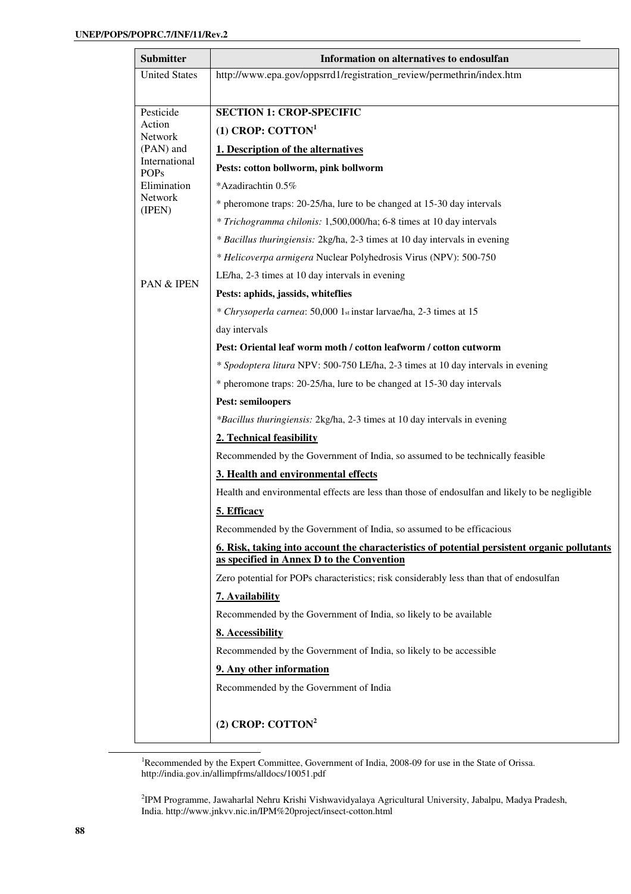| Submitter | Information on alternatives to endosulfan |
|---|---|
| United States | http://www.epa.gov/oppsrrd1/registration_review/permethrin/index.htm |
| Pesticide Action Network (PAN) and International POPs Elimination Network (IPEN)<br><br>PAN & IPEN | **SECTION 1: CROP-SPECIFIC**<br>**(1) CROP: COTTON[1]**<br>**1. Description of the alternatives**<br>**Pests: cotton bollworm, pink bollworm**<br>*Azadirachtin 0.5%<br>* pheromone traps: 20-25/ha, lure to be changed at 15-30 day intervals<br>* *Trichogramma chilonis:* 1,500,000/ha; 6-8 times at 10 day intervals<br>* *Bacillus thuringiensis:* 2kg/ha, 2-3 times at 10 day intervals in evening<br>* *Helicoverpa armigera* Nuclear Polyhedrosis Virus (NPV): 500-750 LE/ha, 2-3 times at 10 day intervals in evening<br>**Pests: aphids, jassids, whiteflies**<br>* *Chrysoperla carnea*: 50,000 1st instar larvae/ha, 2-3 times at 15 day intervals<br>**Pest: Oriental leaf worm moth / cotton leafworm / cotton cutworm**<br>* *Spodoptera litura* NPV: 500-750 LE/ha, 2-3 times at 10 day intervals in evening<br>* pheromone traps: 20-25/ha, lure to be changed at 15-30 day intervals<br>**Pest: semiloopers**<br>**Bacillus thuringiensis:* 2kg/ha, 2-3 times at 10 day intervals in evening<br>**2. Technical feasibility**<br>Recommended by the Government of India, so assumed to be technically feasible<br>**3. Health and environmental effects**<br>Health and environmental effects are less than those of endosulfan and likely to be negligible<br>**5. Efficacy**<br>Recommended by the Government of India, so assumed to be efficacious<br>**6. Risk, taking into account the characteristics of potential persistent organic pollutants as specified in Annex D to the Convention**<br>Zero potential for POPs characteristics; risk considerably less than that of endosulfan<br>**7. Availability**<br>Recommended by the Government of India, so likely to be available<br>**8. Accessibility**<br>Recommended by the Government of India, so likely to be accessible<br>**9. Any other information**<br>Recommended by the Government of India<br><br>**(2) CROP: COTTON[2]** |

[1]Recommended by the Expert Committee, Government of India, 2008-09 for use in the State of Orissa. http://india.gov.in/allimpfrms/alldocs/10051.pdf

[2]IPM Programme, Jawaharlal Nehru Krishi Vishwavidyalaya Agricultural University, Jabalpu, Madya Pradesh, India. http://www.jnkvv.nic.in/IPM%20project/insect-cotton.html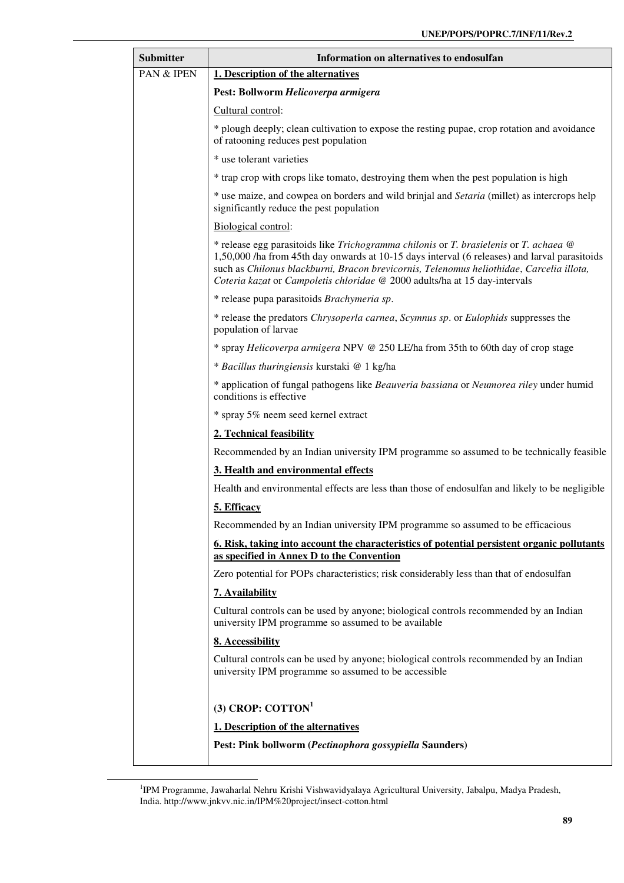| Submitter | Information on alternatives to endosulfan |
|---|---|
| PAN & IPEN | **1. Description of the alternatives**<br><br>**Pest: Bollworm *Helicoverpa armigera***<br><br>Cultural control:<br><br>* plough deeply; clean cultivation to expose the resting pupae, crop rotation and avoidance of ratooning reduces pest population<br><br>* use tolerant varieties<br><br>* trap crop with crops like tomato, destroying them when the pest population is high<br><br>* use maize, and cowpea on borders and wild brinjal and *Setaria* (millet) as intercrops help significantly reduce the pest population<br><br>Biological control:<br><br>* release egg parasitoids like *Trichogramma chilonis* or *T. brasielenis* or *T. achaea* @ 1,50,000 /ha from 45th day onwards at 10-15 days interval (6 releases) and larval parasitoids such as *Chilonus blackburni, Bracon brevicornis, Telenomus heliothidae*, *Carcelia illota, Coteria kazat* or *Campoletis chloridae* @ 2000 adults/ha at 15 day-intervals<br><br>* release pupa parasitoids *Brachymeria sp*.<br><br>* release the predators *Chrysoperla carnea*, *Scymnus sp*. or *Eulophids* suppresses the population of larvae<br><br>* spray *Helicoverpa armigera* NPV @ 250 LE/ha from 35th to 60th day of crop stage<br><br>* *Bacillus thuringiensis* kurstaki @ 1 kg/ha<br><br>* application of fungal pathogens like *Beauveria bassiana* or *Neumorea riley* under humid conditions is effective<br><br>* spray 5% neem seed kernel extract<br><br>**2. Technical feasibility**<br><br>Recommended by an Indian university IPM programme so assumed to be technically feasible<br><br>**3. Health and environmental effects**<br><br>Health and environmental effects are less than those of endosulfan and likely to be negligible<br><br>**5. Efficacy**<br><br>Recommended by an Indian university IPM programme so assumed to be efficacious<br><br>**6. Risk, taking into account the characteristics of potential persistent organic pollutants as specified in Annex D to the Convention**<br><br>Zero potential for POPs characteristics; risk considerably less than that of endosulfan<br><br>**7. Availability**<br><br>Cultural controls can be used by anyone; biological controls recommended by an Indian university IPM programme so assumed to be available<br><br>**8. Accessibility**<br><br>Cultural controls can be used by anyone; biological controls recommended by an Indian university IPM programme so assumed to be accessible<br><br>**(3) CROP: COTTON[1]**<br><br>**1. Description of the alternatives**<br><br>**Pest: Pink bollworm (*Pectinophora gossypiella* Saunders)** |

[1]IPM Programme, Jawaharlal Nehru Krishi Vishwavidyalaya Agricultural University, Jabalpu, Madya Pradesh, India. http://www.jnkvv.nic.in/IPM%20project/insect-cotton.html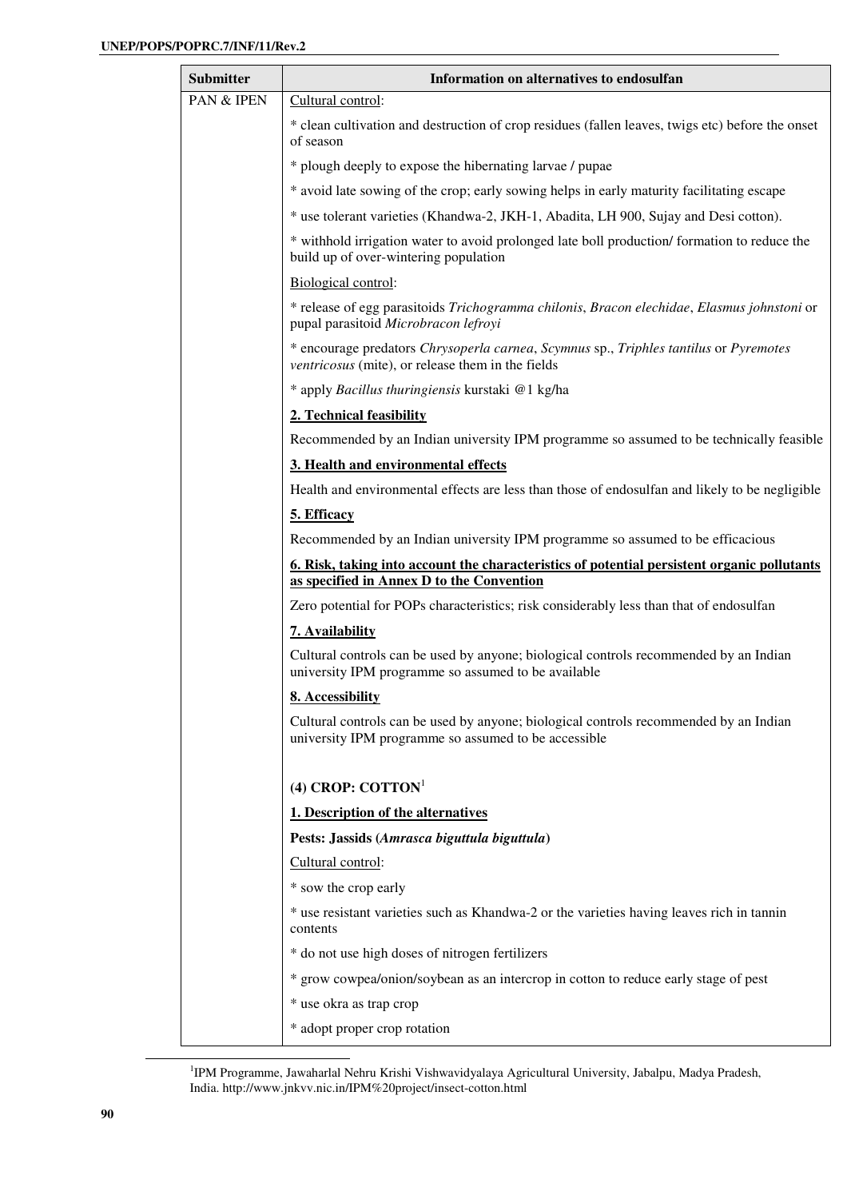| Submitter | Information on alternatives to endosulfan |
|---|---|
| PAN & IPEN | Cultural control:<br><br>* clean cultivation and destruction of crop residues (fallen leaves, twigs etc) before the onset of season<br><br>* plough deeply to expose the hibernating larvae / pupae<br><br>* avoid late sowing of the crop; early sowing helps in early maturity facilitating escape<br><br>* use tolerant varieties (Khandwa-2, JKH-1, Abadita, LH 900, Sujay and Desi cotton).<br><br>* withhold irrigation water to avoid prolonged late boll production/ formation to reduce the build up of over-wintering population<br><br>Biological control:<br><br>* release of egg parasitoids *Trichogramma chilonis*, *Bracon elechidae*, *Elasmus johnstoni* or pupal parasitoid *Microbracon lefroyi*<br><br>* encourage predators *Chrysoperla carnea*, *Scymnus* sp., *Triphles tantilus* or *Pyremotes ventricosus* (mite), or release them in the fields<br><br>* apply *Bacillus thuringiensis* kurstaki @1 kg/ha<br><br>**2. Technical feasibility**<br><br>Recommended by an Indian university IPM programme so assumed to be technically feasible<br><br>**3. Health and environmental effects**<br><br>Health and environmental effects are less than those of endosulfan and likely to be negligible<br><br>**5. Efficacy**<br><br>Recommended by an Indian university IPM programme so assumed to be efficacious<br><br>**6. Risk, taking into account the characteristics of potential persistent organic pollutants as specified in Annex D to the Convention**<br><br>Zero potential for POPs characteristics; risk considerably less than that of endosulfan<br><br>**7. Availability**<br><br>Cultural controls can be used by anyone; biological controls recommended by an Indian university IPM programme so assumed to be available<br><br>**8. Accessibility**<br><br>Cultural controls can be used by anyone; biological controls recommended by an Indian university IPM programme so assumed to be accessible<br><br>**(4) CROP: COTTON**[1]<br><br>**1. Description of the alternatives**<br><br>**Pests: Jassids (*Amrasca biguttula biguttula*)**<br><br>Cultural control:<br><br>* sow the crop early<br><br>* use resistant varieties such as Khandwa-2 or the varieties having leaves rich in tannin contents<br><br>* do not use high doses of nitrogen fertilizers<br><br>* grow cowpea/onion/soybean as an intercrop in cotton to reduce early stage of pest<br><br>* use okra as trap crop<br><br>* adopt proper crop rotation |

[1] IPM Programme, Jawaharlal Nehru Krishi Vishwavidyalaya Agricultural University, Jabalpu, Madya Pradesh, India. http://www.jnkvv.nic.in/IPM%20project/insect-cotton.html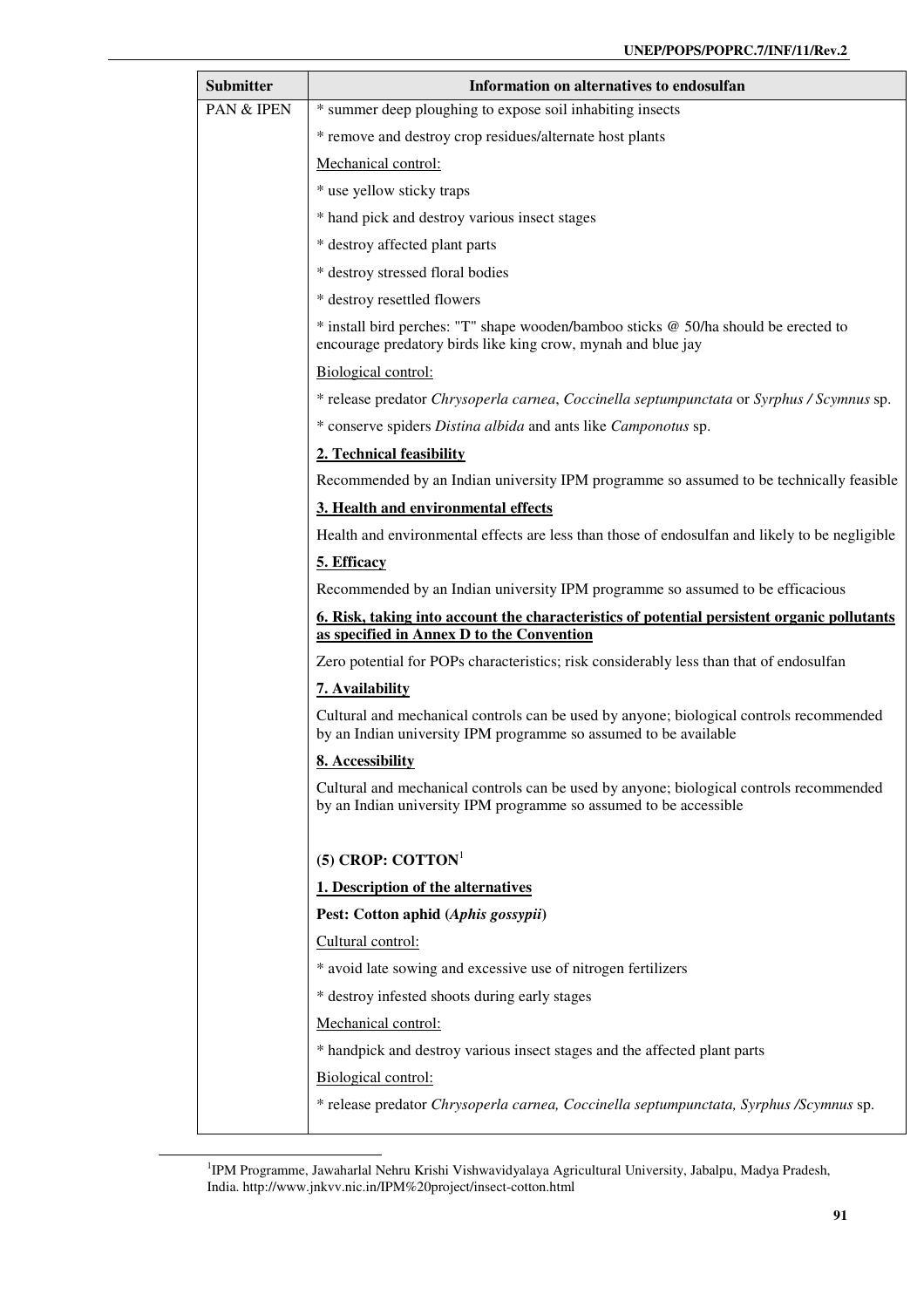| Submitter | Information on alternatives to endosulfan |
|---|---|
| PAN & IPEN | * summer deep ploughing to expose soil inhabiting insects<br>* remove and destroy crop residues/alternate host plants<br>Mechanical control:<br>* use yellow sticky traps<br>* hand pick and destroy various insect stages<br>* destroy affected plant parts<br>* destroy stressed floral bodies<br>* destroy resettled flowers<br>* install bird perches: "T" shape wooden/bamboo sticks @ 50/ha should be erected to encourage predatory birds like king crow, mynah and blue jay<br>Biological control:<br>* release predator *Chrysoperla carnea*, *Coccinella septumpunctata* or *Syrphus / Scymnus* sp.<br>* conserve spiders *Distina albida* and ants like *Camponotus* sp.<br>**2. Technical feasibility**<br>Recommended by an Indian university IPM programme so assumed to be technically feasible<br>**3. Health and environmental effects**<br>Health and environmental effects are less than those of endosulfan and likely to be negligible<br>**5. Efficacy**<br>Recommended by an Indian university IPM programme so assumed to be efficacious<br>**6. Risk, taking into account the characteristics of potential persistent organic pollutants as specified in Annex D to the Convention**<br>Zero potential for POPs characteristics; risk considerably less than that of endosulfan<br>**7. Availability**<br>Cultural and mechanical controls can be used by anyone; biological controls recommended by an Indian university IPM programme so assumed to be available<br>**8. Accessibility**<br>Cultural and mechanical controls can be used by anyone; biological controls recommended by an Indian university IPM programme so assumed to be accessible<br><br>**(5) CROP: COTTON**[1]<br>**1. Description of the alternatives**<br>**Pest: Cotton aphid (*Aphis gossypii*)**<br>Cultural control:<br>* avoid late sowing and excessive use of nitrogen fertilizers<br>* destroy infested shoots during early stages<br>Mechanical control:<br>* handpick and destroy various insect stages and the affected plant parts<br>Biological control:<br>* release predator *Chrysoperla carnea, Coccinella septumpunctata, Syrphus /Scymnus* sp. |

[1] IPM Programme, Jawaharlal Nehru Krishi Vishwavidyalaya Agricultural University, Jabalpu, Madya Pradesh, India. http://www.jnkvv.nic.in/IPM%20project/insect-cotton.html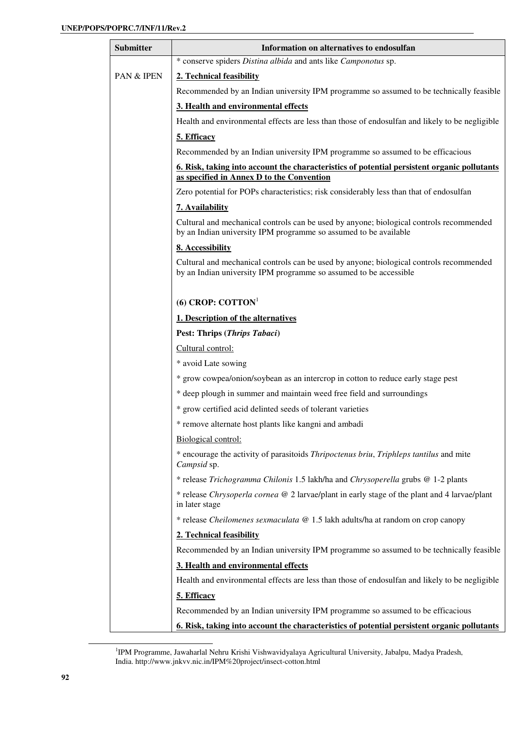| Submitter | Information on alternatives to endosulfan |
|---|---|
| | * conserve spiders *Distina albida* and ants like *Camponotus* sp. |
| PAN & IPEN | **2. Technical feasibility** |
| | Recommended by an Indian university IPM programme so assumed to be technically feasible |
| | **3. Health and environmental effects** |
| | Health and environmental effects are less than those of endosulfan and likely to be negligible |
| | **5. Efficacy** |
| | Recommended by an Indian university IPM programme so assumed to be efficacious |
| | **6. Risk, taking into account the characteristics of potential persistent organic pollutants as specified in Annex D to the Convention** |
| | Zero potential for POPs characteristics; risk considerably less than that of endosulfan |
| | **7. Availability** |
| | Cultural and mechanical controls can be used by anyone; biological controls recommended by an Indian university IPM programme so assumed to be available |
| | **8. Accessibility** |
| | Cultural and mechanical controls can be used by anyone; biological controls recommended by an Indian university IPM programme so assumed to be accessible |
| | **(6) CROP: COTTON**[1] |
| | **1. Description of the alternatives** |
| | **Pest: Thrips (*Thrips Tabaci*)** |
| | Cultural control: |
| | * avoid Late sowing |
| | * grow cowpea/onion/soybean as an intercrop in cotton to reduce early stage pest |
| | * deep plough in summer and maintain weed free field and surroundings |
| | * grow certified acid delinted seeds of tolerant varieties |
| | * remove alternate host plants like kangni and ambadi |
| | Biological control: |
| | * encourage the activity of parasitoids *Thripoctenus briu*, *Triphleps tantilus* and mite *Campsid* sp. |
| | * release *Trichogramma Chilonis* 1.5 lakh/ha and *Chrysoperella* grubs @ 1-2 plants |
| | * release *Chrysoperla cornea* @ 2 larvae/plant in early stage of the plant and 4 larvae/plant in later stage |
| | * release *Cheilomenes sexmaculata* @ 1.5 lakh adults/ha at random on crop canopy |
| | **2. Technical feasibility** |
| | Recommended by an Indian university IPM programme so assumed to be technically feasible |
| | **3. Health and environmental effects** |
| | Health and environmental effects are less than those of endosulfan and likely to be negligible |
| | **5. Efficacy** |
| | Recommended by an Indian university IPM programme so assumed to be efficacious |
| | **6. Risk, taking into account the characteristics of potential persistent organic pollutants** |

[1] IPM Programme, Jawaharlal Nehru Krishi Vishwavidyalaya Agricultural University, Jabalpu, Madya Pradesh, India. http://www.jnkvv.nic.in/IPM%20project/insect-cotton.html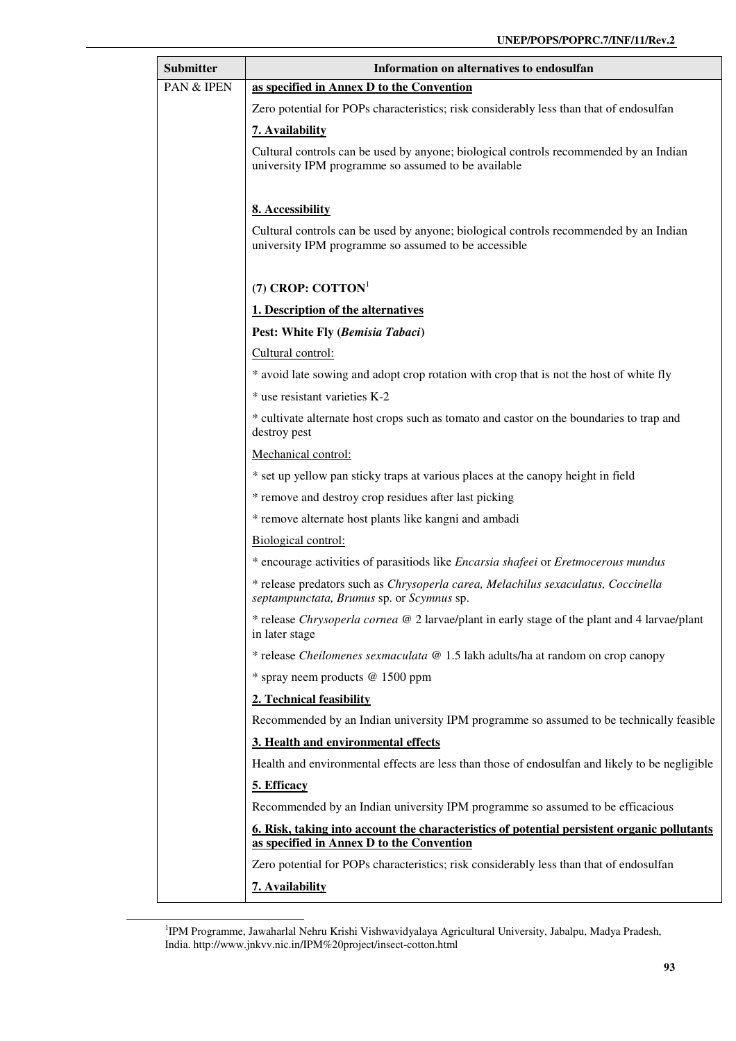| Submitter | Information on alternatives to endosulfan |
|---|---|
| PAN & IPEN | **as specified in Annex D to the Convention** |
| | Zero potential for POPs characteristics; risk considerably less than that of endosulfan |
| | **7. Availability** |
| | Cultural controls can be used by anyone; biological controls recommended by an Indian university IPM programme so assumed to be available |
| | **8. Accessibility** |
| | Cultural controls can be used by anyone; biological controls recommended by an Indian university IPM programme so assumed to be accessible |
| | **(7) CROP: COTTON**[1] |
| | **1. Description of the alternatives** |
| | **Pest: White Fly (*Bemisia Tabaci*)** |
| | Cultural control: |
| | * avoid late sowing and adopt crop rotation with crop that is not the host of white fly |
| | * use resistant varieties K-2 |
| | * cultivate alternate host crops such as tomato and castor on the boundaries to trap and destroy pest |
| | Mechanical control: |
| | * set up yellow pan sticky traps at various places at the canopy height in field |
| | * remove and destroy crop residues after last picking |
| | * remove alternate host plants like kangni and ambadi |
| | Biological control: |
| | * encourage activities of parasitiods like *Encarsia shafeei* or *Eretmocerous mundus* |
| | * release predators such as *Chrysoperla carea, Melachilus sexaculatus, Coccinella septampunctata, Brumus* sp. or *Scymnus* sp. |
| | * release *Chrysoperla cornea* @ 2 larvae/plant in early stage of the plant and 4 larvae/plant in later stage |
| | * release *Cheilomenes sexmaculata* @ 1.5 lakh adults/ha at random on crop canopy |
| | * spray neem products @ 1500 ppm |
| | **2. Technical feasibility** |
| | Recommended by an Indian university IPM programme so assumed to be technically feasible |
| | **3. Health and environmental effects** |
| | Health and environmental effects are less than those of endosulfan and likely to be negligible |
| | **5. Efficacy** |
| | Recommended by an Indian university IPM programme so assumed to be efficacious |
| | **6. Risk, taking into account the characteristics of potential persistent organic pollutants as specified in Annex D to the Convention** |
| | Zero potential for POPs characteristics; risk considerably less than that of endosulfan |
| | **7. Availability** |

[1]IPM Programme, Jawaharlal Nehru Krishi Vishwavidyalaya Agricultural University, Jabalpu, Madya Pradesh, India. http://www.jnkvv.nic.in/IPM%20project/insect-cotton.html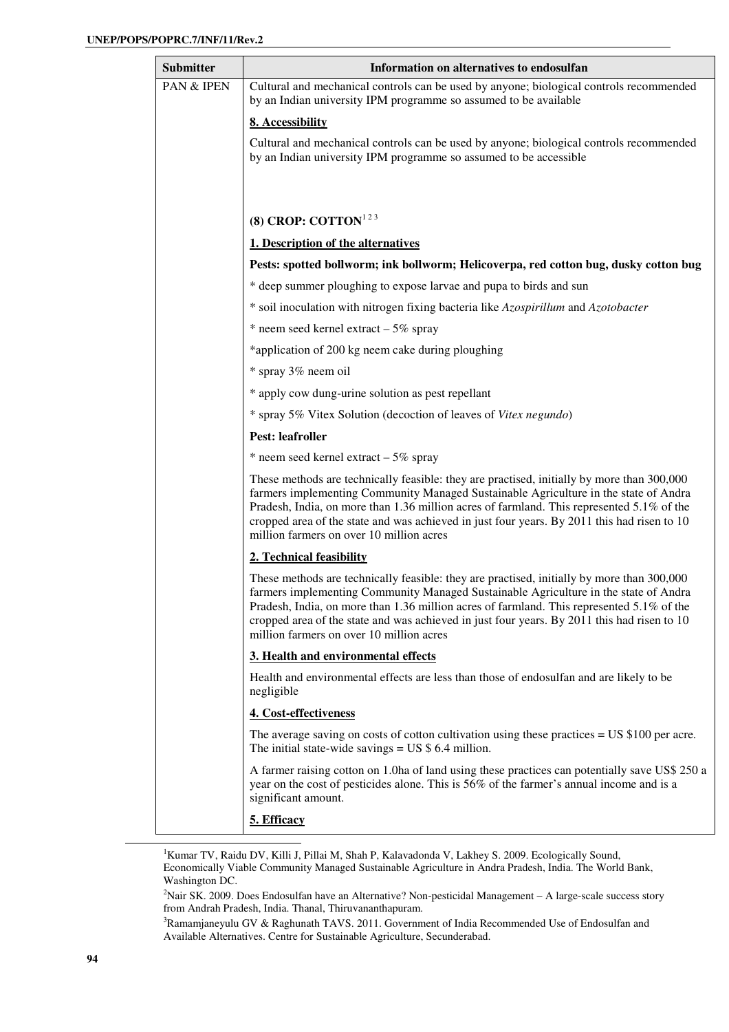| Submitter | Information on alternatives to endosulfan |
|---|---|
| PAN & IPEN | Cultural and mechanical controls can be used by anyone; biological controls recommended by an Indian university IPM programme so assumed to be available<br><br>**8. Accessibility**<br><br>Cultural and mechanical controls can be used by anyone; biological controls recommended by an Indian university IPM programme so assumed to be accessible<br><br>**(8) CROP: COTTON**[1 2 3]<br><br>**1. Description of the alternatives**<br><br>**Pests: spotted bollworm; ink bollworm; Helicoverpa, red cotton bug, dusky cotton bug**<br><br>* deep summer ploughing to expose larvae and pupa to birds and sun<br><br>* soil inoculation with nitrogen fixing bacteria like *Azospirillum* and *Azotobacter*<br><br>* neem seed kernel extract – 5% spray<br><br>*application of 200 kg neem cake during ploughing<br><br>* spray 3% neem oil<br><br>* apply cow dung-urine solution as pest repellant<br><br>* spray 5% Vitex Solution (decoction of leaves of *Vitex negundo*)<br><br>**Pest: leafroller**<br><br>* neem seed kernel extract – 5% spray<br><br>These methods are technically feasible: they are practised, initially by more than 300,000 farmers implementing Community Managed Sustainable Agriculture in the state of Andra Pradesh, India, on more than 1.36 million acres of farmland. This represented 5.1% of the cropped area of the state and was achieved in just four years. By 2011 this had risen to 10 million farmers on over 10 million acres<br><br>**2. Technical feasibility**<br><br>These methods are technically feasible: they are practised, initially by more than 300,000 farmers implementing Community Managed Sustainable Agriculture in the state of Andra Pradesh, India, on more than 1.36 million acres of farmland. This represented 5.1% of the cropped area of the state and was achieved in just four years. By 2011 this had risen to 10 million farmers on over 10 million acres<br><br>**3. Health and environmental effects**<br><br>Health and environmental effects are less than those of endosulfan and are likely to be negligible<br><br>**4. Cost-effectiveness**<br><br>The average saving on costs of cotton cultivation using these practices = US $100 per acre. The initial state-wide savings = US $ 6.4 million.<br><br>A farmer raising cotton on 1.0ha of land using these practices can potentially save US$ 250 a year on the cost of pesticides alone. This is 56% of the farmer's annual income and is a significant amount.<br><br>**5. Efficacy** |

[1]Kumar TV, Raidu DV, Killi J, Pillai M, Shah P, Kalavadonda V, Lakhey S. 2009. Ecologically Sound, Economically Viable Community Managed Sustainable Agriculture in Andra Pradesh, India. The World Bank, Washington DC.

[2]Nair SK. 2009. Does Endosulfan have an Alternative? Non-pesticidal Management – A large-scale success story from Andrah Pradesh, India. Thanal, Thiruvananthapuram.

[3]Ramamjaneyulu GV & Raghunath TAVS. 2011. Government of India Recommended Use of Endosulfan and Available Alternatives. Centre for Sustainable Agriculture, Secunderabad.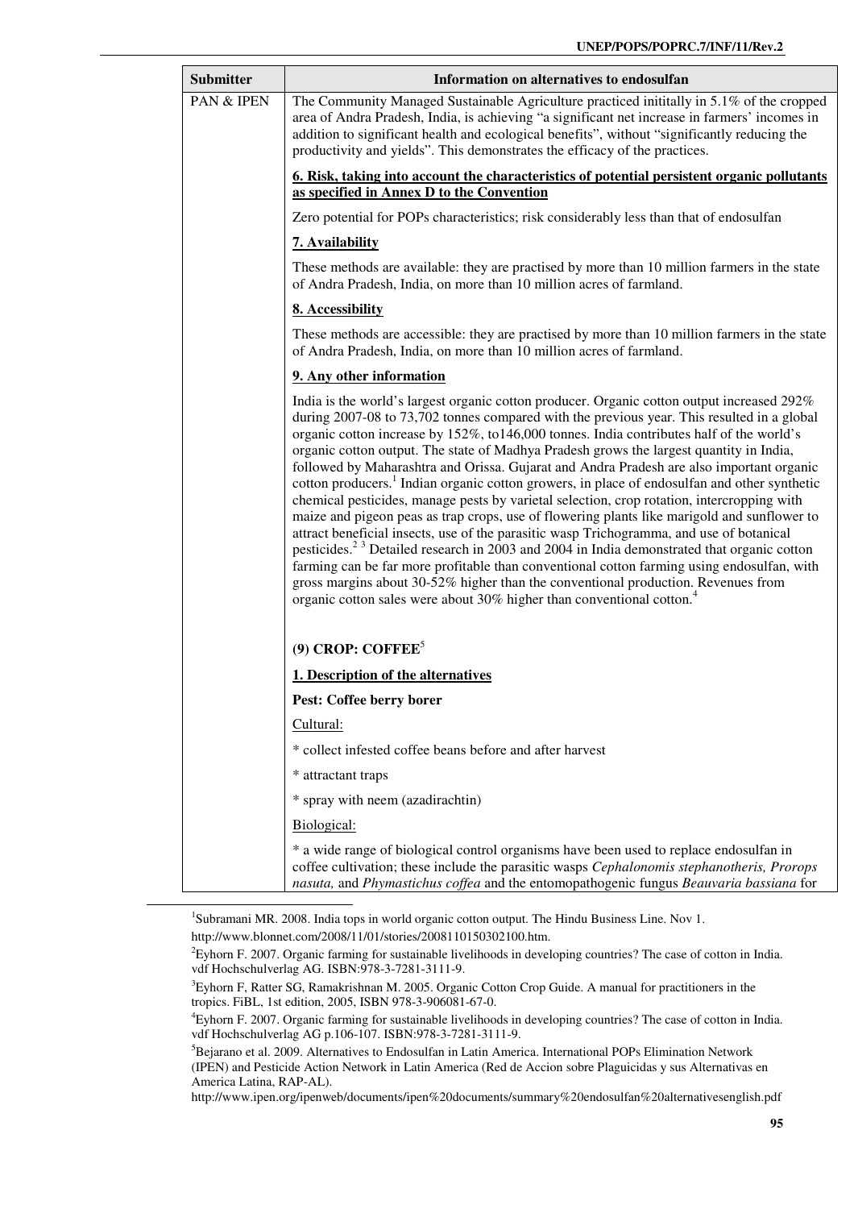| Submitter | Information on alternatives to endosulfan |
|---|---|
| PAN & IPEN | The Community Managed Sustainable Agriculture practiced inititally in 5.1% of the cropped area of Andra Pradesh, India, is achieving "a significant net increase in farmers' incomes in addition to significant health and ecological benefits", without "significantly reducing the productivity and yields". This demonstrates the efficacy of the practices.<br><br>**6. Risk, taking into account the characteristics of potential persistent organic pollutants as specified in Annex D to the Convention**<br><br>Zero potential for POPs characteristics; risk considerably less than that of endosulfan<br><br>**7. Availability**<br><br>These methods are available: they are practised by more than 10 million farmers in the state of Andra Pradesh, India, on more than 10 million acres of farmland.<br><br>**8. Accessibility**<br><br>These methods are accessible: they are practised by more than 10 million farmers in the state of Andra Pradesh, India, on more than 10 million acres of farmland.<br><br>**9. Any other information**<br><br>India is the world's largest organic cotton producer. Organic cotton output increased 292% during 2007-08 to 73,702 tonnes compared with the previous year. This resulted in a global organic cotton increase by 152%, to146,000 tonnes. India contributes half of the world's organic cotton output. The state of Madhya Pradesh grows the largest quantity in India, followed by Maharashtra and Orissa. Gujarat and Andra Pradesh are also important organic cotton producers.[1] Indian organic cotton growers, in place of endosulfan and other synthetic chemical pesticides, manage pests by varietal selection, crop rotation, intercropping with maize and pigeon peas as trap crops, use of flowering plants like marigold and sunflower to attract beneficial insects, use of the parasitic wasp Trichogramma, and use of botanical pesticides.[2 3] Detailed research in 2003 and 2004 in India demonstrated that organic cotton farming can be far more profitable than conventional cotton farming using endosulfan, with gross margins about 30-52% higher than the conventional production. Revenues from organic cotton sales were about 30% higher than conventional cotton.[4]<br><br>**(9) CROP: COFFEE**[5]<br><br>**1. Description of the alternatives**<br><br>**Pest: Coffee berry borer**<br><br>Cultural:<br><br>* collect infested coffee beans before and after harvest<br><br>* attractant traps<br><br>* spray with neem (azadirachtin)<br><br>Biological:<br><br>* a wide range of biological control organisms have been used to replace endosulfan in coffee cultivation; these include the parasitic wasps *Cephalonomis stephanotheris, Prorops nasuta,* and *Phymastichus coffea* and the entomopathogenic fungus *Beauvaria bassiana* for |

[1] Subramani MR. 2008. India tops in world organic cotton output. The Hindu Business Line. Nov 1. http://www.blonnet.com/2008/11/01/stories/2008110150302100.htm.

[2] Eyhorn F. 2007. Organic farming for sustainable livelihoods in developing countries? The case of cotton in India. vdf Hochschulverlag AG. ISBN:978-3-7281-3111-9.

[3] Eyhorn F, Ratter SG, Ramakrishnan M. 2005. Organic Cotton Crop Guide. A manual for practitioners in the tropics. FiBL, 1st edition, 2005, ISBN 978-3-906081-67-0.

[4] Eyhorn F. 2007. Organic farming for sustainable livelihoods in developing countries? The case of cotton in India. vdf Hochschulverlag AG p.106-107. ISBN:978-3-7281-3111-9.

[5] Bejarano et al. 2009. Alternatives to Endosulfan in Latin America. International POPs Elimination Network (IPEN) and Pesticide Action Network in Latin America (Red de Accion sobre Plaguicidas y sus Alternativas en America Latina, RAP-AL). http://www.ipen.org/ipenweb/documents/ipen%20documents/summary%20endosulfan%20alternativesenglish.pdf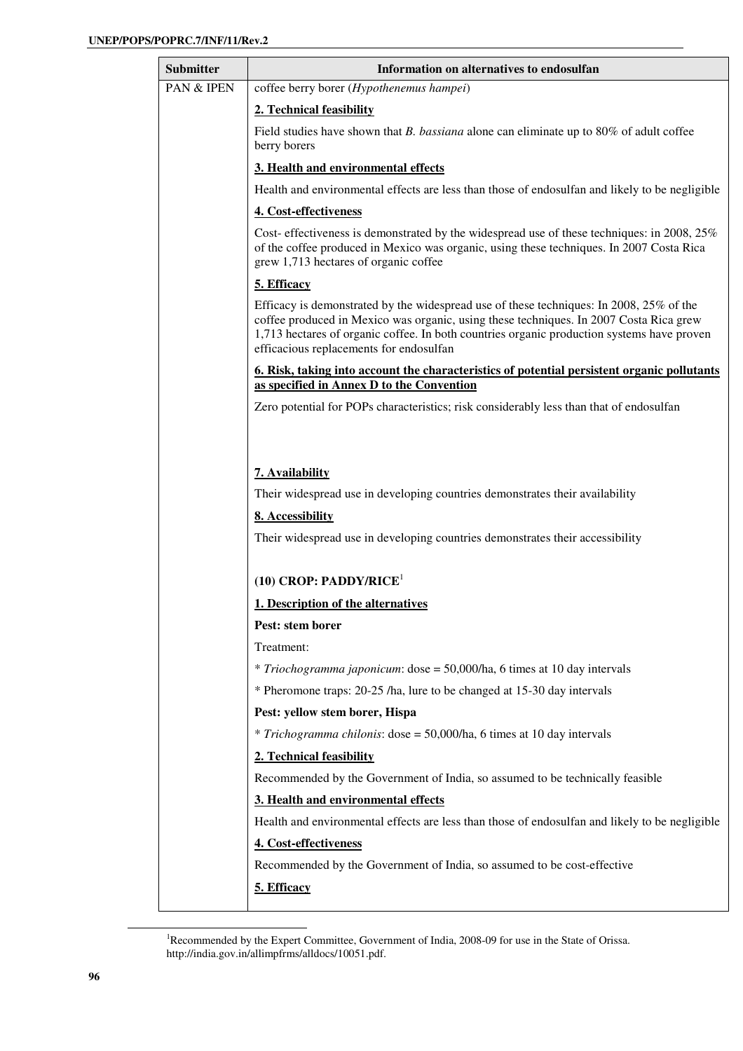| Submitter | Information on alternatives to endosulfan |
| --- | --- |
| PAN & IPEN | coffee berry borer (*Hypothenemus hampei*)<br><br>**2. Technical feasibility**<br><br>Field studies have shown that *B. bassiana* alone can eliminate up to 80% of adult coffee berry borers<br><br>**3. Health and environmental effects**<br><br>Health and environmental effects are less than those of endosulfan and likely to be negligible<br><br>**4. Cost-effectiveness**<br><br>Cost- effectiveness is demonstrated by the widespread use of these techniques: in 2008, 25% of the coffee produced in Mexico was organic, using these techniques. In 2007 Costa Rica grew 1,713 hectares of organic coffee<br><br>**5. Efficacy**<br><br>Efficacy is demonstrated by the widespread use of these techniques: In 2008, 25% of the coffee produced in Mexico was organic, using these techniques. In 2007 Costa Rica grew 1,713 hectares of organic coffee. In both countries organic production systems have proven efficacious replacements for endosulfan<br><br>**6. Risk, taking into account the characteristics of potential persistent organic pollutants as specified in Annex D to the Convention**<br><br>Zero potential for POPs characteristics; risk considerably less than that of endosulfan<br><br>**7. Availability**<br><br>Their widespread use in developing countries demonstrates their availability<br><br>**8. Accessibility**<br><br>Their widespread use in developing countries demonstrates their accessibility<br><br>**(10) CROP: PADDY/RICE**[1]<br><br>**1. Description of the alternatives**<br><br>**Pest: stem borer**<br><br>Treatment:<br><br>* *Triochogramma japonicum*: dose = 50,000/ha, 6 times at 10 day intervals<br><br>* Pheromone traps: 20-25 /ha, lure to be changed at 15-30 day intervals<br><br>**Pest: yellow stem borer, Hispa**<br><br>* *Trichogramma chilonis*: dose = 50,000/ha, 6 times at 10 day intervals<br><br>**2. Technical feasibility**<br><br>Recommended by the Government of India, so assumed to be technically feasible<br><br>**3. Health and environmental effects**<br><br>Health and environmental effects are less than those of endosulfan and likely to be negligible<br><br>**4. Cost-effectiveness**<br><br>Recommended by the Government of India, so assumed to be cost-effective<br><br>**5. Efficacy** |

[1] Recommended by the Expert Committee, Government of India, 2008-09 for use in the State of Orissa. http://india.gov.in/allimpfrms/alldocs/10051.pdf.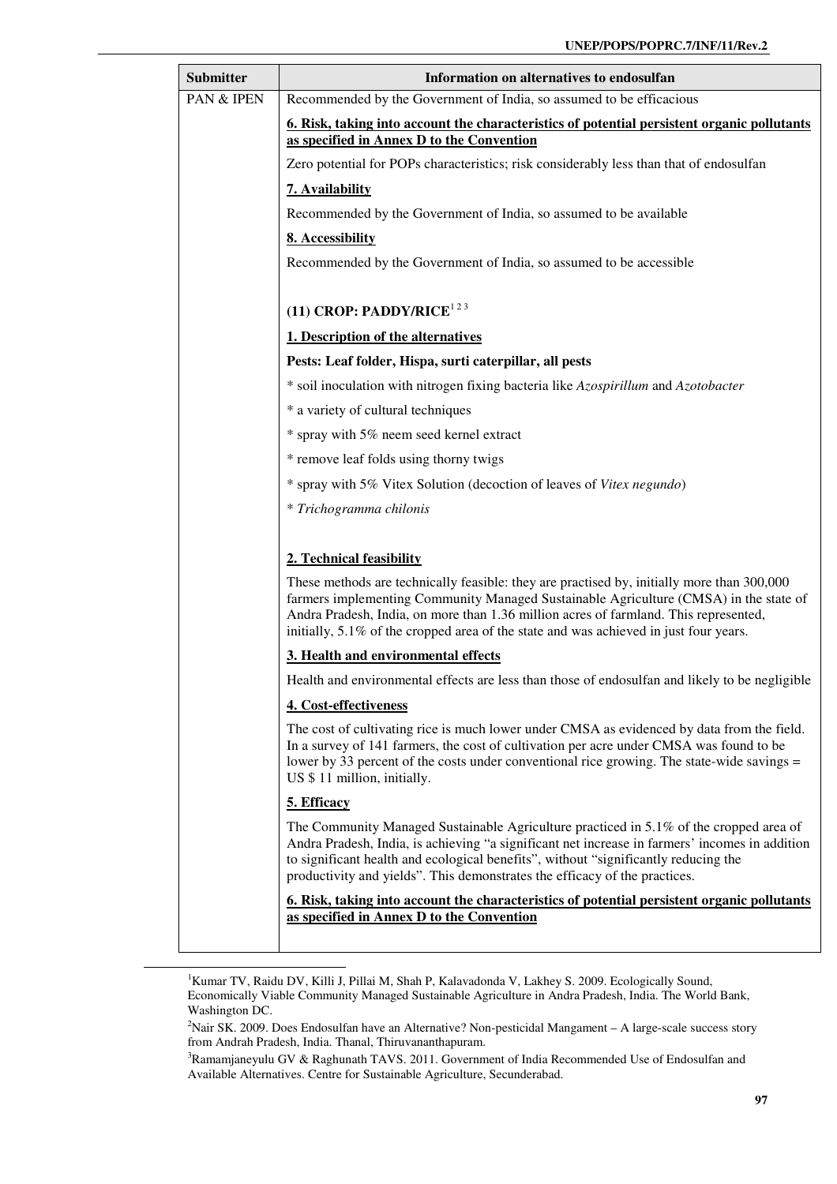| Submitter | Information on alternatives to endosulfan |
|---|---|
| PAN & IPEN | Recommended by the Government of India, so assumed to be efficacious<br><br>**6. Risk, taking into account the characteristics of potential persistent organic pollutants as specified in Annex D to the Convention**<br><br>Zero potential for POPs characteristics; risk considerably less than that of endosulfan<br><br>**7. Availability**<br><br>Recommended by the Government of India, so assumed to be available<br><br>**8. Accessibility**<br><br>Recommended by the Government of India, so assumed to be accessible<br><br>**(11) CROP: PADDY/RICE**[1 2 3]<br><br>**1. Description of the alternatives**<br><br>**Pests: Leaf folder, Hispa, surti caterpillar, all pests**<br><br>* soil inoculation with nitrogen fixing bacteria like *Azospirillum* and *Azotobacter*<br><br>* a variety of cultural techniques<br><br>* spray with 5% neem seed kernel extract<br><br>* remove leaf folds using thorny twigs<br><br>* spray with 5% Vitex Solution (decoction of leaves of *Vitex negundo*)<br><br>* *Trichogramma chilonis*<br><br>**2. Technical feasibility**<br><br>These methods are technically feasible: they are practised by, initially more than 300,000 farmers implementing Community Managed Sustainable Agriculture (CMSA) in the state of Andra Pradesh, India, on more than 1.36 million acres of farmland. This represented, initially, 5.1% of the cropped area of the state and was achieved in just four years.<br><br>**3. Health and environmental effects**<br><br>Health and environmental effects are less than those of endosulfan and likely to be negligible<br><br>**4. Cost-effectiveness**<br><br>The cost of cultivating rice is much lower under CMSA as evidenced by data from the field. In a survey of 141 farmers, the cost of cultivation per acre under CMSA was found to be lower by 33 percent of the costs under conventional rice growing. The state-wide savings = US $ 11 million, initially.<br><br>**5. Efficacy**<br><br>The Community Managed Sustainable Agriculture practiced in 5.1% of the cropped area of Andra Pradesh, India, is achieving "a significant net increase in farmers' incomes in addition to significant health and ecological benefits", without "significantly reducing the productivity and yields". This demonstrates the efficacy of the practices.<br><br>**6. Risk, taking into account the characteristics of potential persistent organic pollutants as specified in Annex D to the Convention** |

[1] Kumar TV, Raidu DV, Killi J, Pillai M, Shah P, Kalavadonda V, Lakhey S. 2009. Ecologically Sound, Economically Viable Community Managed Sustainable Agriculture in Andra Pradesh, India. The World Bank, Washington DC.

[2] Nair SK. 2009. Does Endosulfan have an Alternative? Non-pesticidal Mangament – A large-scale success story from Andrah Pradesh, India. Thanal, Thiruvananthapuram.

[3] Ramamjaneyulu GV & Raghunath TAVS. 2011. Government of India Recommended Use of Endosulfan and Available Alternatives. Centre for Sustainable Agriculture, Secunderabad.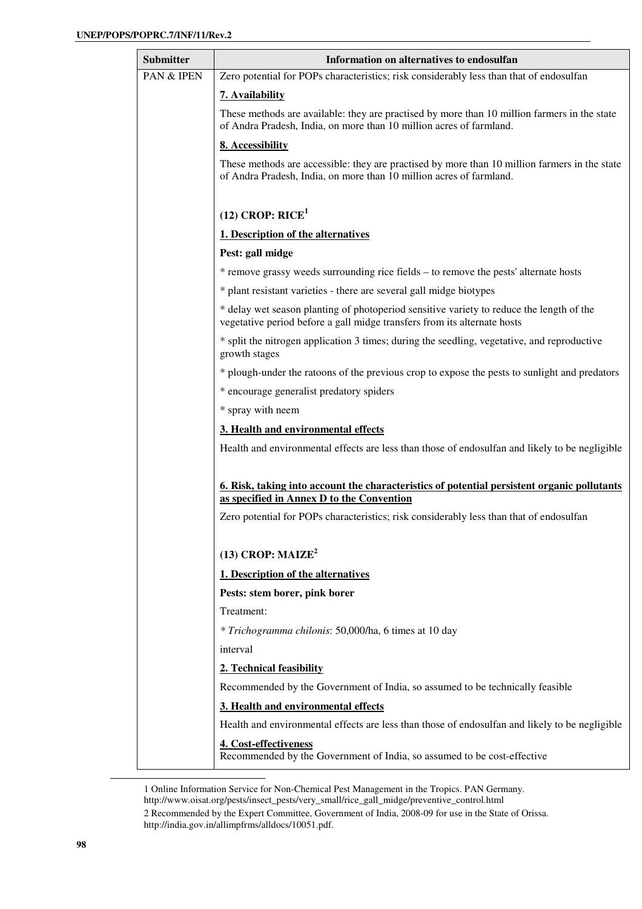| Submitter | Information on alternatives to endosulfan |
| --- | --- |
| PAN & IPEN | Zero potential for POPs characteristics; risk considerably less than that of endosulfan<br><br>**7. Availability**<br><br>These methods are available: they are practised by more than 10 million farmers in the state of Andra Pradesh, India, on more than 10 million acres of farmland.<br><br>**8. Accessibility**<br><br>These methods are accessible: they are practised by more than 10 million farmers in the state of Andra Pradesh, India, on more than 10 million acres of farmland.<br><br>**(12) CROP: RICE[1]**<br><br>**1. Description of the alternatives**<br><br>**Pest: gall midge**<br><br>* remove grassy weeds surrounding rice fields – to remove the pests' alternate hosts<br><br>* plant resistant varieties - there are several gall midge biotypes<br><br>* delay wet season planting of photoperiod sensitive variety to reduce the length of the vegetative period before a gall midge transfers from its alternate hosts<br><br>* split the nitrogen application 3 times; during the seedling, vegetative, and reproductive growth stages<br><br>* plough-under the ratoons of the previous crop to expose the pests to sunlight and predators<br><br>* encourage generalist predatory spiders<br><br>* spray with neem<br><br>**3. Health and environmental effects**<br><br>Health and environmental effects are less than those of endosulfan and likely to be negligible<br><br>**6. Risk, taking into account the characteristics of potential persistent organic pollutants as specified in Annex D to the Convention**<br><br>Zero potential for POPs characteristics; risk considerably less than that of endosulfan<br><br>**(13) CROP: MAIZE[2]**<br><br>**1. Description of the alternatives**<br><br>**Pests: stem borer, pink borer**<br><br>Treatment:<br><br>* *Trichogramma chilonis*: 50,000/ha, 6 times at 10 day<br><br>interval<br><br>**2. Technical feasibility**<br><br>Recommended by the Government of India, so assumed to be technically feasible<br><br>**3. Health and environmental effects**<br><br>Health and environmental effects are less than those of endosulfan and likely to be negligible<br><br>**4. Cost-effectiveness**<br>Recommended by the Government of India, so assumed to be cost-effective |

1 Online Information Service for Non-Chemical Pest Management in the Tropics. PAN Germany. http://www.oisat.org/pests/insect_pests/very_small/rice_gall_midge/preventive_control.html

2 Recommended by the Expert Committee, Government of India, 2008-09 for use in the State of Orissa. http://india.gov.in/allimpfrms/alldocs/10051.pdf.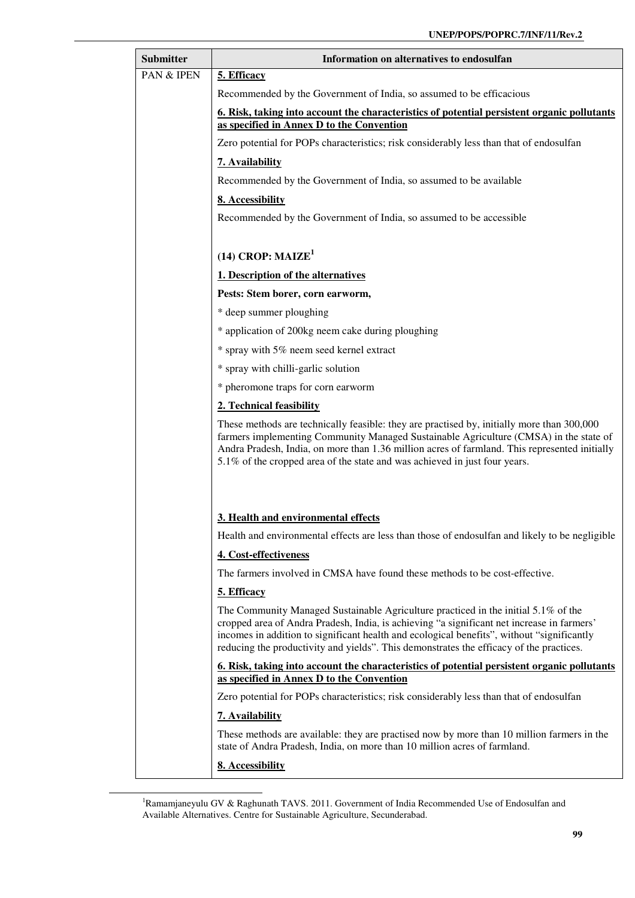| Submitter | Information on alternatives to endosulfan |
|---|---|
| PAN & IPEN | **5. Efficacy**<br><br>Recommended by the Government of India, so assumed to be efficacious<br><br>**6. Risk, taking into account the characteristics of potential persistent organic pollutants as specified in Annex D to the Convention**<br><br>Zero potential for POPs characteristics; risk considerably less than that of endosulfan<br><br>**7. Availability**<br><br>Recommended by the Government of India, so assumed to be available<br><br>**8. Accessibility**<br><br>Recommended by the Government of India, so assumed to be accessible<br><br>**(14) CROP: MAIZE[1]**<br><br>**1. Description of the alternatives**<br><br>**Pests: Stem borer, corn earworm,**<br><br>* deep summer ploughing<br><br>* application of 200kg neem cake during ploughing<br><br>* spray with 5% neem seed kernel extract<br><br>* spray with chilli-garlic solution<br><br>* pheromone traps for corn earworm<br><br>**2. Technical feasibility**<br><br>These methods are technically feasible: they are practised by, initially more than 300,000 farmers implementing Community Managed Sustainable Agriculture (CMSA) in the state of Andra Pradesh, India, on more than 1.36 million acres of farmland. This represented initially 5.1% of the cropped area of the state and was achieved in just four years.<br><br>**3. Health and environmental effects**<br><br>Health and environmental effects are less than those of endosulfan and likely to be negligible<br><br>**4. Cost-effectiveness**<br><br>The farmers involved in CMSA have found these methods to be cost-effective.<br><br>**5. Efficacy**<br><br>The Community Managed Sustainable Agriculture practiced in the initial 5.1% of the cropped area of Andra Pradesh, India, is achieving "a significant net increase in farmers' incomes in addition to significant health and ecological benefits", without "significantly reducing the productivity and yields". This demonstrates the efficacy of the practices.<br><br>**6. Risk, taking into account the characteristics of potential persistent organic pollutants as specified in Annex D to the Convention**<br><br>Zero potential for POPs characteristics; risk considerably less than that of endosulfan<br><br>**7. Availability**<br><br>These methods are available: they are practised now by more than 10 million farmers in the state of Andra Pradesh, India, on more than 10 million acres of farmland.<br><br>**8. Accessibility** |

[1] Ramamjaneyulu GV & Raghunath TAVS. 2011. Government of India Recommended Use of Endosulfan and Available Alternatives. Centre for Sustainable Agriculture, Secunderabad.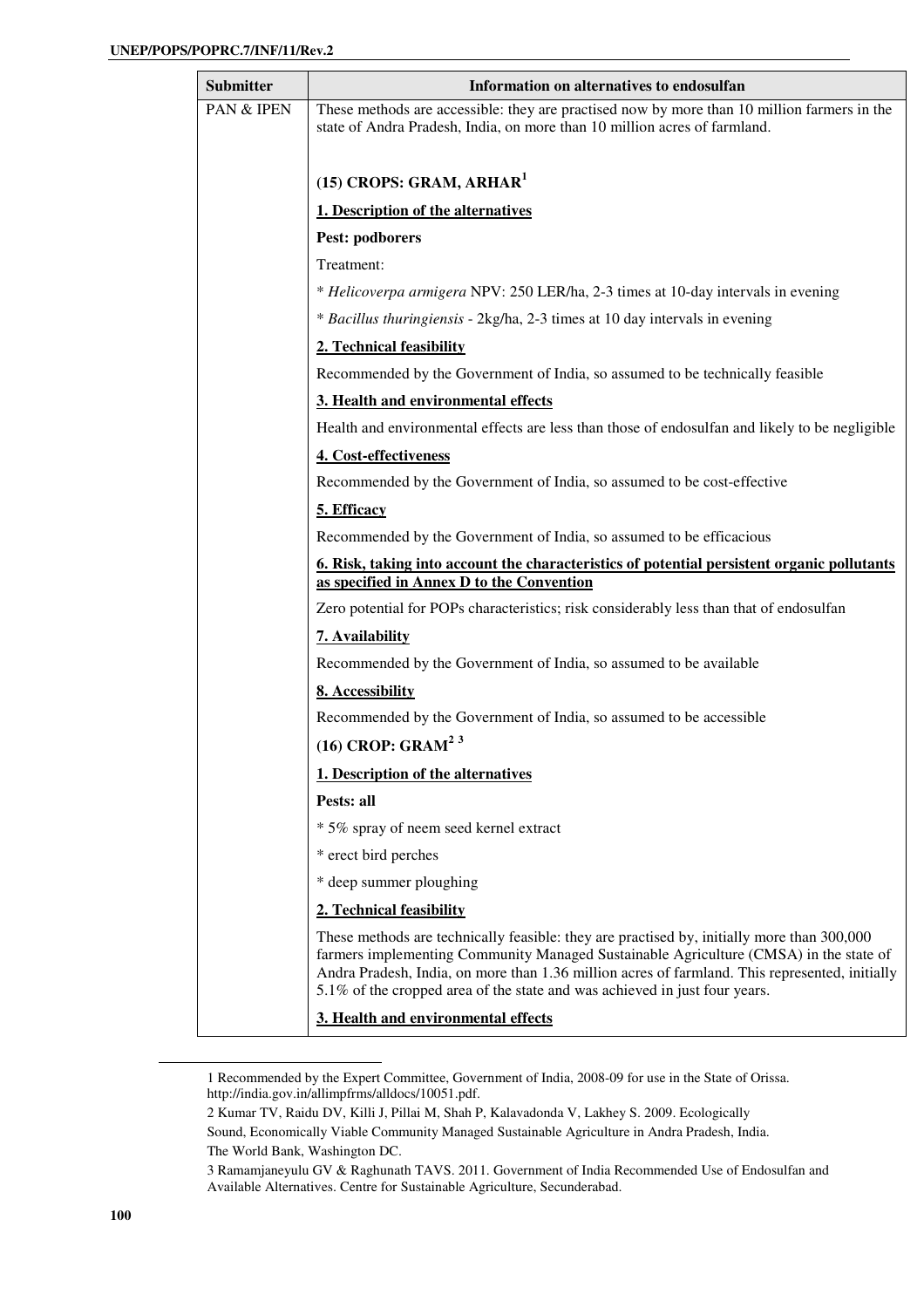| Submitter | Information on alternatives to endosulfan |
|---|---|
| PAN & IPEN | These methods are accessible: they are practised now by more than 10 million farmers in the state of Andra Pradesh, India, on more than 10 million acres of farmland.<br><br>**(15) CROPS: GRAM, ARHAR**[1]<br><br>**1. Description of the alternatives**<br><br>**Pest: podborers**<br><br>Treatment:<br><br>* *Helicoverpa armigera* NPV: 250 LER/ha, 2-3 times at 10-day intervals in evening<br><br>* *Bacillus thuringiensis* - 2kg/ha, 2-3 times at 10 day intervals in evening<br><br>**2. Technical feasibility**<br><br>Recommended by the Government of India, so assumed to be technically feasible<br><br>**3. Health and environmental effects**<br><br>Health and environmental effects are less than those of endosulfan and likely to be negligible<br><br>**4. Cost-effectiveness**<br><br>Recommended by the Government of India, so assumed to be cost-effective<br><br>**5. Efficacy**<br><br>Recommended by the Government of India, so assumed to be efficacious<br><br>**6. Risk, taking into account the characteristics of potential persistent organic pollutants as specified in Annex D to the Convention**<br><br>Zero potential for POPs characteristics; risk considerably less than that of endosulfan<br><br>**7. Availability**<br><br>Recommended by the Government of India, so assumed to be available<br><br>**8. Accessibility**<br><br>Recommended by the Government of India, so assumed to be accessible<br><br>**(16) CROP: GRAM**[2 3]<br><br>**1. Description of the alternatives**<br><br>**Pests: all**<br><br>* 5% spray of neem seed kernel extract<br><br>* erect bird perches<br><br>* deep summer ploughing<br><br>**2. Technical feasibility**<br><br>These methods are technically feasible: they are practised by, initially more than 300,000 farmers implementing Community Managed Sustainable Agriculture (CMSA) in the state of Andra Pradesh, India, on more than 1.36 million acres of farmland. This represented, initially 5.1% of the cropped area of the state and was achieved in just four years.<br><br>**3. Health and environmental effects** |

1 Recommended by the Expert Committee, Government of India, 2008-09 for use in the State of Orissa. http://india.gov.in/allimpfrms/alldocs/10051.pdf.

2 Kumar TV, Raidu DV, Killi J, Pillai M, Shah P, Kalavadonda V, Lakhey S. 2009. Ecologically Sound, Economically Viable Community Managed Sustainable Agriculture in Andra Pradesh, India. The World Bank, Washington DC.

3 Ramamjaneyulu GV & Raghunath TAVS. 2011. Government of India Recommended Use of Endosulfan and Available Alternatives. Centre for Sustainable Agriculture, Secunderabad.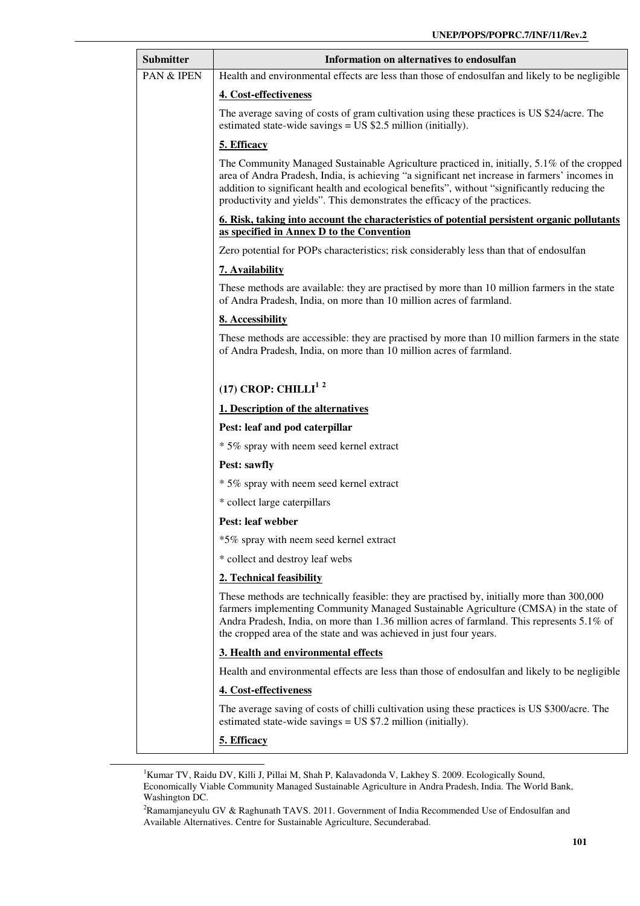| Submitter | Information on alternatives to endosulfan |
|---|---|
| PAN & IPEN | Health and environmental effects are less than those of endosulfan and likely to be negligible<br><br>**4. Cost-effectiveness**<br><br>The average saving of costs of gram cultivation using these practices is US $24/acre. The estimated state-wide savings = US $2.5 million (initially).<br><br>**5. Efficacy**<br><br>The Community Managed Sustainable Agriculture practiced in, initially, 5.1% of the cropped area of Andra Pradesh, India, is achieving "a significant net increase in farmers' incomes in addition to significant health and ecological benefits", without "significantly reducing the productivity and yields". This demonstrates the efficacy of the practices.<br><br>**6. Risk, taking into account the characteristics of potential persistent organic pollutants as specified in Annex D to the Convention**<br><br>Zero potential for POPs characteristics; risk considerably less than that of endosulfan<br><br>**7. Availability**<br><br>These methods are available: they are practised by more than 10 million farmers in the state of Andra Pradesh, India, on more than 10 million acres of farmland.<br><br>**8. Accessibility**<br><br>These methods are accessible: they are practised by more than 10 million farmers in the state of Andra Pradesh, India, on more than 10 million acres of farmland.<br><br>**(17) CROP: CHILLI[1 2]**<br><br>**1. Description of the alternatives**<br><br>**Pest: leaf and pod caterpillar**<br><br>* 5% spray with neem seed kernel extract<br><br>**Pest: sawfly**<br><br>* 5% spray with neem seed kernel extract<br><br>* collect large caterpillars<br><br>**Pest: leaf webber**<br><br>*5% spray with neem seed kernel extract<br><br>* collect and destroy leaf webs<br><br>**2. Technical feasibility**<br><br>These methods are technically feasible: they are practised by, initially more than 300,000 farmers implementing Community Managed Sustainable Agriculture (CMSA) in the state of Andra Pradesh, India, on more than 1.36 million acres of farmland. This represents 5.1% of the cropped area of the state and was achieved in just four years.<br><br>**3. Health and environmental effects**<br><br>Health and environmental effects are less than those of endosulfan and likely to be negligible<br><br>**4. Cost-effectiveness**<br><br>The average saving of costs of chilli cultivation using these practices is US $300/acre. The estimated state-wide savings = US $7.2 million (initially).<br><br>**5. Efficacy** |

[1]Kumar TV, Raidu DV, Killi J, Pillai M, Shah P, Kalavadonda V, Lakhey S. 2009. Ecologically Sound, Economically Viable Community Managed Sustainable Agriculture in Andra Pradesh, India. The World Bank, Washington DC.

[2]Ramamjaneyulu GV & Raghunath TAVS. 2011. Government of India Recommended Use of Endosulfan and Available Alternatives. Centre for Sustainable Agriculture, Secunderabad.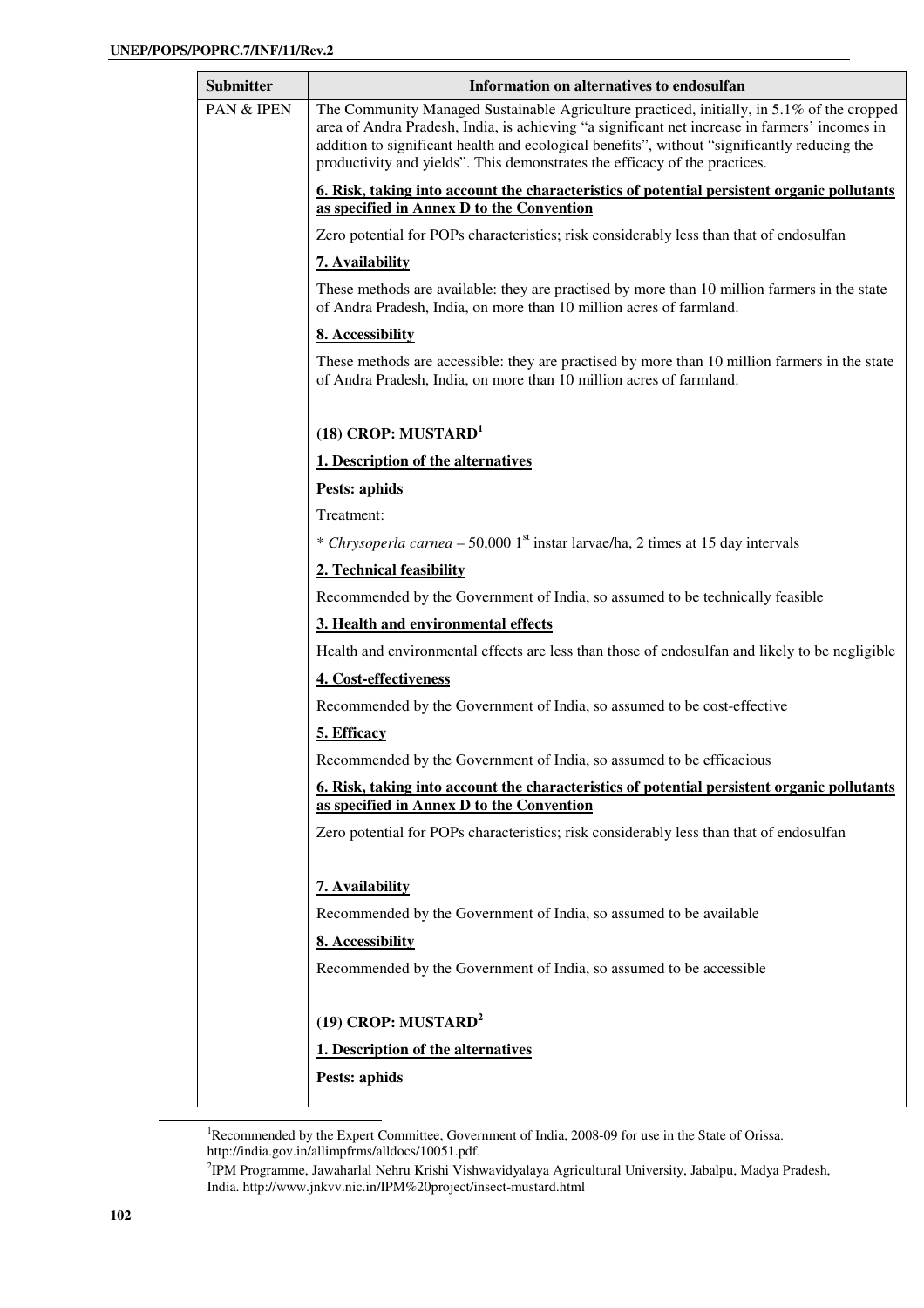| Submitter | Information on alternatives to endosulfan |
|---|---|
| PAN & IPEN | The Community Managed Sustainable Agriculture practiced, initially, in 5.1% of the cropped area of Andra Pradesh, India, is achieving "a significant net increase in farmers' incomes in addition to significant health and ecological benefits", without "significantly reducing the productivity and yields". This demonstrates the efficacy of the practices.<br><br>**6. Risk, taking into account the characteristics of potential persistent organic pollutants as specified in Annex D to the Convention**<br><br>Zero potential for POPs characteristics; risk considerably less than that of endosulfan<br><br>**7. Availability**<br><br>These methods are available: they are practised by more than 10 million farmers in the state of Andra Pradesh, India, on more than 10 million acres of farmland.<br><br>**8. Accessibility**<br><br>These methods are accessible: they are practised by more than 10 million farmers in the state of Andra Pradesh, India, on more than 10 million acres of farmland.<br><br>**(18) CROP: MUSTARD[1]**<br><br>**1. Description of the alternatives**<br><br>**Pests: aphids**<br><br>Treatment:<br><br>* *Chrysoperla carnea* – 50,000 1st instar larvae/ha, 2 times at 15 day intervals<br><br>**2. Technical feasibility**<br><br>Recommended by the Government of India, so assumed to be technically feasible<br><br>**3. Health and environmental effects**<br><br>Health and environmental effects are less than those of endosulfan and likely to be negligible<br><br>**4. Cost-effectiveness**<br><br>Recommended by the Government of India, so assumed to be cost-effective<br><br>**5. Efficacy**<br><br>Recommended by the Government of India, so assumed to be efficacious<br><br>**6. Risk, taking into account the characteristics of potential persistent organic pollutants as specified in Annex D to the Convention**<br><br>Zero potential for POPs characteristics; risk considerably less than that of endosulfan<br><br>**7. Availability**<br><br>Recommended by the Government of India, so assumed to be available<br><br>**8. Accessibility**<br><br>Recommended by the Government of India, so assumed to be accessible<br><br>**(19) CROP: MUSTARD[2]**<br><br>**1. Description of the alternatives**<br><br>**Pests: aphids** |

[1] Recommended by the Expert Committee, Government of India, 2008-09 for use in the State of Orissa. http://india.gov.in/allimpfrms/alldocs/10051.pdf.

[2] IPM Programme, Jawaharlal Nehru Krishi Vishwavidyalaya Agricultural University, Jabalpu, Madya Pradesh, India. http://www.jnkvv.nic.in/IPM%20project/insect-mustard.html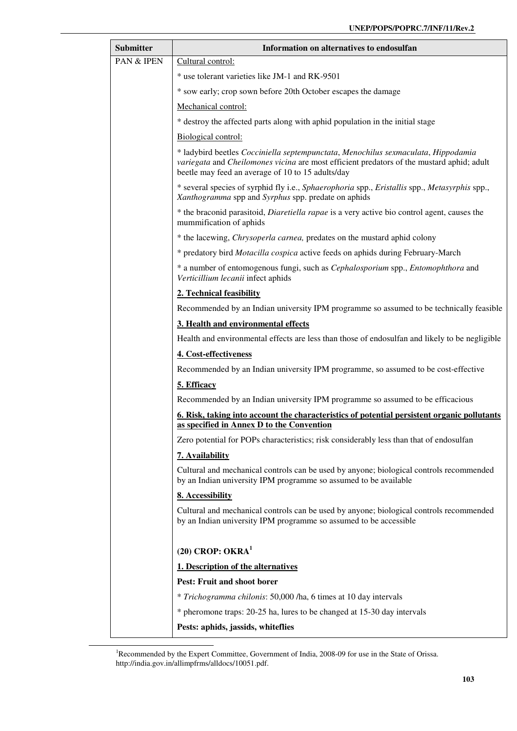| Submitter | Information on alternatives to endosulfan |
|---|---|
| PAN & IPEN | Cultural control: |
| | * use tolerant varieties like JM-1 and RK-9501 |
| | * sow early; crop sown before 20th October escapes the damage |
| | Mechanical control: |
| | * destroy the affected parts along with aphid population in the initial stage |
| | Biological control: |
| | * ladybird beetles *Cocciniella septempunctata*, *Menochilus sexmaculata*, *Hippodamia variegata* and *Cheilomones vicina* are most efficient predators of the mustard aphid; adult beetle may feed an average of 10 to 15 adults/day |
| | * several species of syrphid fly i.e., *Sphaerophoria* spp., *Eristallis* spp., *Metasyrphis* spp., *Xanthogramma* spp and *Syrphus* spp. predate on aphids |
| | * the braconid parasitoid, *Diaretiella rapae* is a very active bio control agent, causes the mummification of aphids |
| | * the lacewing, *Chrysoperla carnea,* predates on the mustard aphid colony |
| | * predatory bird *Motacilla cospica* active feeds on aphids during February-March |
| | * a number of entomogenous fungi, such as *Cephalosporium* spp., *Entomophthora* and *Verticillium lecanii* infect aphids |
| | **2. Technical feasibility** |
| | Recommended by an Indian university IPM programme so assumed to be technically feasible |
| | **3. Health and environmental effects** |
| | Health and environmental effects are less than those of endosulfan and likely to be negligible |
| | **4. Cost-effectiveness** |
| | Recommended by an Indian university IPM programme, so assumed to be cost-effective |
| | **5. Efficacy** |
| | Recommended by an Indian university IPM programme so assumed to be efficacious |
| | **6. Risk, taking into account the characteristics of potential persistent organic pollutants as specified in Annex D to the Convention** |
| | Zero potential for POPs characteristics; risk considerably less than that of endosulfan |
| | **7. Availability** |
| | Cultural and mechanical controls can be used by anyone; biological controls recommended by an Indian university IPM programme so assumed to be available |
| | **8. Accessibility** |
| | Cultural and mechanical controls can be used by anyone; biological controls recommended by an Indian university IPM programme so assumed to be accessible |
| | **(20) CROP: OKRA**[1] |
| | **1. Description of the alternatives** |
| | **Pest: Fruit and shoot borer** |
| | * *Trichogramma chilonis*: 50,000 /ha, 6 times at 10 day intervals |
| | * pheromone traps: 20-25 ha, lures to be changed at 15-30 day intervals |
| | **Pests: aphids, jassids, whiteflies** |

[1] Recommended by the Expert Committee, Government of India, 2008-09 for use in the State of Orissa. http://india.gov.in/allimpfrms/alldocs/10051.pdf.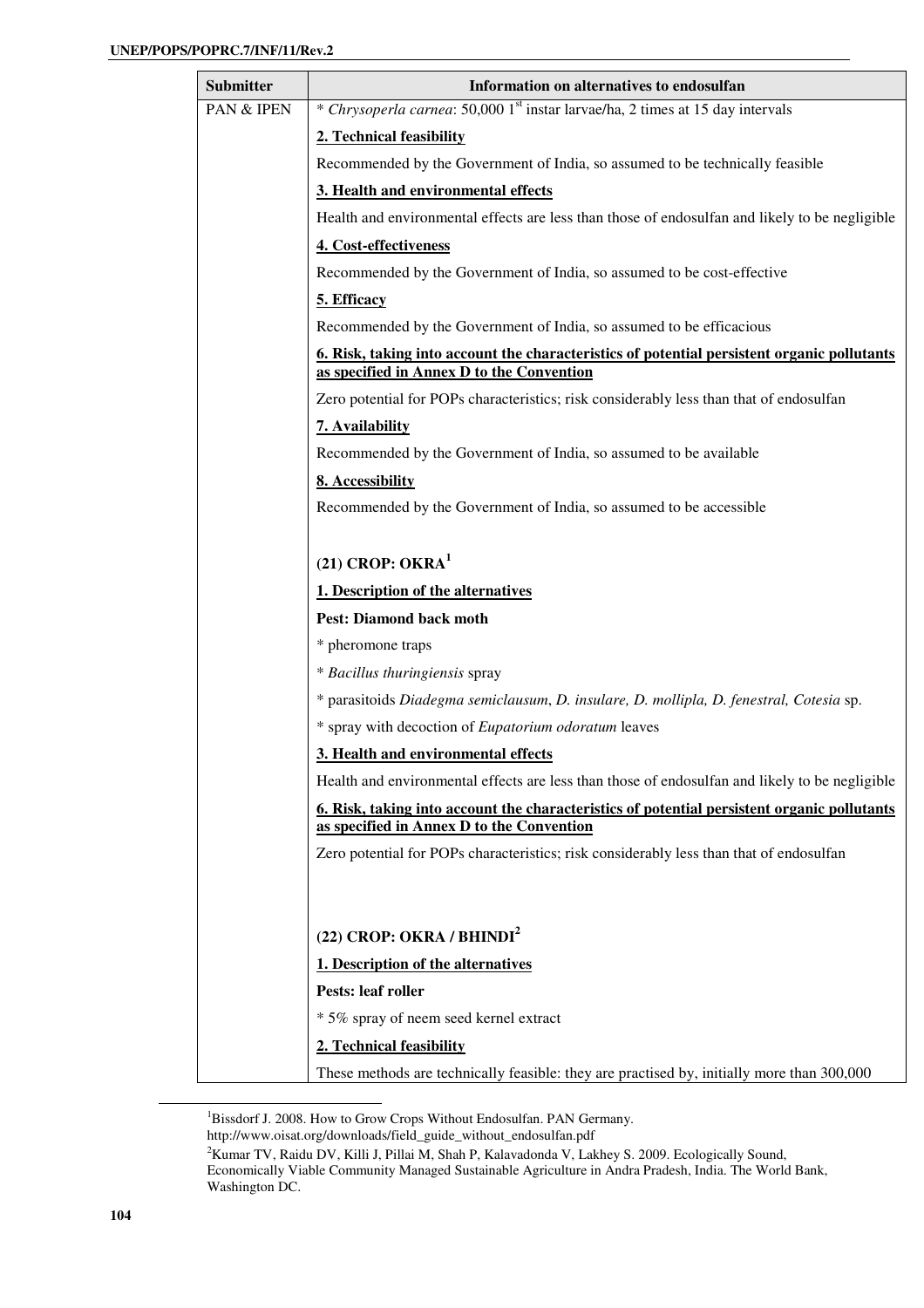| Submitter | Information on alternatives to endosulfan |
|---|---|
| PAN & IPEN | * *Chrysoperla carnea*: 50,000 1st instar larvae/ha, 2 times at 15 day intervals<br><br>**2. Technical feasibility**<br><br>Recommended by the Government of India, so assumed to be technically feasible<br><br>**3. Health and environmental effects**<br><br>Health and environmental effects are less than those of endosulfan and likely to be negligible<br><br>**4. Cost-effectiveness**<br><br>Recommended by the Government of India, so assumed to be cost-effective<br><br>**5. Efficacy**<br><br>Recommended by the Government of India, so assumed to be efficacious<br><br>**6. Risk, taking into account the characteristics of potential persistent organic pollutants as specified in Annex D to the Convention**<br><br>Zero potential for POPs characteristics; risk considerably less than that of endosulfan<br><br>**7. Availability**<br><br>Recommended by the Government of India, so assumed to be available<br><br>**8. Accessibility**<br><br>Recommended by the Government of India, so assumed to be accessible<br><br>**(21) CROP: OKRA[1]**<br><br>**1. Description of the alternatives**<br><br>**Pest: Diamond back moth**<br><br>* pheromone traps<br><br>* *Bacillus thuringiensis* spray<br><br>* parasitoids *Diadegma semiclausum*, *D. insulare, D. mollipla, D. fenestral, Cotesia* sp.<br><br>* spray with decoction of *Eupatorium odoratum* leaves<br><br>**3. Health and environmental effects**<br><br>Health and environmental effects are less than those of endosulfan and likely to be negligible<br><br>**6. Risk, taking into account the characteristics of potential persistent organic pollutants as specified in Annex D to the Convention**<br><br>Zero potential for POPs characteristics; risk considerably less than that of endosulfan<br><br>**(22) CROP: OKRA / BHINDI[2]**<br><br>**1. Description of the alternatives**<br><br>**Pests: leaf roller**<br><br>* 5% spray of neem seed kernel extract<br><br>**2. Technical feasibility**<br><br>These methods are technically feasible: they are practised by, initially more than 300,000 |

[1] Bissdorf J. 2008. How to Grow Crops Without Endosulfan. PAN Germany. http://www.oisat.org/downloads/field_guide_without_endosulfan.pdf

[2] Kumar TV, Raidu DV, Killi J, Pillai M, Shah P, Kalavadonda V, Lakhey S. 2009. Ecologically Sound, Economically Viable Community Managed Sustainable Agriculture in Andra Pradesh, India. The World Bank, Washington DC.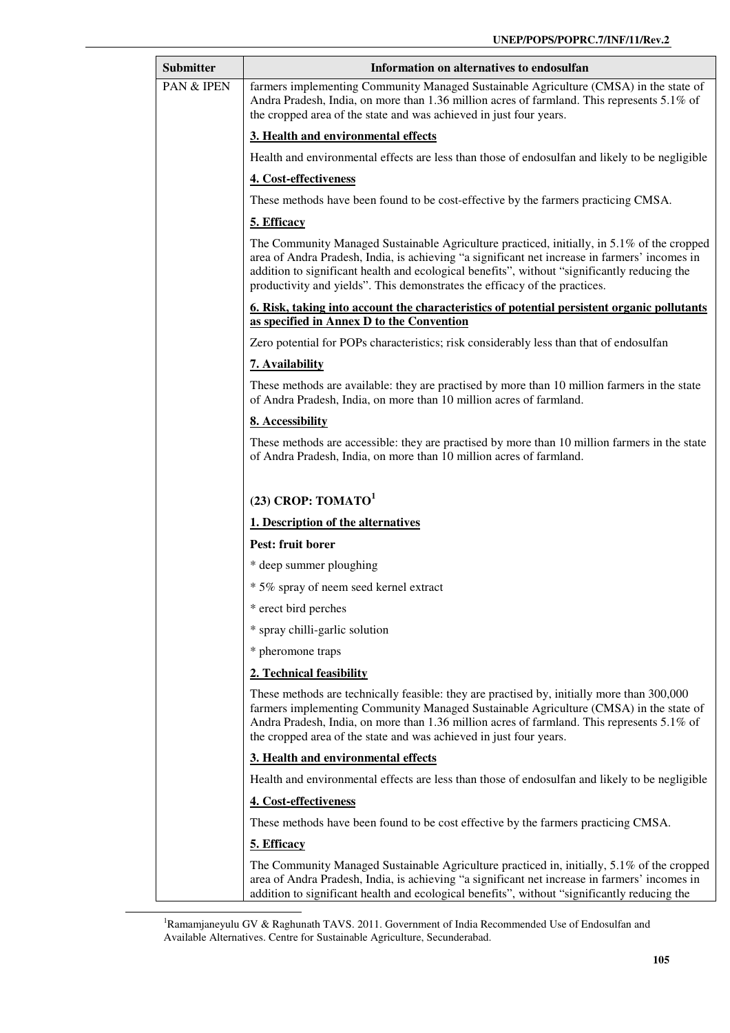| Submitter | Information on alternatives to endosulfan |
|---|---|
| PAN & IPEN | farmers implementing Community Managed Sustainable Agriculture (CMSA) in the state of Andra Pradesh, India, on more than 1.36 million acres of farmland. This represents 5.1% of the cropped area of the state and was achieved in just four years.<br><br>**3. Health and environmental effects**<br><br>Health and environmental effects are less than those of endosulfan and likely to be negligible<br><br>**4. Cost-effectiveness**<br><br>These methods have been found to be cost-effective by the farmers practicing CMSA.<br><br>**5. Efficacy**<br><br>The Community Managed Sustainable Agriculture practiced, initially, in 5.1% of the cropped area of Andra Pradesh, India, is achieving "a significant net increase in farmers' incomes in addition to significant health and ecological benefits", without "significantly reducing the productivity and yields". This demonstrates the efficacy of the practices.<br><br>**6. Risk, taking into account the characteristics of potential persistent organic pollutants as specified in Annex D to the Convention**<br><br>Zero potential for POPs characteristics; risk considerably less than that of endosulfan<br><br>**7. Availability**<br><br>These methods are available: they are practised by more than 10 million farmers in the state of Andra Pradesh, India, on more than 10 million acres of farmland.<br><br>**8. Accessibility**<br><br>These methods are accessible: they are practised by more than 10 million farmers in the state of Andra Pradesh, India, on more than 10 million acres of farmland.<br><br>**(23) CROP: TOMATO[1]**<br><br>**1. Description of the alternatives**<br><br>**Pest: fruit borer**<br><br>* deep summer ploughing<br><br>* 5% spray of neem seed kernel extract<br><br>* erect bird perches<br><br>* spray chilli-garlic solution<br><br>* pheromone traps<br><br>**2. Technical feasibility**<br><br>These methods are technically feasible: they are practised by, initially more than 300,000 farmers implementing Community Managed Sustainable Agriculture (CMSA) in the state of Andra Pradesh, India, on more than 1.36 million acres of farmland. This represents 5.1% of the cropped area of the state and was achieved in just four years.<br><br>**3. Health and environmental effects**<br><br>Health and environmental effects are less than those of endosulfan and likely to be negligible<br><br>**4. Cost-effectiveness**<br><br>These methods have been found to be cost effective by the farmers practicing CMSA.<br><br>**5. Efficacy**<br><br>The Community Managed Sustainable Agriculture practiced in, initially, 5.1% of the cropped area of Andra Pradesh, India, is achieving "a significant net increase in farmers' incomes in addition to significant health and ecological benefits", without "significantly reducing the |

[1] Ramamjaneyulu GV & Raghunath TAVS. 2011. Government of India Recommended Use of Endosulfan and Available Alternatives. Centre for Sustainable Agriculture, Secunderabad.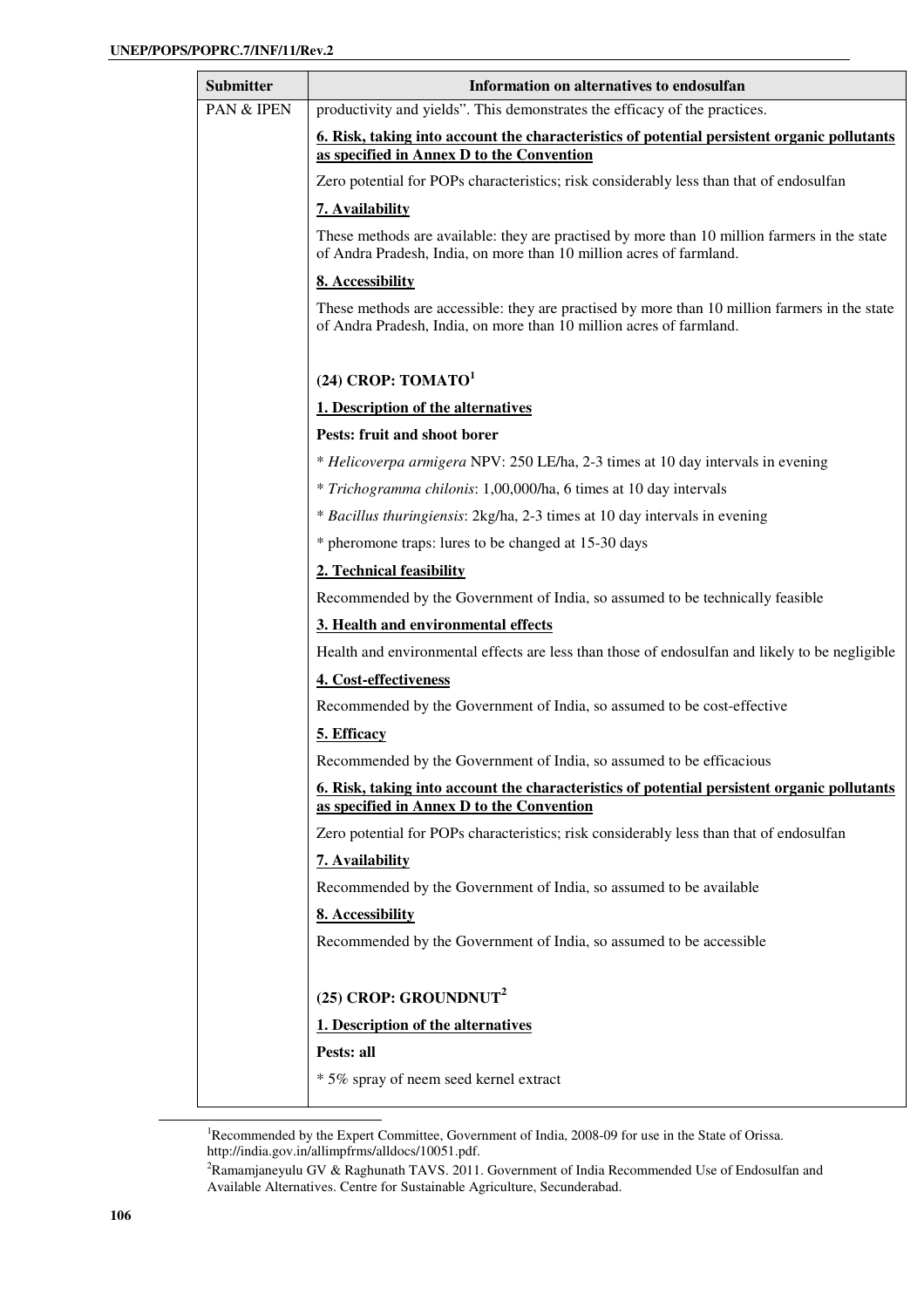| Submitter | Information on alternatives to endosulfan |
| --- | --- |
| PAN & IPEN | productivity and yields". This demonstrates the efficacy of the practices.<br><br>**6. Risk, taking into account the characteristics of potential persistent organic pollutants as specified in Annex D to the Convention**<br><br>Zero potential for POPs characteristics; risk considerably less than that of endosulfan<br><br>**7. Availability**<br><br>These methods are available: they are practised by more than 10 million farmers in the state of Andra Pradesh, India, on more than 10 million acres of farmland.<br><br>**8. Accessibility**<br><br>These methods are accessible: they are practised by more than 10 million farmers in the state of Andra Pradesh, India, on more than 10 million acres of farmland.<br><br>**(24) CROP: TOMATO[1]**<br><br>**1. Description of the alternatives**<br><br>**Pests: fruit and shoot borer**<br><br>* *Helicoverpa armigera* NPV: 250 LE/ha, 2-3 times at 10 day intervals in evening<br><br>* *Trichogramma chilonis*: 1,00,000/ha, 6 times at 10 day intervals<br><br>* *Bacillus thuringiensis*: 2kg/ha, 2-3 times at 10 day intervals in evening<br><br>* pheromone traps: lures to be changed at 15-30 days<br><br>**2. Technical feasibility**<br><br>Recommended by the Government of India, so assumed to be technically feasible<br><br>**3. Health and environmental effects**<br><br>Health and environmental effects are less than those of endosulfan and likely to be negligible<br><br>**4. Cost-effectiveness**<br><br>Recommended by the Government of India, so assumed to be cost-effective<br><br>**5. Efficacy**<br><br>Recommended by the Government of India, so assumed to be efficacious<br><br>**6. Risk, taking into account the characteristics of potential persistent organic pollutants as specified in Annex D to the Convention**<br><br>Zero potential for POPs characteristics; risk considerably less than that of endosulfan<br><br>**7. Availability**<br><br>Recommended by the Government of India, so assumed to be available<br><br>**8. Accessibility**<br><br>Recommended by the Government of India, so assumed to be accessible<br><br>**(25) CROP: GROUNDNUT[2]**<br><br>**1. Description of the alternatives**<br><br>**Pests: all**<br><br>* 5% spray of neem seed kernel extract |

[1] Recommended by the Expert Committee, Government of India, 2008-09 for use in the State of Orissa. http://india.gov.in/allimpfrms/alldocs/10051.pdf.

[2] Ramamjaneyulu GV & Raghunath TAVS. 2011. Government of India Recommended Use of Endosulfan and Available Alternatives. Centre for Sustainable Agriculture, Secunderabad.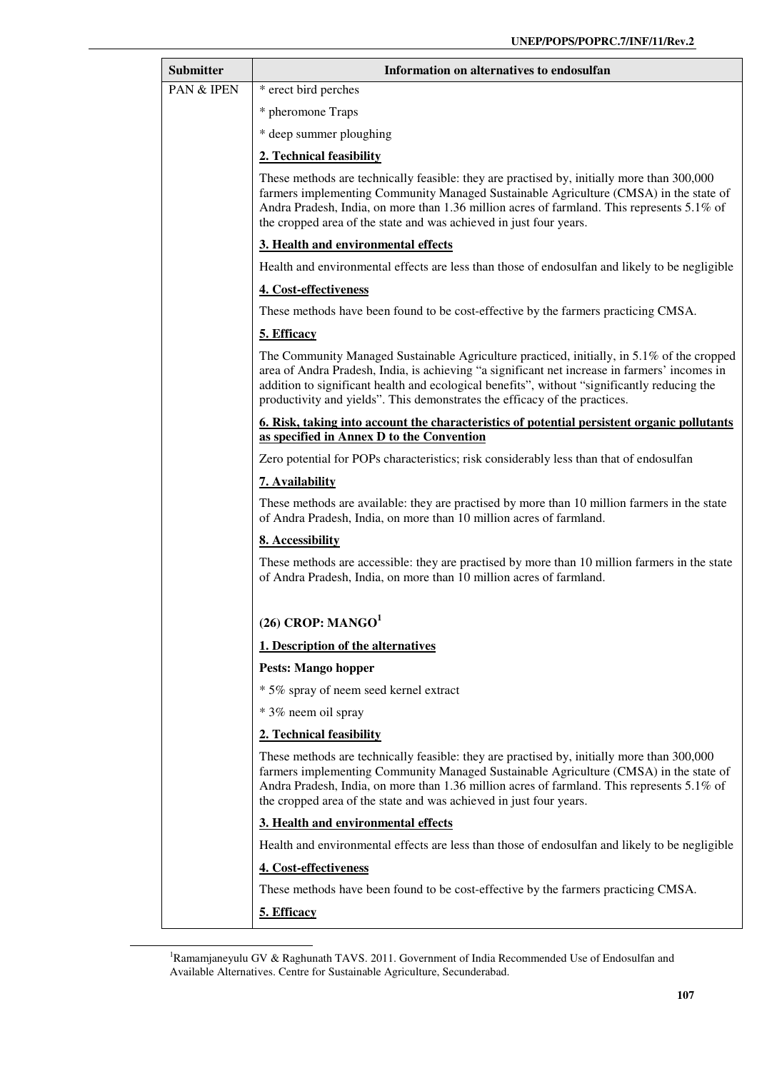| Submitter | Information on alternatives to endosulfan |
|---|---|
| PAN & IPEN | * erect bird perches<br><br>* pheromone Traps<br><br>* deep summer ploughing<br><br>**2. Technical feasibility**<br><br>These methods are technically feasible: they are practised by, initially more than 300,000 farmers implementing Community Managed Sustainable Agriculture (CMSA) in the state of Andra Pradesh, India, on more than 1.36 million acres of farmland. This represents 5.1% of the cropped area of the state and was achieved in just four years.<br><br>**3. Health and environmental effects**<br><br>Health and environmental effects are less than those of endosulfan and likely to be negligible<br><br>**4. Cost-effectiveness**<br><br>These methods have been found to be cost-effective by the farmers practicing CMSA.<br><br>**5. Efficacy**<br><br>The Community Managed Sustainable Agriculture practiced, initially, in 5.1% of the cropped area of Andra Pradesh, India, is achieving "a significant net increase in farmers' incomes in addition to significant health and ecological benefits", without "significantly reducing the productivity and yields". This demonstrates the efficacy of the practices.<br><br>**6. Risk, taking into account the characteristics of potential persistent organic pollutants as specified in Annex D to the Convention**<br><br>Zero potential for POPs characteristics; risk considerably less than that of endosulfan<br><br>**7. Availability**<br><br>These methods are available: they are practised by more than 10 million farmers in the state of Andra Pradesh, India, on more than 10 million acres of farmland.<br><br>**8. Accessibility**<br><br>These methods are accessible: they are practised by more than 10 million farmers in the state of Andra Pradesh, India, on more than 10 million acres of farmland.<br><br>**(26) CROP: MANGO[1]**<br><br>**1. Description of the alternatives**<br><br>**Pests: Mango hopper**<br><br>* 5% spray of neem seed kernel extract<br><br>* 3% neem oil spray<br><br>**2. Technical feasibility**<br><br>These methods are technically feasible: they are practised by, initially more than 300,000 farmers implementing Community Managed Sustainable Agriculture (CMSA) in the state of Andra Pradesh, India, on more than 1.36 million acres of farmland. This represents 5.1% of the cropped area of the state and was achieved in just four years.<br><br>**3. Health and environmental effects**<br><br>Health and environmental effects are less than those of endosulfan and likely to be negligible<br><br>**4. Cost-effectiveness**<br><br>These methods have been found to be cost-effective by the farmers practicing CMSA.<br><br>**5. Efficacy** |

[1] Ramamjaneyulu GV & Raghunath TAVS. 2011. Government of India Recommended Use of Endosulfan and Available Alternatives. Centre for Sustainable Agriculture, Secunderabad.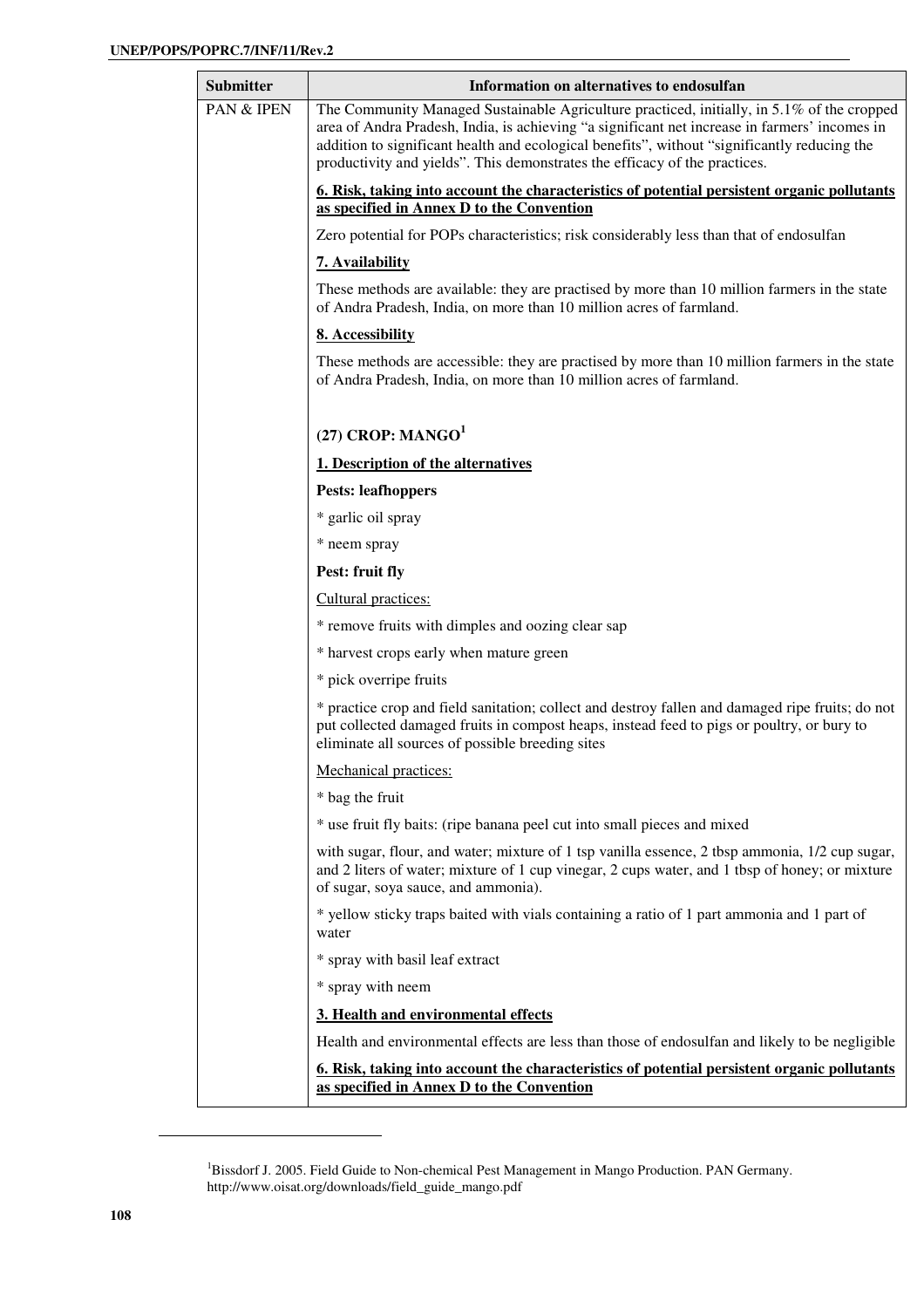| Submitter | Information on alternatives to endosulfan |
|---|---|
| PAN & IPEN | The Community Managed Sustainable Agriculture practiced, initially, in 5.1% of the cropped area of Andra Pradesh, India, is achieving "a significant net increase in farmers' incomes in addition to significant health and ecological benefits", without "significantly reducing the productivity and yields". This demonstrates the efficacy of the practices.<br><br>**6. Risk, taking into account the characteristics of potential persistent organic pollutants as specified in Annex D to the Convention**<br><br>Zero potential for POPs characteristics; risk considerably less than that of endosulfan<br><br>**7. Availability**<br><br>These methods are available: they are practised by more than 10 million farmers in the state of Andra Pradesh, India, on more than 10 million acres of farmland.<br><br>**8. Accessibility**<br><br>These methods are accessible: they are practised by more than 10 million farmers in the state of Andra Pradesh, India, on more than 10 million acres of farmland.<br><br>**(27) CROP: MANGO[1]**<br><br>**1. Description of the alternatives**<br><br>**Pests: leafhoppers**<br><br>* garlic oil spray<br><br>* neem spray<br><br>**Pest: fruit fly**<br><br>Cultural practices:<br><br>* remove fruits with dimples and oozing clear sap<br><br>* harvest crops early when mature green<br><br>* pick overripe fruits<br><br>* practice crop and field sanitation; collect and destroy fallen and damaged ripe fruits; do not put collected damaged fruits in compost heaps, instead feed to pigs or poultry, or bury to eliminate all sources of possible breeding sites<br><br>Mechanical practices:<br><br>* bag the fruit<br><br>* use fruit fly baits: (ripe banana peel cut into small pieces and mixed<br><br>with sugar, flour, and water; mixture of 1 tsp vanilla essence, 2 tbsp ammonia, 1/2 cup sugar, and 2 liters of water; mixture of 1 cup vinegar, 2 cups water, and 1 tbsp of honey; or mixture of sugar, soya sauce, and ammonia).<br><br>* yellow sticky traps baited with vials containing a ratio of 1 part ammonia and 1 part of water<br><br>* spray with basil leaf extract<br><br>* spray with neem<br><br>**3. Health and environmental effects**<br><br>Health and environmental effects are less than those of endosulfan and likely to be negligible<br><br>**6. Risk, taking into account the characteristics of potential persistent organic pollutants as specified in Annex D to the Convention** |

[1]Bissdorf J. 2005. Field Guide to Non-chemical Pest Management in Mango Production. PAN Germany. http://www.oisat.org/downloads/field_guide_mango.pdf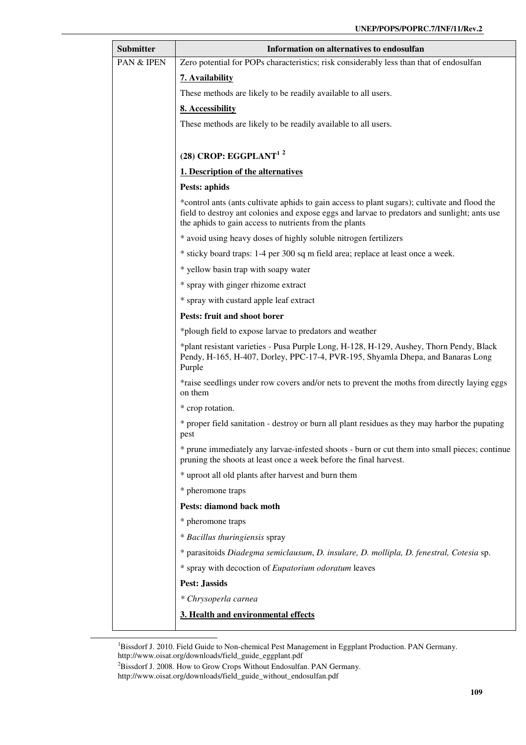| Submitter | Information on alternatives to endosulfan |
|---|---|
| PAN & IPEN | Zero potential for POPs characteristics; risk considerably less than that of endosulfan<br><br>**7. Availability**<br><br>These methods are likely to be readily available to all users.<br><br>**8. Accessibility**<br><br>These methods are likely to be readily available to all users.<br><br>**(28) CROP: EGGPLANT[1 2]**<br><br>**1. Description of the alternatives**<br><br>**Pests: aphids**<br><br>*control ants (ants cultivate aphids to gain access to plant sugars); cultivate and flood the field to destroy ant colonies and expose eggs and larvae to predators and sunlight; ants use the aphids to gain access to nutrients from the plants<br><br>* avoid using heavy doses of highly soluble nitrogen fertilizers<br><br>* sticky board traps: 1-4 per 300 sq m field area; replace at least once a week.<br><br>* yellow basin trap with soapy water<br><br>* spray with ginger rhizome extract<br><br>* spray with custard apple leaf extract<br><br>**Pests: fruit and shoot borer**<br><br>*plough field to expose larvae to predators and weather<br><br>*plant resistant varieties - Pusa Purple Long, H-128, H-129, Aushey, Thorn Pendy, Black Pendy, H-165, H-407, Dorley, PPC-17-4, PVR-195, Shyamla Dhepa, and Banaras Long Purple<br><br>*raise seedlings under row covers and/or nets to prevent the moths from directly laying eggs on them<br><br>* crop rotation.<br><br>* proper field sanitation - destroy or burn all plant residues as they may harbor the pupating pest<br><br>* prune immediately any larvae-infested shoots - burn or cut them into small pieces; continue pruning the shoots at least once a week before the final harvest.<br><br>* uproot all old plants after harvest and burn them<br><br>* pheromone traps<br><br>**Pests: diamond back moth**<br><br>* pheromone traps<br><br>* *Bacillus thuringiensis* spray<br><br>* parasitoids *Diadegma semiclausum*, *D. insulare, D. mollipla, D. fenestral, Cotesia* sp.<br><br>* spray with decoction of *Eupatorium odoratum* leaves<br><br>**Pest: Jassids**<br><br>*\* Chrysoperla carnea*<br><br>**3. Health and environmental effects** |

[1]Bissdorf J. 2010. Field Guide to Non-chemical Pest Management in Eggplant Production. PAN Germany. http://www.oisat.org/downloads/field_guide_eggplant.pdf

[2]Bissdorf J. 2008. How to Grow Crops Without Endosulfan. PAN Germany. http://www.oisat.org/downloads/field_guide_without_endosulfan.pdf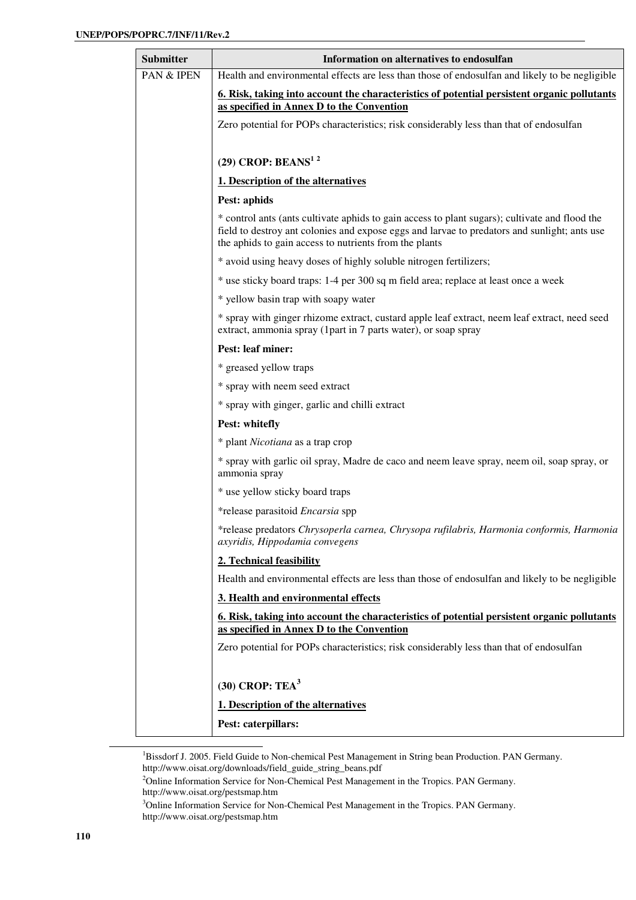| Submitter | Information on alternatives to endosulfan |
|---|---|
| PAN & IPEN | Health and environmental effects are less than those of endosulfan and likely to be negligible<br><br>**6. Risk, taking into account the characteristics of potential persistent organic pollutants as specified in Annex D to the Convention**<br><br>Zero potential for POPs characteristics; risk considerably less than that of endosulfan<br><br>**(29) CROP: BEANS[1 2]**<br><br>**1. Description of the alternatives**<br><br>**Pest: aphids**<br><br>* control ants (ants cultivate aphids to gain access to plant sugars); cultivate and flood the field to destroy ant colonies and expose eggs and larvae to predators and sunlight; ants use the aphids to gain access to nutrients from the plants<br><br>* avoid using heavy doses of highly soluble nitrogen fertilizers;<br><br>* use sticky board traps: 1-4 per 300 sq m field area; replace at least once a week<br><br>* yellow basin trap with soapy water<br><br>* spray with ginger rhizome extract, custard apple leaf extract, neem leaf extract, need seed extract, ammonia spray (1part in 7 parts water), or soap spray<br><br>**Pest: leaf miner:**<br><br>* greased yellow traps<br><br>* spray with neem seed extract<br><br>* spray with ginger, garlic and chilli extract<br><br>**Pest: whitefly**<br><br>* plant *Nicotiana* as a trap crop<br><br>* spray with garlic oil spray, Madre de caco and neem leave spray, neem oil, soap spray, or ammonia spray<br><br>* use yellow sticky board traps<br><br>*release parasitoid *Encarsia* spp<br><br>*release predators *Chrysoperla carnea, Chrysopa rufilabris, Harmonia conformis, Harmonia axyridis, Hippodamia convegens*<br><br>**2. Technical feasibility**<br><br>Health and environmental effects are less than those of endosulfan and likely to be negligible<br><br>**3. Health and environmental effects**<br><br>**6. Risk, taking into account the characteristics of potential persistent organic pollutants as specified in Annex D to the Convention**<br><br>Zero potential for POPs characteristics; risk considerably less than that of endosulfan<br><br>**(30) CROP: TEA[3]**<br><br>**1. Description of the alternatives**<br><br>**Pest: caterpillars:** |

[1]Bissdorf J. 2005. Field Guide to Non-chemical Pest Management in String bean Production. PAN Germany. http://www.oisat.org/downloads/field_guide_string_beans.pdf

[2]Online Information Service for Non-Chemical Pest Management in the Tropics. PAN Germany. http://www.oisat.org/pestsmap.htm

[3]Online Information Service for Non-Chemical Pest Management in the Tropics. PAN Germany. http://www.oisat.org/pestsmap.htm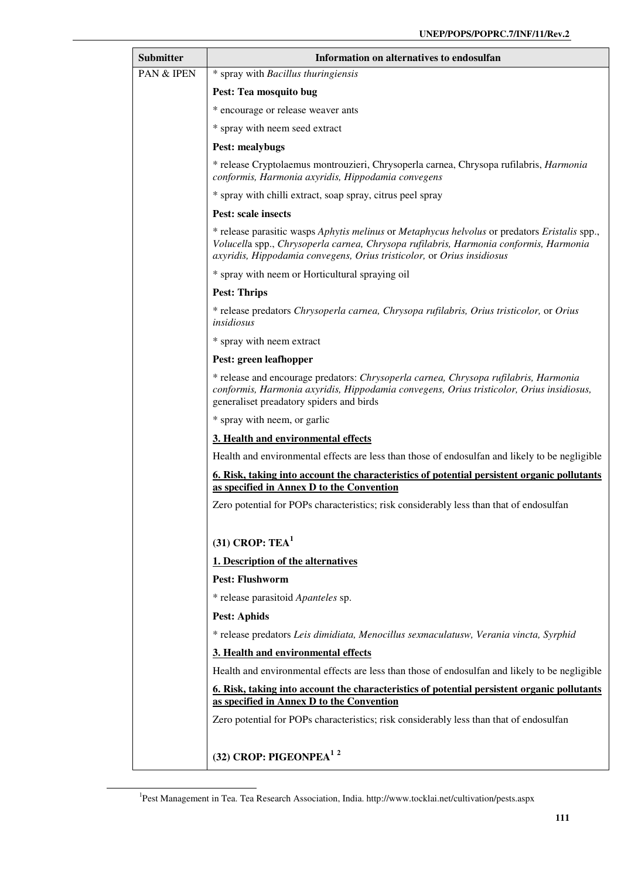| Submitter | Information on alternatives to endosulfan |
|---|---|
| PAN & IPEN | * spray with *Bacillus thuringiensis*<br><br>**Pest: Tea mosquito bug**<br><br>* encourage or release weaver ants<br><br>* spray with neem seed extract<br><br>**Pest: mealybugs**<br><br>* release Cryptolaemus montrouzieri, Chrysoperla carnea, Chrysopa rufilabris, *Harmonia conformis, Harmonia axyridis, Hippodamia convegens*<br><br>* spray with chilli extract, soap spray, citrus peel spray<br><br>**Pest: scale insects**<br><br>* release parasitic wasps *Aphytis melinus* or *Metaphycus helvolus* or predators *Eristalis* spp., *Volucell*a spp., *Chrysoperla carnea, Chrysopa rufilabris, Harmonia conformis, Harmonia axyridis, Hippodamia convegens, Orius tristicolor,* or *Orius insidiosus*<br><br>* spray with neem or Horticultural spraying oil<br><br>**Pest: Thrips**<br><br>* release predators *Chrysoperla carnea, Chrysopa rufilabris, Orius tristicolor,* or *Orius insidiosus*<br><br>* spray with neem extract<br><br>**Pest: green leafhopper**<br><br>* release and encourage predators: *Chrysoperla carnea, Chrysopa rufilabris, Harmonia conformis, Harmonia axyridis, Hippodamia convegens, Orius tristicolor, Orius insidiosus,* generaliset preadatory spiders and birds<br><br>* spray with neem, or garlic<br><br>**<u>3. Health and environmental effects</u>**<br><br>Health and environmental effects are less than those of endosulfan and likely to be negligible<br><br>**<u>6. Risk, taking into account the characteristics of potential persistent organic pollutants as specified in Annex D to the Convention</u>**<br><br>Zero potential for POPs characteristics; risk considerably less than that of endosulfan<br><br>**(31) CROP: TEA[1]**<br><br>**<u>1. Description of the alternatives</u>**<br><br>**Pest: Flushworm**<br><br>* release parasitoid *Apanteles* sp.<br><br>**Pest: Aphids**<br><br>* release predators *Leis dimidiata, Menocillus sexmaculatusw, Verania vincta, Syrphid*<br><br>**<u>3. Health and environmental effects</u>**<br><br>Health and environmental effects are less than those of endosulfan and likely to be negligible<br><br>**<u>6. Risk, taking into account the characteristics of potential persistent organic pollutants as specified in Annex D to the Convention</u>**<br><br>Zero potential for POPs characteristics; risk considerably less than that of endosulfan<br><br>**(32) CROP: PIGEONPEA[1 2]** |

[1]Pest Management in Tea. Tea Research Association, India. http://www.tocklai.net/cultivation/pests.aspx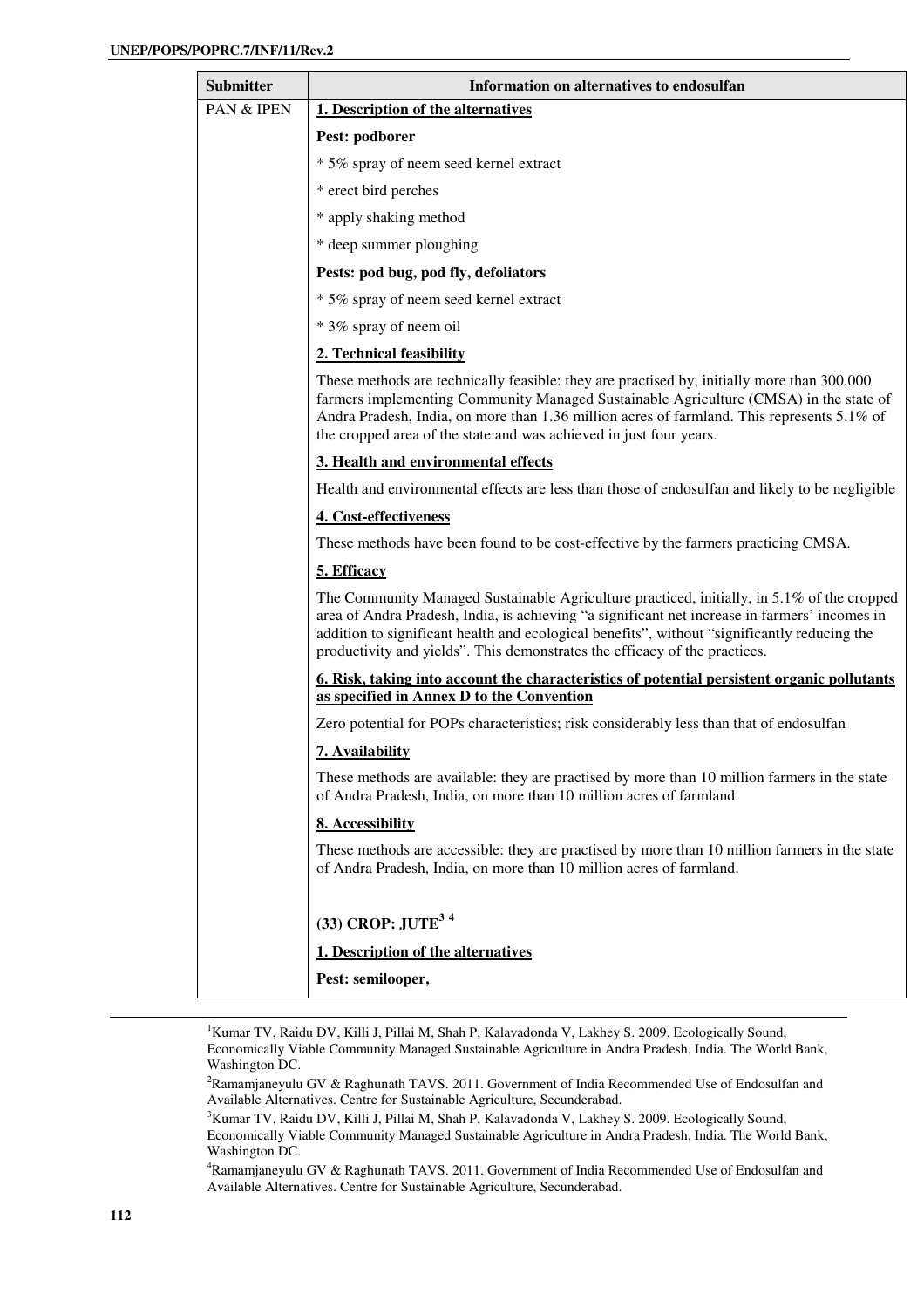| Submitter | Information on alternatives to endosulfan |
|---|---|
| PAN & IPEN | **1. Description of the alternatives**<br><br>**Pest: podborer**<br><br>* 5% spray of neem seed kernel extract<br><br>* erect bird perches<br><br>* apply shaking method<br><br>* deep summer ploughing<br><br>**Pests: pod bug, pod fly, defoliators**<br><br>* 5% spray of neem seed kernel extract<br><br>* 3% spray of neem oil<br><br>**2. Technical feasibility**<br><br>These methods are technically feasible: they are practised by, initially more than 300,000 farmers implementing Community Managed Sustainable Agriculture (CMSA) in the state of Andra Pradesh, India, on more than 1.36 million acres of farmland. This represents 5.1% of the cropped area of the state and was achieved in just four years.<br><br>**3. Health and environmental effects**<br><br>Health and environmental effects are less than those of endosulfan and likely to be negligible<br><br>**4. Cost-effectiveness**<br><br>These methods have been found to be cost-effective by the farmers practicing CMSA.<br><br>**5. Efficacy**<br><br>The Community Managed Sustainable Agriculture practiced, initially, in 5.1% of the cropped area of Andra Pradesh, India, is achieving "a significant net increase in farmers' incomes in addition to significant health and ecological benefits", without "significantly reducing the productivity and yields". This demonstrates the efficacy of the practices.<br><br>**6. Risk, taking into account the characteristics of potential persistent organic pollutants as specified in Annex D to the Convention**<br><br>Zero potential for POPs characteristics; risk considerably less than that of endosulfan<br><br>**7. Availability**<br><br>These methods are available: they are practised by more than 10 million farmers in the state of Andra Pradesh, India, on more than 10 million acres of farmland.<br><br>**8. Accessibility**<br><br>These methods are accessible: they are practised by more than 10 million farmers in the state of Andra Pradesh, India, on more than 10 million acres of farmland.<br><br>**(33) CROP: JUTE[3] [4]**<br><br>**1. Description of the alternatives**<br><br>**Pest: semilooper,** |

[1]Kumar TV, Raidu DV, Killi J, Pillai M, Shah P, Kalavadonda V, Lakhey S. 2009. Ecologically Sound, Economically Viable Community Managed Sustainable Agriculture in Andra Pradesh, India. The World Bank, Washington DC.

[2]Ramamjaneyulu GV & Raghunath TAVS. 2011. Government of India Recommended Use of Endosulfan and Available Alternatives. Centre for Sustainable Agriculture, Secunderabad.

[3]Kumar TV, Raidu DV, Killi J, Pillai M, Shah P, Kalavadonda V, Lakhey S. 2009. Ecologically Sound, Economically Viable Community Managed Sustainable Agriculture in Andra Pradesh, India. The World Bank, Washington DC.

[4]Ramamjaneyulu GV & Raghunath TAVS. 2011. Government of India Recommended Use of Endosulfan and Available Alternatives. Centre for Sustainable Agriculture, Secunderabad.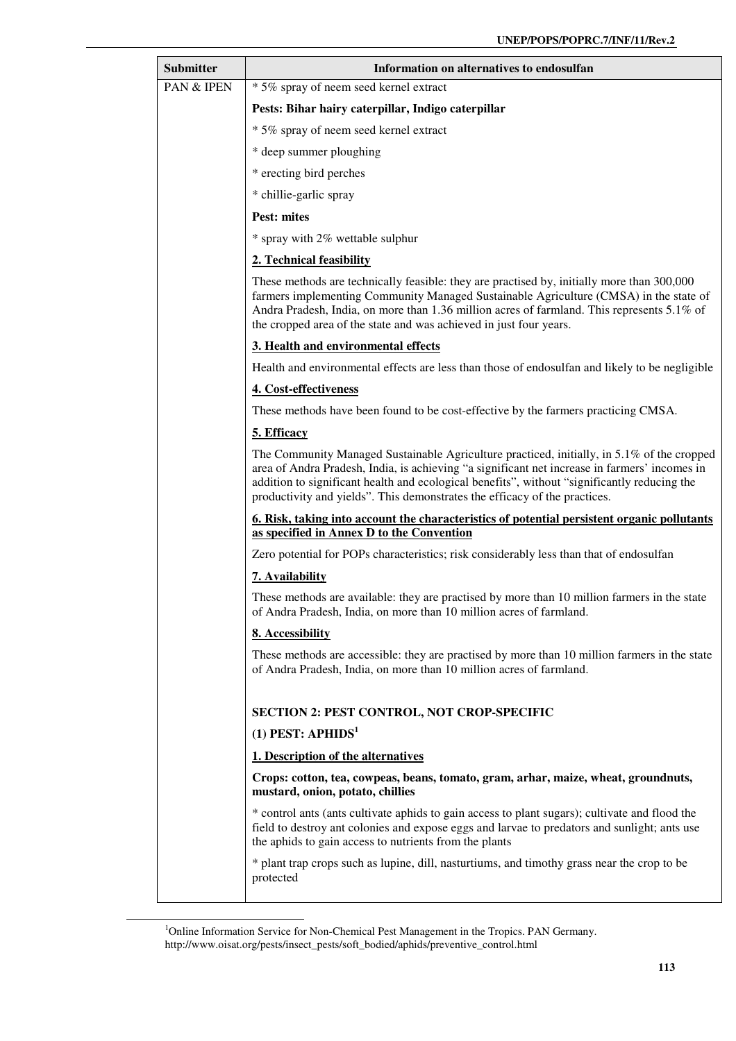| Submitter | Information on alternatives to endosulfan |
| --- | --- |
| PAN & IPEN | * 5% spray of neem seed kernel extract<br><br>**Pests: Bihar hairy caterpillar, Indigo caterpillar**<br><br>* 5% spray of neem seed kernel extract<br><br>* deep summer ploughing<br><br>* erecting bird perches<br><br>* chillie-garlic spray<br><br>**Pest: mites**<br><br>* spray with 2% wettable sulphur<br><br>**<u>2. Technical feasibility</u>**<br><br>These methods are technically feasible: they are practised by, initially more than 300,000 farmers implementing Community Managed Sustainable Agriculture (CMSA) in the state of Andra Pradesh, India, on more than 1.36 million acres of farmland. This represents 5.1% of the cropped area of the state and was achieved in just four years.<br><br>**<u>3. Health and environmental effects</u>**<br><br>Health and environmental effects are less than those of endosulfan and likely to be negligible<br><br>**<u>4. Cost-effectiveness</u>**<br><br>These methods have been found to be cost-effective by the farmers practicing CMSA.<br><br>**<u>5. Efficacy</u>**<br><br>The Community Managed Sustainable Agriculture practiced, initially, in 5.1% of the cropped area of Andra Pradesh, India, is achieving "a significant net increase in farmers' incomes in addition to significant health and ecological benefits", without "significantly reducing the productivity and yields". This demonstrates the efficacy of the practices.<br><br>**<u>6. Risk, taking into account the characteristics of potential persistent organic pollutants as specified in Annex D to the Convention</u>**<br><br>Zero potential for POPs characteristics; risk considerably less than that of endosulfan<br><br>**<u>7. Availability</u>**<br><br>These methods are available: they are practised by more than 10 million farmers in the state of Andra Pradesh, India, on more than 10 million acres of farmland.<br><br>**<u>8. Accessibility</u>**<br><br>These methods are accessible: they are practised by more than 10 million farmers in the state of Andra Pradesh, India, on more than 10 million acres of farmland.<br><br>**SECTION 2: PEST CONTROL, NOT CROP-SPECIFIC**<br><br>**(1) PEST: APHIDS[1]**<br><br>**<u>1. Description of the alternatives</u>**<br><br>**Crops: cotton, tea, cowpeas, beans, tomato, gram, arhar, maize, wheat, groundnuts, mustard, onion, potato, chillies**<br><br>* control ants (ants cultivate aphids to gain access to plant sugars); cultivate and flood the field to destroy ant colonies and expose eggs and larvae to predators and sunlight; ants use the aphids to gain access to nutrients from the plants<br><br>* plant trap crops such as lupine, dill, nasturtiums, and timothy grass near the crop to be protected |

[1]Online Information Service for Non-Chemical Pest Management in the Tropics. PAN Germany. http://www.oisat.org/pests/insect_pests/soft_bodied/aphids/preventive_control.html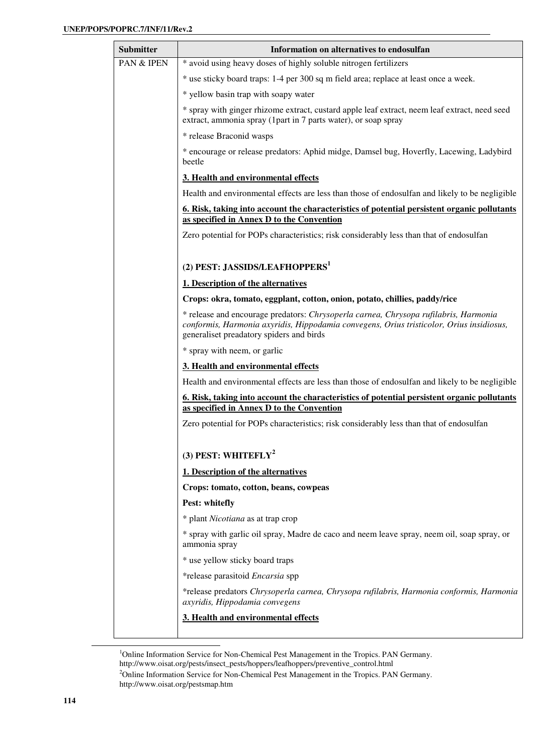| Submitter | Information on alternatives to endosulfan |
|---|---|
| PAN & IPEN | * avoid using heavy doses of highly soluble nitrogen fertilizers<br><br>* use sticky board traps: 1-4 per 300 sq m field area; replace at least once a week.<br><br>* yellow basin trap with soapy water<br><br>* spray with ginger rhizome extract, custard apple leaf extract, neem leaf extract, need seed extract, ammonia spray (1part in 7 parts water), or soap spray<br><br>* release Braconid wasps<br><br>* encourage or release predators: Aphid midge, Damsel bug, Hoverfly, Lacewing, Ladybird beetle<br><br>**3. Health and environmental effects**<br><br>Health and environmental effects are less than those of endosulfan and likely to be negligible<br><br>**6. Risk, taking into account the characteristics of potential persistent organic pollutants as specified in Annex D to the Convention**<br><br>Zero potential for POPs characteristics; risk considerably less than that of endosulfan<br><br>**(2) PEST: JASSIDS/LEAFHOPPERS[1]**<br><br>**1. Description of the alternatives**<br><br>**Crops: okra, tomato, eggplant, cotton, onion, potato, chillies, paddy/rice**<br><br>* release and encourage predators: *Chrysoperla carnea, Chrysopa rufilabris, Harmonia conformis, Harmonia axyridis, Hippodamia convegens, Orius tristicolor, Orius insidiosus,* generaliset preadatory spiders and birds<br><br>* spray with neem, or garlic<br><br>**3. Health and environmental effects**<br><br>Health and environmental effects are less than those of endosulfan and likely to be negligible<br><br>**6. Risk, taking into account the characteristics of potential persistent organic pollutants as specified in Annex D to the Convention**<br><br>Zero potential for POPs characteristics; risk considerably less than that of endosulfan<br><br>**(3) PEST: WHITEFLY[2]**<br><br>**1. Description of the alternatives**<br><br>**Crops: tomato, cotton, beans, cowpeas**<br><br>**Pest: whitefly**<br><br>* plant *Nicotiana* as at trap crop<br><br>* spray with garlic oil spray, Madre de caco and neem leave spray, neem oil, soap spray, or ammonia spray<br><br>* use yellow sticky board traps<br><br>*release parasitoid *Encarsia* spp<br><br>*release predators *Chrysoperla carnea, Chrysopa rufilabris, Harmonia conformis, Harmonia axyridis, Hippodamia convegens*<br><br>**3. Health and environmental effects** |

[1] Online Information Service for Non-Chemical Pest Management in the Tropics. PAN Germany. http://www.oisat.org/pests/insect_pests/hoppers/leafhoppers/preventive_control.html

[2] Online Information Service for Non-Chemical Pest Management in the Tropics. PAN Germany. http://www.oisat.org/pestsmap.htm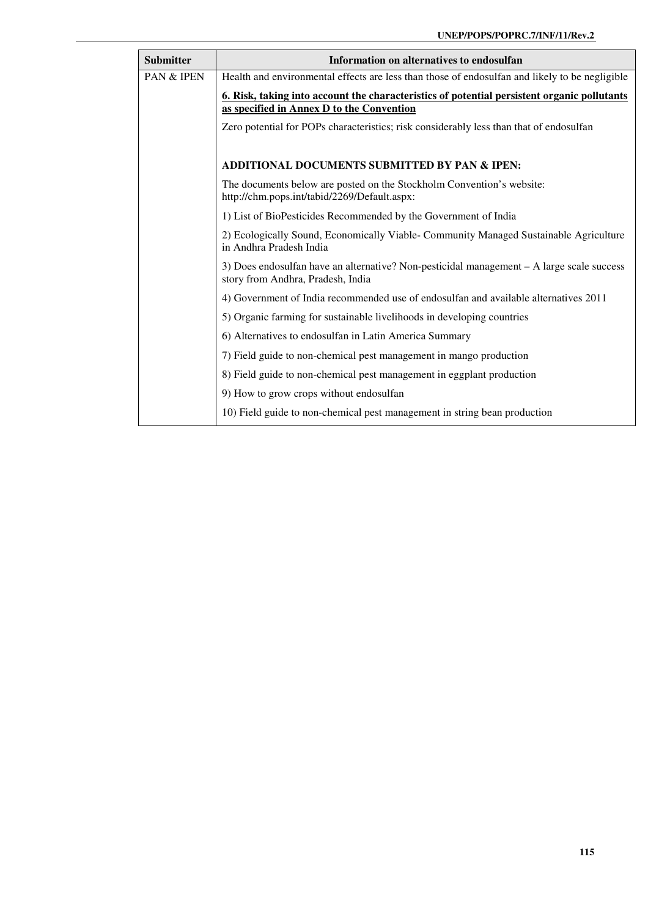| Submitter | Information on alternatives to endosulfan |
|---|---|
| PAN & IPEN | Health and environmental effects are less than those of endosulfan and likely to be negligible<br><br>**6. Risk, taking into account the characteristics of potential persistent organic pollutants as specified in Annex D to the Convention**<br><br>Zero potential for POPs characteristics; risk considerably less than that of endosulfan<br><br>**ADDITIONAL DOCUMENTS SUBMITTED BY PAN & IPEN:**<br><br>The documents below are posted on the Stockholm Convention's website: http://chm.pops.int/tabid/2269/Default.aspx:<br><br>1) List of BioPesticides Recommended by the Government of India<br><br>2) Ecologically Sound, Economically Viable- Community Managed Sustainable Agriculture in Andhra Pradesh India<br><br>3) Does endosulfan have an alternative? Non-pesticidal management – A large scale success story from Andhra, Pradesh, India<br><br>4) Government of India recommended use of endosulfan and available alternatives 2011<br><br>5) Organic farming for sustainable livelihoods in developing countries<br><br>6) Alternatives to endosulfan in Latin America Summary<br><br>7) Field guide to non-chemical pest management in mango production<br><br>8) Field guide to non-chemical pest management in eggplant production<br><br>9) How to grow crops without endosulfan<br><br>10) Field guide to non-chemical pest management in string bean production |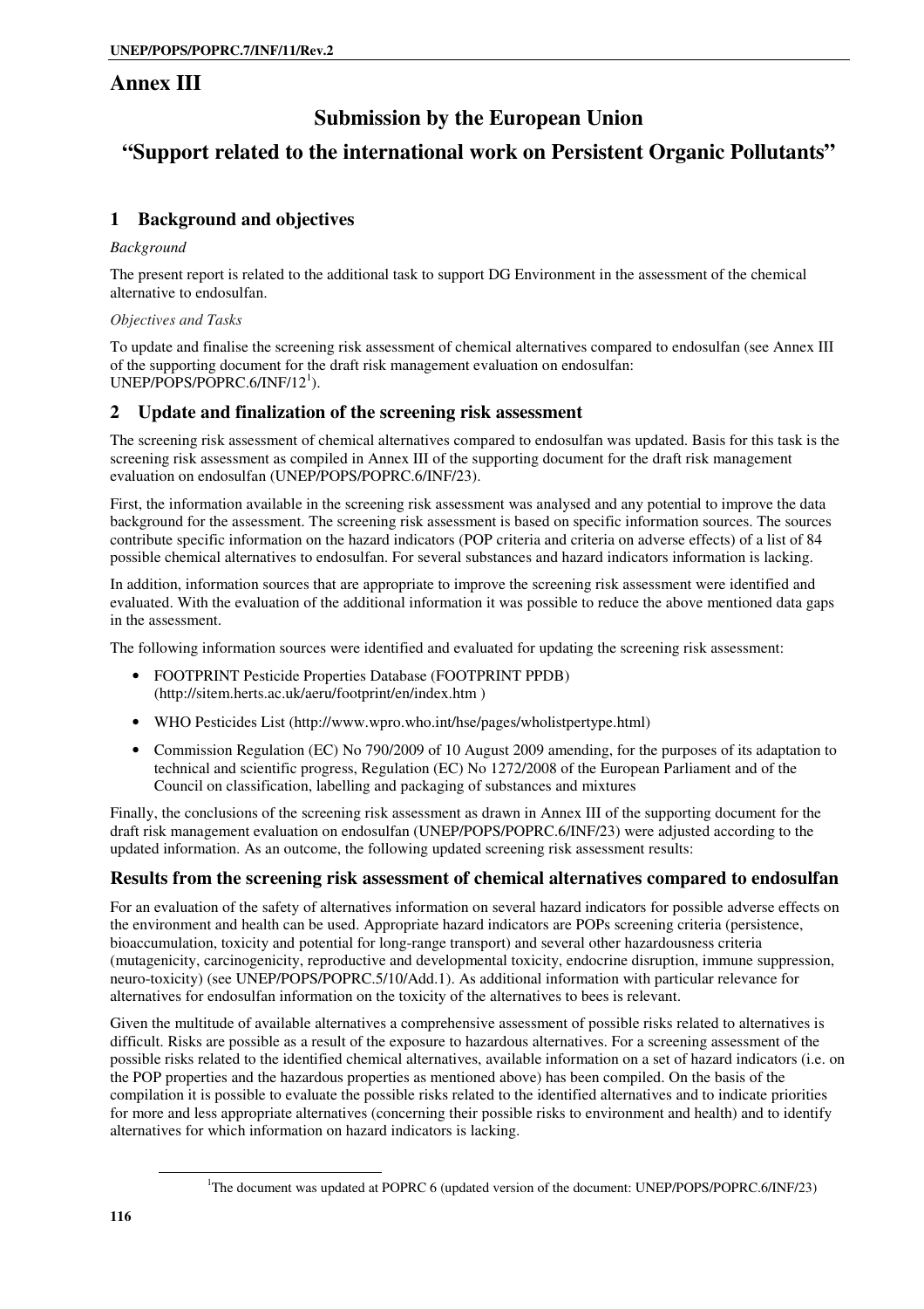# Annex III

## Submission by the European Union

## "Support related to the international work on Persistent Organic Pollutants"

### 1 Background and objectives

*Background*

The present report is related to the additional task to support DG Environment in the assessment of the chemical alternative to endosulfan.

*Objectives and Tasks*

To update and finalise the screening risk assessment of chemical alternatives compared to endosulfan (see Annex III of the supporting document for the draft risk management evaluation on endosulfan: UNEP/POPS/POPRC.6/INF/12[1]).

### 2 Update and finalization of the screening risk assessment

The screening risk assessment of chemical alternatives compared to endosulfan was updated. Basis for this task is the screening risk assessment as compiled in Annex III of the supporting document for the draft risk management evaluation on endosulfan (UNEP/POPS/POPRC.6/INF/23).

First, the information available in the screening risk assessment was analysed and any potential to improve the data background for the assessment. The screening risk assessment is based on specific information sources. The sources contribute specific information on the hazard indicators (POP criteria and criteria on adverse effects) of a list of 84 possible chemical alternatives to endosulfan. For several substances and hazard indicators information is lacking.

In addition, information sources that are appropriate to improve the screening risk assessment were identified and evaluated. With the evaluation of the additional information it was possible to reduce the above mentioned data gaps in the assessment.

The following information sources were identified and evaluated for updating the screening risk assessment:

- FOOTPRINT Pesticide Properties Database (FOOTPRINT PPDB) (http://sitem.herts.ac.uk/aeru/footprint/en/index.htm )
- WHO Pesticides List (http://www.wpro.who.int/hse/pages/wholistpertype.html)
- Commission Regulation (EC) No 790/2009 of 10 August 2009 amending, for the purposes of its adaptation to technical and scientific progress, Regulation (EC) No 1272/2008 of the European Parliament and of the Council on classification, labelling and packaging of substances and mixtures

Finally, the conclusions of the screening risk assessment as drawn in Annex III of the supporting document for the draft risk management evaluation on endosulfan (UNEP/POPS/POPRC.6/INF/23) were adjusted according to the updated information. As an outcome, the following updated screening risk assessment results:

### Results from the screening risk assessment of chemical alternatives compared to endosulfan

For an evaluation of the safety of alternatives information on several hazard indicators for possible adverse effects on the environment and health can be used. Appropriate hazard indicators are POPs screening criteria (persistence, bioaccumulation, toxicity and potential for long-range transport) and several other hazardousness criteria (mutagenicity, carcinogenicity, reproductive and developmental toxicity, endocrine disruption, immune suppression, neuro-toxicity) (see UNEP/POPS/POPRC.5/10/Add.1). As additional information with particular relevance for alternatives for endosulfan information on the toxicity of the alternatives to bees is relevant.

Given the multitude of available alternatives a comprehensive assessment of possible risks related to alternatives is difficult. Risks are possible as a result of the exposure to hazardous alternatives. For a screening assessment of the possible risks related to the identified chemical alternatives, available information on a set of hazard indicators (i.e. on the POP properties and the hazardous properties as mentioned above) has been compiled. On the basis of the compilation it is possible to evaluate the possible risks related to the identified alternatives and to indicate priorities for more and less appropriate alternatives (concerning their possible risks to environment and health) and to identify alternatives for which information on hazard indicators is lacking.

[1] The document was updated at POPRC 6 (updated version of the document: UNEP/POPS/POPRC.6/INF/23)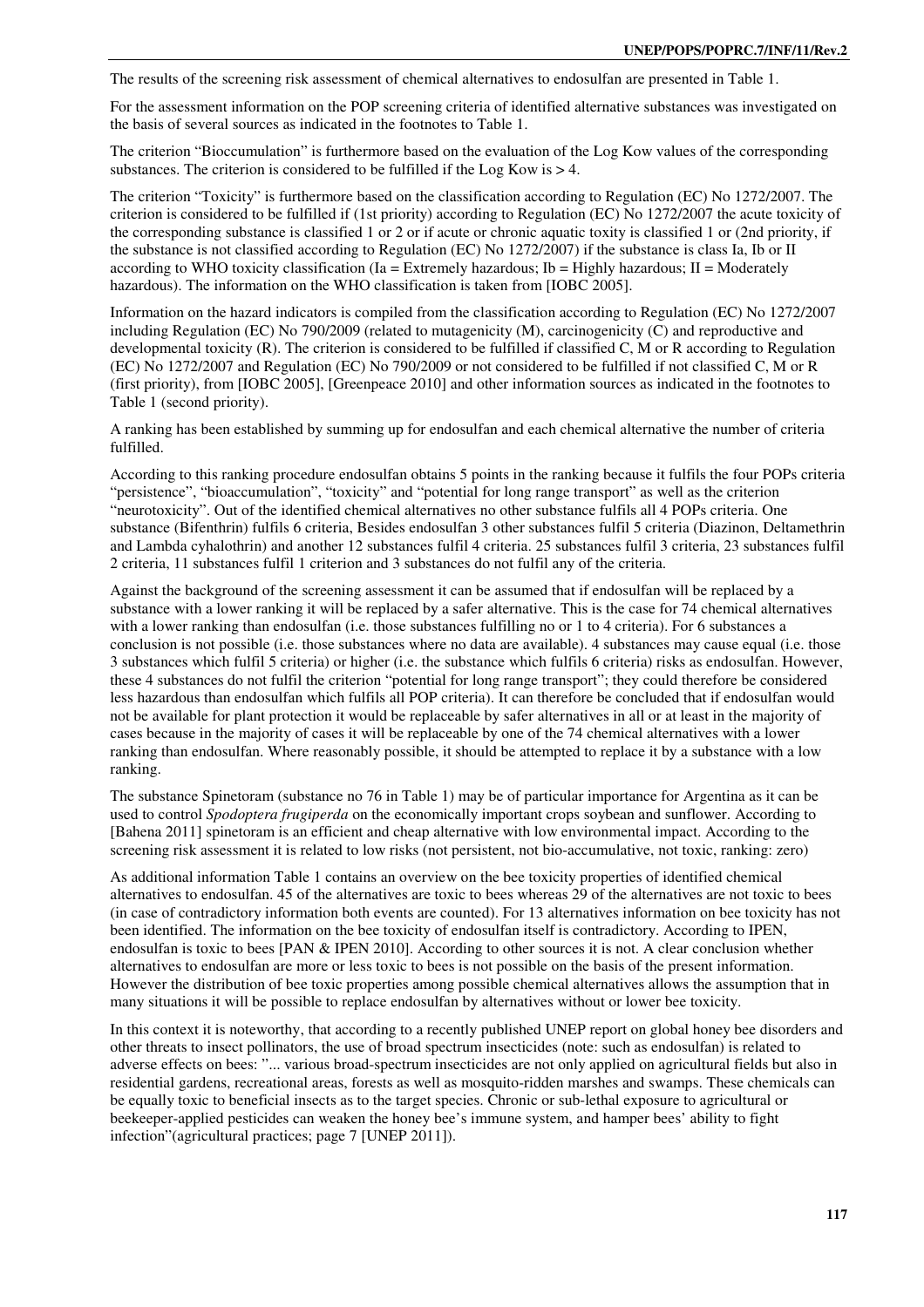The results of the screening risk assessment of chemical alternatives to endosulfan are presented in Table 1.

For the assessment information on the POP screening criteria of identified alternative substances was investigated on the basis of several sources as indicated in the footnotes to Table 1.

The criterion "Bioccumulation" is furthermore based on the evaluation of the Log Kow values of the corresponding substances. The criterion is considered to be fulfilled if the Log Kow is > 4.

The criterion "Toxicity" is furthermore based on the classification according to Regulation (EC) No 1272/2007. The criterion is considered to be fulfilled if (1st priority) according to Regulation (EC) No 1272/2007 the acute toxicity of the corresponding substance is classified 1 or 2 or if acute or chronic aquatic toxity is classified 1 or (2nd priority, if the substance is not classified according to Regulation (EC) No 1272/2007) if the substance is class Ia, Ib or II according to WHO toxicity classification (Ia = Extremely hazardous; Ib = Highly hazardous; II = Moderately hazardous). The information on the WHO classification is taken from [IOBC 2005].

Information on the hazard indicators is compiled from the classification according to Regulation (EC) No 1272/2007 including Regulation (EC) No 790/2009 (related to mutagenicity (M), carcinogenicity (C) and reproductive and developmental toxicity (R). The criterion is considered to be fulfilled if classified C, M or R according to Regulation (EC) No 1272/2007 and Regulation (EC) No 790/2009 or not considered to be fulfilled if not classified C, M or R (first priority), from [IOBC 2005], [Greenpeace 2010] and other information sources as indicated in the footnotes to Table 1 (second priority).

A ranking has been established by summing up for endosulfan and each chemical alternative the number of criteria fulfilled.

According to this ranking procedure endosulfan obtains 5 points in the ranking because it fulfils the four POPs criteria "persistence", "bioaccumulation", "toxicity" and "potential for long range transport" as well as the criterion "neurotoxicity". Out of the identified chemical alternatives no other substance fulfils all 4 POPs criteria. One substance (Bifenthrin) fulfils 6 criteria, Besides endosulfan 3 other substances fulfil 5 criteria (Diazinon, Deltamethrin and Lambda cyhalothrin) and another 12 substances fulfil 4 criteria. 25 substances fulfil 3 criteria, 23 substances fulfil 2 criteria, 11 substances fulfil 1 criterion and 3 substances do not fulfil any of the criteria.

Against the background of the screening assessment it can be assumed that if endosulfan will be replaced by a substance with a lower ranking it will be replaced by a safer alternative. This is the case for 74 chemical alternatives with a lower ranking than endosulfan (i.e. those substances fulfilling no or 1 to 4 criteria). For 6 substances a conclusion is not possible (i.e. those substances where no data are available). 4 substances may cause equal (i.e. those 3 substances which fulfil 5 criteria) or higher (i.e. the substance which fulfils 6 criteria) risks as endosulfan. However, these 4 substances do not fulfil the criterion "potential for long range transport"; they could therefore be considered less hazardous than endosulfan which fulfils all POP criteria). It can therefore be concluded that if endosulfan would not be available for plant protection it would be replaceable by safer alternatives in all or at least in the majority of cases because in the majority of cases it will be replaceable by one of the 74 chemical alternatives with a lower ranking than endosulfan. Where reasonably possible, it should be attempted to replace it by a substance with a low ranking.

The substance Spinetoram (substance no 76 in Table 1) may be of particular importance for Argentina as it can be used to control *Spodoptera frugiperda* on the economically important crops soybean and sunflower. According to [Bahena 2011] spinetoram is an efficient and cheap alternative with low environmental impact. According to the screening risk assessment it is related to low risks (not persistent, not bio-accumulative, not toxic, ranking: zero)

As additional information Table 1 contains an overview on the bee toxicity properties of identified chemical alternatives to endosulfan. 45 of the alternatives are toxic to bees whereas 29 of the alternatives are not toxic to bees (in case of contradictory information both events are counted). For 13 alternatives information on bee toxicity has not been identified. The information on the bee toxicity of endosulfan itself is contradictory. According to IPEN, endosulfan is toxic to bees [PAN & IPEN 2010]. According to other sources it is not. A clear conclusion whether alternatives to endosulfan are more or less toxic to bees is not possible on the basis of the present information. However the distribution of bee toxic properties among possible chemical alternatives allows the assumption that in many situations it will be possible to replace endosulfan by alternatives without or lower bee toxicity.

In this context it is noteworthy, that according to a recently published UNEP report on global honey bee disorders and other threats to insect pollinators, the use of broad spectrum insecticides (note: such as endosulfan) is related to adverse effects on bees: "... various broad-spectrum insecticides are not only applied on agricultural fields but also in residential gardens, recreational areas, forests as well as mosquito-ridden marshes and swamps. These chemicals can be equally toxic to beneficial insects as to the target species. Chronic or sub-lethal exposure to agricultural or beekeeper-applied pesticides can weaken the honey bee's immune system, and hamper bees' ability to fight infection"(agricultural practices; page 7 [UNEP 2011]).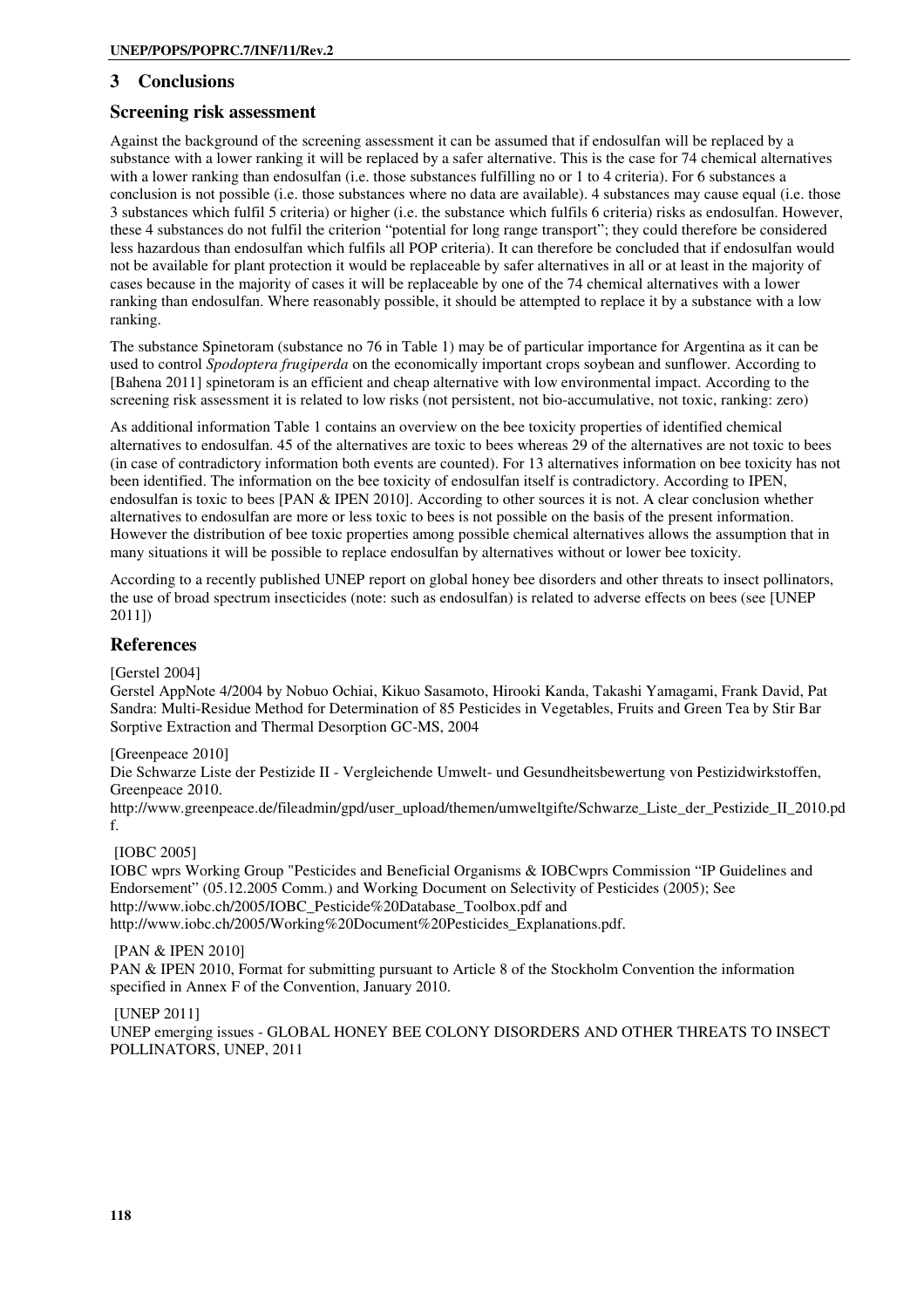## 3 Conclusions

### Screening risk assessment

Against the background of the screening assessment it can be assumed that if endosulfan will be replaced by a substance with a lower ranking it will be replaced by a safer alternative. This is the case for 74 chemical alternatives with a lower ranking than endosulfan (i.e. those substances fulfilling no or 1 to 4 criteria). For 6 substances a conclusion is not possible (i.e. those substances where no data are available). 4 substances may cause equal (i.e. those 3 substances which fulfil 5 criteria) or higher (i.e. the substance which fulfils 6 criteria) risks as endosulfan. However, these 4 substances do not fulfil the criterion "potential for long range transport"; they could therefore be considered less hazardous than endosulfan which fulfils all POP criteria). It can therefore be concluded that if endosulfan would not be available for plant protection it would be replaceable by safer alternatives in all or at least in the majority of cases because in the majority of cases it will be replaceable by one of the 74 chemical alternatives with a lower ranking than endosulfan. Where reasonably possible, it should be attempted to replace it by a substance with a low ranking.

The substance Spinetoram (substance no 76 in Table 1) may be of particular importance for Argentina as it can be used to control *Spodoptera frugiperda* on the economically important crops soybean and sunflower. According to [Bahena 2011] spinetoram is an efficient and cheap alternative with low environmental impact. According to the screening risk assessment it is related to low risks (not persistent, not bio-accumulative, not toxic, ranking: zero)

As additional information Table 1 contains an overview on the bee toxicity properties of identified chemical alternatives to endosulfan. 45 of the alternatives are toxic to bees whereas 29 of the alternatives are not toxic to bees (in case of contradictory information both events are counted). For 13 alternatives information on bee toxicity has not been identified. The information on the bee toxicity of endosulfan itself is contradictory. According to IPEN, endosulfan is toxic to bees [PAN & IPEN 2010]. According to other sources it is not. A clear conclusion whether alternatives to endosulfan are more or less toxic to bees is not possible on the basis of the present information. However the distribution of bee toxic properties among possible chemical alternatives allows the assumption that in many situations it will be possible to replace endosulfan by alternatives without or lower bee toxicity.

According to a recently published UNEP report on global honey bee disorders and other threats to insect pollinators, the use of broad spectrum insecticides (note: such as endosulfan) is related to adverse effects on bees (see [UNEP 2011])

### References

[Gerstel 2004]
Gerstel AppNote 4/2004 by Nobuo Ochiai, Kikuo Sasamoto, Hirooki Kanda, Takashi Yamagami, Frank David, Pat Sandra: Multi-Residue Method for Determination of 85 Pesticides in Vegetables, Fruits and Green Tea by Stir Bar Sorptive Extraction and Thermal Desorption GC-MS, 2004

[Greenpeace 2010]
Die Schwarze Liste der Pestizide II - Vergleichende Umwelt- und Gesundheitsbewertung von Pestizidwirkstoffen, Greenpeace 2010.
http://www.greenpeace.de/fileadmin/gpd/user_upload/themen/umweltgifte/Schwarze_Liste_der_Pestizide_II_2010.pdf.

[IOBC 2005]
IOBC wprs Working Group "Pesticides and Beneficial Organisms & IOBCwprs Commission "IP Guidelines and Endorsement" (05.12.2005 Comm.) and Working Document on Selectivity of Pesticides (2005); See http://www.iobc.ch/2005/IOBC_Pesticide%20Database_Toolbox.pdf and http://www.iobc.ch/2005/Working%20Document%20Pesticides_Explanations.pdf.

[PAN & IPEN 2010]
PAN & IPEN 2010, Format for submitting pursuant to Article 8 of the Stockholm Convention the information specified in Annex F of the Convention, January 2010.

[UNEP 2011]
UNEP emerging issues - GLOBAL HONEY BEE COLONY DISORDERS AND OTHER THREATS TO INSECT POLLINATORS, UNEP, 2011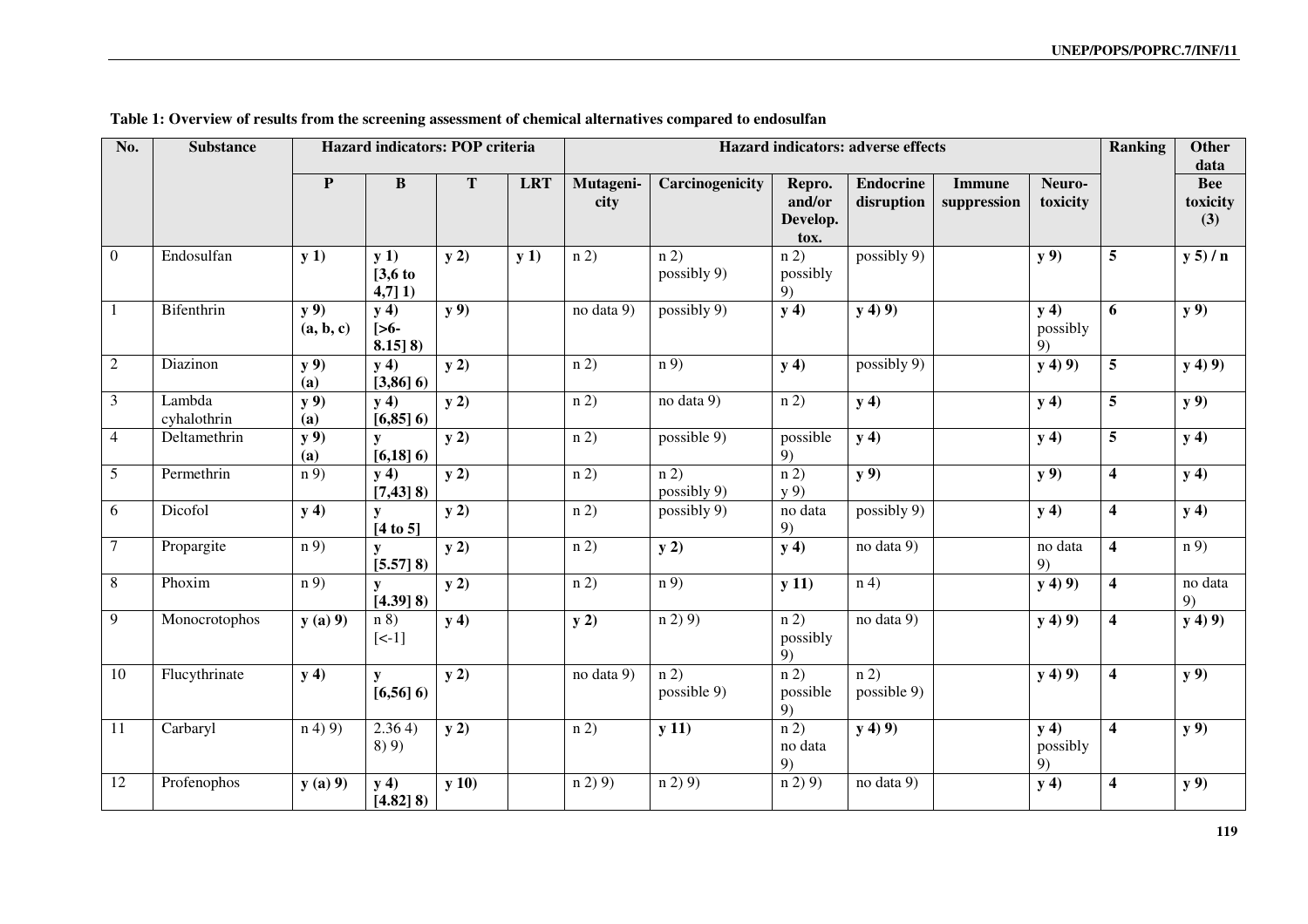**Table 1: Overview of results from the screening assessment of chemical alternatives compared to endosulfan**

| No. | Substance | Hazard indicators: POP criteria | | | | Hazard indicators: adverse effects | | | | | | Ranking | Other data |
|---|---|---|---|---|---|---|---|---|---|---|---|---|---|
| | | **P** | **B** | **T** | **LRT** | **Mutagenicity** | **Carcinogenicity** | **Repro. and/or Develop. tox.** | **Endocrine disruption** | **Immune suppression** | **Neuro-toxicity** | | **Bee toxicity (3)** |
| 0 | Endosulfan | **y 1)** | **y 1) [3,6 to 4,7] 1)** | **y 2)** | **y 1)** | n 2) | n 2) possibly 9) | n 2) possibly 9) | possibly 9) | | **y 9)** | **5** | **y 5) / n** |
| 1 | Bifenthrin | **y 9) (a, b, c)** | **y 4) [>6-8.15] 8)** | **y 9)** | | no data 9) | possibly 9) | **y 4)** | **y 4) 9)** | | **y 4)** possibly 9) | **6** | **y 9)** |
| 2 | Diazinon | **y 9) (a)** | **y 4) [3,86] 6)** | **y 2)** | | n 2) | n 9) | **y 4)** | possibly 9) | | **y 4) 9)** | **5** | **y 4) 9)** |
| 3 | Lambda cyhalothrin | **y 9) (a)** | **y 4) [6,85] 6)** | **y 2)** | | n 2) | no data 9) | n 2) | **y 4)** | | **y 4)** | **5** | **y 9)** |
| 4 | Deltamethrin | **y 9) (a)** | **y [6,18] 6)** | **y 2)** | | n 2) | possible 9) | possible 9) | **y 4)** | | **y 4)** | **5** | **y 4)** |
| 5 | Permethrin | n 9) | **y 4) [7,43] 8)** | **y 2)** | | n 2) | n 2) possibly 9) | n 2) y 9) | **y 9)** | | **y 9)** | **4** | **y 4)** |
| 6 | Dicofol | **y 4)** | **y [4 to 5]** | **y 2)** | | n 2) | possibly 9) | no data 9) | possibly 9) | | **y 4)** | **4** | **y 4)** |
| 7 | Propargite | n 9) | **y [5.57] 8)** | **y 2)** | | n 2) | **y 2)** | **y 4)** | no data 9) | | no data 9) | **4** | n 9) |
| 8 | Phoxim | n 9) | **y [4.39] 8)** | **y 2)** | | n 2) | n 9) | **y 11)** | n 4) | | **y 4) 9)** | **4** | no data 9) |
| 9 | Monocrotophos | **y (a) 9)** | n 8) [<-1] | **y 4)** | | **y 2)** | n 2) 9) | n 2) possibly 9) | no data 9) | | **y 4) 9)** | **4** | **y 4) 9)** |
| 10 | Flucythrinate | **y 4)** | **y [6,56] 6)** | **y 2)** | | no data 9) | n 2) possible 9) | n 2) possible 9) | n 2) possible 9) | | **y 4) 9)** | **4** | **y 9)** |
| 11 | Carbaryl | n 4) 9) | 2.36 4) 8) 9) | **y 2)** | | n 2) | **y 11)** | n 2) no data 9) | **y 4) 9)** | | **y 4)** possibly 9) | **4** | **y 9)** |
| 12 | Profenophos | **y (a) 9)** | **y 4) [4.82] 8)** | **y 10)** | | n 2) 9) | n 2) 9) | n 2) 9) | no data 9) | | **y 4)** | **4** | **y 9)** |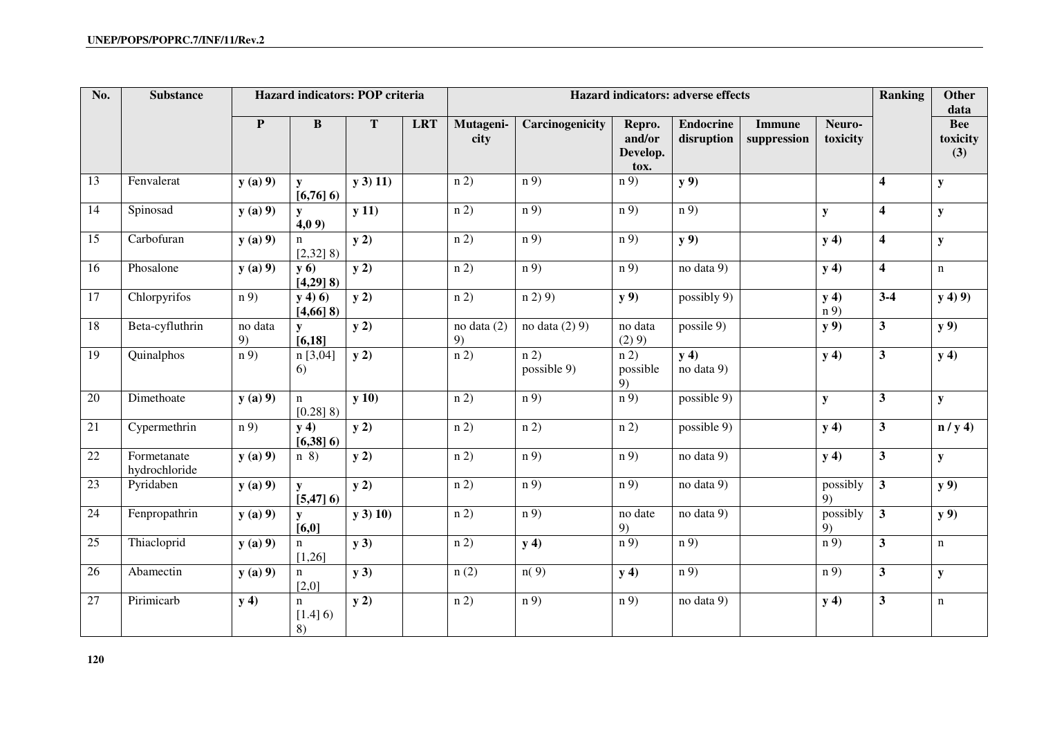| No. | Substance | Hazard indicators: POP criteria | | | | Hazard indicators: adverse effects | | | | | | Ranking | Other data |
|---|---|---|---|---|---|---|---|---|---|---|---|---|---|
| | | **P** | **B** | **T** | **LRT** | **Mutageni-city** | **Carcinogenicity** | **Repro. and/or Develop. tox.** | **Endocrine disruption** | **Immune suppression** | **Neuro-toxicity** | | **Bee toxicity (3)** |
| 13 | Fenvalerat | **y (a) 9)** | **y [6,76] 6)** | **y 3) 11)** | | n 2) | n 9) | n 9) | **y 9)** | | | **4** | **y** |
| 14 | Spinosad | **y (a) 9)** | **y 4,0 9)** | **y 11)** | | n 2) | n 9) | n 9) | n 9) | | **y** | **4** | **y** |
| 15 | Carbofuran | **y (a) 9)** | n [2,32] 8) | **y 2)** | | n 2) | n 9) | n 9) | **y 9)** | | **y 4)** | **4** | **y** |
| 16 | Phosalone | **y (a) 9)** | **y 6) [4,29] 8)** | **y 2)** | | n 2) | n 9) | n 9) | no data 9) | | **y 4)** | **4** | n |
| 17 | Chlorpyrifos | n 9) | **y 4) 6) [4,66] 8)** | **y 2)** | | n 2) | n 2) 9) | **y 9)** | possibly 9) | | **y 4)** n 9) | **3-4** | **y 4) 9)** |
| 18 | Beta-cyfluthrin | no data 9) | **y [6,18]** | **y 2)** | | no data (2) 9) | no data (2) 9) | no data (2) 9) | possile 9) | | **y 9)** | **3** | **y 9)** |
| 19 | Quinalphos | n 9) | n [3,04] 6) | **y 2)** | | n 2) | n 2) possible 9) | n 2) possible 9) | **y 4)** no data 9) | | **y 4)** | **3** | **y 4)** |
| 20 | Dimethoate | **y (a) 9)** | n [0.28] 8) | **y 10)** | | n 2) | n 9) | n 9) | possible 9) | | **y** | **3** | **y** |
| 21 | Cypermethrin | n 9) | **y 4) [6,38] 6)** | **y 2)** | | n 2) | n 2) | n 2) | possible 9) | | **y 4)** | **3** | **n / y 4)** |
| 22 | Formetanate hydrochloride | **y (a) 9)** | n 8) | **y 2)** | | n 2) | n 9) | n 9) | no data 9) | | **y 4)** | **3** | **y** |
| 23 | Pyridaben | **y (a) 9)** | **y [5,47] 6)** | **y 2)** | | n 2) | n 9) | n 9) | no data 9) | | possibly 9) | **3** | **y 9)** |
| 24 | Fenpropathrin | **y (a) 9)** | **y [6,0]** | **y 3) 10)** | | n 2) | n 9) | no date 9) | no data 9) | | possibly 9) | **3** | **y 9)** |
| 25 | Thiacloprid | **y (a) 9)** | n [1,26] | **y 3)** | | n 2) | **y 4)** | n 9) | n 9) | | n 9) | **3** | n |
| 26 | Abamectin | **y (a) 9)** | n [2,0] | **y 3)** | | n (2) | n( 9) | **y 4)** | n 9) | | n 9) | **3** | **y** |
| 27 | Pirimicarb | **y 4)** | n [1.4] 6) 8) | **y 2)** | | n 2) | n 9) | n 9) | no data 9) | | **y 4)** | **3** | n |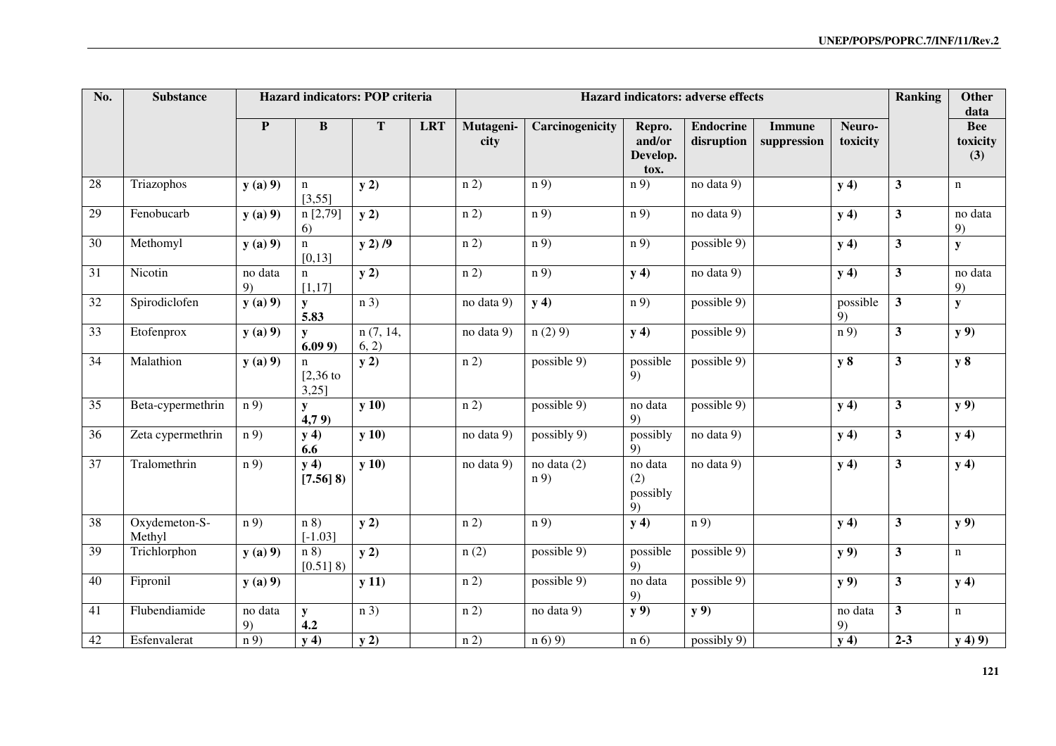| No. | Substance | Hazard indicators: POP criteria | | | | Hazard indicators: adverse effects | | | | | | Ranking | Other data |
|---|---|---|---|---|---|---|---|---|---|---|---|---|---|
| | | **P** | **B** | **T** | **LRT** | **Mutageni-city** | **Carcinogenicity** | **Repro. and/or Develop. tox.** | **Endocrine disruption** | **Immune suppression** | **Neuro-toxicity** | | **Bee toxicity (3)** |
| 28 | Triazophos | **y (a) 9)** | n [3,55] | **y 2)** | | n 2) | n 9) | n 9) | no data 9) | | **y 4)** | **3** | n |
| 29 | Fenobucarb | **y (a) 9)** | n [2,79] 6) | **y 2)** | | n 2) | n 9) | n 9) | no data 9) | | **y 4)** | **3** | no data 9) |
| 30 | Methomyl | **y (a) 9)** | n [0,13] | **y 2) /9** | | n 2) | n 9) | n 9) | possible 9) | | **y 4)** | **3** | **y** |
| 31 | Nicotin | no data 9) | n [1,17] | **y 2)** | | n 2) | n 9) | **y 4)** | no data 9) | | **y 4)** | **3** | no data 9) |
| 32 | Spirodiclofen | **y (a) 9)** | **y 5.83** | n 3) | | no data 9) | **y 4)** | n 9) | possible 9) | | possible 9) | **3** | **y** |
| 33 | Etofenprox | **y (a) 9)** | **y 6.09 9)** | n (7, 14, 6, 2) | | no data 9) | n (2) 9) | **y 4)** | possible 9) | | n 9) | **3** | **y 9)** |
| 34 | Malathion | **y (a) 9)** | n [2,36 to 3,25] | **y 2)** | | n 2) | possible 9) | possible 9) | possible 9) | | **y 8** | **3** | **y 8** |
| 35 | Beta-cypermethrin | n 9) | **y 4,7 9)** | **y 10)** | | n 2) | possible 9) | no data 9) | possible 9) | | **y 4)** | **3** | **y 9)** |
| 36 | Zeta cypermethrin | n 9) | **y 4) 6.6** | **y 10)** | | no data 9) | possibly 9) | possibly 9) | no data 9) | | **y 4)** | **3** | **y 4)** |
| 37 | Tralomethrin | n 9) | **y 4) [7.56] 8)** | **y 10)** | | no data 9) | no data (2) n 9) | no data (2) possibly 9) | no data 9) | | **y 4)** | **3** | **y 4)** |
| 38 | Oxydemeton-S-Methyl | n 9) | n 8) [-1.03] | **y 2)** | | n 2) | n 9) | **y 4)** | n 9) | | **y 4)** | **3** | **y 9)** |
| 39 | Trichlorphon | **y (a) 9)** | n 8) [0.51] 8) | **y 2)** | | n (2) | possible 9) | possible 9) | possible 9) | | **y 9)** | **3** | n |
| 40 | Fipronil | **y (a) 9)** | | **y 11)** | | n 2) | possible 9) | no data 9) | possible 9) | | **y 9)** | **3** | **y 4)** |
| 41 | Flubendiamide | no data 9) | **y 4.2** | n 3) | | n 2) | no data 9) | **y 9)** | **y 9)** | | no data 9) | **3** | n |
| 42 | Esfenvalerat | n 9) | **y 4)** | **y 2)** | | n 2) | n 6) 9) | n 6) | possibly 9) | | **y 4)** | **2-3** | **y 4) 9)** |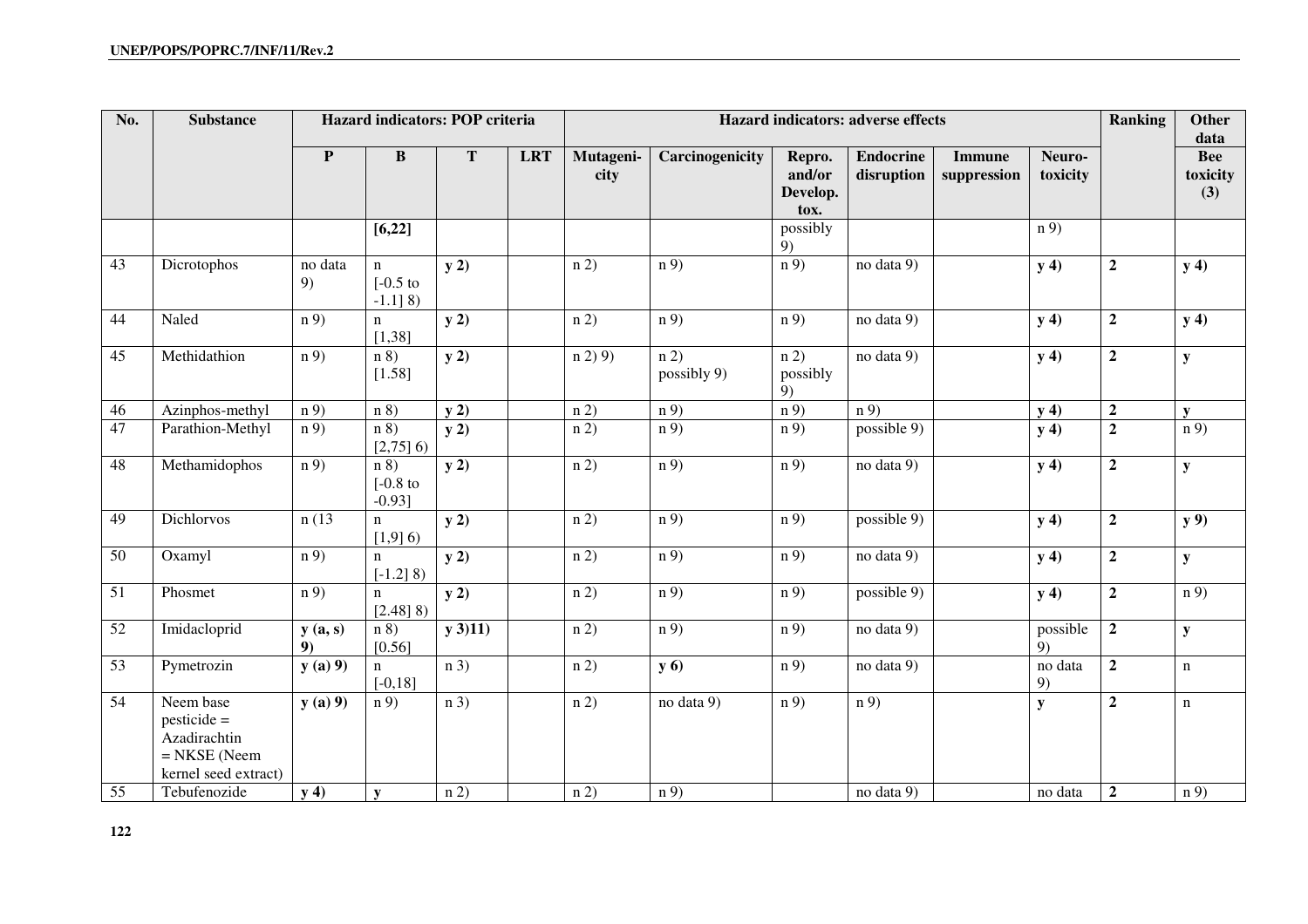| No. | Substance | Hazard indicators: POP criteria | | | | Hazard indicators: adverse effects | | | | | | Ranking | Other data |
|---|---|---|---|---|---|---|---|---|---|---|---|---|---|
| | | **P** | **B** | **T** | **LRT** | **Mutageni-city** | **Carcinogenicity** | **Repro. and/or Develop. tox.** | **Endocrine disruption** | **Immune suppression** | **Neuro-toxicity** | | **Bee toxicity (3)** |
| | | | **[6,22]** | | | | | possibly 9) | | | n 9) | | |
| 43 | Dicrotophos | no data 9) | n [-0.5 to -1.1] 8) | **y 2)** | | n 2) | n 9) | n 9) | no data 9) | | **y 4)** | **2** | **y 4)** |
| 44 | Naled | n 9) | n [1,38] | **y 2)** | | n 2) | n 9) | n 9) | no data 9) | | **y 4)** | **2** | **y 4)** |
| 45 | Methidathion | n 9) | n 8) [1.58] | **y 2)** | | n 2) 9) | n 2) possibly 9) | n 2) possibly 9) | no data 9) | | **y 4)** | **2** | **y** |
| 46 | Azinphos-methyl | n 9) | n 8) | **y 2)** | | n 2) | n 9) | n 9) | n 9) | | **y 4)** | **2** | **y** |
| 47 | Parathion-Methyl | n 9) | n 8) [2,75] 6) | **y 2)** | | n 2) | n 9) | n 9) | possible 9) | | **y 4)** | **2** | n 9) |
| 48 | Methamidophos | n 9) | n 8) [-0.8 to -0.93] | **y 2)** | | n 2) | n 9) | n 9) | no data 9) | | **y 4)** | **2** | **y** |
| 49 | Dichlorvos | n (13 | n [1,9] 6) | **y 2)** | | n 2) | n 9) | n 9) | possible 9) | | **y 4)** | **2** | **y 9)** |
| 50 | Oxamyl | n 9) | n [-1.2] 8) | **y 2)** | | n 2) | n 9) | n 9) | no data 9) | | **y 4)** | **2** | **y** |
| 51 | Phosmet | n 9) | n [2.48] 8) | **y 2)** | | n 2) | n 9) | n 9) | possible 9) | | **y 4)** | **2** | n 9) |
| 52 | Imidacloprid | **y (a, s) 9)** | n 8) [0.56] | **y 3)11)** | | n 2) | n 9) | n 9) | no data 9) | | possible 9) | **2** | **y** |
| 53 | Pymetrozin | **y (a) 9)** | n [-0,18] | n 3) | | n 2) | **y 6)** | n 9) | no data 9) | | no data 9) | **2** | n |
| 54 | Neem base pesticide = Azadirachtin = NKSE (Neem kernel seed extract) | **y (a) 9)** | n 9) | n 3) | | n 2) | no data 9) | n 9) | n 9) | | **y** | **2** | n |
| 55 | Tebufenozide | **y 4)** | **y** | n 2) | | n 2) | n 9) | | no data 9) | | no data | **2** | n 9) |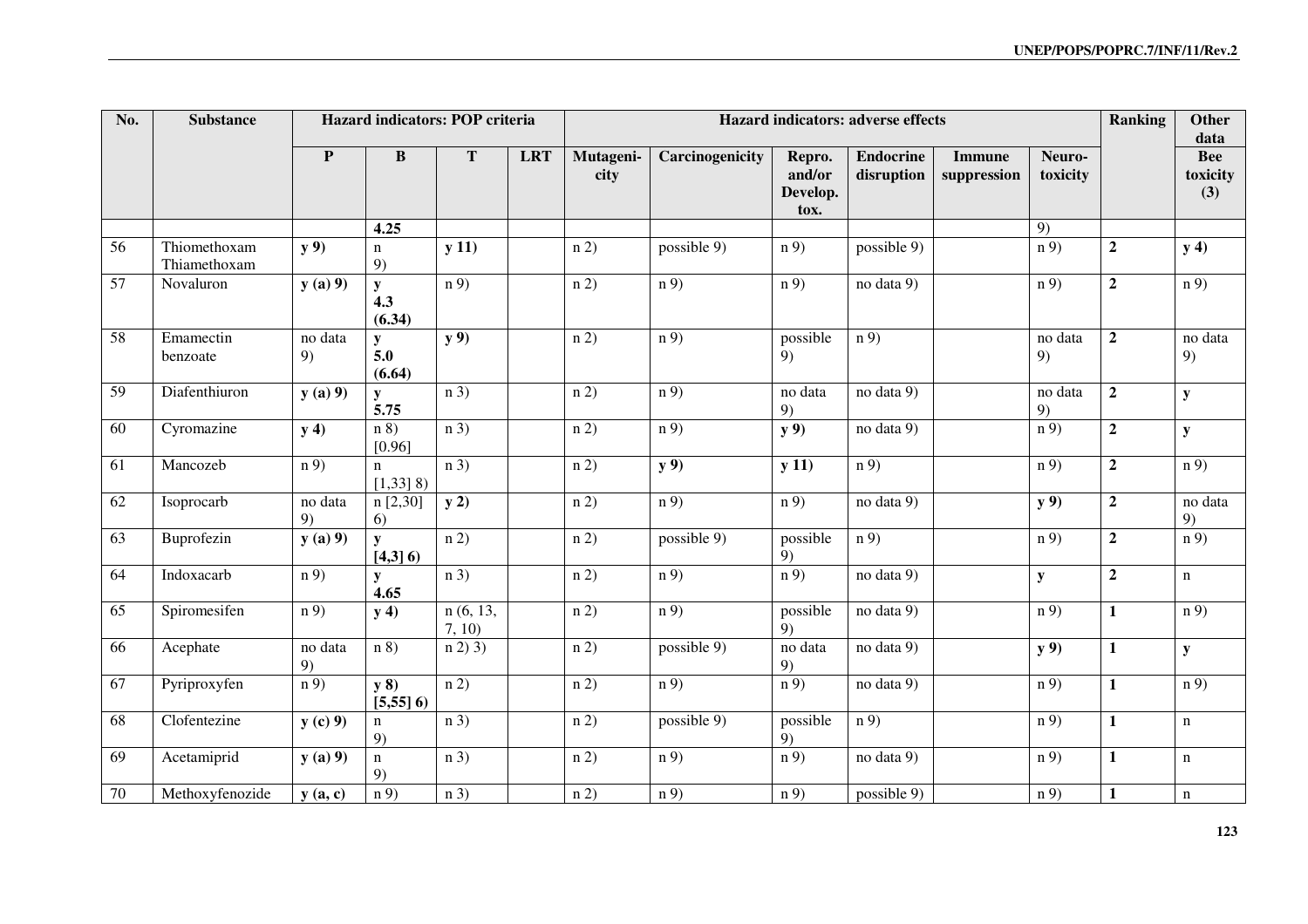| No. | Substance | Hazard indicators: POP criteria | | | | Hazard indicators: adverse effects | | | | | | Ranking | Other data |
|---|---|---|---|---|---|---|---|---|---|---|---|---|---|
| | | P | B | T | LRT | Mutagenicity | Carcinogenicity | Repro. and/or Develop. tox. | Endocrine disruption | Immune suppression | Neuro-toxicity | | Bee toxicity (3) |
| | | | **4.25** | | | | | | | | 9) | | |
| 56 | Thiomethoxam Thiamethoxam | **y 9)** | n 9) | **y 11)** | | n 2) | possible 9) | n 9) | possible 9) | | n 9) | **2** | **y 4)** |
| 57 | Novaluron | **y (a) 9)** | **y 4.3 (6.34)** | n 9) | | n 2) | n 9) | n 9) | no data 9) | | n 9) | **2** | n 9) |
| 58 | Emamectin benzoate | no data 9) | **y 5.0 (6.64)** | **y 9)** | | n 2) | n 9) | possible 9) | n 9) | | no data 9) | **2** | no data 9) |
| 59 | Diafenthiuron | **y (a) 9)** | **y 5.75** | n 3) | | n 2) | n 9) | no data 9) | no data 9) | | no data 9) | **2** | **y** |
| 60 | Cyromazine | **y 4)** | n 8) [0.96] | n 3) | | n 2) | n 9) | **y 9)** | no data 9) | | n 9) | **2** | **y** |
| 61 | Mancozeb | n 9) | n [1,33] 8) | n 3) | | n 2) | **y 9)** | **y 11)** | n 9) | | n 9) | **2** | n 9) |
| 62 | Isoprocarb | no data 9) | n [2,30] 6) | **y 2)** | | n 2) | n 9) | n 9) | no data 9) | | **y 9)** | **2** | no data 9) |
| 63 | Buprofezin | **y (a) 9)** | **y [4,3] 6)** | n 2) | | n 2) | possible 9) | possible 9) | n 9) | | n 9) | **2** | n 9) |
| 64 | Indoxacarb | n 9) | **y 4.65** | n 3) | | n 2) | n 9) | n 9) | no data 9) | | **y** | **2** | n |
| 65 | Spiromesifen | n 9) | **y 4)** | n (6, 13, 7, 10) | | n 2) | n 9) | possible 9) | no data 9) | | n 9) | **1** | n 9) |
| 66 | Acephate | no data 9) | n 8) | n 2) 3) | | n 2) | possible 9) | no data 9) | no data 9) | | **y 9)** | **1** | **y** |
| 67 | Pyriproxyfen | n 9) | **y 8) [5,55] 6)** | n 2) | | n 2) | n 9) | n 9) | no data 9) | | n 9) | **1** | n 9) |
| 68 | Clofentezine | **y (c) 9)** | n 9) | n 3) | | n 2) | possible 9) | possible 9) | n 9) | | n 9) | **1** | n |
| 69 | Acetamiprid | **y (a) 9)** | n 9) | n 3) | | n 2) | n 9) | n 9) | no data 9) | | n 9) | **1** | n |
| 70 | Methoxyfenozide | **y (a, c)** | n 9) | n 3) | | n 2) | n 9) | n 9) | possible 9) | | n 9) | **1** | n |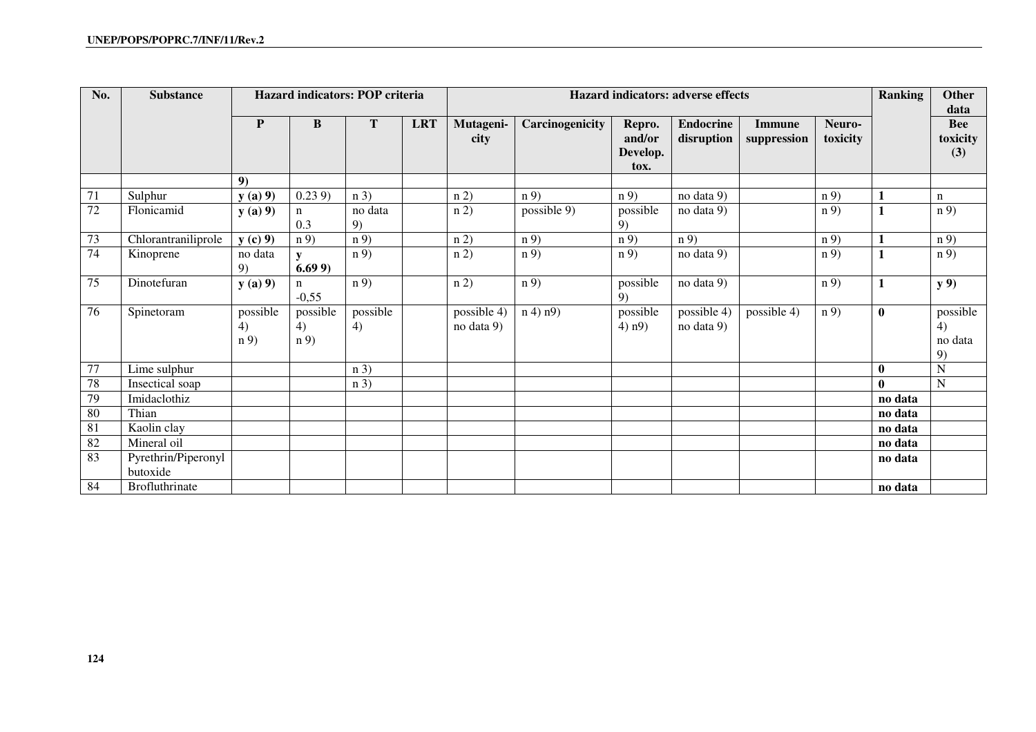| No. | Substance | Hazard indicators: POP criteria | | | | Hazard indicators: adverse effects | | | | | | Ranking | Other data |
|---|---|---|---|---|---|---|---|---|---|---|---|---|---|
| | | P | B | T | LRT | Mutageni-city | Carcinogenicity | Repro. and/or Develop. tox. | Endocrine disruption | Immune suppression | Neuro-toxicity | | Bee toxicity (3) |
| | | **9)** | | | | | | | | | | | |
| 71 | Sulphur | **y (a) 9)** | 0.23 9) | n 3) | | n 2) | n 9) | n 9) | no data 9) | | n 9) | **1** | n |
| 72 | Flonicamid | **y (a) 9)** | n 0.3 | no data 9) | | n 2) | possible 9) | possible 9) | no data 9) | | n 9) | **1** | n 9) |
| 73 | Chlorantraniliprole | **y (c) 9)** | n 9) | n 9) | | n 2) | n 9) | n 9) | n 9) | | n 9) | **1** | n 9) |
| 74 | Kinoprene | no data 9) | **y 6.69 9)** | n 9) | | n 2) | n 9) | n 9) | no data 9) | | n 9) | **1** | n 9) |
| 75 | Dinotefuran | **y (a) 9)** | n -0,55 | n 9) | | n 2) | n 9) | possible 9) | no data 9) | | n 9) | **1** | **y 9)** |
| 76 | Spinetoram | possible 4) n 9) | possible 4) n 9) | possible 4) | | possible 4) no data 9) | n 4) n9) | possible 4) n9) | possible 4) no data 9) | possible 4) | n 9) | **0** | possible 4) no data 9) |
| 77 | Lime sulphur | | | n 3) | | | | | | | | **0** | N |
| 78 | Insectical soap | | | n 3) | | | | | | | | **0** | N |
| 79 | Imidaclothiz | | | | | | | | | | | **no data** | |
| 80 | Thian | | | | | | | | | | | **no data** | |
| 81 | Kaolin clay | | | | | | | | | | | **no data** | |
| 82 | Mineral oil | | | | | | | | | | | **no data** | |
| 83 | Pyrethrin/Piperonyl butoxide | | | | | | | | | | | **no data** | |
| 84 | Brofluthrinate | | | | | | | | | | | **no data** | |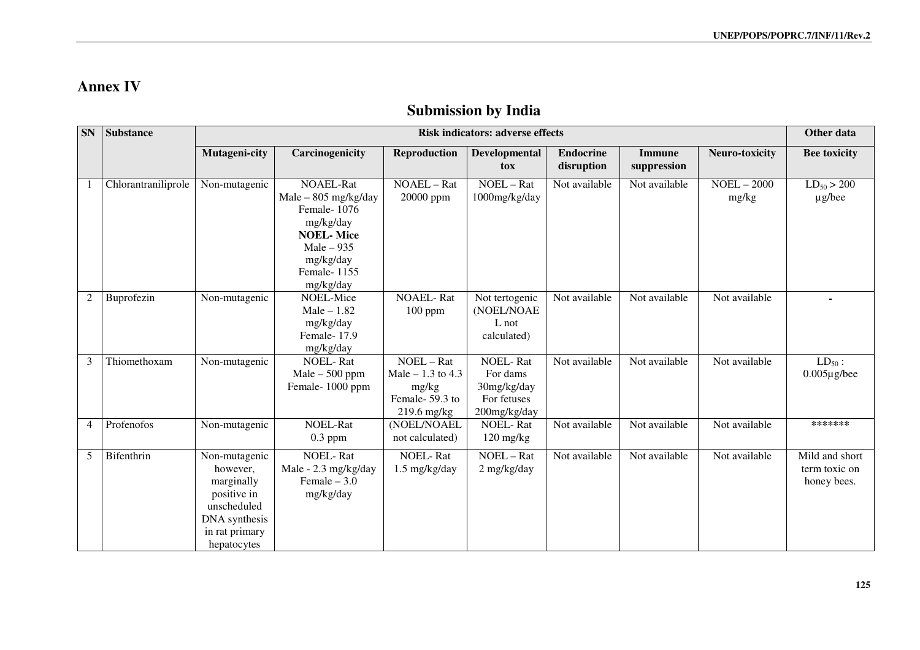# Annex IV

## Submission by India

| SN | Substance | Risk indicators: adverse effects | | | | | | | Other data |
|---|---|---|---|---|---|---|---|---|---|
| | | Mutageni-city | Carcinogenicity | Reproduction | Developmental tox | Endocrine disruption | Immune suppression | Neuro-toxicity | Bee toxicity |
| 1 | Chlorantraniliprole | Non-mutagenic | NOAEL-Rat Male – 805 mg/kg/day Female- 1076 mg/kg/day **NOEL- Mice** Male – 935 mg/kg/day Female- 1155 mg/kg/day | NOAEL – Rat 20000 ppm | NOEL – Rat 1000mg/kg/day | Not available | Not available | NOEL – 2000 mg/kg | $LD_{50} > 200$ µg/bee |
| 2 | Buprofezin | Non-mutagenic | NOEL-Mice Male – 1.82 mg/kg/day Female- 17.9 mg/kg/day | NOAEL- Rat 100 ppm | Not tertogenic (NOEL/NOAEL not calculated) | Not available | Not available | Not available | - |
| 3 | Thiomethoxam | Non-mutagenic | NOEL- Rat Male – 500 ppm Female- 1000 ppm | NOEL – Rat Male – 1.3 to 4.3 mg/kg Female- 59.3 to 219.6 mg/kg | NOEL- Rat For dams 30mg/kg/day For fetuses 200mg/kg/day | Not available | Not available | Not available | $LD_{50}$ : 0.005µg/bee |
| 4 | Profenofos | Non-mutagenic | NOEL-Rat 0.3 ppm | (NOEL/NOAEL not calculated) | NOEL- Rat 120 mg/kg | Not available | Not available | Not available | ******* |
| 5 | Bifenthrin | Non-mutagenic however, marginally positive in unscheduled DNA synthesis in rat primary hepatocytes | NOEL- Rat Male - 2.3 mg/kg/day Female – 3.0 mg/kg/day | NOEL- Rat 1.5 mg/kg/day | NOEL – Rat 2 mg/kg/day | Not available | Not available | Not available | Mild and short term toxic on honey bees. |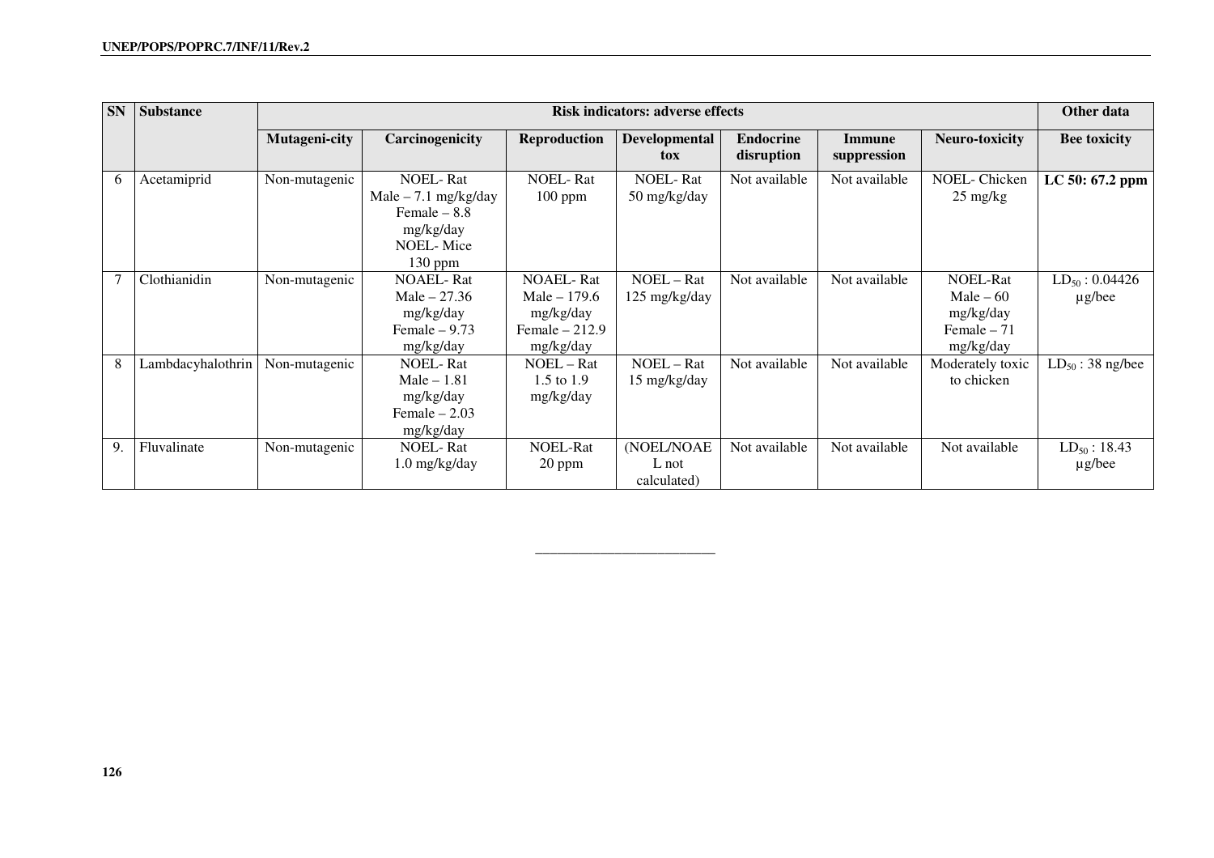| SN | Substance | Risk indicators: adverse effects | | | | | | | Other data |
|---|---|---|---|---|---|---|---|---|---|
| | | Mutageni-city | Carcinogenicity | Reproduction | Developmental tox | Endocrine disruption | Immune suppression | Neuro-toxicity | Bee toxicity |
| 6 | Acetamiprid | Non-mutagenic | NOEL- Rat Male – 7.1 mg/kg/day Female – 8.8 mg/kg/day NOEL- Mice 130 ppm | NOEL- Rat 100 ppm | NOEL- Rat 50 mg/kg/day | Not available | Not available | NOEL- Chicken 25 mg/kg | **LC 50: 67.2 ppm** |
| 7 | Clothianidin | Non-mutagenic | NOAEL- Rat Male – 27.36 mg/kg/day Female – 9.73 mg/kg/day | NOAEL- Rat Male – 179.6 mg/kg/day Female – 212.9 mg/kg/day | NOEL – Rat 125 mg/kg/day | Not available | Not available | NOEL-Rat Male – 60 mg/kg/day Female – 71 mg/kg/day | $LD_{50}$ : 0.04426 µg/bee |
| 8 | Lambdacyhalothrin | Non-mutagenic | NOEL- Rat Male – 1.81 mg/kg/day Female – 2.03 mg/kg/day | NOEL – Rat 1.5 to 1.9 mg/kg/day | NOEL – Rat 15 mg/kg/day | Not available | Not available | Moderately toxic to chicken | $LD_{50}$ : 38 ng/bee |
| 9. | Fluvalinate | Non-mutagenic | NOEL- Rat 1.0 mg/kg/day | NOEL-Rat 20 ppm | (NOEL/NOAEL not calculated) | Not available | Not available | Not available | $LD_{50}$ : 18.43 µg/bee |

\_\_\_\_\_\_\_\_\_\_\_\_\_\_\_\_\_\_\_\_\_\_\_\_